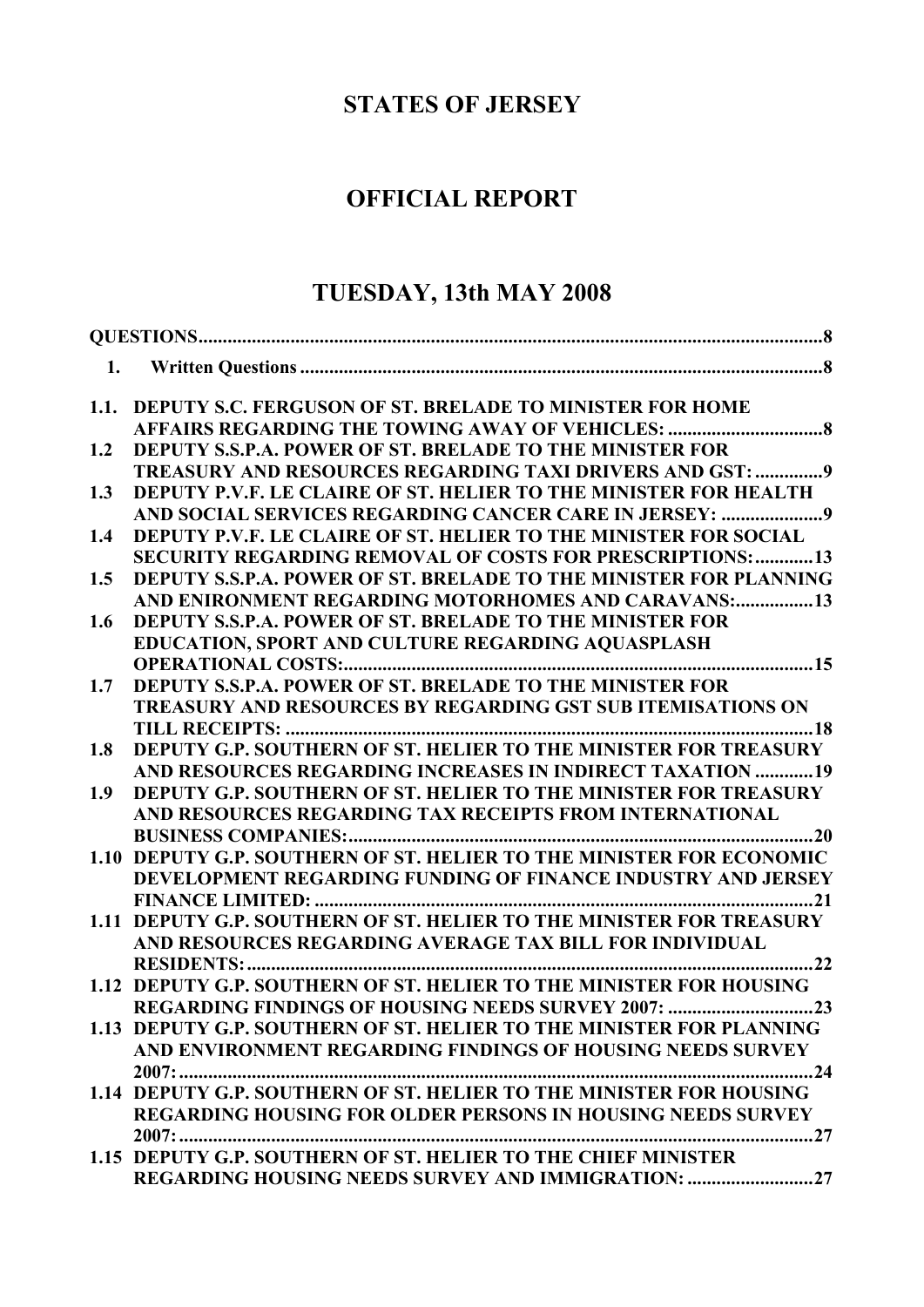# STATES OF JERSEY

## OFFICIAL REPORT

## TUESDAY, 13th MAY 2008

QUESTIONS ........................................................................................................................ 8

1. Written Questions ........................................................................................................ 8

1.1. DEPUTY S.C. FERGUSON OF ST. BRELADE TO MINISTER FOR HOME AFFAIRS REGARDING THE TOWING AWAY OF VEHICLES: ................................ 8

1.2 DEPUTY S.S.P.A. POWER OF ST. BRELADE TO THE MINISTER FOR TREASURY AND RESOURCES REGARDING TAXI DRIVERS AND GST: .............. 9

1.3 DEPUTY P.V.F. LE CLAIRE OF ST. HELIER TO THE MINISTER FOR HEALTH AND SOCIAL SERVICES REGARDING CANCER CARE IN JERSEY: ..................... 9

1.4 DEPUTY P.V.F. LE CLAIRE OF ST. HELIER TO THE MINISTER FOR SOCIAL SECURITY REGARDING REMOVAL OF COSTS FOR PRESCRIPTIONS: ............ 13

1.5 DEPUTY S.S.P.A. POWER OF ST. BRELADE TO THE MINISTER FOR PLANNING AND ENIRONMENT REGARDING MOTORHOMES AND CARAVANS: ................ 13

1.6 DEPUTY S.S.P.A. POWER OF ST. BRELADE TO THE MINISTER FOR EDUCATION, SPORT AND CULTURE REGARDING AQUASPLASH OPERATIONAL COSTS: .................................................................................................. 15

1.7 DEPUTY S.S.P.A. POWER OF ST. BRELADE TO THE MINISTER FOR TREASURY AND RESOURCES BY REGARDING GST SUB ITEMISATIONS ON TILL RECEIPTS: ............................................................................................................. 18

1.8 DEPUTY G.P. SOUTHERN OF ST. HELIER TO THE MINISTER FOR TREASURY AND RESOURCES REGARDING INCREASES IN INDIRECT TAXATION ............ 19

1.9 DEPUTY G.P. SOUTHERN OF ST. HELIER TO THE MINISTER FOR TREASURY AND RESOURCES REGARDING TAX RECEIPTS FROM INTERNATIONAL BUSINESS COMPANIES: ................................................................................................ 20

1.10 DEPUTY G.P. SOUTHERN OF ST. HELIER TO THE MINISTER FOR ECONOMIC DEVELOPMENT REGARDING FUNDING OF FINANCE INDUSTRY AND JERSEY FINANCE LIMITED: ....................................................................................................... 21

1.11 DEPUTY G.P. SOUTHERN OF ST. HELIER TO THE MINISTER FOR TREASURY AND RESOURCES REGARDING AVERAGE TAX BILL FOR INDIVIDUAL RESIDENTS: ..................................................................................................................... 22

1.12 DEPUTY G.P. SOUTHERN OF ST. HELIER TO THE MINISTER FOR HOUSING REGARDING FINDINGS OF HOUSING NEEDS SURVEY 2007: .............................. 23

1.13 DEPUTY G.P. SOUTHERN OF ST. HELIER TO THE MINISTER FOR PLANNING AND ENVIRONMENT REGARDING FINDINGS OF HOUSING NEEDS SURVEY 2007: ................................................................................................................................... 24

1.14 DEPUTY G.P. SOUTHERN OF ST. HELIER TO THE MINISTER FOR HOUSING REGARDING HOUSING FOR OLDER PERSONS IN HOUSING NEEDS SURVEY 2007: ................................................................................................................................... 27

1.15 DEPUTY G.P. SOUTHERN OF ST. HELIER TO THE CHIEF MINISTER REGARDING HOUSING NEEDS SURVEY AND IMMIGRATION: .......................... 27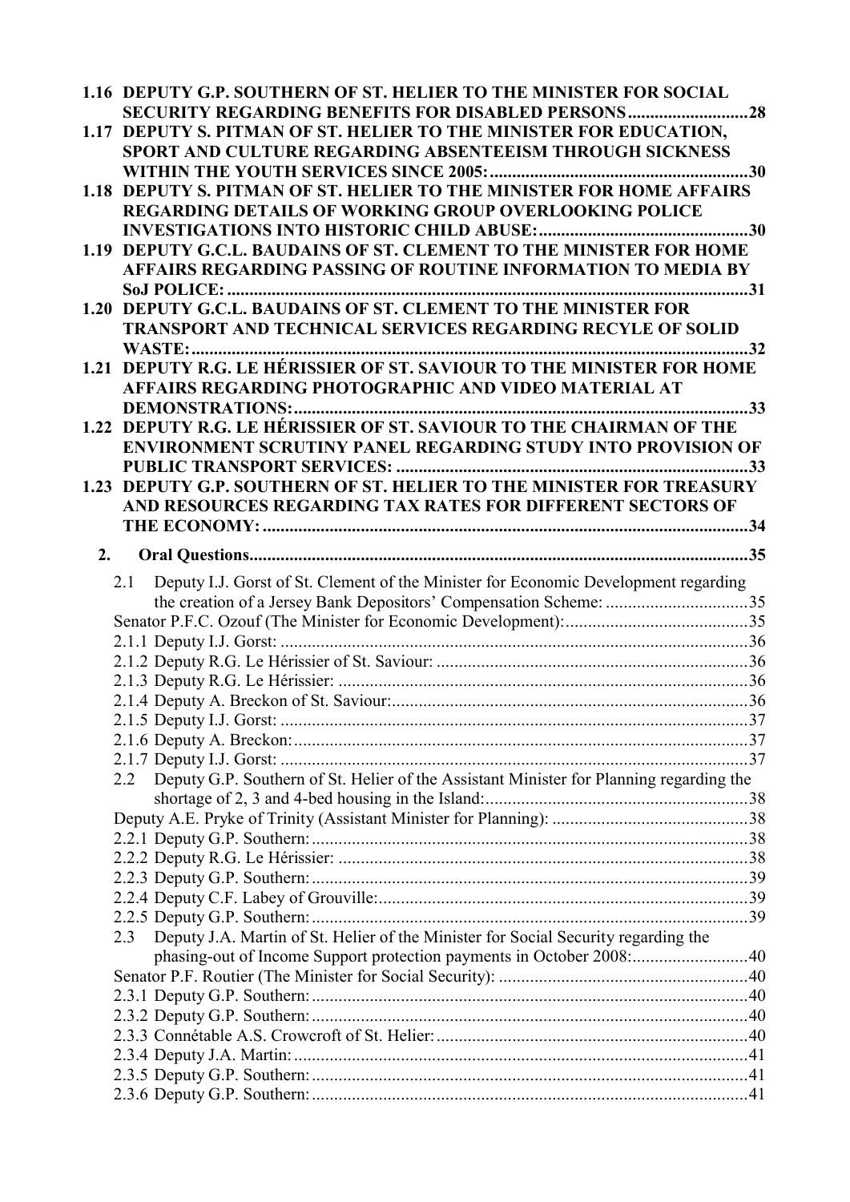**1.16 DEPUTY G.P. SOUTHERN OF ST. HELIER TO THE MINISTER FOR SOCIAL SECURITY REGARDING BENEFITS FOR DISABLED PERSONS........................... 28**

**1.17 DEPUTY S. PITMAN OF ST. HELIER TO THE MINISTER FOR EDUCATION, SPORT AND CULTURE REGARDING ABSENTEEISM THROUGH SICKNESS WITHIN THE YOUTH SERVICES SINCE 2005:......................................................... 30**

**1.18 DEPUTY S. PITMAN OF ST. HELIER TO THE MINISTER FOR HOME AFFAIRS REGARDING DETAILS OF WORKING GROUP OVERLOOKING POLICE INVESTIGATIONS INTO HISTORIC CHILD ABUSE:............................................... 30**

**1.19 DEPUTY G.C.L. BAUDAINS OF ST. CLEMENT TO THE MINISTER FOR HOME AFFAIRS REGARDING PASSING OF ROUTINE INFORMATION TO MEDIA BY SoJ POLICE: .................................................................................................................. 31**

**1.20 DEPUTY G.C.L. BAUDAINS OF ST. CLEMENT TO THE MINISTER FOR TRANSPORT AND TECHNICAL SERVICES REGARDING RECYLE OF SOLID WASTE:.................................................................................................................................... 32**

**1.21 DEPUTY R.G. LE HÉRISSIER OF ST. SAVIOUR TO THE MINISTER FOR HOME AFFAIRS REGARDING PHOTOGRAPHIC AND VIDEO MATERIAL AT DEMONSTRATIONS:...................................................................................................... 33**

**1.22 DEPUTY R.G. LE HÉRISSIER OF ST. SAVIOUR TO THE CHAIRMAN OF THE ENVIRONMENT SCRUTINY PANEL REGARDING STUDY INTO PROVISION OF PUBLIC TRANSPORT SERVICES: ................................................................................ 33**

**1.23 DEPUTY G.P. SOUTHERN OF ST. HELIER TO THE MINISTER FOR TREASURY AND RESOURCES REGARDING TAX RATES FOR DIFFERENT SECTORS OF THE ECONOMY: ............................................................................................................. 34**

**2. Oral Questions................................................................................................................. 35**

2.1 Deputy I.J. Gorst of St. Clement of the Minister for Economic Development regarding the creation of a Jersey Bank Depositors' Compensation Scheme: ................................ 35

Senator P.F.C. Ozouf (The Minister for Economic Development):......................................... 35

2.1.1 Deputy I.J. Gorst: ......................................................................................................... 36

2.1.2 Deputy R.G. Le Hérissier of St. Saviour: ...................................................................... 36

2.1.3 Deputy R.G. Le Hérissier: ............................................................................................ 36

2.1.4 Deputy A. Breckon of St. Saviour:................................................................................ 36

2.1.5 Deputy I.J. Gorst: ......................................................................................................... 37

2.1.6 Deputy A. Breckon:....................................................................................................... 37

2.1.7 Deputy I.J. Gorst: ......................................................................................................... 37

2.2 Deputy G.P. Southern of St. Helier of the Assistant Minister for Planning regarding the shortage of 2, 3 and 4-bed housing in the Island:........................................................... 38

Deputy A.E. Pryke of Trinity (Assistant Minister for Planning): ............................................ 38

2.2.1 Deputy G.P. Southern:................................................................................................... 38

2.2.2 Deputy R.G. Le Hérissier: ............................................................................................ 38

2.2.3 Deputy G.P. Southern:................................................................................................... 39

2.2.4 Deputy C.F. Labey of Grouville:................................................................................... 39

2.2.5 Deputy G.P. Southern:................................................................................................... 39

2.3 Deputy J.A. Martin of St. Helier of the Minister for Social Security regarding the phasing-out of Income Support protection payments in October 2008:.......................... 40

Senator P.F. Routier (The Minister for Social Security): ........................................................ 40

2.3.1 Deputy G.P. Southern:................................................................................................... 40

2.3.2 Deputy G.P. Southern:................................................................................................... 40

2.3.3 Connétable A.S. Crowcroft of St. Helier:...................................................................... 40

2.3.4 Deputy J.A. Martin:....................................................................................................... 41

2.3.5 Deputy G.P. Southern:................................................................................................... 41

2.3.6 Deputy G.P. Southern:................................................................................................... 41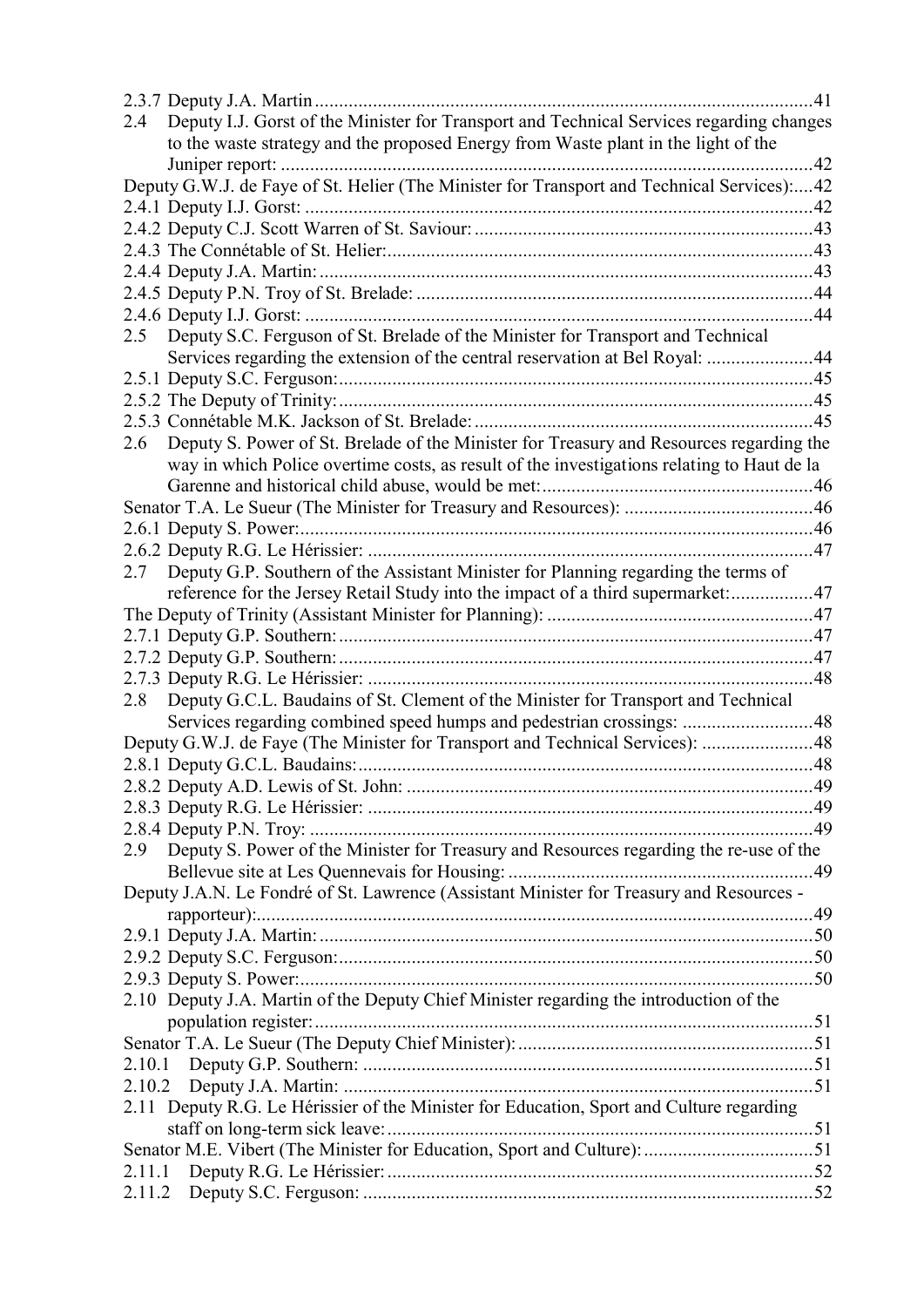2.3.7 Deputy J.A. Martin ....................................................................................................41

2.4 Deputy I.J. Gorst of the Minister for Transport and Technical Services regarding changes to the waste strategy and the proposed Energy from Waste plant in the light of the Juniper report: ...........................................................................................................42

Deputy G.W.J. de Faye of St. Helier (The Minister for Transport and Technical Services):....42

2.4.1 Deputy I.J. Gorst: .........................................................................................................42

2.4.2 Deputy C.J. Scott Warren of St. Saviour: .....................................................................43

2.4.3 The Connétable of St. Helier:........................................................................................43

2.4.4 Deputy J.A. Martin: ......................................................................................................43

2.4.5 Deputy P.N. Troy of St. Brelade: ..................................................................................44

2.4.6 Deputy I.J. Gorst: .........................................................................................................44

2.5 Deputy S.C. Ferguson of St. Brelade of the Minister for Transport and Technical Services regarding the extension of the central reservation at Bel Royal: ......................44

2.5.1 Deputy S.C. Ferguson:..................................................................................................45

2.5.2 The Deputy of Trinity:..................................................................................................45

2.5.3 Connétable M.K. Jackson of St. Brelade: .....................................................................45

2.6 Deputy S. Power of St. Brelade of the Minister for Treasury and Resources regarding the way in which Police overtime costs, as result of the investigations relating to Haut de la Garenne and historical child abuse, would be met:........................................................46

Senator T.A. Le Sueur (The Minister for Treasury and Resources): .......................................46

2.6.1 Deputy S. Power:..........................................................................................................46

2.6.2 Deputy R.G. Le Hérissier: ............................................................................................47

2.7 Deputy G.P. Southern of the Assistant Minister for Planning regarding the terms of reference for the Jersey Retail Study into the impact of a third supermarket:.................47

The Deputy of Trinity (Assistant Minister for Planning): .......................................................47

2.7.1 Deputy G.P. Southern: ..................................................................................................47

2.7.2 Deputy G.P. Southern: ..................................................................................................47

2.7.3 Deputy R.G. Le Hérissier: ............................................................................................48

2.8 Deputy G.C.L. Baudains of St. Clement of the Minister for Transport and Technical Services regarding combined speed humps and pedestrian crossings: ...........................48

Deputy G.W.J. de Faye (The Minister for Transport and Technical Services): .......................48

2.8.1 Deputy G.C.L. Baudains:..............................................................................................48

2.8.2 Deputy A.D. Lewis of St. John: ....................................................................................49

2.8.3 Deputy R.G. Le Hérissier: ............................................................................................49

2.8.4 Deputy P.N. Troy: ........................................................................................................49

2.9 Deputy S. Power of the Minister for Treasury and Resources regarding the re-use of the Bellevue site at Les Quennevais for Housing: ..............................................................49

Deputy J.A.N. Le Fondré of St. Lawrence (Assistant Minister for Treasury and Resources - rapporteur):...................................................................................................................49

2.9.1 Deputy J.A. Martin: ......................................................................................................50

2.9.2 Deputy S.C. Ferguson:..................................................................................................50

2.9.3 Deputy S. Power:..........................................................................................................50

2.10 Deputy J.A. Martin of the Deputy Chief Minister regarding the introduction of the population register:.......................................................................................................51

Senator T.A. Le Sueur (The Deputy Chief Minister): .............................................................51

2.10.1 Deputy G.P. Southern: .............................................................................................51

2.10.2 Deputy J.A. Martin: .................................................................................................51

2.11 Deputy R.G. Le Hérissier of the Minister for Education, Sport and Culture regarding staff on long-term sick leave:........................................................................................51

Senator M.E. Vibert (The Minister for Education, Sport and Culture): ...................................51

2.11.1 Deputy R.G. Le Hérissier: ........................................................................................52

2.11.2 Deputy S.C. Ferguson: .............................................................................................52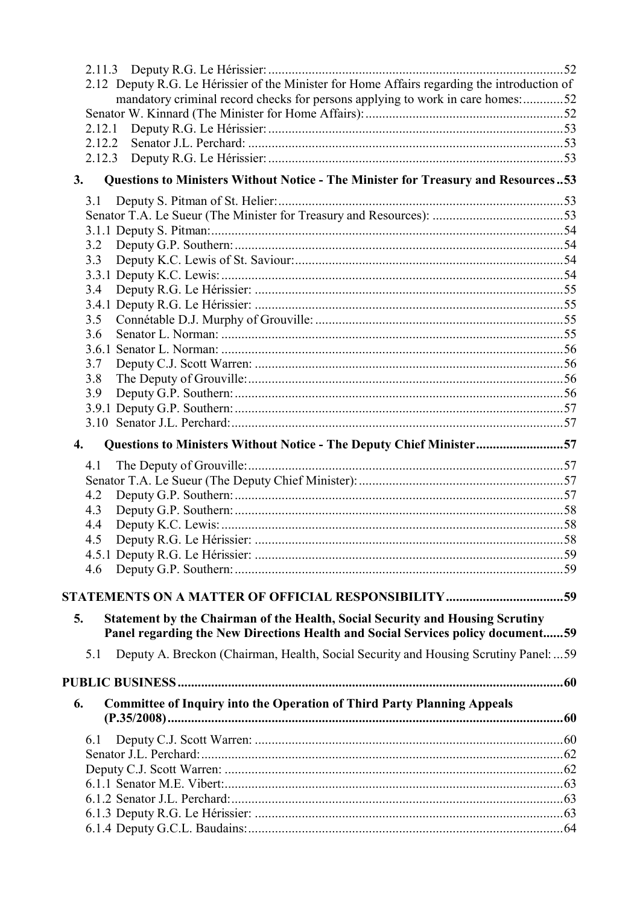2.11.3 Deputy R.G. Le Hérissier: ........................................................................................52

2.12 Deputy R.G. Le Hérissier of the Minister for Home Affairs regarding the introduction of mandatory criminal record checks for persons applying to work in care homes: ............52

Senator W. Kinnard (The Minister for Home Affairs): ..........................................................52

2.12.1 Deputy R.G. Le Hérissier: ........................................................................................53

2.12.2 Senator J.L. Perchard: ..............................................................................................53

2.12.3 Deputy R.G. Le Hérissier: ........................................................................................53

**3. Questions to Ministers Without Notice - The Minister for Treasury and Resources ..53**

3.1 Deputy S. Pitman of St. Helier: .....................................................................................53

Senator T.A. Le Sueur (The Minister for Treasury and Resources): .......................................53

3.1.1 Deputy S. Pitman: .........................................................................................................54

3.2 Deputy G.P. Southern: ..................................................................................................54

3.3 Deputy K.C. Lewis of St. Saviour: ................................................................................54

3.3.1 Deputy K.C. Lewis: ......................................................................................................54

3.4 Deputy R.G. Le Hérissier: ............................................................................................55

3.4.1 Deputy R.G. Le Hérissier: ............................................................................................55

3.5 Connétable D.J. Murphy of Grouville: ..........................................................................55

3.6 Senator L. Norman: .......................................................................................................55

3.6.1 Senator L. Norman: ......................................................................................................56

3.7 Deputy C.J. Scott Warren: ............................................................................................56

3.8 The Deputy of Grouville: ..............................................................................................56

3.9 Deputy G.P. Southern: ..................................................................................................56

3.9.1 Deputy G.P. Southern: ..................................................................................................57

3.10 Senator J.L. Perchard: ..................................................................................................57

**4. Questions to Ministers Without Notice - The Deputy Chief Minister ..........................57**

4.1 The Deputy of Grouville: ..............................................................................................57

Senator T.A. Le Sueur (The Deputy Chief Minister): .............................................................57

4.2 Deputy G.P. Southern: ..................................................................................................57

4.3 Deputy G.P. Southern: ..................................................................................................58

4.4 Deputy K.C. Lewis: ......................................................................................................58

4.5 Deputy R.G. Le Hérissier: ............................................................................................58

4.5.1 Deputy R.G. Le Hérissier: ............................................................................................59

4.6 Deputy G.P. Southern: ..................................................................................................59

**STATEMENTS ON A MATTER OF OFFICIAL RESPONSIBILITY ...................................59**

**5. Statement by the Chairman of the Health, Social Security and Housing Scrutiny Panel regarding the New Directions Health and Social Services policy document......59**

5.1 Deputy A. Breckon (Chairman, Health, Social Security and Housing Scrutiny Panel: ...59

**PUBLIC BUSINESS ..................................................................................................................60**

**6. Committee of Inquiry into the Operation of Third Party Planning Appeals (P.35/2008) ......................................................................................................................60**

6.1 Deputy C.J. Scott Warren: ............................................................................................60

Senator J.L. Perchard: ............................................................................................................62

Deputy C.J. Scott Warren: .....................................................................................................62

6.1.1 Senator M.E. Vibert: .....................................................................................................63

6.1.2 Senator J.L. Perchard: ...................................................................................................63

6.1.3 Deputy R.G. Le Hérissier: ............................................................................................63

6.1.4 Deputy G.C.L. Baudains: ..............................................................................................64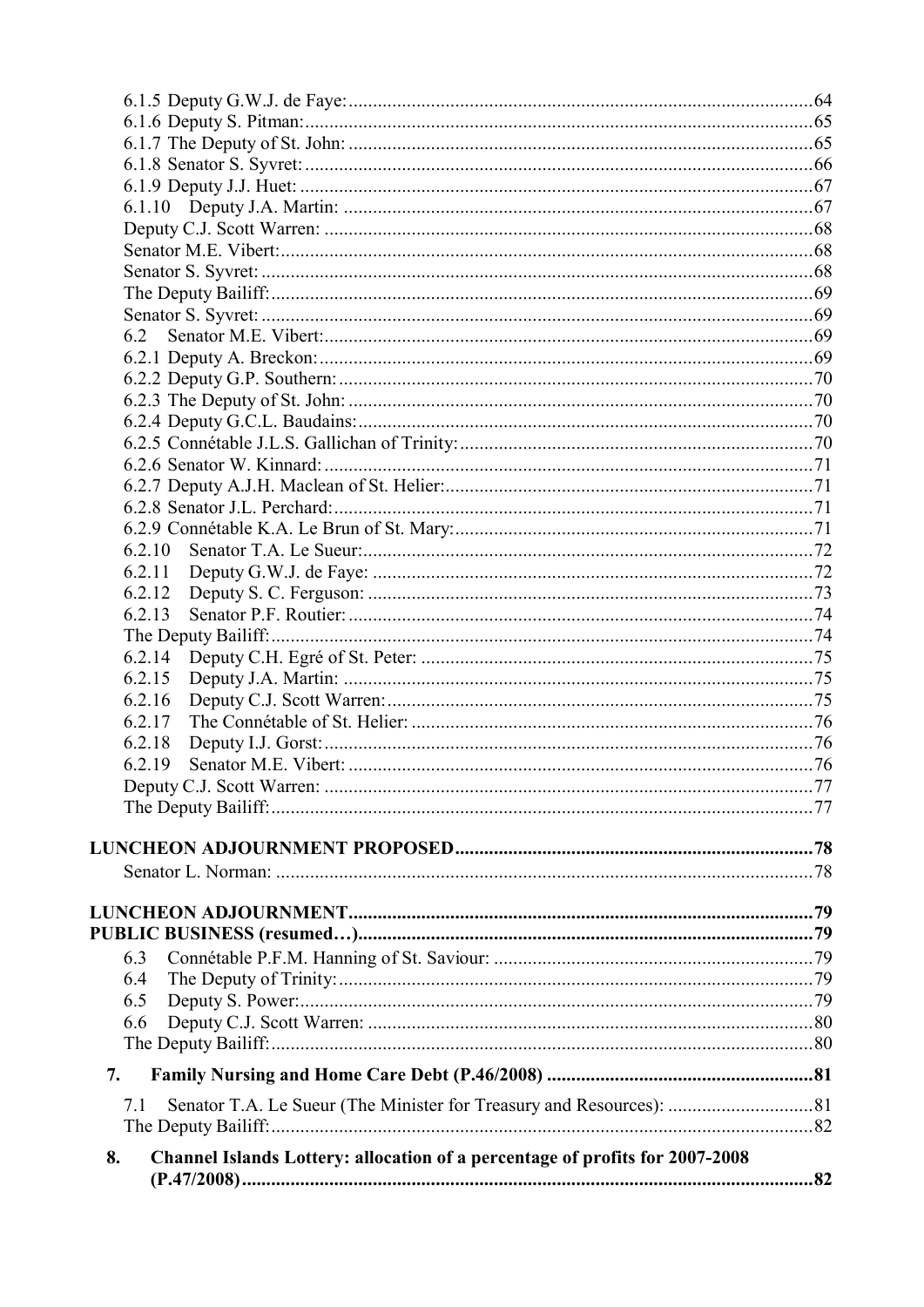6.1.5 Deputy G.W.J. de Faye: 64
6.1.6 Deputy S. Pitman: 65
6.1.7 The Deputy of St. John: 65
6.1.8 Senator S. Syvret: 66
6.1.9 Deputy J.J. Huet: 67
6.1.10 Deputy J.A. Martin: 67
Deputy C.J. Scott Warren: 68
Senator M.E. Vibert: 68
Senator S. Syvret: 68
The Deputy Bailiff: 69
Senator S. Syvret: 69
6.2 Senator M.E. Vibert: 69
6.2.1 Deputy A. Breckon: 69
6.2.2 Deputy G.P. Southern: 70
6.2.3 The Deputy of St. John: 70
6.2.4 Deputy G.C.L. Baudains: 70
6.2.5 Connétable J.L.S. Gallichan of Trinity: 70
6.2.6 Senator W. Kinnard: 71
6.2.7 Deputy A.J.H. Maclean of St. Helier: 71
6.2.8 Senator J.L. Perchard: 71
6.2.9 Connétable K.A. Le Brun of St. Mary: 71
6.2.10 Senator T.A. Le Sueur: 72
6.2.11 Deputy G.W.J. de Faye: 72
6.2.12 Deputy S. C. Ferguson: 73
6.2.13 Senator P.F. Routier: 74
The Deputy Bailiff: 74
6.2.14 Deputy C.H. Egré of St. Peter: 75
6.2.15 Deputy J.A. Martin: 75
6.2.16 Deputy C.J. Scott Warren: 75
6.2.17 The Connétable of St. Helier: 76
6.2.18 Deputy I.J. Gorst: 76
6.2.19 Senator M.E. Vibert: 76
Deputy C.J. Scott Warren: 77
The Deputy Bailiff: 77

**LUNCHEON ADJOURNMENT PROPOSED 78**

Senator L. Norman: 78

**LUNCHEON ADJOURNMENT 79**

**PUBLIC BUSINESS (resumed…) 79**

6.3 Connétable P.F.M. Hanning of St. Saviour: 79
6.4 The Deputy of Trinity: 79
6.5 Deputy S. Power: 79
6.6 Deputy C.J. Scott Warren: 80
The Deputy Bailiff: 80

**7. Family Nursing and Home Care Debt (P.46/2008) 81**

7.1 Senator T.A. Le Sueur (The Minister for Treasury and Resources): 81
The Deputy Bailiff: 82

**8. Channel Islands Lottery: allocation of a percentage of profits for 2007-2008 (P.47/2008) 82**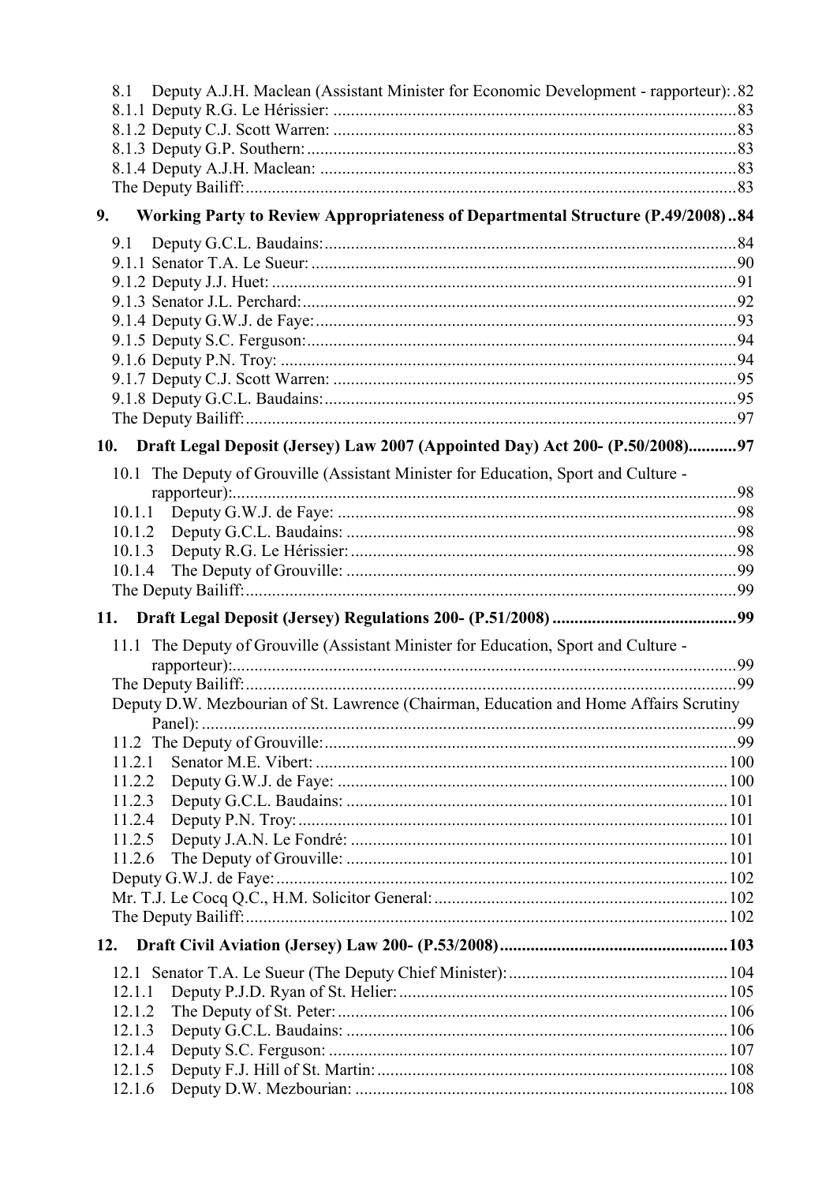8.1 Deputy A.J.H. Maclean (Assistant Minister for Economic Development - rapporteur): 82
8.1.1 Deputy R.G. Le Hérissier: 83
8.1.2 Deputy C.J. Scott Warren: 83
8.1.3 Deputy G.P. Southern: 83
8.1.4 Deputy A.J.H. Maclean: 83
The Deputy Bailiff: 83

**9. Working Party to Review Appropriateness of Departmental Structure (P.49/2008) 84**

9.1 Deputy G.C.L. Baudains: 84
9.1.1 Senator T.A. Le Sueur: 90
9.1.2 Deputy J.J. Huet: 91
9.1.3 Senator J.L. Perchard: 92
9.1.4 Deputy G.W.J. de Faye: 93
9.1.5 Deputy S.C. Ferguson: 94
9.1.6 Deputy P.N. Troy: 94
9.1.7 Deputy C.J. Scott Warren: 95
9.1.8 Deputy G.C.L. Baudains: 95
The Deputy Bailiff: 97

**10. Draft Legal Deposit (Jersey) Law 2007 (Appointed Day) Act 200- (P.50/2008) 97**

10.1 The Deputy of Grouville (Assistant Minister for Education, Sport and Culture - rapporteur): 98
10.1.1 Deputy G.W.J. de Faye: 98
10.1.2 Deputy G.C.L. Baudains: 98
10.1.3 Deputy R.G. Le Hérissier: 98
10.1.4 The Deputy of Grouville: 99
The Deputy Bailiff: 99

**11. Draft Legal Deposit (Jersey) Regulations 200- (P.51/2008) 99**

11.1 The Deputy of Grouville (Assistant Minister for Education, Sport and Culture - rapporteur): 99
The Deputy Bailiff: 99
Deputy D.W. Mezbourian of St. Lawrence (Chairman, Education and Home Affairs Scrutiny Panel): 99
11.2 The Deputy of Grouville: 99
11.2.1 Senator M.E. Vibert: 100
11.2.2 Deputy G.W.J. de Faye: 100
11.2.3 Deputy G.C.L. Baudains: 101
11.2.4 Deputy P.N. Troy: 101
11.2.5 Deputy J.A.N. Le Fondré: 101
11.2.6 The Deputy of Grouville: 101
Deputy G.W.J. de Faye: 102
Mr. T.J. Le Cocq Q.C., H.M. Solicitor General: 102
The Deputy Bailiff: 102

**12. Draft Civil Aviation (Jersey) Law 200- (P.53/2008) 103**

12.1 Senator T.A. Le Sueur (The Deputy Chief Minister): 104
12.1.1 Deputy P.J.D. Ryan of St. Helier: 105
12.1.2 The Deputy of St. Peter: 106
12.1.3 Deputy G.C.L. Baudains: 106
12.1.4 Deputy S.C. Ferguson: 107
12.1.5 Deputy F.J. Hill of St. Martin: 108
12.1.6 Deputy D.W. Mezbourian: 108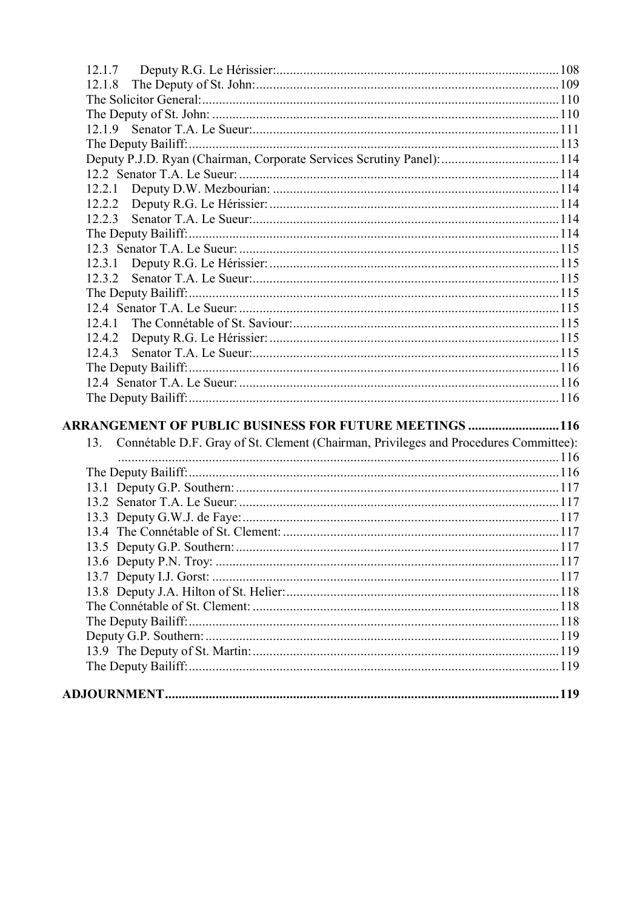12.1.7 Deputy R.G. Le Hérissier: ... 108
12.1.8 The Deputy of St. John: ... 109
The Solicitor General: ... 110
The Deputy of St. John: ... 110
12.1.9 Senator T.A. Le Sueur: ... 111
The Deputy Bailiff: ... 113
Deputy P.J.D. Ryan (Chairman, Corporate Services Scrutiny Panel): ... 114
12.2 Senator T.A. Le Sueur: ... 114
12.2.1 Deputy D.W. Mezbourian: ... 114
12.2.2 Deputy R.G. Le Hérissier: ... 114
12.2.3 Senator T.A. Le Sueur: ... 114
The Deputy Bailiff: ... 114
12.3 Senator T.A. Le Sueur: ... 115
12.3.1 Deputy R.G. Le Hérissier: ... 115
12.3.2 Senator T.A. Le Sueur: ... 115
The Deputy Bailiff: ... 115
12.4 Senator T.A. Le Sueur: ... 115
12.4.1 The Connétable of St. Saviour: ... 115
12.4.2 Deputy R.G. Le Hérissier: ... 115
12.4.3 Senator T.A. Le Sueur: ... 115
The Deputy Bailiff: ... 116
12.4 Senator T.A. Le Sueur: ... 116
The Deputy Bailiff: ... 116

**ARRANGEMENT OF PUBLIC BUSINESS FOR FUTURE MEETINGS ... 116**

13. Connétable D.F. Gray of St. Clement (Chairman, Privileges and Procedures Committee): ... 116
The Deputy Bailiff: ... 116
13.1 Deputy G.P. Southern: ... 117
13.2 Senator T.A. Le Sueur: ... 117
13.3 Deputy G.W.J. de Faye: ... 117
13.4 The Connétable of St. Clement: ... 117
13.5 Deputy G.P. Southern: ... 117
13.6 Deputy P.N. Troy: ... 117
13.7 Deputy I.J. Gorst: ... 117
13.8 Deputy J.A. Hilton of St. Helier: ... 118
The Connétable of St. Clement: ... 118
The Deputy Bailiff: ... 118
Deputy G.P. Southern: ... 119
13.9 The Deputy of St. Martin: ... 119
The Deputy Bailiff: ... 119

**ADJOURNMENT ... 119**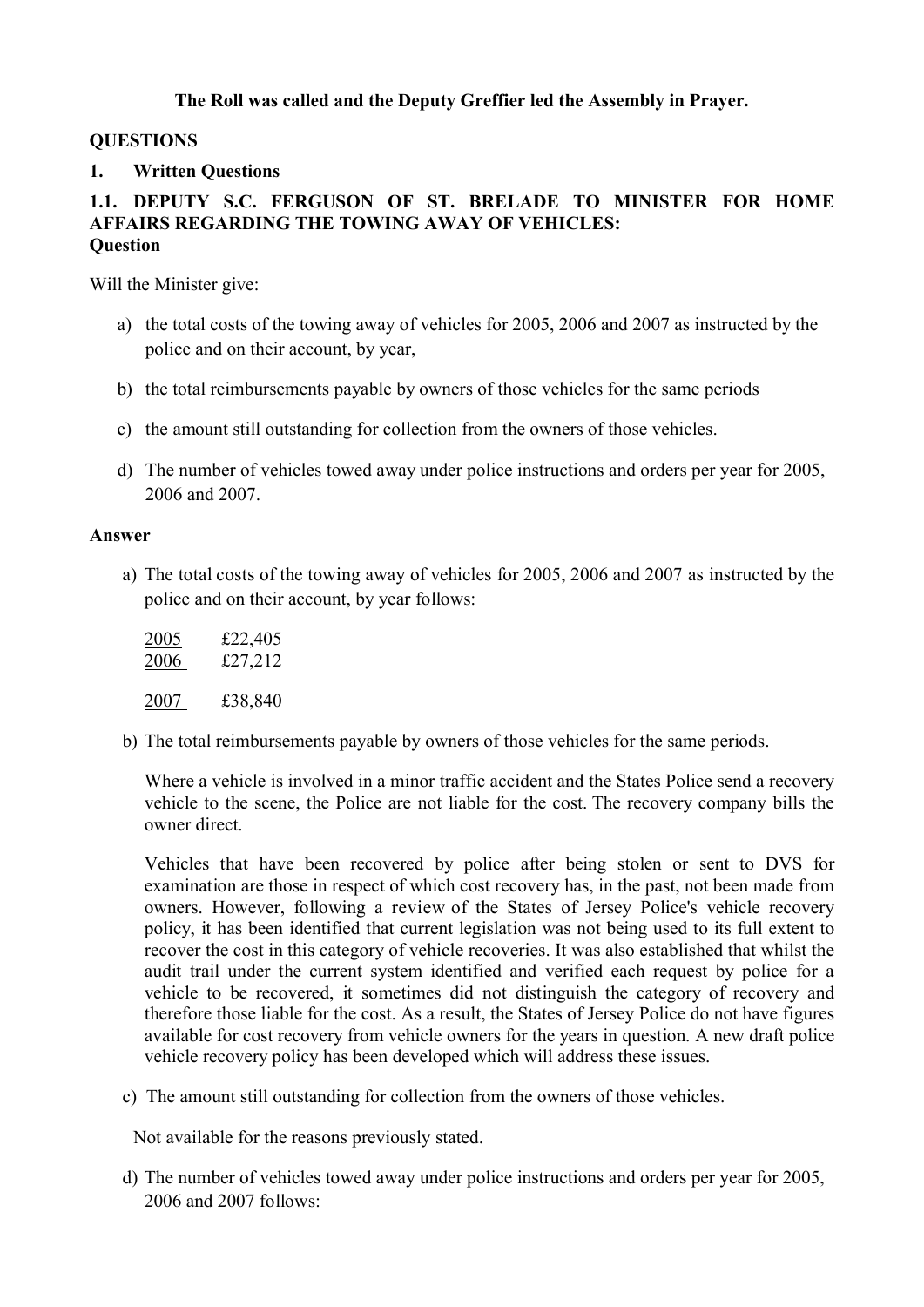**The Roll was called and the Deputy Greffier led the Assembly in Prayer.**

## QUESTIONS

### 1. Written Questions

### 1.1. DEPUTY S.C. FERGUSON OF ST. BRELADE TO MINISTER FOR HOME AFFAIRS REGARDING THE TOWING AWAY OF VEHICLES:

**Question**

Will the Minister give:

a) the total costs of the towing away of vehicles for 2005, 2006 and 2007 as instructed by the police and on their account, by year,

b) the total reimbursements payable by owners of those vehicles for the same periods

c) the amount still outstanding for collection from the owners of those vehicles.

d) The number of vehicles towed away under police instructions and orders per year for 2005, 2006 and 2007.

**Answer**

a) The total costs of the towing away of vehicles for 2005, 2006 and 2007 as instructed by the police and on their account, by year follows:

| | |
|---|---|
| 2005 | £22,405 |
| 2006 | £27,212 |
| 2007 | £38,840 |

b) The total reimbursements payable by owners of those vehicles for the same periods.

Where a vehicle is involved in a minor traffic accident and the States Police send a recovery vehicle to the scene, the Police are not liable for the cost. The recovery company bills the owner direct.

Vehicles that have been recovered by police after being stolen or sent to DVS for examination are those in respect of which cost recovery has, in the past, not been made from owners. However, following a review of the States of Jersey Police's vehicle recovery policy, it has been identified that current legislation was not being used to its full extent to recover the cost in this category of vehicle recoveries. It was also established that whilst the audit trail under the current system identified and verified each request by police for a vehicle to be recovered, it sometimes did not distinguish the category of recovery and therefore those liable for the cost. As a result, the States of Jersey Police do not have figures available for cost recovery from vehicle owners for the years in question. A new draft police vehicle recovery policy has been developed which will address these issues.

c) The amount still outstanding for collection from the owners of those vehicles.

Not available for the reasons previously stated.

d) The number of vehicles towed away under police instructions and orders per year for 2005, 2006 and 2007 follows: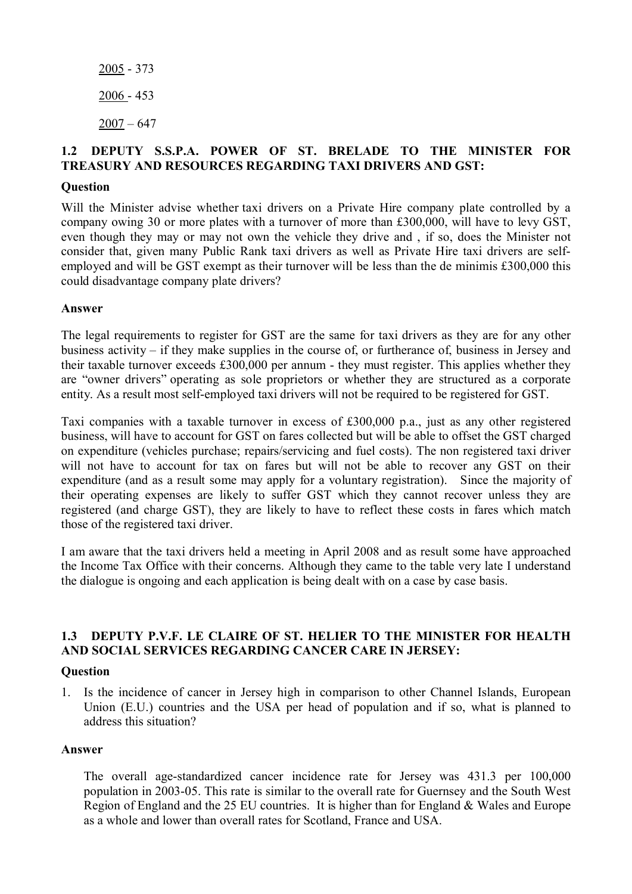2005 - 373

2006 - 453

2007 – 647

### 1.2 DEPUTY S.S.P.A. POWER OF ST. BRELADE TO THE MINISTER FOR TREASURY AND RESOURCES REGARDING TAXI DRIVERS AND GST:

**Question**

Will the Minister advise whether taxi drivers on a Private Hire company plate controlled by a company owing 30 or more plates with a turnover of more than £300,000, will have to levy GST, even though they may or may not own the vehicle they drive and , if so, does the Minister not consider that, given many Public Rank taxi drivers as well as Private Hire taxi drivers are self-employed and will be GST exempt as their turnover will be less than the de minimis £300,000 this could disadvantage company plate drivers?

**Answer**

The legal requirements to register for GST are the same for taxi drivers as they are for any other business activity – if they make supplies in the course of, or furtherance of, business in Jersey and their taxable turnover exceeds £300,000 per annum - they must register. This applies whether they are "owner drivers" operating as sole proprietors or whether they are structured as a corporate entity. As a result most self-employed taxi drivers will not be required to be registered for GST.

Taxi companies with a taxable turnover in excess of £300,000 p.a., just as any other registered business, will have to account for GST on fares collected but will be able to offset the GST charged on expenditure (vehicles purchase; repairs/servicing and fuel costs). The non registered taxi driver will not have to account for tax on fares but will not be able to recover any GST on their expenditure (and as a result some may apply for a voluntary registration). Since the majority of their operating expenses are likely to suffer GST which they cannot recover unless they are registered (and charge GST), they are likely to have to reflect these costs in fares which match those of the registered taxi driver.

I am aware that the taxi drivers held a meeting in April 2008 and as result some have approached the Income Tax Office with their concerns. Although they came to the table very late I understand the dialogue is ongoing and each application is being dealt with on a case by case basis.

### 1.3 DEPUTY P.V.F. LE CLAIRE OF ST. HELIER TO THE MINISTER FOR HEALTH AND SOCIAL SERVICES REGARDING CANCER CARE IN JERSEY:

**Question**

1. Is the incidence of cancer in Jersey high in comparison to other Channel Islands, European Union (E.U.) countries and the USA per head of population and if so, what is planned to address this situation?

**Answer**

The overall age-standardized cancer incidence rate for Jersey was 431.3 per 100,000 population in 2003-05. This rate is similar to the overall rate for Guernsey and the South West Region of England and the 25 EU countries. It is higher than for England & Wales and Europe as a whole and lower than overall rates for Scotland, France and USA.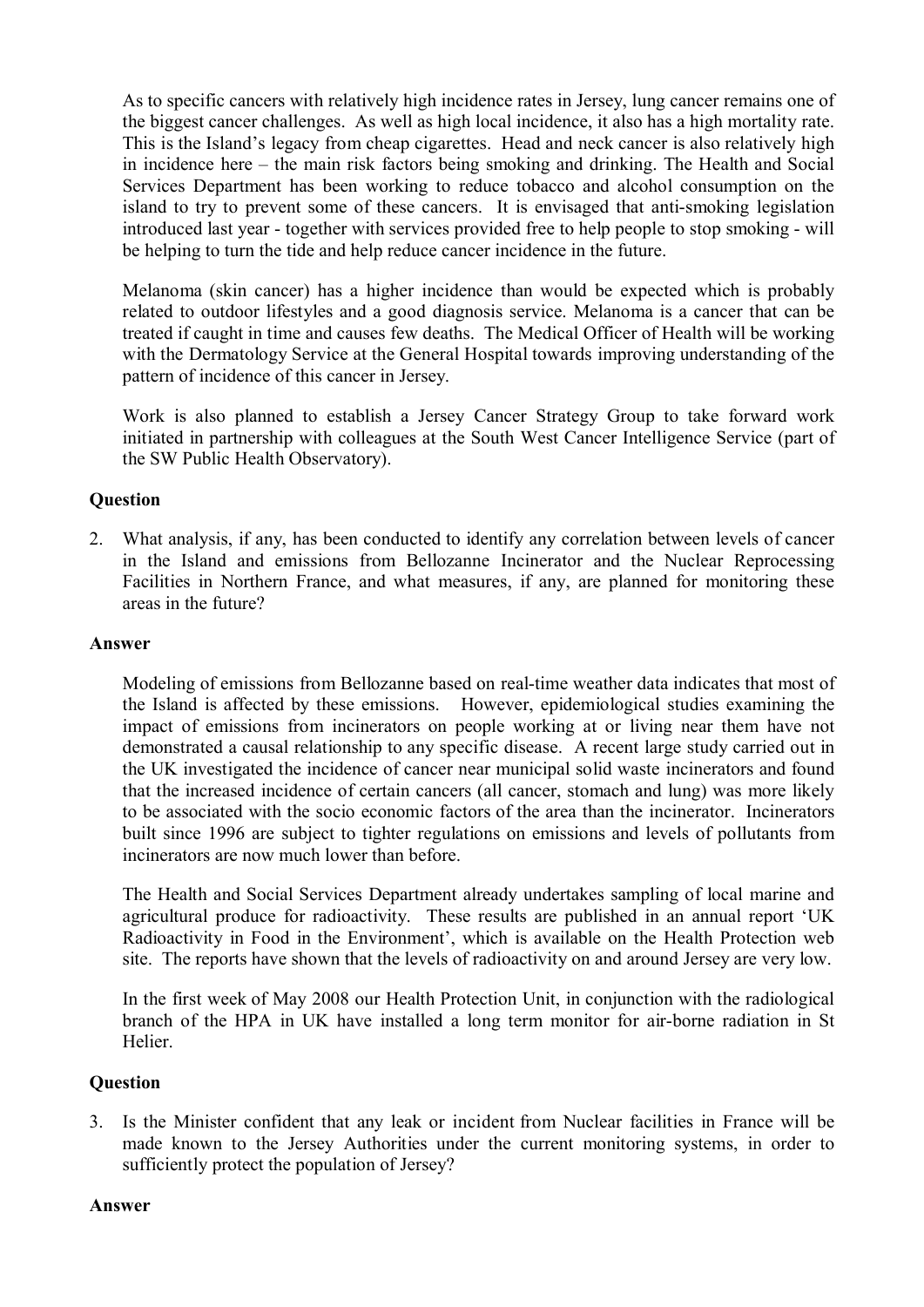As to specific cancers with relatively high incidence rates in Jersey, lung cancer remains one of the biggest cancer challenges. As well as high local incidence, it also has a high mortality rate. This is the Island's legacy from cheap cigarettes. Head and neck cancer is also relatively high in incidence here – the main risk factors being smoking and drinking. The Health and Social Services Department has been working to reduce tobacco and alcohol consumption on the island to try to prevent some of these cancers. It is envisaged that anti-smoking legislation introduced last year - together with services provided free to help people to stop smoking - will be helping to turn the tide and help reduce cancer incidence in the future.

Melanoma (skin cancer) has a higher incidence than would be expected which is probably related to outdoor lifestyles and a good diagnosis service. Melanoma is a cancer that can be treated if caught in time and causes few deaths. The Medical Officer of Health will be working with the Dermatology Service at the General Hospital towards improving understanding of the pattern of incidence of this cancer in Jersey.

Work is also planned to establish a Jersey Cancer Strategy Group to take forward work initiated in partnership with colleagues at the South West Cancer Intelligence Service (part of the SW Public Health Observatory).

**Question**

2. What analysis, if any, has been conducted to identify any correlation between levels of cancer in the Island and emissions from Bellozanne Incinerator and the Nuclear Reprocessing Facilities in Northern France, and what measures, if any, are planned for monitoring these areas in the future?

**Answer**

Modeling of emissions from Bellozanne based on real-time weather data indicates that most of the Island is affected by these emissions. However, epidemiological studies examining the impact of emissions from incinerators on people working at or living near them have not demonstrated a causal relationship to any specific disease. A recent large study carried out in the UK investigated the incidence of cancer near municipal solid waste incinerators and found that the increased incidence of certain cancers (all cancer, stomach and lung) was more likely to be associated with the socio economic factors of the area than the incinerator. Incinerators built since 1996 are subject to tighter regulations on emissions and levels of pollutants from incinerators are now much lower than before.

The Health and Social Services Department already undertakes sampling of local marine and agricultural produce for radioactivity. These results are published in an annual report 'UK Radioactivity in Food in the Environment', which is available on the Health Protection web site. The reports have shown that the levels of radioactivity on and around Jersey are very low.

In the first week of May 2008 our Health Protection Unit, in conjunction with the radiological branch of the HPA in UK have installed a long term monitor for air-borne radiation in St Helier.

**Question**

3. Is the Minister confident that any leak or incident from Nuclear facilities in France will be made known to the Jersey Authorities under the current monitoring systems, in order to sufficiently protect the population of Jersey?

**Answer**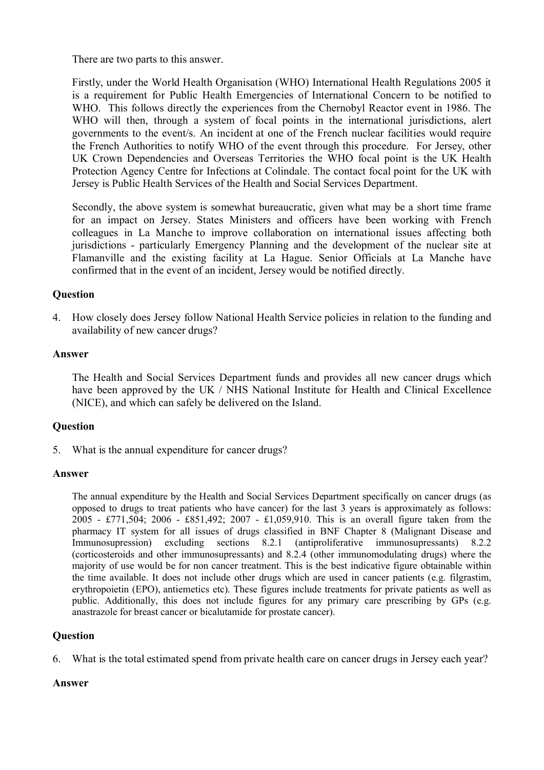There are two parts to this answer.

Firstly, under the World Health Organisation (WHO) International Health Regulations 2005 it is a requirement for Public Health Emergencies of International Concern to be notified to WHO. This follows directly the experiences from the Chernobyl Reactor event in 1986. The WHO will then, through a system of focal points in the international jurisdictions, alert governments to the event/s. An incident at one of the French nuclear facilities would require the French Authorities to notify WHO of the event through this procedure. For Jersey, other UK Crown Dependencies and Overseas Territories the WHO focal point is the UK Health Protection Agency Centre for Infections at Colindale. The contact focal point for the UK with Jersey is Public Health Services of the Health and Social Services Department.

Secondly, the above system is somewhat bureaucratic, given what may be a short time frame for an impact on Jersey. States Ministers and officers have been working with French colleagues in La Manche to improve collaboration on international issues affecting both jurisdictions - particularly Emergency Planning and the development of the nuclear site at Flamanville and the existing facility at La Hague. Senior Officials at La Manche have confirmed that in the event of an incident, Jersey would be notified directly.

**Question**

4. How closely does Jersey follow National Health Service policies in relation to the funding and availability of new cancer drugs?

**Answer**

The Health and Social Services Department funds and provides all new cancer drugs which have been approved by the UK / NHS National Institute for Health and Clinical Excellence (NICE), and which can safely be delivered on the Island.

**Question**

5. What is the annual expenditure for cancer drugs?

**Answer**

The annual expenditure by the Health and Social Services Department specifically on cancer drugs (as opposed to drugs to treat patients who have cancer) for the last 3 years is approximately as follows: 2005 - £771,504; 2006 - £851,492; 2007 - £1,059,910. This is an overall figure taken from the pharmacy IT system for all issues of drugs classified in BNF Chapter 8 (Malignant Disease and Immunosupression) excluding sections 8.2.1 (antiproliferative immunosupressants) 8.2.2 (corticosteroids and other immunosupressants) and 8.2.4 (other immunomodulating drugs) where the majority of use would be for non cancer treatment. This is the best indicative figure obtainable within the time available. It does not include other drugs which are used in cancer patients (e.g. filgrastim, erythropoietin (EPO), antiemetics etc). These figures include treatments for private patients as well as public. Additionally, this does not include figures for any primary care prescribing by GPs (e.g. anastrazole for breast cancer or bicalutamide for prostate cancer).

**Question**

6. What is the total estimated spend from private health care on cancer drugs in Jersey each year?

**Answer**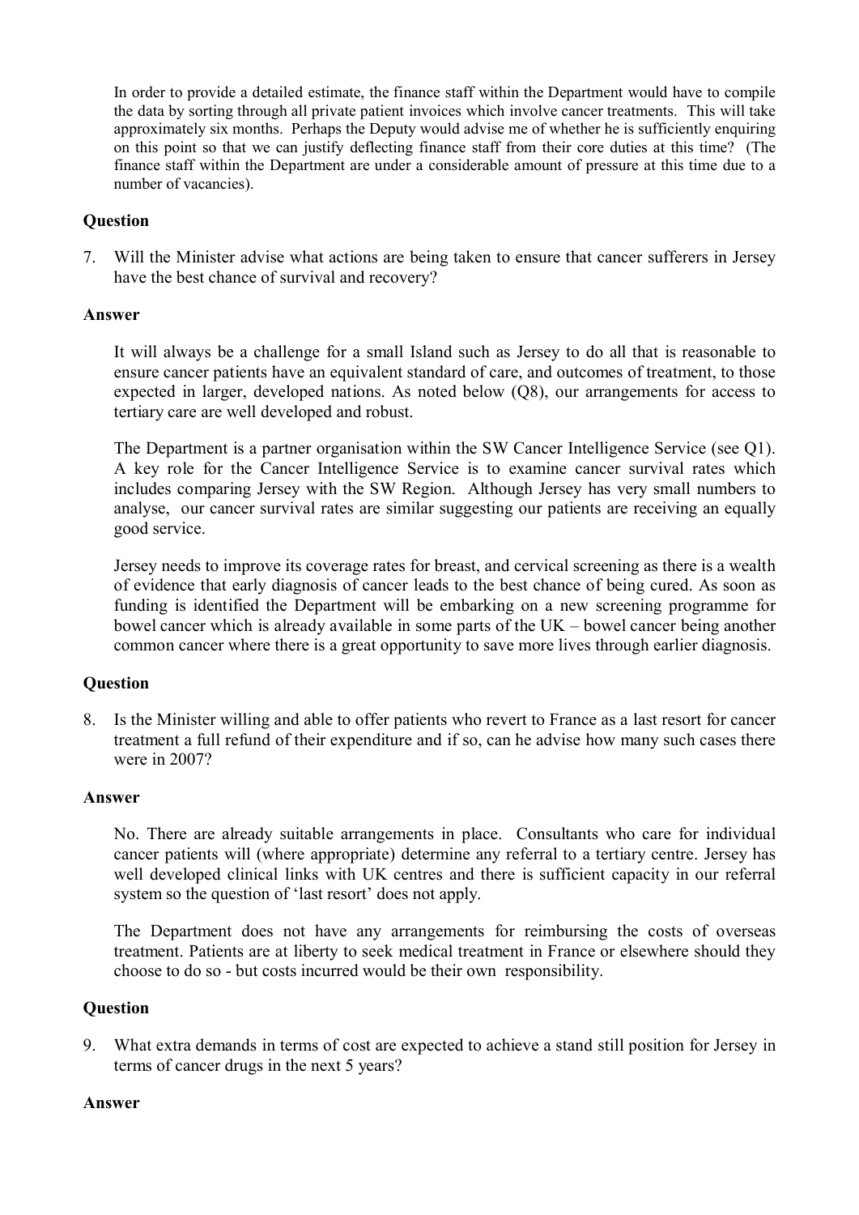In order to provide a detailed estimate, the finance staff within the Department would have to compile the data by sorting through all private patient invoices which involve cancer treatments. This will take approximately six months. Perhaps the Deputy would advise me of whether he is sufficiently enquiring on this point so that we can justify deflecting finance staff from their core duties at this time? (The finance staff within the Department are under a considerable amount of pressure at this time due to a number of vacancies).

**Question**

7. Will the Minister advise what actions are being taken to ensure that cancer sufferers in Jersey have the best chance of survival and recovery?

**Answer**

It will always be a challenge for a small Island such as Jersey to do all that is reasonable to ensure cancer patients have an equivalent standard of care, and outcomes of treatment, to those expected in larger, developed nations. As noted below (Q8), our arrangements for access to tertiary care are well developed and robust.

The Department is a partner organisation within the SW Cancer Intelligence Service (see Q1). A key role for the Cancer Intelligence Service is to examine cancer survival rates which includes comparing Jersey with the SW Region. Although Jersey has very small numbers to analyse, our cancer survival rates are similar suggesting our patients are receiving an equally good service.

Jersey needs to improve its coverage rates for breast, and cervical screening as there is a wealth of evidence that early diagnosis of cancer leads to the best chance of being cured. As soon as funding is identified the Department will be embarking on a new screening programme for bowel cancer which is already available in some parts of the UK – bowel cancer being another common cancer where there is a great opportunity to save more lives through earlier diagnosis.

**Question**

8. Is the Minister willing and able to offer patients who revert to France as a last resort for cancer treatment a full refund of their expenditure and if so, can he advise how many such cases there were in 2007?

**Answer**

No. There are already suitable arrangements in place. Consultants who care for individual cancer patients will (where appropriate) determine any referral to a tertiary centre. Jersey has well developed clinical links with UK centres and there is sufficient capacity in our referral system so the question of 'last resort' does not apply.

The Department does not have any arrangements for reimbursing the costs of overseas treatment. Patients are at liberty to seek medical treatment in France or elsewhere should they choose to do so - but costs incurred would be their own responsibility.

**Question**

9. What extra demands in terms of cost are expected to achieve a stand still position for Jersey in terms of cancer drugs in the next 5 years?

**Answer**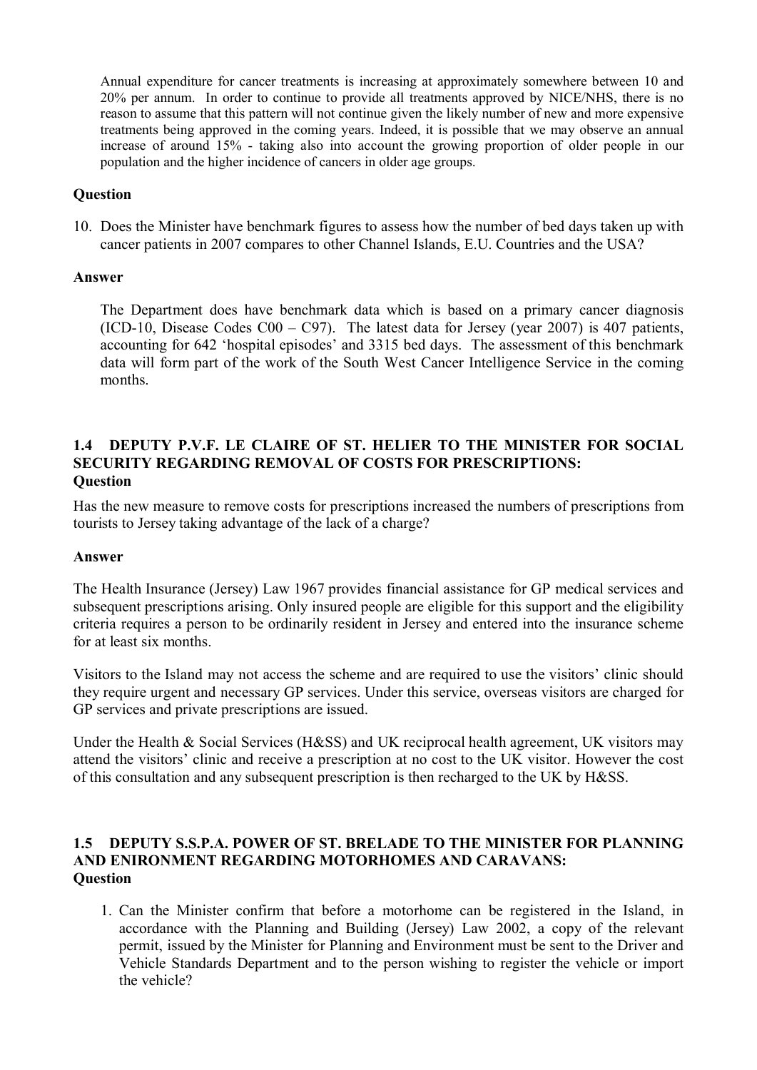Annual expenditure for cancer treatments is increasing at approximately somewhere between 10 and 20% per annum. In order to continue to provide all treatments approved by NICE/NHS, there is no reason to assume that this pattern will not continue given the likely number of new and more expensive treatments being approved in the coming years. Indeed, it is possible that we may observe an annual increase of around 15% - taking also into account the growing proportion of older people in our population and the higher incidence of cancers in older age groups.

**Question**

10. Does the Minister have benchmark figures to assess how the number of bed days taken up with cancer patients in 2007 compares to other Channel Islands, E.U. Countries and the USA?

**Answer**

The Department does have benchmark data which is based on a primary cancer diagnosis (ICD-10, Disease Codes C00 – C97). The latest data for Jersey (year 2007) is 407 patients, accounting for 642 'hospital episodes' and 3315 bed days. The assessment of this benchmark data will form part of the work of the South West Cancer Intelligence Service in the coming months.

### 1.4 DEPUTY P.V.F. LE CLAIRE OF ST. HELIER TO THE MINISTER FOR SOCIAL SECURITY REGARDING REMOVAL OF COSTS FOR PRESCRIPTIONS:

**Question**

Has the new measure to remove costs for prescriptions increased the numbers of prescriptions from tourists to Jersey taking advantage of the lack of a charge?

**Answer**

The Health Insurance (Jersey) Law 1967 provides financial assistance for GP medical services and subsequent prescriptions arising. Only insured people are eligible for this support and the eligibility criteria requires a person to be ordinarily resident in Jersey and entered into the insurance scheme for at least six months.

Visitors to the Island may not access the scheme and are required to use the visitors' clinic should they require urgent and necessary GP services. Under this service, overseas visitors are charged for GP services and private prescriptions are issued.

Under the Health & Social Services (H&SS) and UK reciprocal health agreement, UK visitors may attend the visitors' clinic and receive a prescription at no cost to the UK visitor. However the cost of this consultation and any subsequent prescription is then recharged to the UK by H&SS.

### 1.5 DEPUTY S.S.P.A. POWER OF ST. BRELADE TO THE MINISTER FOR PLANNING AND ENIRONMENT REGARDING MOTORHOMES AND CARAVANS:

**Question**

1. Can the Minister confirm that before a motorhome can be registered in the Island, in accordance with the Planning and Building (Jersey) Law 2002, a copy of the relevant permit, issued by the Minister for Planning and Environment must be sent to the Driver and Vehicle Standards Department and to the person wishing to register the vehicle or import the vehicle?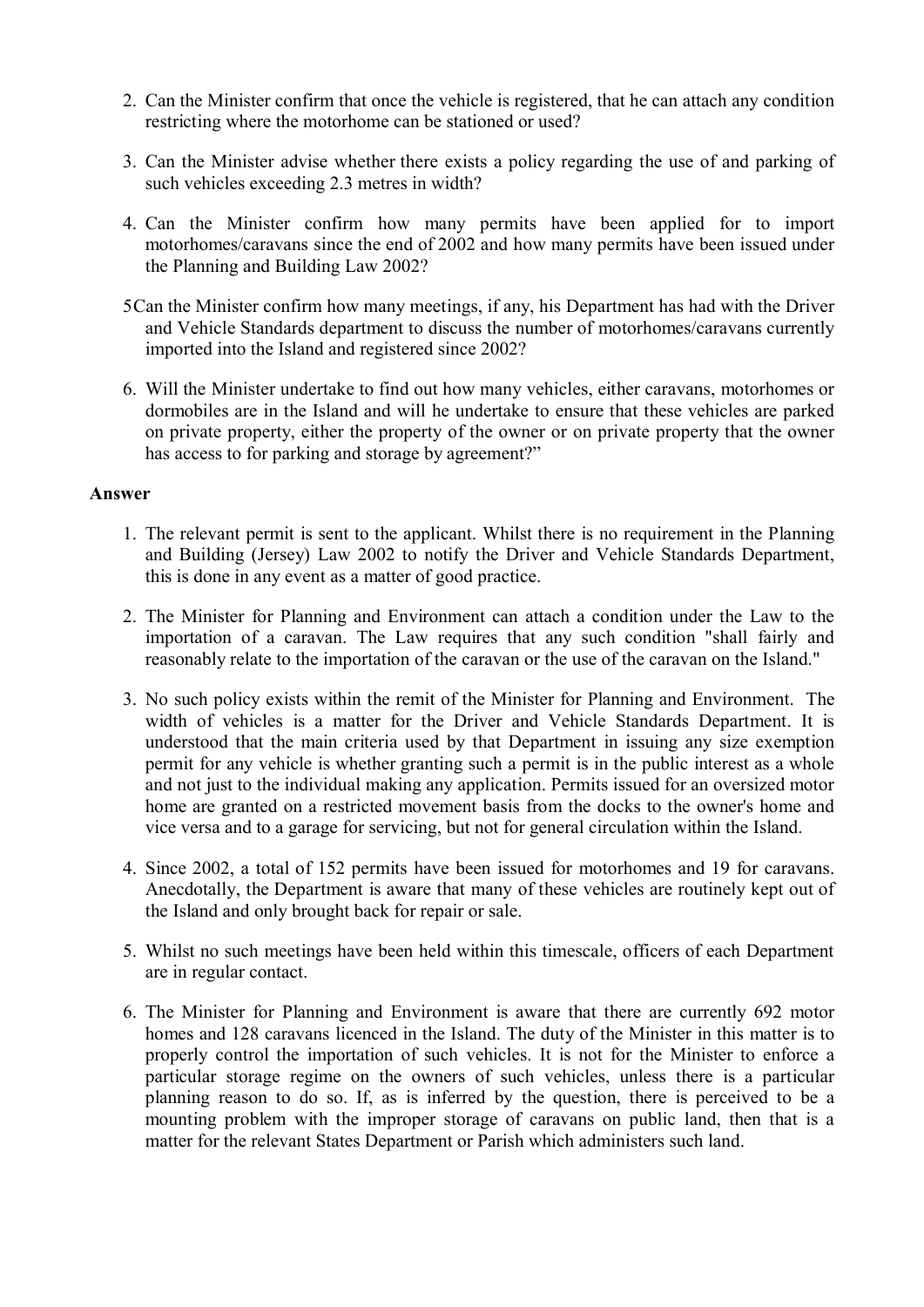2. Can the Minister confirm that once the vehicle is registered, that he can attach any condition restricting where the motorhome can be stationed or used?

3. Can the Minister advise whether there exists a policy regarding the use of and parking of such vehicles exceeding 2.3 metres in width?

4. Can the Minister confirm how many permits have been applied for to import motorhomes/caravans since the end of 2002 and how many permits have been issued under the Planning and Building Law 2002?

5Can the Minister confirm how many meetings, if any, his Department has had with the Driver and Vehicle Standards department to discuss the number of motorhomes/caravans currently imported into the Island and registered since 2002?

6. Will the Minister undertake to find out how many vehicles, either caravans, motorhomes or dormobiles are in the Island and will he undertake to ensure that these vehicles are parked on private property, either the property of the owner or on private property that the owner has access to for parking and storage by agreement?"

**Answer**

1. The relevant permit is sent to the applicant. Whilst there is no requirement in the Planning and Building (Jersey) Law 2002 to notify the Driver and Vehicle Standards Department, this is done in any event as a matter of good practice.

2. The Minister for Planning and Environment can attach a condition under the Law to the importation of a caravan. The Law requires that any such condition "shall fairly and reasonably relate to the importation of the caravan or the use of the caravan on the Island."

3. No such policy exists within the remit of the Minister for Planning and Environment. The width of vehicles is a matter for the Driver and Vehicle Standards Department. It is understood that the main criteria used by that Department in issuing any size exemption permit for any vehicle is whether granting such a permit is in the public interest as a whole and not just to the individual making any application. Permits issued for an oversized motor home are granted on a restricted movement basis from the docks to the owner's home and vice versa and to a garage for servicing, but not for general circulation within the Island.

4. Since 2002, a total of 152 permits have been issued for motorhomes and 19 for caravans. Anecdotally, the Department is aware that many of these vehicles are routinely kept out of the Island and only brought back for repair or sale.

5. Whilst no such meetings have been held within this timescale, officers of each Department are in regular contact.

6. The Minister for Planning and Environment is aware that there are currently 692 motor homes and 128 caravans licenced in the Island. The duty of the Minister in this matter is to properly control the importation of such vehicles. It is not for the Minister to enforce a particular storage regime on the owners of such vehicles, unless there is a particular planning reason to do so. If, as is inferred by the question, there is perceived to be a mounting problem with the improper storage of caravans on public land, then that is a matter for the relevant States Department or Parish which administers such land.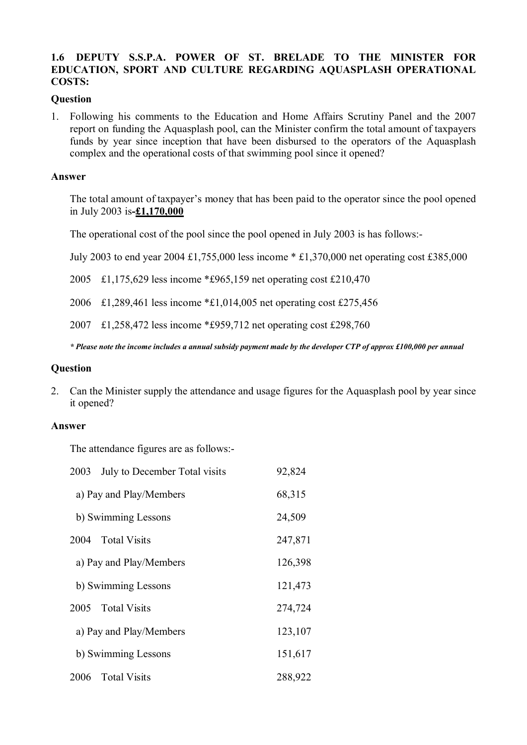**1.6 DEPUTY S.S.P.A. POWER OF ST. BRELADE TO THE MINISTER FOR EDUCATION, SPORT AND CULTURE REGARDING AQUASPLASH OPERATIONAL COSTS:**

**Question**

1. Following his comments to the Education and Home Affairs Scrutiny Panel and the 2007 report on funding the Aquasplash pool, can the Minister confirm the total amount of taxpayers funds by year since inception that have been disbursed to the operators of the Aquasplash complex and the operational costs of that swimming pool since it opened?

**Answer**

The total amount of taxpayer's money that has been paid to the operator since the pool opened in July 2003 is-**£1,170,000**

The operational cost of the pool since the pool opened in July 2003 is has follows:-

July 2003 to end year 2004 £1,755,000 less income * £1,370,000 net operating cost £385,000

2005 £1,175,629 less income *£965,159 net operating cost £210,470

2006 £1,289,461 less income *£1,014,005 net operating cost £275,456

2007 £1,258,472 less income *£959,712 net operating cost £298,760

***\* Please note the income includes a annual subsidy payment made by the developer CTP of approx £100,000 per annual***

**Question**

2. Can the Minister supply the attendance and usage figures for the Aquasplash pool by year since it opened?

**Answer**

The attendance figures are as follows:-

| | |
|---|---|
| 2003 July to December Total visits | 92,824 |
| a) Pay and Play/Members | 68,315 |
| b) Swimming Lessons | 24,509 |
| 2004 Total Visits | 247,871 |
| a) Pay and Play/Members | 126,398 |
| b) Swimming Lessons | 121,473 |
| 2005 Total Visits | 274,724 |
| a) Pay and Play/Members | 123,107 |
| b) Swimming Lessons | 151,617 |
| 2006 Total Visits | 288,922 |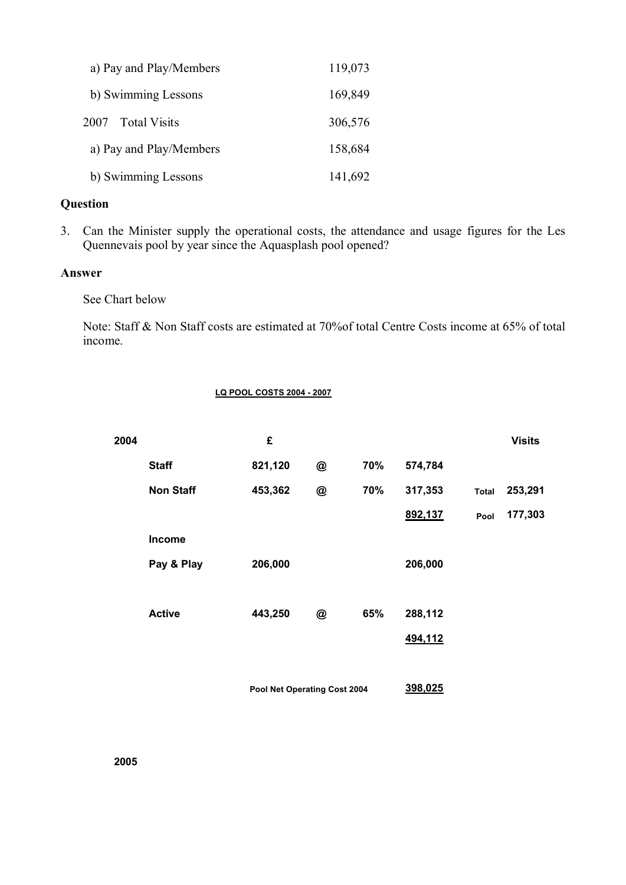a) Pay and Play/Members 119,073

b) Swimming Lessons 169,849

2007 Total Visits 306,576

a) Pay and Play/Members 158,684

b) Swimming Lessons 141,692

**Question**

3. Can the Minister supply the operational costs, the attendance and usage figures for the Les Quennevais pool by year since the Aquasplash pool opened?

**Answer**

See Chart below

Note: Staff & Non Staff costs are estimated at 70%of total Centre Costs income at 65% of total income.

**LQ POOL COSTS 2004 - 2007**

| **2004** | | **£** | | | | | **Visits** |
|---|---|---|---|---|---|---|---|
| | **Staff** | **821,120** | **@** | **70%** | **574,784** | | |
| | **Non Staff** | **453,362** | **@** | **70%** | **317,353** | **Total** | **253,291** |
| | | | | | **892,137** | **Pool** | **177,303** |
| | **Income** | | | | | | |
| | **Pay & Play** | **206,000** | | | **206,000** | | |
| | **Active** | **443,250** | **@** | **65%** | **288,112** | | |
| | | | | | **494,112** | | |
| | | **Pool Net Operating Cost 2004** | | | **398,025** | | |

**2005**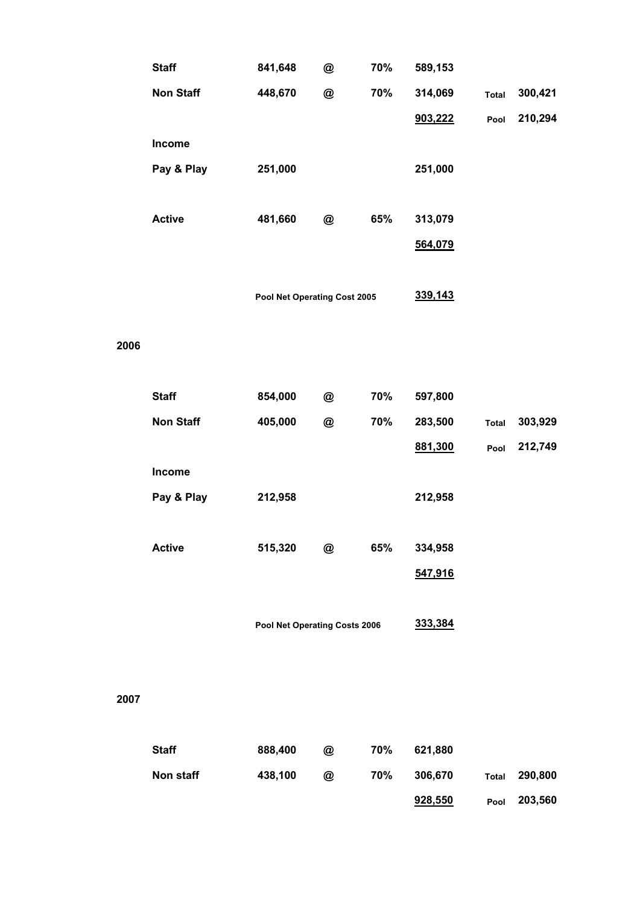| | | | | | | |
|---|---|---|---|---|---|---|
| **Staff** | **841,648** | **@** | **70%** | **589,153** | | |
| **Non Staff** | **448,670** | **@** | **70%** | **314,069** | **Total** | **300,421** |
| | | | | **903,222** | **Pool** | **210,294** |
| **Income** | | | | | | |
| **Pay & Play** | **251,000** | | | **251,000** | | |
| **Active** | **481,660** | **@** | **65%** | **313,079** | | |
| | | | | **564,079** | | |
| | **Pool Net Operating Cost 2005** | | | **339,143** | | |

**2006**

| | | | | | | |
|---|---|---|---|---|---|---|
| **Staff** | **854,000** | **@** | **70%** | **597,800** | | |
| **Non Staff** | **405,000** | **@** | **70%** | **283,500** | **Total** | **303,929** |
| | | | | **881,300** | **Pool** | **212,749** |
| **Income** | | | | | | |
| **Pay & Play** | **212,958** | | | **212,958** | | |
| **Active** | **515,320** | **@** | **65%** | **334,958** | | |
| | | | | **547,916** | | |
| | **Pool Net Operating Costs 2006** | | | **333,384** | | |

**2007**

| | | | | | | |
|---|---|---|---|---|---|---|
| **Staff** | **888,400** | **@** | **70%** | **621,880** | | |
| **Non staff** | **438,100** | **@** | **70%** | **306,670** | **Total** | **290,800** |
| | | | | **928,550** | **Pool** | **203,560** |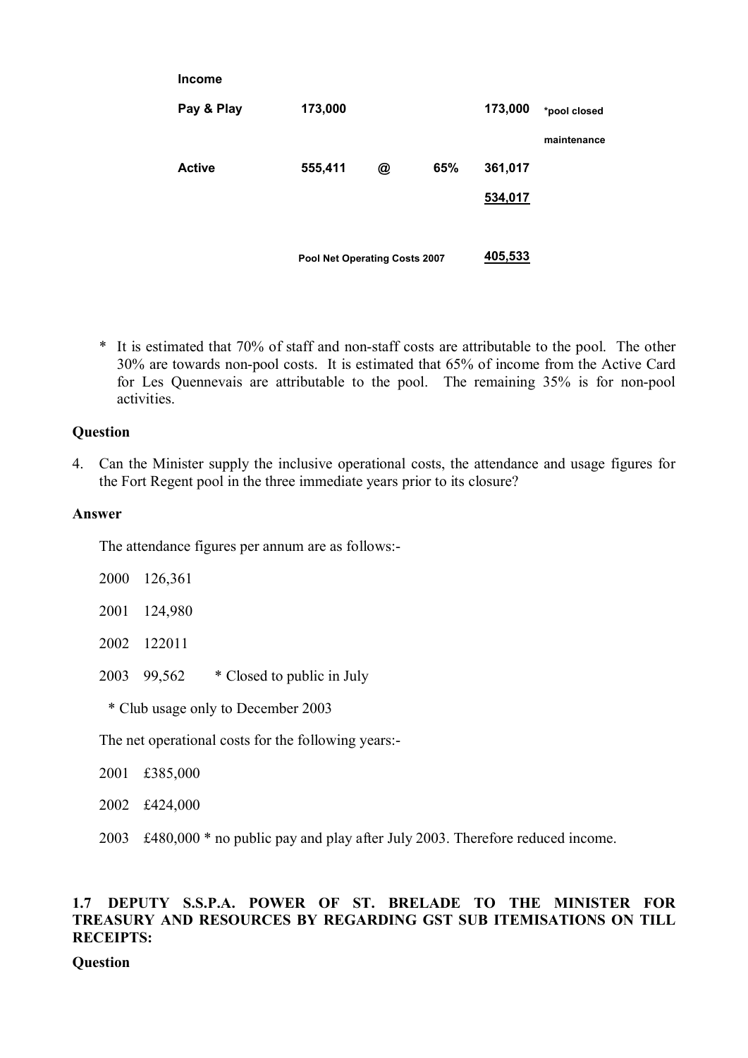| Income | | | | | |
|---|---|---|---|---|---|
| Pay & Play | 173,000 | | | 173,000 | *pool closed maintenance |
| Active | 555,411 | @ | 65% | 361,017 | |
| | | | | 534,017 | |
| | Pool Net Operating Costs 2007 | | | 405,533 | |

\* It is estimated that 70% of staff and non-staff costs are attributable to the pool. The other 30% are towards non-pool costs. It is estimated that 65% of income from the Active Card for Les Quennevais are attributable to the pool. The remaining 35% is for non-pool activities.

**Question**

4. Can the Minister supply the inclusive operational costs, the attendance and usage figures for the Fort Regent pool in the three immediate years prior to its closure?

**Answer**

The attendance figures per annum are as follows:-

2000 126,361

2001 124,980

2002 122011

2003 99,562 * Closed to public in July

\* Club usage only to December 2003

The net operational costs for the following years:-

2001 £385,000

2002 £424,000

2003 £480,000 * no public pay and play after July 2003. Therefore reduced income.

**1.7 DEPUTY S.S.P.A. POWER OF ST. BRELADE TO THE MINISTER FOR TREASURY AND RESOURCES BY REGARDING GST SUB ITEMISATIONS ON TILL RECEIPTS:**

**Question**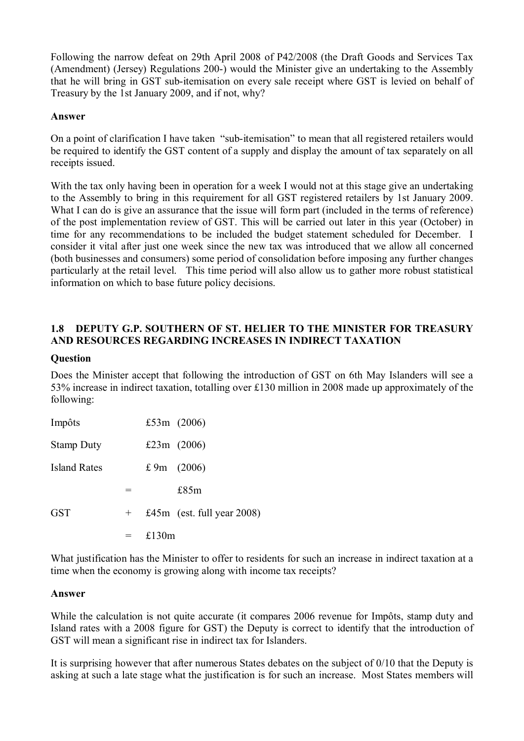Following the narrow defeat on 29th April 2008 of P42/2008 (the Draft Goods and Services Tax (Amendment) (Jersey) Regulations 200-) would the Minister give an undertaking to the Assembly that he will bring in GST sub-itemisation on every sale receipt where GST is levied on behalf of Treasury by the 1st January 2009, and if not, why?

**Answer**

On a point of clarification I have taken "sub-itemisation" to mean that all registered retailers would be required to identify the GST content of a supply and display the amount of tax separately on all receipts issued.

With the tax only having been in operation for a week I would not at this stage give an undertaking to the Assembly to bring in this requirement for all GST registered retailers by 1st January 2009. What I can do is give an assurance that the issue will form part (included in the terms of reference) of the post implementation review of GST. This will be carried out later in this year (October) in time for any recommendations to be included the budget statement scheduled for December. I consider it vital after just one week since the new tax was introduced that we allow all concerned (both businesses and consumers) some period of consolidation before imposing any further changes particularly at the retail level. This time period will also allow us to gather more robust statistical information on which to base future policy decisions.

### 1.8 DEPUTY G.P. SOUTHERN OF ST. HELIER TO THE MINISTER FOR TREASURY AND RESOURCES REGARDING INCREASES IN INDIRECT TAXATION

**Question**

Does the Minister accept that following the introduction of GST on 6th May Islanders will see a 53% increase in indirect taxation, totalling over £130 million in 2008 made up approximately of the following:

| | | | |
|---|---|---|---|
| Impôts | | £53m | (2006) |
| Stamp Duty | | £23m | (2006) |
| Island Rates | | £ 9m | (2006) |
| | = | | £85m |
| GST | + | £45m | (est. full year 2008) |
| | = | £130m | |

What justification has the Minister to offer to residents for such an increase in indirect taxation at a time when the economy is growing along with income tax receipts?

**Answer**

While the calculation is not quite accurate (it compares 2006 revenue for Impôts, stamp duty and Island rates with a 2008 figure for GST) the Deputy is correct to identify that the introduction of GST will mean a significant rise in indirect tax for Islanders.

It is surprising however that after numerous States debates on the subject of 0/10 that the Deputy is asking at such a late stage what the justification is for such an increase. Most States members will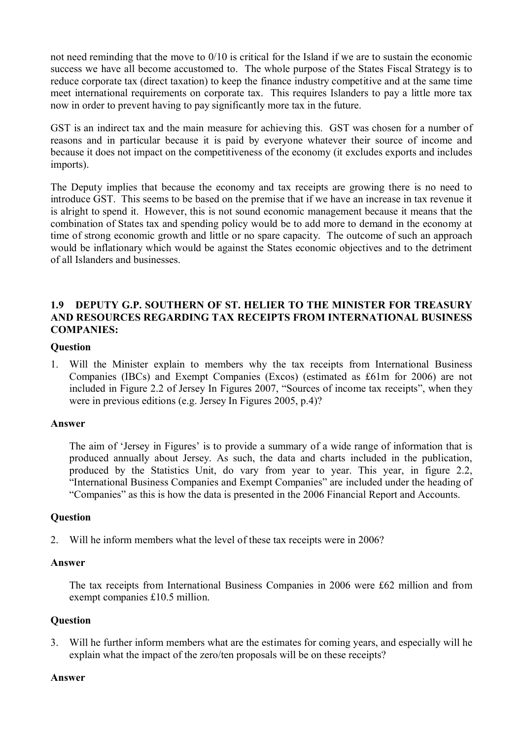not need reminding that the move to 0/10 is critical for the Island if we are to sustain the economic success we have all become accustomed to. The whole purpose of the States Fiscal Strategy is to reduce corporate tax (direct taxation) to keep the finance industry competitive and at the same time meet international requirements on corporate tax. This requires Islanders to pay a little more tax now in order to prevent having to pay significantly more tax in the future.

GST is an indirect tax and the main measure for achieving this. GST was chosen for a number of reasons and in particular because it is paid by everyone whatever their source of income and because it does not impact on the competitiveness of the economy (it excludes exports and includes imports).

The Deputy implies that because the economy and tax receipts are growing there is no need to introduce GST. This seems to be based on the premise that if we have an increase in tax revenue it is alright to spend it. However, this is not sound economic management because it means that the combination of States tax and spending policy would be to add more to demand in the economy at time of strong economic growth and little or no spare capacity. The outcome of such an approach would be inflationary which would be against the States economic objectives and to the detriment of all Islanders and businesses.

### 1.9 DEPUTY G.P. SOUTHERN OF ST. HELIER TO THE MINISTER FOR TREASURY AND RESOURCES REGARDING TAX RECEIPTS FROM INTERNATIONAL BUSINESS COMPANIES:

**Question**

1. Will the Minister explain to members why the tax receipts from International Business Companies (IBCs) and Exempt Companies (Excos) (estimated as £61m for 2006) are not included in Figure 2.2 of Jersey In Figures 2007, "Sources of income tax receipts", when they were in previous editions (e.g. Jersey In Figures 2005, p.4)?

**Answer**

The aim of 'Jersey in Figures' is to provide a summary of a wide range of information that is produced annually about Jersey. As such, the data and charts included in the publication, produced by the Statistics Unit, do vary from year to year. This year, in figure 2.2, "International Business Companies and Exempt Companies" are included under the heading of "Companies" as this is how the data is presented in the 2006 Financial Report and Accounts.

**Question**

2. Will he inform members what the level of these tax receipts were in 2006?

**Answer**

The tax receipts from International Business Companies in 2006 were £62 million and from exempt companies £10.5 million.

**Question**

3. Will he further inform members what are the estimates for coming years, and especially will he explain what the impact of the zero/ten proposals will be on these receipts?

**Answer**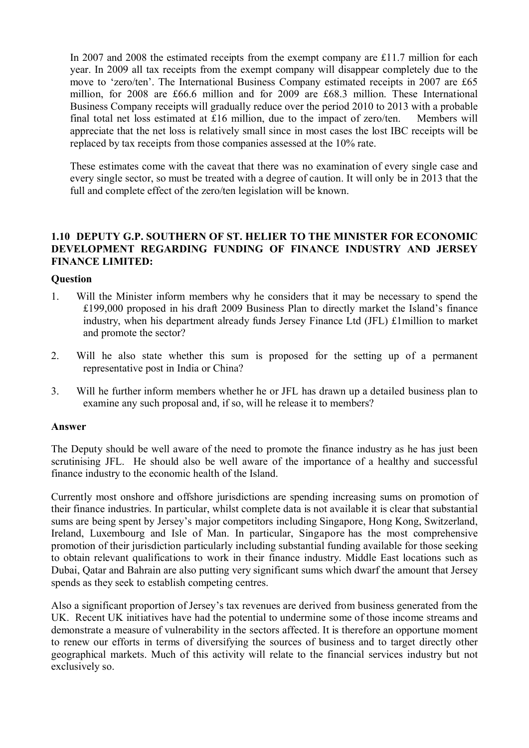In 2007 and 2008 the estimated receipts from the exempt company are £11.7 million for each year. In 2009 all tax receipts from the exempt company will disappear completely due to the move to 'zero/ten'. The International Business Company estimated receipts in 2007 are £65 million, for 2008 are £66.6 million and for 2009 are £68.3 million. These International Business Company receipts will gradually reduce over the period 2010 to 2013 with a probable final total net loss estimated at £16 million, due to the impact of zero/ten. Members will appreciate that the net loss is relatively small since in most cases the lost IBC receipts will be replaced by tax receipts from those companies assessed at the 10% rate.

These estimates come with the caveat that there was no examination of every single case and every single sector, so must be treated with a degree of caution. It will only be in 2013 that the full and complete effect of the zero/ten legislation will be known.

### 1.10 DEPUTY G.P. SOUTHERN OF ST. HELIER TO THE MINISTER FOR ECONOMIC DEVELOPMENT REGARDING FUNDING OF FINANCE INDUSTRY AND JERSEY FINANCE LIMITED:

**Question**

1. Will the Minister inform members why he considers that it may be necessary to spend the £199,000 proposed in his draft 2009 Business Plan to directly market the Island's finance industry, when his department already funds Jersey Finance Ltd (JFL) £1million to market and promote the sector?

2. Will he also state whether this sum is proposed for the setting up of a permanent representative post in India or China?

3. Will he further inform members whether he or JFL has drawn up a detailed business plan to examine any such proposal and, if so, will he release it to members?

**Answer**

The Deputy should be well aware of the need to promote the finance industry as he has just been scrutinising JFL. He should also be well aware of the importance of a healthy and successful finance industry to the economic health of the Island.

Currently most onshore and offshore jurisdictions are spending increasing sums on promotion of their finance industries. In particular, whilst complete data is not available it is clear that substantial sums are being spent by Jersey's major competitors including Singapore, Hong Kong, Switzerland, Ireland, Luxembourg and Isle of Man. In particular, Singapore has the most comprehensive promotion of their jurisdiction particularly including substantial funding available for those seeking to obtain relevant qualifications to work in their finance industry. Middle East locations such as Dubai, Qatar and Bahrain are also putting very significant sums which dwarf the amount that Jersey spends as they seek to establish competing centres.

Also a significant proportion of Jersey's tax revenues are derived from business generated from the UK. Recent UK initiatives have had the potential to undermine some of those income streams and demonstrate a measure of vulnerability in the sectors affected. It is therefore an opportune moment to renew our efforts in terms of diversifying the sources of business and to target directly other geographical markets. Much of this activity will relate to the financial services industry but not exclusively so.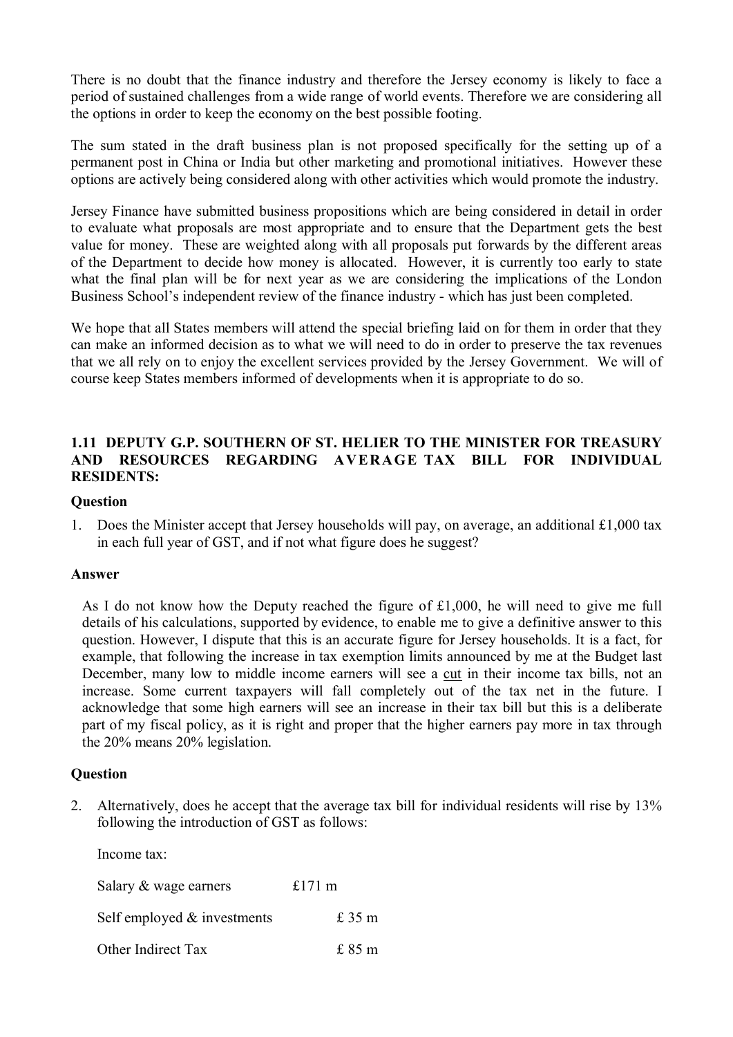There is no doubt that the finance industry and therefore the Jersey economy is likely to face a period of sustained challenges from a wide range of world events. Therefore we are considering all the options in order to keep the economy on the best possible footing.

The sum stated in the draft business plan is not proposed specifically for the setting up of a permanent post in China or India but other marketing and promotional initiatives. However these options are actively being considered along with other activities which would promote the industry.

Jersey Finance have submitted business propositions which are being considered in detail in order to evaluate what proposals are most appropriate and to ensure that the Department gets the best value for money. These are weighted along with all proposals put forwards by the different areas of the Department to decide how money is allocated. However, it is currently too early to state what the final plan will be for next year as we are considering the implications of the London Business School's independent review of the finance industry - which has just been completed.

We hope that all States members will attend the special briefing laid on for them in order that they can make an informed decision as to what we will need to do in order to preserve the tax revenues that we all rely on to enjoy the excellent services provided by the Jersey Government. We will of course keep States members informed of developments when it is appropriate to do so.

### 1.11 DEPUTY G.P. SOUTHERN OF ST. HELIER TO THE MINISTER FOR TREASURY AND RESOURCES REGARDING AVERAGE TAX BILL FOR INDIVIDUAL RESIDENTS:

**Question**

1. Does the Minister accept that Jersey households will pay, on average, an additional £1,000 tax in each full year of GST, and if not what figure does he suggest?

**Answer**

As I do not know how the Deputy reached the figure of £1,000, he will need to give me full details of his calculations, supported by evidence, to enable me to give a definitive answer to this question. However, I dispute that this is an accurate figure for Jersey households. It is a fact, for example, that following the increase in tax exemption limits announced by me at the Budget last December, many low to middle income earners will see a cut in their income tax bills, not an increase. Some current taxpayers will fall completely out of the tax net in the future. I acknowledge that some high earners will see an increase in their tax bill but this is a deliberate part of my fiscal policy, as it is right and proper that the higher earners pay more in tax through the 20% means 20% legislation.

**Question**

2. Alternatively, does he accept that the average tax bill for individual residents will rise by 13% following the introduction of GST as follows:

Income tax:

| | |
|---|---|
| Salary & wage earners | £171 m |
| Self employed & investments | £ 35 m |
| Other Indirect Tax | £ 85 m |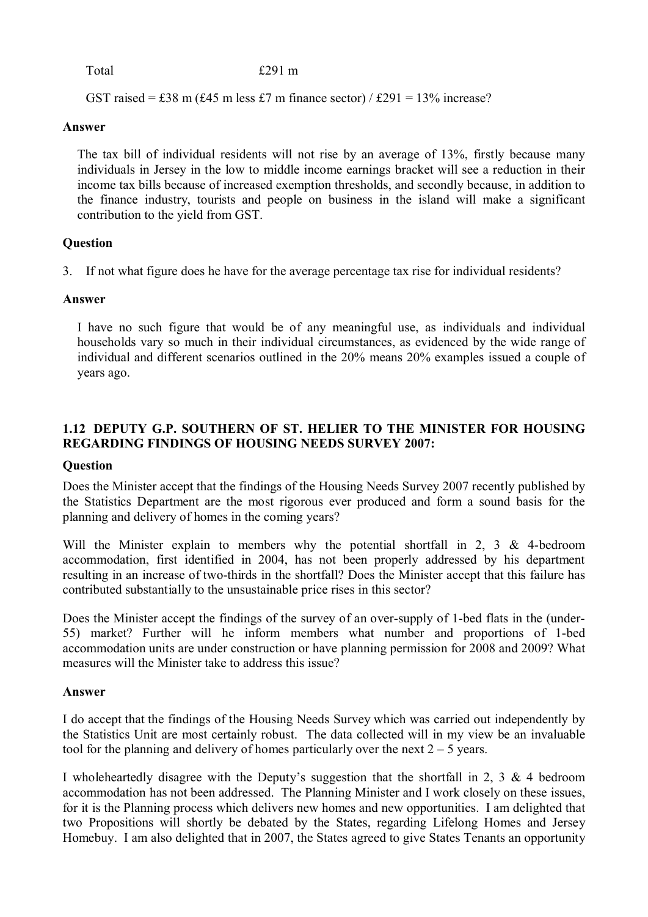Total £291 m

GST raised = £38 m (£45 m less £7 m finance sector) / £291 = 13% increase?

**Answer**

The tax bill of individual residents will not rise by an average of 13%, firstly because many individuals in Jersey in the low to middle income earnings bracket will see a reduction in their income tax bills because of increased exemption thresholds, and secondly because, in addition to the finance industry, tourists and people on business in the island will make a significant contribution to the yield from GST.

**Question**

3. If not what figure does he have for the average percentage tax rise for individual residents?

**Answer**

I have no such figure that would be of any meaningful use, as individuals and individual households vary so much in their individual circumstances, as evidenced by the wide range of individual and different scenarios outlined in the 20% means 20% examples issued a couple of years ago.

### 1.12 DEPUTY G.P. SOUTHERN OF ST. HELIER TO THE MINISTER FOR HOUSING REGARDING FINDINGS OF HOUSING NEEDS SURVEY 2007:

**Question**

Does the Minister accept that the findings of the Housing Needs Survey 2007 recently published by the Statistics Department are the most rigorous ever produced and form a sound basis for the planning and delivery of homes in the coming years?

Will the Minister explain to members why the potential shortfall in 2, 3 & 4-bedroom accommodation, first identified in 2004, has not been properly addressed by his department resulting in an increase of two-thirds in the shortfall? Does the Minister accept that this failure has contributed substantially to the unsustainable price rises in this sector?

Does the Minister accept the findings of the survey of an over-supply of 1-bed flats in the (under-55) market? Further will he inform members what number and proportions of 1-bed accommodation units are under construction or have planning permission for 2008 and 2009? What measures will the Minister take to address this issue?

**Answer**

I do accept that the findings of the Housing Needs Survey which was carried out independently by the Statistics Unit are most certainly robust. The data collected will in my view be an invaluable tool for the planning and delivery of homes particularly over the next 2 – 5 years.

I wholeheartedly disagree with the Deputy's suggestion that the shortfall in 2, 3 & 4 bedroom accommodation has not been addressed. The Planning Minister and I work closely on these issues, for it is the Planning process which delivers new homes and new opportunities. I am delighted that two Propositions will shortly be debated by the States, regarding Lifelong Homes and Jersey Homebuy. I am also delighted that in 2007, the States agreed to give States Tenants an opportunity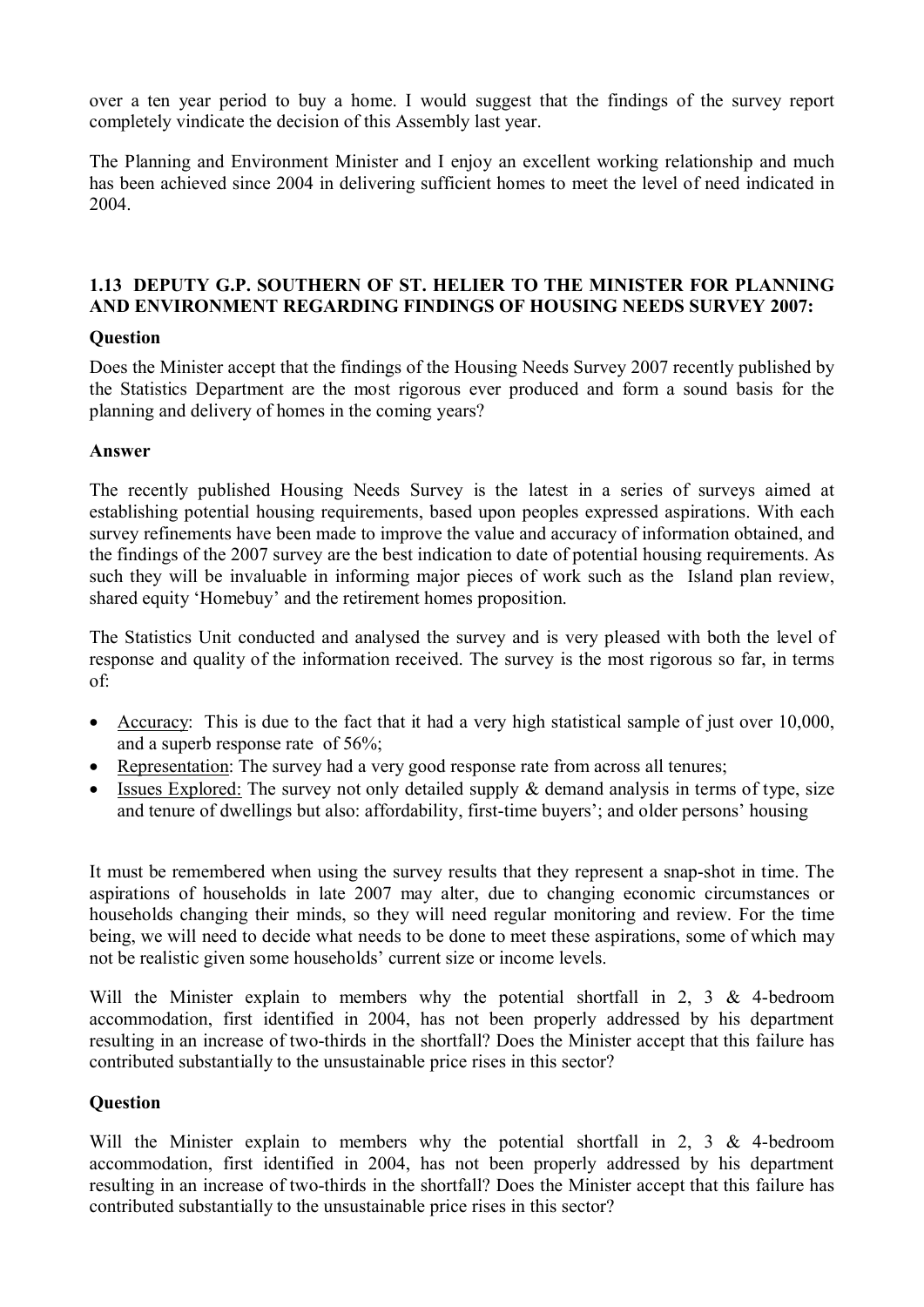over a ten year period to buy a home. I would suggest that the findings of the survey report completely vindicate the decision of this Assembly last year.

The Planning and Environment Minister and I enjoy an excellent working relationship and much has been achieved since 2004 in delivering sufficient homes to meet the level of need indicated in 2004.

### 1.13 DEPUTY G.P. SOUTHERN OF ST. HELIER TO THE MINISTER FOR PLANNING AND ENVIRONMENT REGARDING FINDINGS OF HOUSING NEEDS SURVEY 2007:

**Question**

Does the Minister accept that the findings of the Housing Needs Survey 2007 recently published by the Statistics Department are the most rigorous ever produced and form a sound basis for the planning and delivery of homes in the coming years?

**Answer**

The recently published Housing Needs Survey is the latest in a series of surveys aimed at establishing potential housing requirements, based upon peoples expressed aspirations. With each survey refinements have been made to improve the value and accuracy of information obtained, and the findings of the 2007 survey are the best indication to date of potential housing requirements. As such they will be invaluable in informing major pieces of work such as the Island plan review, shared equity 'Homebuy' and the retirement homes proposition.

The Statistics Unit conducted and analysed the survey and is very pleased with both the level of response and quality of the information received. The survey is the most rigorous so far, in terms of:

- Accuracy: This is due to the fact that it had a very high statistical sample of just over 10,000, and a superb response rate of 56%;
- Representation: The survey had a very good response rate from across all tenures;
- Issues Explored: The survey not only detailed supply & demand analysis in terms of type, size and tenure of dwellings but also: affordability, first-time buyers'; and older persons' housing

It must be remembered when using the survey results that they represent a snap-shot in time. The aspirations of households in late 2007 may alter, due to changing economic circumstances or households changing their minds, so they will need regular monitoring and review. For the time being, we will need to decide what needs to be done to meet these aspirations, some of which may not be realistic given some households' current size or income levels.

Will the Minister explain to members why the potential shortfall in 2, 3 & 4-bedroom accommodation, first identified in 2004, has not been properly addressed by his department resulting in an increase of two-thirds in the shortfall? Does the Minister accept that this failure has contributed substantially to the unsustainable price rises in this sector?

**Question**

Will the Minister explain to members why the potential shortfall in 2, 3 & 4-bedroom accommodation, first identified in 2004, has not been properly addressed by his department resulting in an increase of two-thirds in the shortfall? Does the Minister accept that this failure has contributed substantially to the unsustainable price rises in this sector?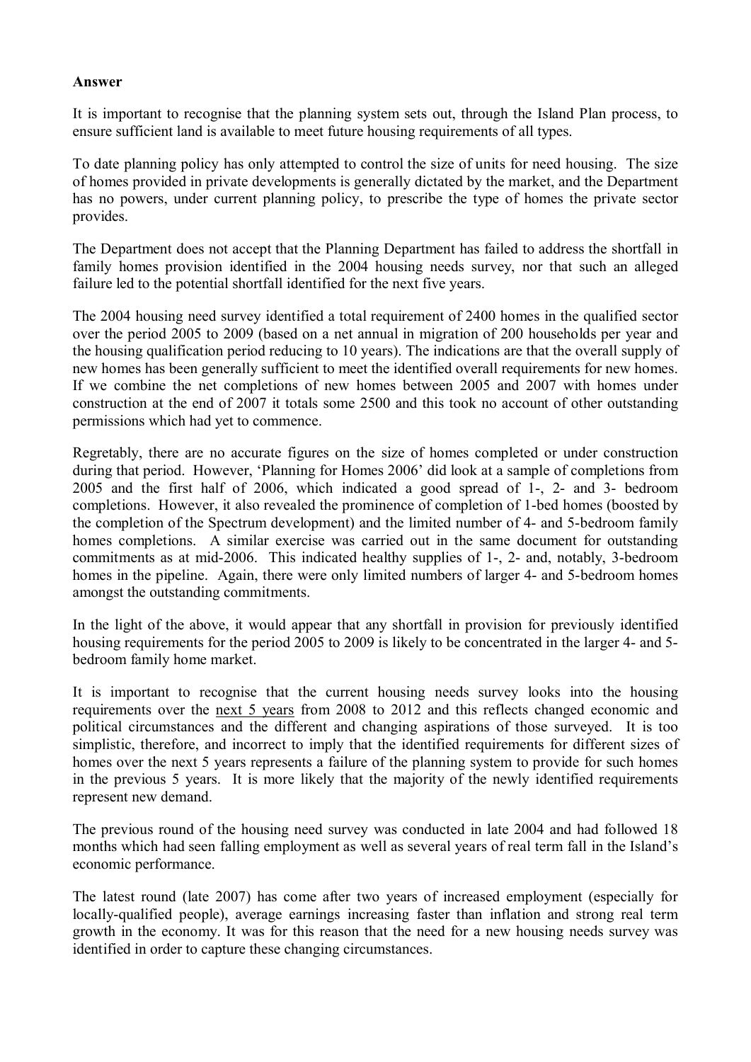**Answer**

It is important to recognise that the planning system sets out, through the Island Plan process, to ensure sufficient land is available to meet future housing requirements of all types.

To date planning policy has only attempted to control the size of units for need housing. The size of homes provided in private developments is generally dictated by the market, and the Department has no powers, under current planning policy, to prescribe the type of homes the private sector provides.

The Department does not accept that the Planning Department has failed to address the shortfall in family homes provision identified in the 2004 housing needs survey, nor that such an alleged failure led to the potential shortfall identified for the next five years.

The 2004 housing need survey identified a total requirement of 2400 homes in the qualified sector over the period 2005 to 2009 (based on a net annual in migration of 200 households per year and the housing qualification period reducing to 10 years). The indications are that the overall supply of new homes has been generally sufficient to meet the identified overall requirements for new homes. If we combine the net completions of new homes between 2005 and 2007 with homes under construction at the end of 2007 it totals some 2500 and this took no account of other outstanding permissions which had yet to commence.

Regretably, there are no accurate figures on the size of homes completed or under construction during that period. However, 'Planning for Homes 2006' did look at a sample of completions from 2005 and the first half of 2006, which indicated a good spread of 1-, 2- and 3- bedroom completions. However, it also revealed the prominence of completion of 1-bed homes (boosted by the completion of the Spectrum development) and the limited number of 4- and 5-bedroom family homes completions. A similar exercise was carried out in the same document for outstanding commitments as at mid-2006. This indicated healthy supplies of 1-, 2- and, notably, 3-bedroom homes in the pipeline. Again, there were only limited numbers of larger 4- and 5-bedroom homes amongst the outstanding commitments.

In the light of the above, it would appear that any shortfall in provision for previously identified housing requirements for the period 2005 to 2009 is likely to be concentrated in the larger 4- and 5-bedroom family home market.

It is important to recognise that the current housing needs survey looks into the housing requirements over the next 5 years from 2008 to 2012 and this reflects changed economic and political circumstances and the different and changing aspirations of those surveyed. It is too simplistic, therefore, and incorrect to imply that the identified requirements for different sizes of homes over the next 5 years represents a failure of the planning system to provide for such homes in the previous 5 years. It is more likely that the majority of the newly identified requirements represent new demand.

The previous round of the housing need survey was conducted in late 2004 and had followed 18 months which had seen falling employment as well as several years of real term fall in the Island's economic performance.

The latest round (late 2007) has come after two years of increased employment (especially for locally-qualified people), average earnings increasing faster than inflation and strong real term growth in the economy. It was for this reason that the need for a new housing needs survey was identified in order to capture these changing circumstances.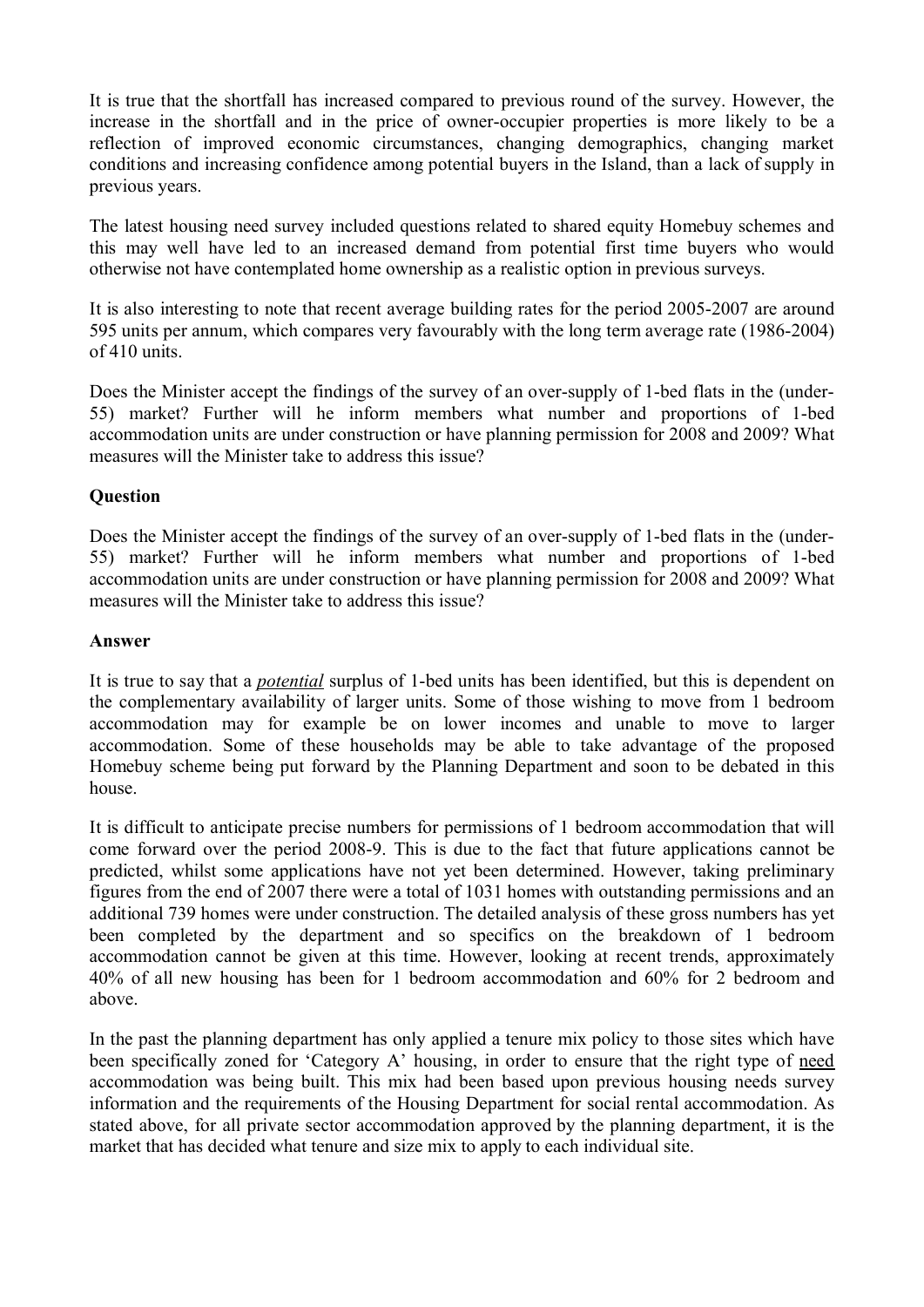It is true that the shortfall has increased compared to previous round of the survey. However, the increase in the shortfall and in the price of owner-occupier properties is more likely to be a reflection of improved economic circumstances, changing demographics, changing market conditions and increasing confidence among potential buyers in the Island, than a lack of supply in previous years.

The latest housing need survey included questions related to shared equity Homebuy schemes and this may well have led to an increased demand from potential first time buyers who would otherwise not have contemplated home ownership as a realistic option in previous surveys.

It is also interesting to note that recent average building rates for the period 2005-2007 are around 595 units per annum, which compares very favourably with the long term average rate (1986-2004) of 410 units.

Does the Minister accept the findings of the survey of an over-supply of 1-bed flats in the (under-55) market? Further will he inform members what number and proportions of 1-bed accommodation units are under construction or have planning permission for 2008 and 2009? What measures will the Minister take to address this issue?

**Question**

Does the Minister accept the findings of the survey of an over-supply of 1-bed flats in the (under-55) market? Further will he inform members what number and proportions of 1-bed accommodation units are under construction or have planning permission for 2008 and 2009? What measures will the Minister take to address this issue?

**Answer**

It is true to say that a ***potential*** surplus of 1-bed units has been identified, but this is dependent on the complementary availability of larger units. Some of those wishing to move from 1 bedroom accommodation may for example be on lower incomes and unable to move to larger accommodation. Some of these households may be able to take advantage of the proposed Homebuy scheme being put forward by the Planning Department and soon to be debated in this house.

It is difficult to anticipate precise numbers for permissions of 1 bedroom accommodation that will come forward over the period 2008-9. This is due to the fact that future applications cannot be predicted, whilst some applications have not yet been determined. However, taking preliminary figures from the end of 2007 there were a total of 1031 homes with outstanding permissions and an additional 739 homes were under construction. The detailed analysis of these gross numbers has yet been completed by the department and so specifics on the breakdown of 1 bedroom accommodation cannot be given at this time. However, looking at recent trends, approximately 40% of all new housing has been for 1 bedroom accommodation and 60% for 2 bedroom and above.

In the past the planning department has only applied a tenure mix policy to those sites which have been specifically zoned for 'Category A' housing, in order to ensure that the right type of need accommodation was being built. This mix had been based upon previous housing needs survey information and the requirements of the Housing Department for social rental accommodation. As stated above, for all private sector accommodation approved by the planning department, it is the market that has decided what tenure and size mix to apply to each individual site.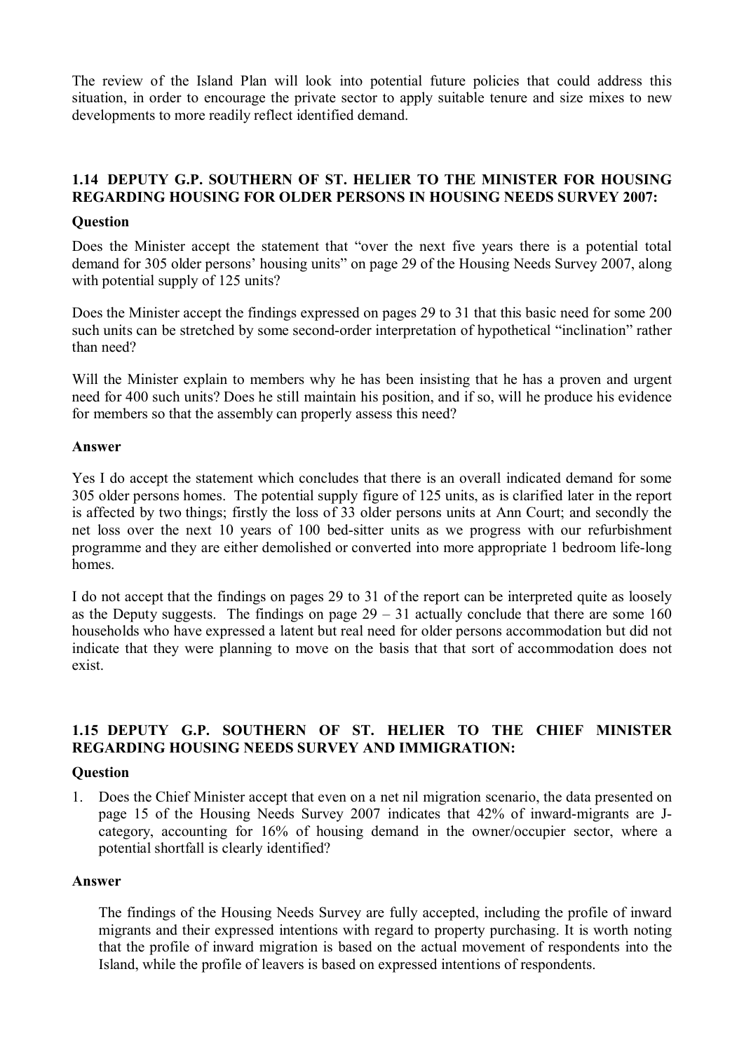The review of the Island Plan will look into potential future policies that could address this situation, in order to encourage the private sector to apply suitable tenure and size mixes to new developments to more readily reflect identified demand.

### 1.14 DEPUTY G.P. SOUTHERN OF ST. HELIER TO THE MINISTER FOR HOUSING REGARDING HOUSING FOR OLDER PERSONS IN HOUSING NEEDS SURVEY 2007:

**Question**

Does the Minister accept the statement that "over the next five years there is a potential total demand for 305 older persons' housing units" on page 29 of the Housing Needs Survey 2007, along with potential supply of 125 units?

Does the Minister accept the findings expressed on pages 29 to 31 that this basic need for some 200 such units can be stretched by some second-order interpretation of hypothetical "inclination" rather than need?

Will the Minister explain to members why he has been insisting that he has a proven and urgent need for 400 such units? Does he still maintain his position, and if so, will he produce his evidence for members so that the assembly can properly assess this need?

**Answer**

Yes I do accept the statement which concludes that there is an overall indicated demand for some 305 older persons homes. The potential supply figure of 125 units, as is clarified later in the report is affected by two things; firstly the loss of 33 older persons units at Ann Court; and secondly the net loss over the next 10 years of 100 bed-sitter units as we progress with our refurbishment programme and they are either demolished or converted into more appropriate 1 bedroom life-long homes.

I do not accept that the findings on pages 29 to 31 of the report can be interpreted quite as loosely as the Deputy suggests. The findings on page 29 – 31 actually conclude that there are some 160 households who have expressed a latent but real need for older persons accommodation but did not indicate that they were planning to move on the basis that that sort of accommodation does not exist.

### 1.15 DEPUTY G.P. SOUTHERN OF ST. HELIER TO THE CHIEF MINISTER REGARDING HOUSING NEEDS SURVEY AND IMMIGRATION:

**Question**

1. Does the Chief Minister accept that even on a net nil migration scenario, the data presented on page 15 of the Housing Needs Survey 2007 indicates that 42% of inward-migrants are J-category, accounting for 16% of housing demand in the owner/occupier sector, where a potential shortfall is clearly identified?

**Answer**

The findings of the Housing Needs Survey are fully accepted, including the profile of inward migrants and their expressed intentions with regard to property purchasing. It is worth noting that the profile of inward migration is based on the actual movement of respondents into the Island, while the profile of leavers is based on expressed intentions of respondents.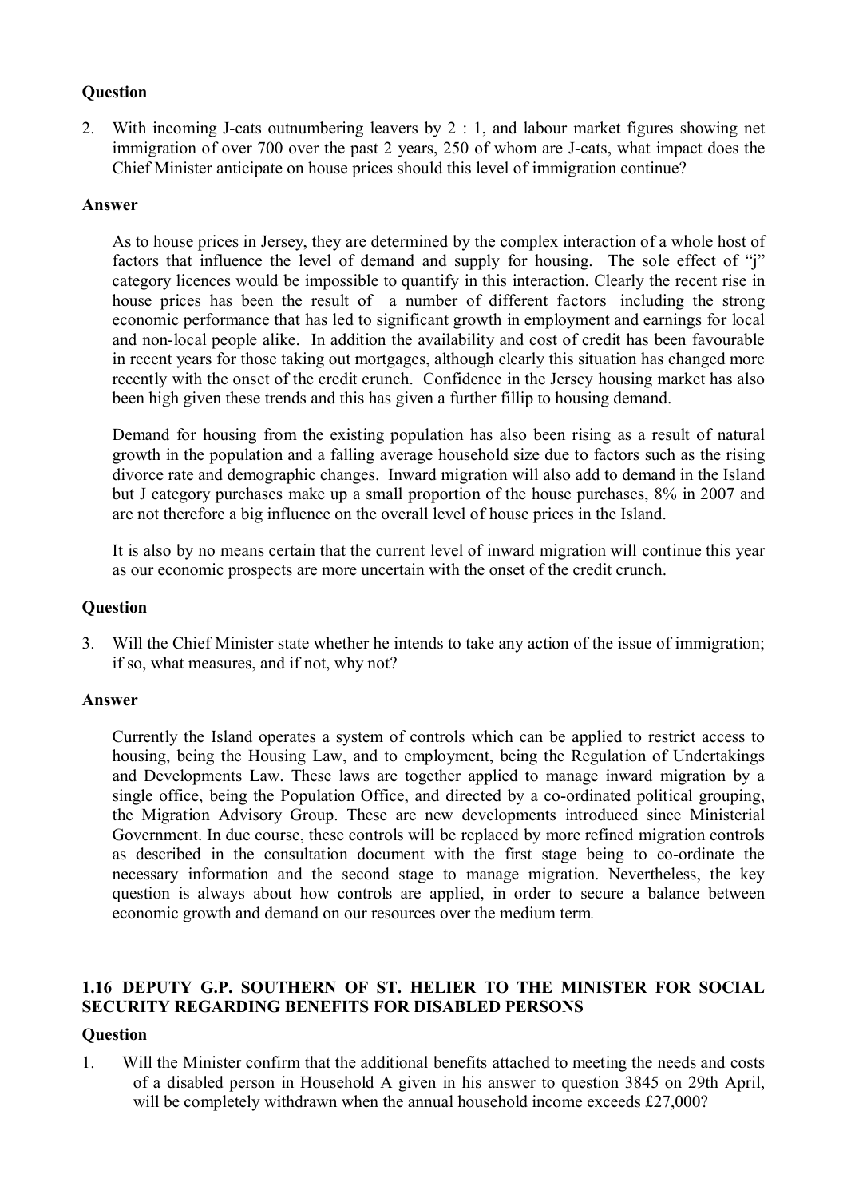**Question**

2. With incoming J-cats outnumbering leavers by 2 : 1, and labour market figures showing net immigration of over 700 over the past 2 years, 250 of whom are J-cats, what impact does the Chief Minister anticipate on house prices should this level of immigration continue?

**Answer**

As to house prices in Jersey, they are determined by the complex interaction of a whole host of factors that influence the level of demand and supply for housing. The sole effect of "j" category licences would be impossible to quantify in this interaction. Clearly the recent rise in house prices has been the result of a number of different factors including the strong economic performance that has led to significant growth in employment and earnings for local and non-local people alike. In addition the availability and cost of credit has been favourable in recent years for those taking out mortgages, although clearly this situation has changed more recently with the onset of the credit crunch. Confidence in the Jersey housing market has also been high given these trends and this has given a further fillip to housing demand.

Demand for housing from the existing population has also been rising as a result of natural growth in the population and a falling average household size due to factors such as the rising divorce rate and demographic changes. Inward migration will also add to demand in the Island but J category purchases make up a small proportion of the house purchases, 8% in 2007 and are not therefore a big influence on the overall level of house prices in the Island.

It is also by no means certain that the current level of inward migration will continue this year as our economic prospects are more uncertain with the onset of the credit crunch.

**Question**

3. Will the Chief Minister state whether he intends to take any action of the issue of immigration; if so, what measures, and if not, why not?

**Answer**

Currently the Island operates a system of controls which can be applied to restrict access to housing, being the Housing Law, and to employment, being the Regulation of Undertakings and Developments Law. These laws are together applied to manage inward migration by a single office, being the Population Office, and directed by a co-ordinated political grouping, the Migration Advisory Group. These are new developments introduced since Ministerial Government. In due course, these controls will be replaced by more refined migration controls as described in the consultation document with the first stage being to co-ordinate the necessary information and the second stage to manage migration. Nevertheless, the key question is always about how controls are applied, in order to secure a balance between economic growth and demand on our resources over the medium term.

### 1.16 DEPUTY G.P. SOUTHERN OF ST. HELIER TO THE MINISTER FOR SOCIAL SECURITY REGARDING BENEFITS FOR DISABLED PERSONS

**Question**

1. Will the Minister confirm that the additional benefits attached to meeting the needs and costs of a disabled person in Household A given in his answer to question 3845 on 29th April, will be completely withdrawn when the annual household income exceeds £27,000?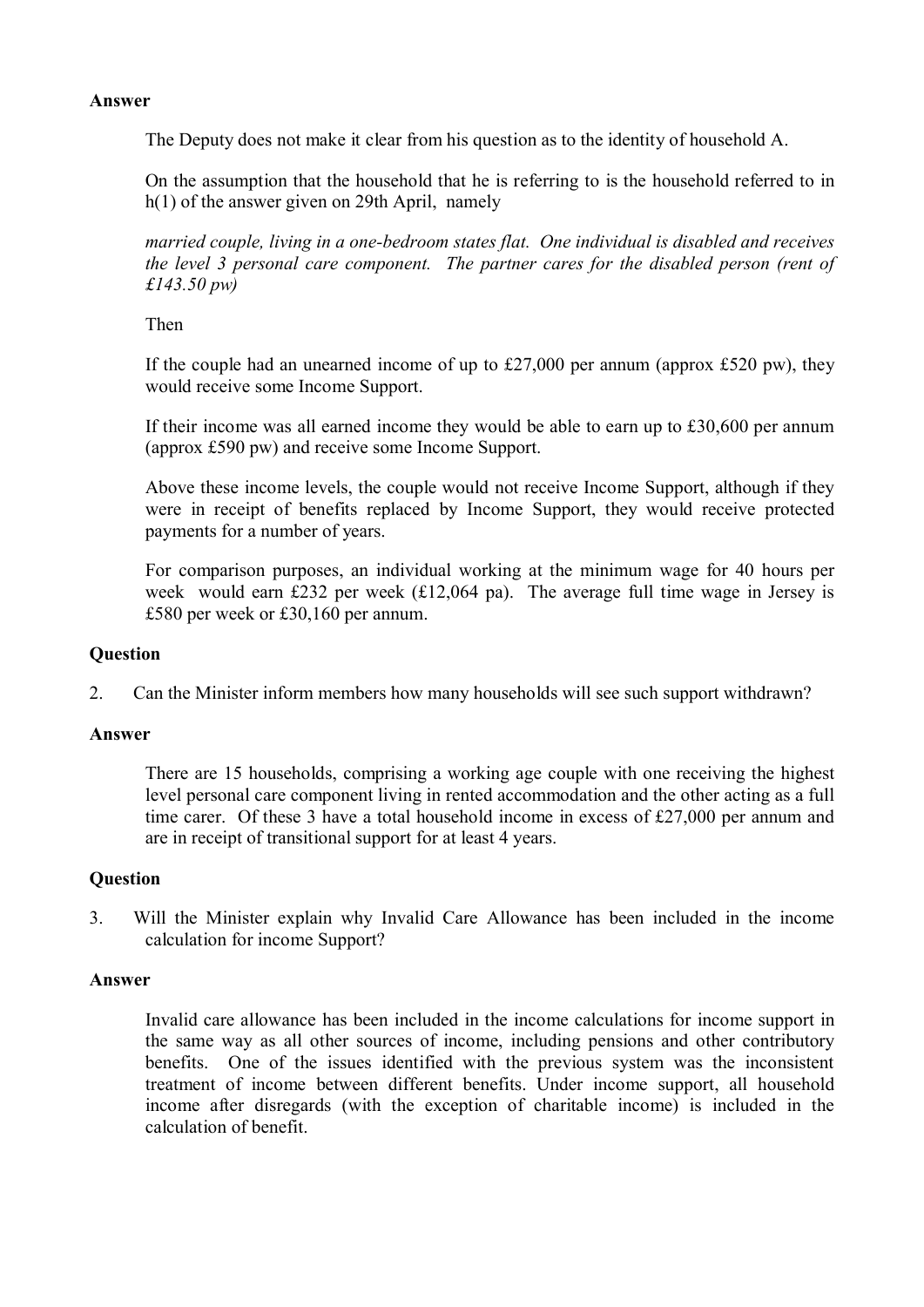**Answer**

The Deputy does not make it clear from his question as to the identity of household A.

On the assumption that the household that he is referring to is the household referred to in h(1) of the answer given on 29th April, namely

*married couple, living in a one-bedroom states flat. One individual is disabled and receives the level 3 personal care component. The partner cares for the disabled person (rent of £143.50 pw)*

Then

If the couple had an unearned income of up to £27,000 per annum (approx £520 pw), they would receive some Income Support.

If their income was all earned income they would be able to earn up to £30,600 per annum (approx £590 pw) and receive some Income Support.

Above these income levels, the couple would not receive Income Support, although if they were in receipt of benefits replaced by Income Support, they would receive protected payments for a number of years.

For comparison purposes, an individual working at the minimum wage for 40 hours per week would earn £232 per week (£12,064 pa). The average full time wage in Jersey is £580 per week or £30,160 per annum.

**Question**

2. Can the Minister inform members how many households will see such support withdrawn?

**Answer**

There are 15 households, comprising a working age couple with one receiving the highest level personal care component living in rented accommodation and the other acting as a full time carer. Of these 3 have a total household income in excess of £27,000 per annum and are in receipt of transitional support for at least 4 years.

**Question**

3. Will the Minister explain why Invalid Care Allowance has been included in the income calculation for income Support?

**Answer**

Invalid care allowance has been included in the income calculations for income support in the same way as all other sources of income, including pensions and other contributory benefits. One of the issues identified with the previous system was the inconsistent treatment of income between different benefits. Under income support, all household income after disregards (with the exception of charitable income) is included in the calculation of benefit.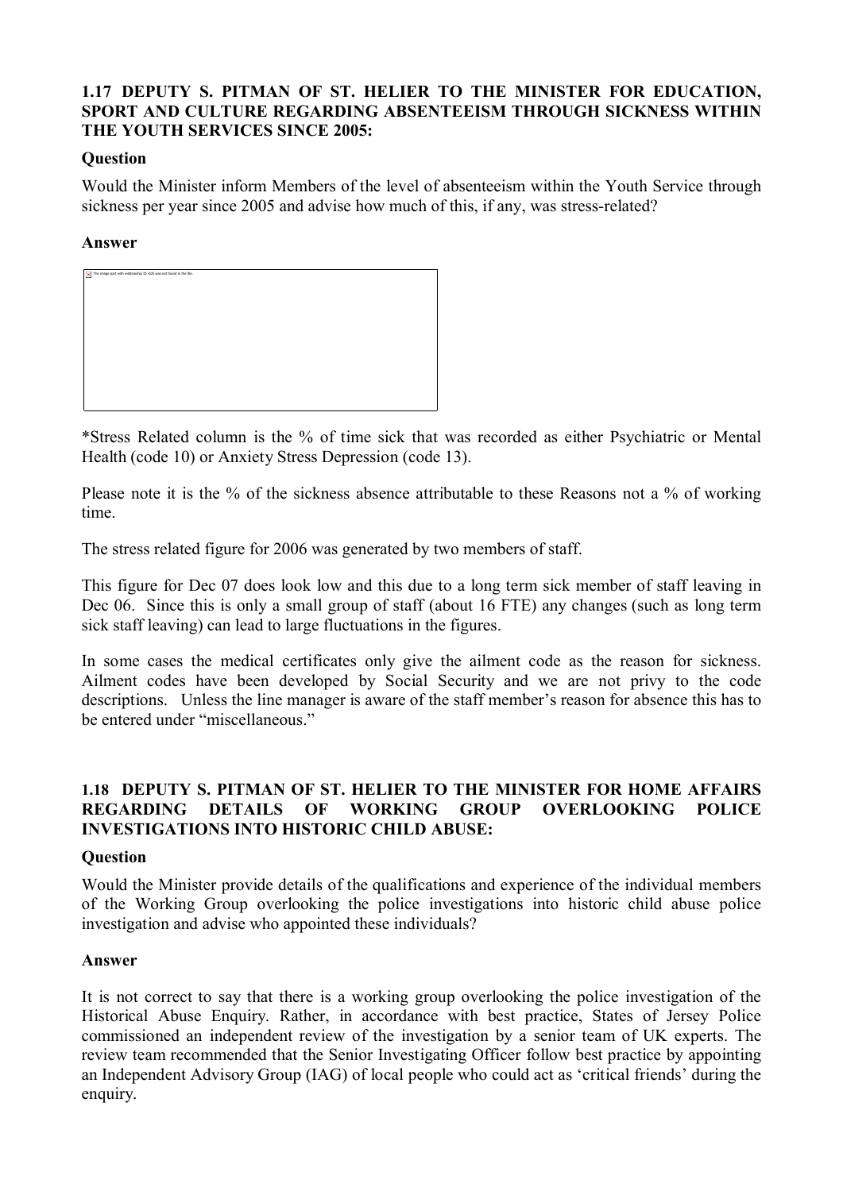**1.17 DEPUTY S. PITMAN OF ST. HELIER TO THE MINISTER FOR EDUCATION, SPORT AND CULTURE REGARDING ABSENTEEISM THROUGH SICKNESS WITHIN THE YOUTH SERVICES SINCE 2005:**

**Question**

Would the Minister inform Members of the level of absenteeism within the Youth Service through sickness per year since 2005 and advise how much of this, if any, was stress-related?

**Answer**

The image part with relationship ID rId6 was not found in the file.

*Stress Related column is the % of time sick that was recorded as either Psychiatric or Mental Health (code 10) or Anxiety Stress Depression (code 13).

Please note it is the % of the sickness absence attributable to these Reasons not a % of working time.

The stress related figure for 2006 was generated by two members of staff.

This figure for Dec 07 does look low and this due to a long term sick member of staff leaving in Dec 06. Since this is only a small group of staff (about 16 FTE) any changes (such as long term sick staff leaving) can lead to large fluctuations in the figures.

In some cases the medical certificates only give the ailment code as the reason for sickness. Ailment codes have been developed by Social Security and we are not privy to the code descriptions. Unless the line manager is aware of the staff member's reason for absence this has to be entered under "miscellaneous."

**1.18 DEPUTY S. PITMAN OF ST. HELIER TO THE MINISTER FOR HOME AFFAIRS REGARDING DETAILS OF WORKING GROUP OVERLOOKING POLICE INVESTIGATIONS INTO HISTORIC CHILD ABUSE:**

**Question**

Would the Minister provide details of the qualifications and experience of the individual members of the Working Group overlooking the police investigations into historic child abuse police investigation and advise who appointed these individuals?

**Answer**

It is not correct to say that there is a working group overlooking the police investigation of the Historical Abuse Enquiry. Rather, in accordance with best practice, States of Jersey Police commissioned an independent review of the investigation by a senior team of UK experts. The review team recommended that the Senior Investigating Officer follow best practice by appointing an Independent Advisory Group (IAG) of local people who could act as 'critical friends' during the enquiry.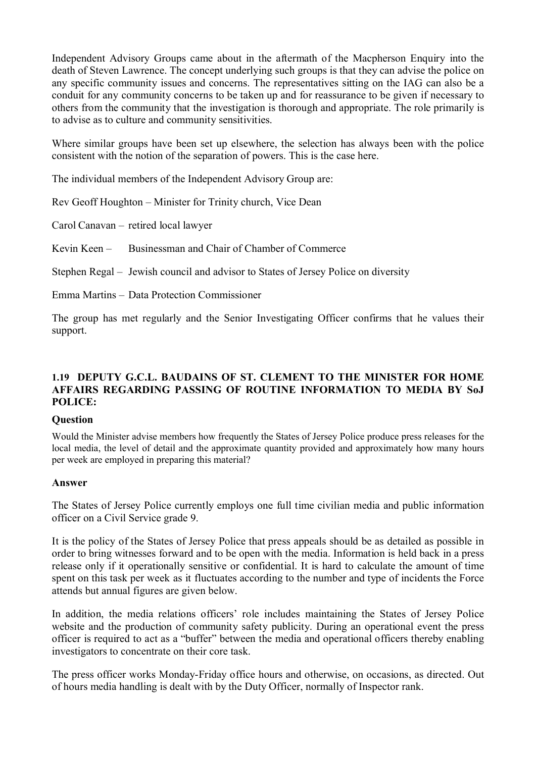Independent Advisory Groups came about in the aftermath of the Macpherson Enquiry into the death of Steven Lawrence. The concept underlying such groups is that they can advise the police on any specific community issues and concerns. The representatives sitting on the IAG can also be a conduit for any community concerns to be taken up and for reassurance to be given if necessary to others from the community that the investigation is thorough and appropriate. The role primarily is to advise as to culture and community sensitivities.

Where similar groups have been set up elsewhere, the selection has always been with the police consistent with the notion of the separation of powers. This is the case here.

The individual members of the Independent Advisory Group are:

Rev Geoff Houghton – Minister for Trinity church, Vice Dean

Carol Canavan – retired local lawyer

Kevin Keen – Businessman and Chair of Chamber of Commerce

Stephen Regal – Jewish council and advisor to States of Jersey Police on diversity

Emma Martins – Data Protection Commissioner

The group has met regularly and the Senior Investigating Officer confirms that he values their support.

### 1.19 DEPUTY G.C.L. BAUDAINS OF ST. CLEMENT TO THE MINISTER FOR HOME AFFAIRS REGARDING PASSING OF ROUTINE INFORMATION TO MEDIA BY SoJ POLICE:

**Question**

Would the Minister advise members how frequently the States of Jersey Police produce press releases for the local media, the level of detail and the approximate quantity provided and approximately how many hours per week are employed in preparing this material?

**Answer**

The States of Jersey Police currently employs one full time civilian media and public information officer on a Civil Service grade 9.

It is the policy of the States of Jersey Police that press appeals should be as detailed as possible in order to bring witnesses forward and to be open with the media. Information is held back in a press release only if it operationally sensitive or confidential. It is hard to calculate the amount of time spent on this task per week as it fluctuates according to the number and type of incidents the Force attends but annual figures are given below.

In addition, the media relations officers' role includes maintaining the States of Jersey Police website and the production of community safety publicity. During an operational event the press officer is required to act as a "buffer" between the media and operational officers thereby enabling investigators to concentrate on their core task.

The press officer works Monday-Friday office hours and otherwise, on occasions, as directed. Out of hours media handling is dealt with by the Duty Officer, normally of Inspector rank.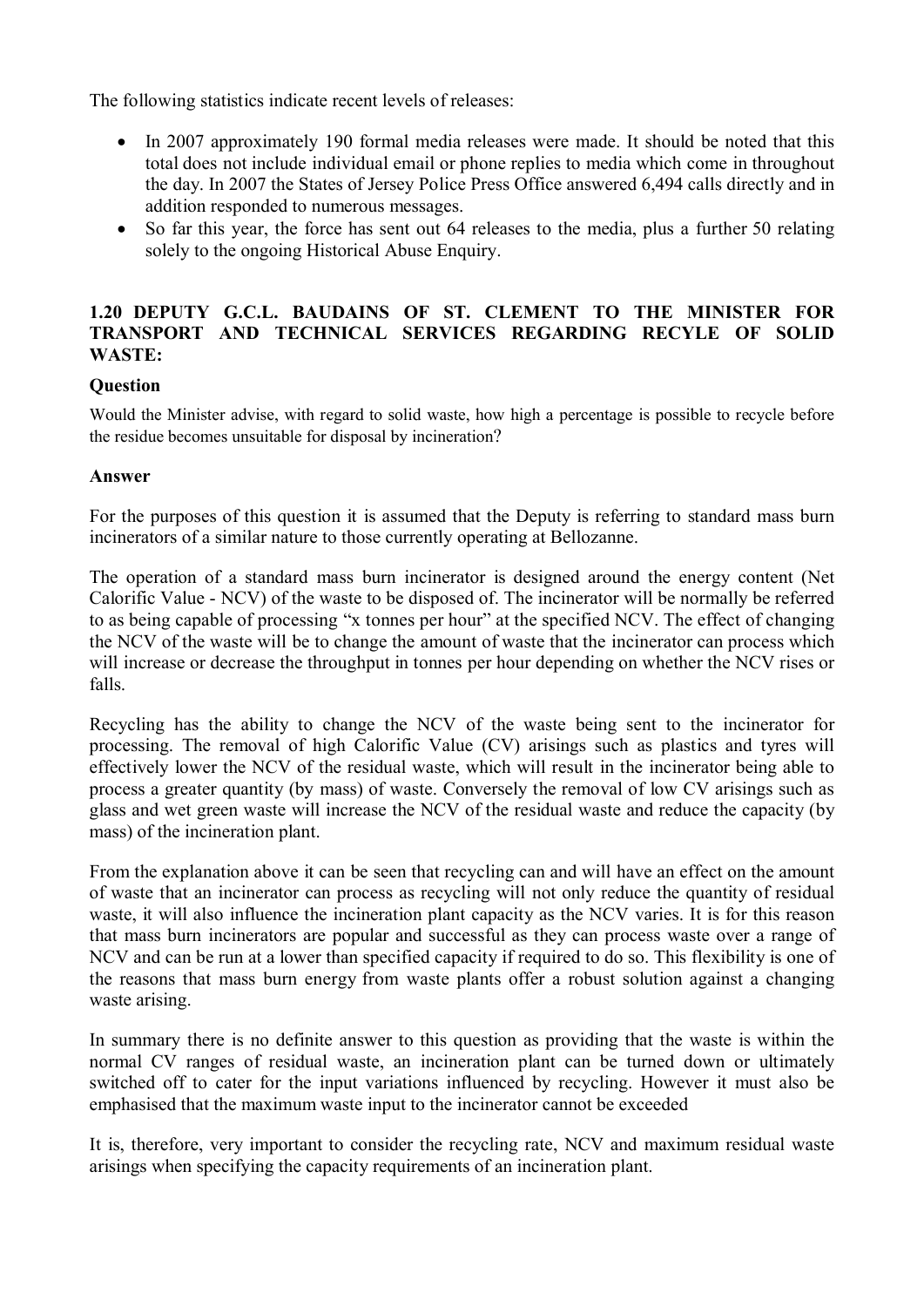The following statistics indicate recent levels of releases:

- In 2007 approximately 190 formal media releases were made. It should be noted that this total does not include individual email or phone replies to media which come in throughout the day. In 2007 the States of Jersey Police Press Office answered 6,494 calls directly and in addition responded to numerous messages.
- So far this year, the force has sent out 64 releases to the media, plus a further 50 relating solely to the ongoing Historical Abuse Enquiry.

### 1.20 DEPUTY G.C.L. BAUDAINS OF ST. CLEMENT TO THE MINISTER FOR TRANSPORT AND TECHNICAL SERVICES REGARDING RECYLE OF SOLID WASTE:

**Question**

Would the Minister advise, with regard to solid waste, how high a percentage is possible to recycle before the residue becomes unsuitable for disposal by incineration?

**Answer**

For the purposes of this question it is assumed that the Deputy is referring to standard mass burn incinerators of a similar nature to those currently operating at Bellozanne.

The operation of a standard mass burn incinerator is designed around the energy content (Net Calorific Value - NCV) of the waste to be disposed of. The incinerator will be normally be referred to as being capable of processing "x tonnes per hour" at the specified NCV. The effect of changing the NCV of the waste will be to change the amount of waste that the incinerator can process which will increase or decrease the throughput in tonnes per hour depending on whether the NCV rises or falls.

Recycling has the ability to change the NCV of the waste being sent to the incinerator for processing. The removal of high Calorific Value (CV) arisings such as plastics and tyres will effectively lower the NCV of the residual waste, which will result in the incinerator being able to process a greater quantity (by mass) of waste. Conversely the removal of low CV arisings such as glass and wet green waste will increase the NCV of the residual waste and reduce the capacity (by mass) of the incineration plant.

From the explanation above it can be seen that recycling can and will have an effect on the amount of waste that an incinerator can process as recycling will not only reduce the quantity of residual waste, it will also influence the incineration plant capacity as the NCV varies. It is for this reason that mass burn incinerators are popular and successful as they can process waste over a range of NCV and can be run at a lower than specified capacity if required to do so. This flexibility is one of the reasons that mass burn energy from waste plants offer a robust solution against a changing waste arising.

In summary there is no definite answer to this question as providing that the waste is within the normal CV ranges of residual waste, an incineration plant can be turned down or ultimately switched off to cater for the input variations influenced by recycling. However it must also be emphasised that the maximum waste input to the incinerator cannot be exceeded

It is, therefore, very important to consider the recycling rate, NCV and maximum residual waste arisings when specifying the capacity requirements of an incineration plant.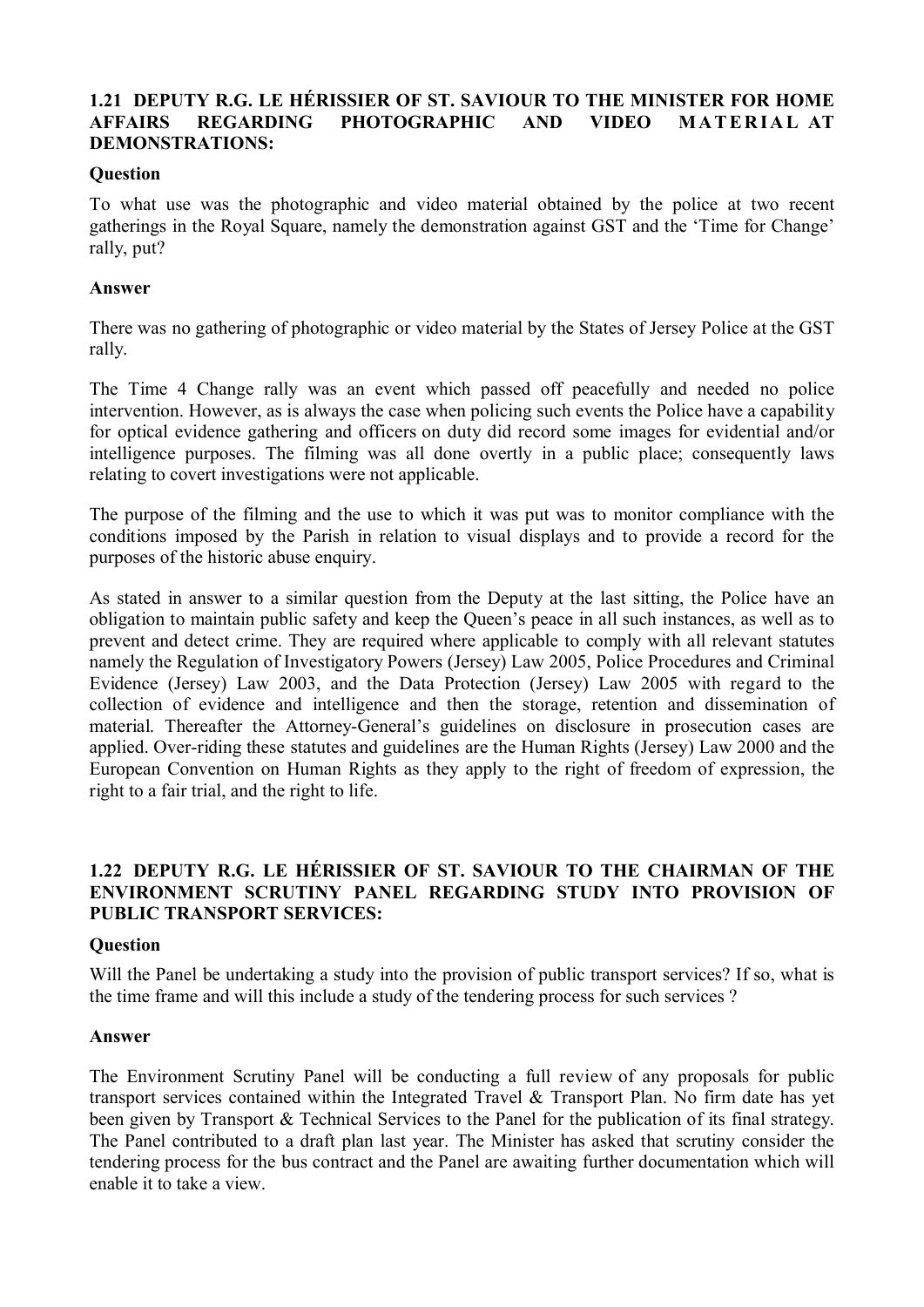### 1.21 DEPUTY R.G. LE HÉRISSIER OF ST. SAVIOUR TO THE MINISTER FOR HOME AFFAIRS REGARDING PHOTOGRAPHIC AND VIDEO MATERIAL AT DEMONSTRATIONS:

**Question**

To what use was the photographic and video material obtained by the police at two recent gatherings in the Royal Square, namely the demonstration against GST and the 'Time for Change' rally, put?

**Answer**

There was no gathering of photographic or video material by the States of Jersey Police at the GST rally.

The Time 4 Change rally was an event which passed off peacefully and needed no police intervention. However, as is always the case when policing such events the Police have a capability for optical evidence gathering and officers on duty did record some images for evidential and/or intelligence purposes. The filming was all done overtly in a public place; consequently laws relating to covert investigations were not applicable.

The purpose of the filming and the use to which it was put was to monitor compliance with the conditions imposed by the Parish in relation to visual displays and to provide a record for the purposes of the historic abuse enquiry.

As stated in answer to a similar question from the Deputy at the last sitting, the Police have an obligation to maintain public safety and keep the Queen's peace in all such instances, as well as to prevent and detect crime. They are required where applicable to comply with all relevant statutes namely the Regulation of Investigatory Powers (Jersey) Law 2005, Police Procedures and Criminal Evidence (Jersey) Law 2003, and the Data Protection (Jersey) Law 2005 with regard to the collection of evidence and intelligence and then the storage, retention and dissemination of material. Thereafter the Attorney-General's guidelines on disclosure in prosecution cases are applied. Over-riding these statutes and guidelines are the Human Rights (Jersey) Law 2000 and the European Convention on Human Rights as they apply to the right of freedom of expression, the right to a fair trial, and the right to life.

### 1.22 DEPUTY R.G. LE HÉRISSIER OF ST. SAVIOUR TO THE CHAIRMAN OF THE ENVIRONMENT SCRUTINY PANEL REGARDING STUDY INTO PROVISION OF PUBLIC TRANSPORT SERVICES:

**Question**

Will the Panel be undertaking a study into the provision of public transport services? If so, what is the time frame and will this include a study of the tendering process for such services ?

**Answer**

The Environment Scrutiny Panel will be conducting a full review of any proposals for public transport services contained within the Integrated Travel & Transport Plan. No firm date has yet been given by Transport & Technical Services to the Panel for the publication of its final strategy. The Panel contributed to a draft plan last year. The Minister has asked that scrutiny consider the tendering process for the bus contract and the Panel are awaiting further documentation which will enable it to take a view.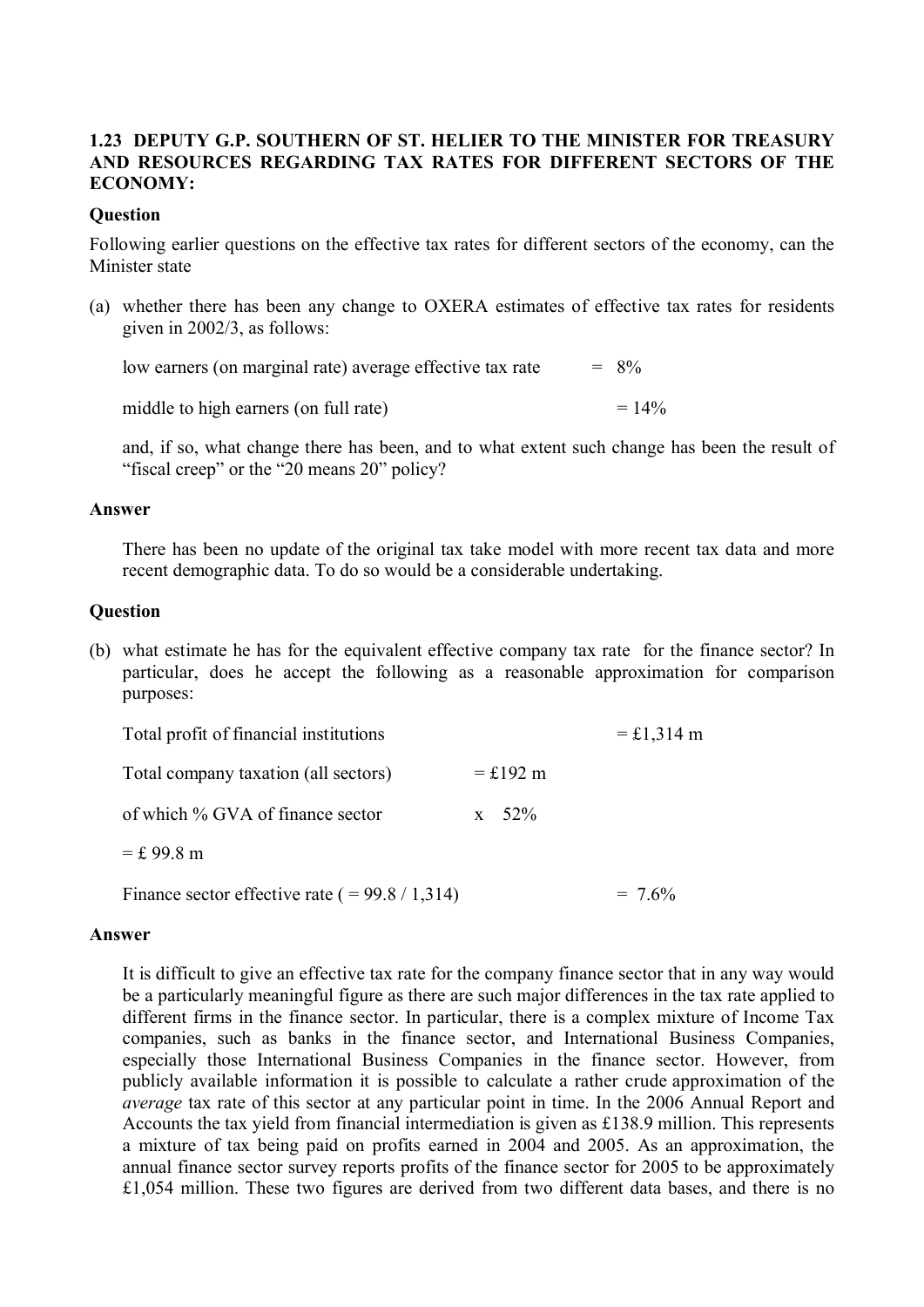### 1.23 DEPUTY G.P. SOUTHERN OF ST. HELIER TO THE MINISTER FOR TREASURY AND RESOURCES REGARDING TAX RATES FOR DIFFERENT SECTORS OF THE ECONOMY:

**Question**

Following earlier questions on the effective tax rates for different sectors of the economy, can the Minister state

(a) whether there has been any change to OXERA estimates of effective tax rates for residents given in 2002/3, as follows:

| | |
|---|---|
| low earners (on marginal rate) average effective tax rate | = 8% |
| middle to high earners (on full rate) | = 14% |

and, if so, what change there has been, and to what extent such change has been the result of "fiscal creep" or the "20 means 20" policy?

**Answer**

There has been no update of the original tax take model with more recent tax data and more recent demographic data. To do so would be a considerable undertaking.

**Question**

(b) what estimate he has for the equivalent effective company tax rate for the finance sector? In particular, does he accept the following as a reasonable approximation for comparison purposes:

| | | |
|---|---|---|
| Total profit of financial institutions | | = £1,314 m |
| Total company taxation (all sectors) | = £192 m | |
| of which % GVA of finance sector | x 52% | |
| = £ 99.8 m | | |
| Finance sector effective rate ( = 99.8 / 1,314) | | = 7.6% |

**Answer**

It is difficult to give an effective tax rate for the company finance sector that in any way would be a particularly meaningful figure as there are such major differences in the tax rate applied to different firms in the finance sector. In particular, there is a complex mixture of Income Tax companies, such as banks in the finance sector, and International Business Companies, especially those International Business Companies in the finance sector. However, from publicly available information it is possible to calculate a rather crude approximation of the *average* tax rate of this sector at any particular point in time. In the 2006 Annual Report and Accounts the tax yield from financial intermediation is given as £138.9 million. This represents a mixture of tax being paid on profits earned in 2004 and 2005. As an approximation, the annual finance sector survey reports profits of the finance sector for 2005 to be approximately £1,054 million. These two figures are derived from two different data bases, and there is no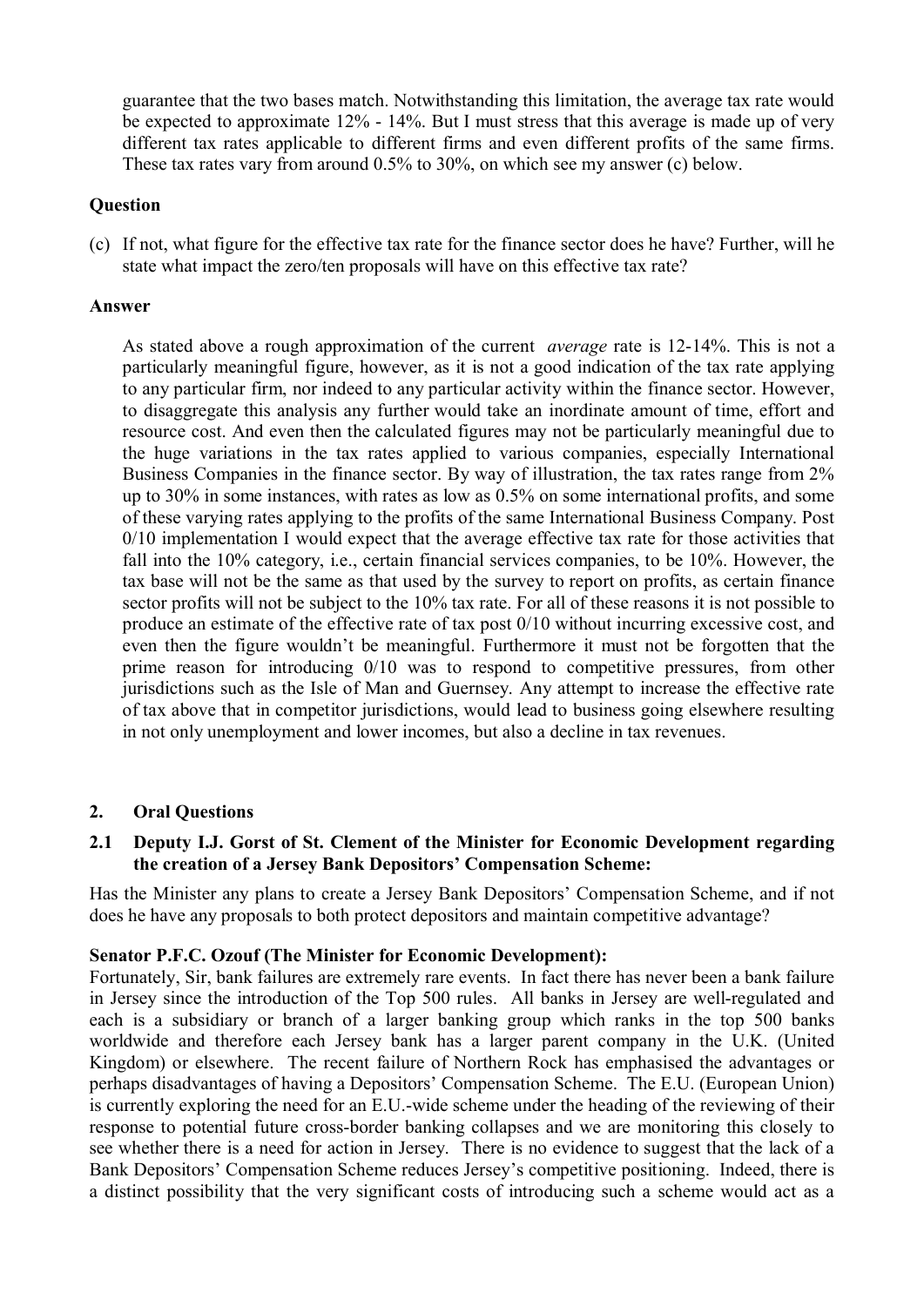guarantee that the two bases match. Notwithstanding this limitation, the average tax rate would be expected to approximate 12% - 14%. But I must stress that this average is made up of very different tax rates applicable to different firms and even different profits of the same firms. These tax rates vary from around 0.5% to 30%, on which see my answer (c) below.

**Question**

(c) If not, what figure for the effective tax rate for the finance sector does he have? Further, will he state what impact the zero/ten proposals will have on this effective tax rate?

**Answer**

As stated above a rough approximation of the current *average* rate is 12-14%. This is not a particularly meaningful figure, however, as it is not a good indication of the tax rate applying to any particular firm, nor indeed to any particular activity within the finance sector. However, to disaggregate this analysis any further would take an inordinate amount of time, effort and resource cost. And even then the calculated figures may not be particularly meaningful due to the huge variations in the tax rates applied to various companies, especially International Business Companies in the finance sector. By way of illustration, the tax rates range from 2% up to 30% in some instances, with rates as low as 0.5% on some international profits, and some of these varying rates applying to the profits of the same International Business Company. Post 0/10 implementation I would expect that the average effective tax rate for those activities that fall into the 10% category, i.e., certain financial services companies, to be 10%. However, the tax base will not be the same as that used by the survey to report on profits, as certain finance sector profits will not be subject to the 10% tax rate. For all of these reasons it is not possible to produce an estimate of the effective rate of tax post 0/10 without incurring excessive cost, and even then the figure wouldn't be meaningful. Furthermore it must not be forgotten that the prime reason for introducing 0/10 was to respond to competitive pressures, from other jurisdictions such as the Isle of Man and Guernsey. Any attempt to increase the effective rate of tax above that in competitor jurisdictions, would lead to business going elsewhere resulting in not only unemployment and lower incomes, but also a decline in tax revenues.

## 2. Oral Questions

### 2.1 Deputy I.J. Gorst of St. Clement of the Minister for Economic Development regarding the creation of a Jersey Bank Depositors' Compensation Scheme:

Has the Minister any plans to create a Jersey Bank Depositors' Compensation Scheme, and if not does he have any proposals to both protect depositors and maintain competitive advantage?

**Senator P.F.C. Ozouf (The Minister for Economic Development):**

Fortunately, Sir, bank failures are extremely rare events. In fact there has never been a bank failure in Jersey since the introduction of the Top 500 rules. All banks in Jersey are well-regulated and each is a subsidiary or branch of a larger banking group which ranks in the top 500 banks worldwide and therefore each Jersey bank has a larger parent company in the U.K. (United Kingdom) or elsewhere. The recent failure of Northern Rock has emphasised the advantages or perhaps disadvantages of having a Depositors' Compensation Scheme. The E.U. (European Union) is currently exploring the need for an E.U.-wide scheme under the heading of the reviewing of their response to potential future cross-border banking collapses and we are monitoring this closely to see whether there is a need for action in Jersey. There is no evidence to suggest that the lack of a Bank Depositors' Compensation Scheme reduces Jersey's competitive positioning. Indeed, there is a distinct possibility that the very significant costs of introducing such a scheme would act as a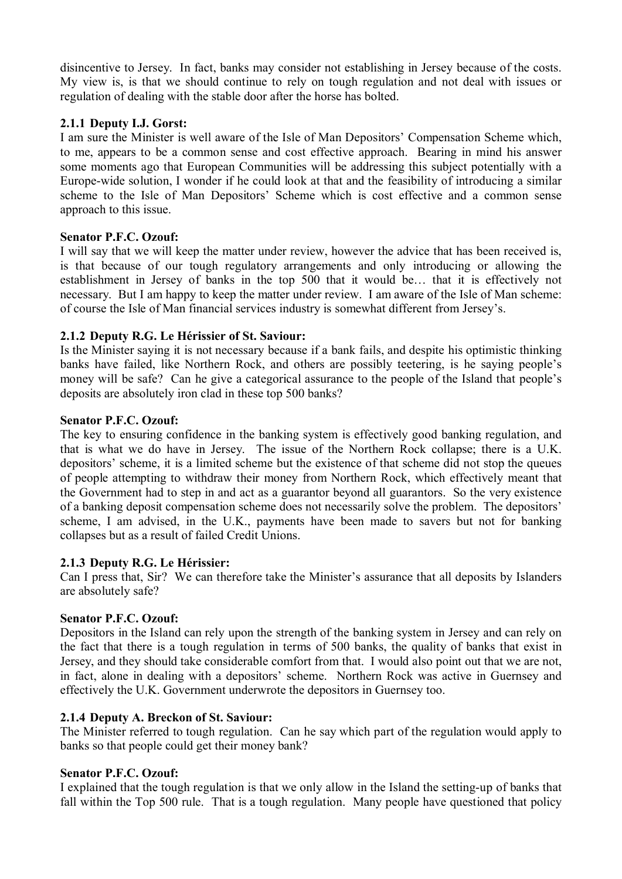disincentive to Jersey. In fact, banks may consider not establishing in Jersey because of the costs. My view is, is that we should continue to rely on tough regulation and not deal with issues or regulation of dealing with the stable door after the horse has bolted.

### 2.1.1 Deputy I.J. Gorst:

I am sure the Minister is well aware of the Isle of Man Depositors' Compensation Scheme which, to me, appears to be a common sense and cost effective approach. Bearing in mind his answer some moments ago that European Communities will be addressing this subject potentially with a Europe-wide solution, I wonder if he could look at that and the feasibility of introducing a similar scheme to the Isle of Man Depositors' Scheme which is cost effective and a common sense approach to this issue.

**Senator P.F.C. Ozouf:**

I will say that we will keep the matter under review, however the advice that has been received is, is that because of our tough regulatory arrangements and only introducing or allowing the establishment in Jersey of banks in the top 500 that it would be… that it is effectively not necessary. But I am happy to keep the matter under review. I am aware of the Isle of Man scheme: of course the Isle of Man financial services industry is somewhat different from Jersey's.

### 2.1.2 Deputy R.G. Le Hérissier of St. Saviour:

Is the Minister saying it is not necessary because if a bank fails, and despite his optimistic thinking banks have failed, like Northern Rock, and others are possibly teetering, is he saying people's money will be safe? Can he give a categorical assurance to the people of the Island that people's deposits are absolutely iron clad in these top 500 banks?

**Senator P.F.C. Ozouf:**

The key to ensuring confidence in the banking system is effectively good banking regulation, and that is what we do have in Jersey. The issue of the Northern Rock collapse; there is a U.K. depositors' scheme, it is a limited scheme but the existence of that scheme did not stop the queues of people attempting to withdraw their money from Northern Rock, which effectively meant that the Government had to step in and act as a guarantor beyond all guarantors. So the very existence of a banking deposit compensation scheme does not necessarily solve the problem. The depositors' scheme, I am advised, in the U.K., payments have been made to savers but not for banking collapses but as a result of failed Credit Unions.

### 2.1.3 Deputy R.G. Le Hérissier:

Can I press that, Sir? We can therefore take the Minister's assurance that all deposits by Islanders are absolutely safe?

**Senator P.F.C. Ozouf:**

Depositors in the Island can rely upon the strength of the banking system in Jersey and can rely on the fact that there is a tough regulation in terms of 500 banks, the quality of banks that exist in Jersey, and they should take considerable comfort from that. I would also point out that we are not, in fact, alone in dealing with a depositors' scheme. Northern Rock was active in Guernsey and effectively the U.K. Government underwrote the depositors in Guernsey too.

### 2.1.4 Deputy A. Breckon of St. Saviour:

The Minister referred to tough regulation. Can he say which part of the regulation would apply to banks so that people could get their money bank?

**Senator P.F.C. Ozouf:**

I explained that the tough regulation is that we only allow in the Island the setting-up of banks that fall within the Top 500 rule. That is a tough regulation. Many people have questioned that policy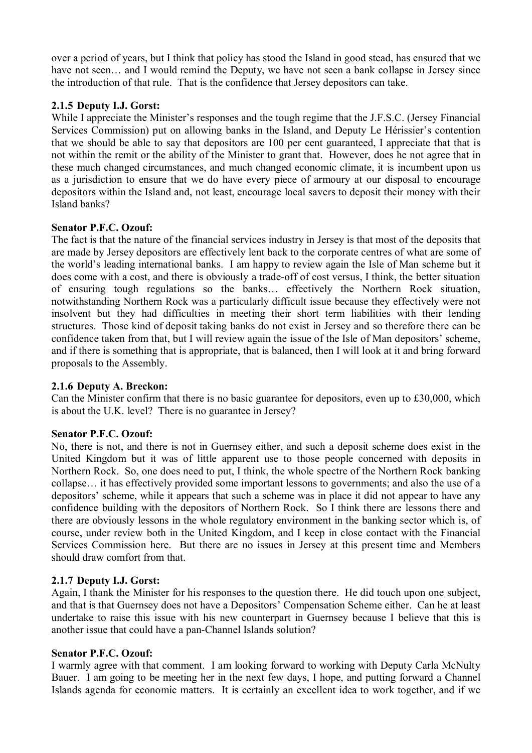over a period of years, but I think that policy has stood the Island in good stead, has ensured that we have not seen… and I would remind the Deputy, we have not seen a bank collapse in Jersey since the introduction of that rule. That is the confidence that Jersey depositors can take.

### 2.1.5 Deputy I.J. Gorst:

While I appreciate the Minister's responses and the tough regime that the J.F.S.C. (Jersey Financial Services Commission) put on allowing banks in the Island, and Deputy Le Hérissier's contention that we should be able to say that depositors are 100 per cent guaranteed, I appreciate that that is not within the remit or the ability of the Minister to grant that. However, does he not agree that in these much changed circumstances, and much changed economic climate, it is incumbent upon us as a jurisdiction to ensure that we do have every piece of armoury at our disposal to encourage depositors within the Island and, not least, encourage local savers to deposit their money with their Island banks?

**Senator P.F.C. Ozouf:**

The fact is that the nature of the financial services industry in Jersey is that most of the deposits that are made by Jersey depositors are effectively lent back to the corporate centres of what are some of the world's leading international banks. I am happy to review again the Isle of Man scheme but it does come with a cost, and there is obviously a trade-off of cost versus, I think, the better situation of ensuring tough regulations so the banks… effectively the Northern Rock situation, notwithstanding Northern Rock was a particularly difficult issue because they effectively were not insolvent but they had difficulties in meeting their short term liabilities with their lending structures. Those kind of deposit taking banks do not exist in Jersey and so therefore there can be confidence taken from that, but I will review again the issue of the Isle of Man depositors' scheme, and if there is something that is appropriate, that is balanced, then I will look at it and bring forward proposals to the Assembly.

### 2.1.6 Deputy A. Breckon:

Can the Minister confirm that there is no basic guarantee for depositors, even up to £30,000, which is about the U.K. level? There is no guarantee in Jersey?

**Senator P.F.C. Ozouf:**

No, there is not, and there is not in Guernsey either, and such a deposit scheme does exist in the United Kingdom but it was of little apparent use to those people concerned with deposits in Northern Rock. So, one does need to put, I think, the whole spectre of the Northern Rock banking collapse… it has effectively provided some important lessons to governments; and also the use of a depositors' scheme, while it appears that such a scheme was in place it did not appear to have any confidence building with the depositors of Northern Rock. So I think there are lessons there and there are obviously lessons in the whole regulatory environment in the banking sector which is, of course, under review both in the United Kingdom, and I keep in close contact with the Financial Services Commission here. But there are no issues in Jersey at this present time and Members should draw comfort from that.

### 2.1.7 Deputy I.J. Gorst:

Again, I thank the Minister for his responses to the question there. He did touch upon one subject, and that is that Guernsey does not have a Depositors' Compensation Scheme either. Can he at least undertake to raise this issue with his new counterpart in Guernsey because I believe that this is another issue that could have a pan-Channel Islands solution?

**Senator P.F.C. Ozouf:**

I warmly agree with that comment. I am looking forward to working with Deputy Carla McNulty Bauer. I am going to be meeting her in the next few days, I hope, and putting forward a Channel Islands agenda for economic matters. It is certainly an excellent idea to work together, and if we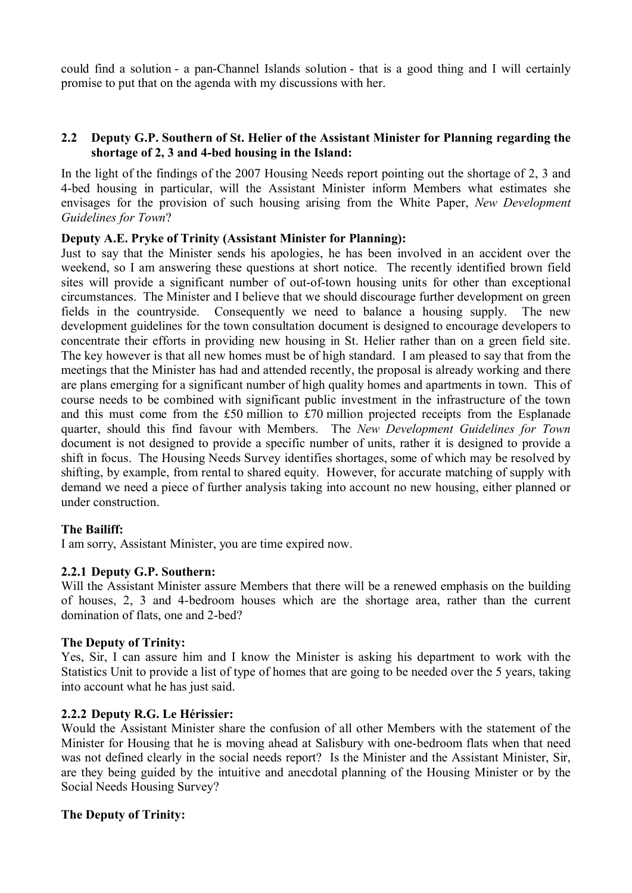could find a solution - a pan-Channel Islands solution - that is a good thing and I will certainly promise to put that on the agenda with my discussions with her.

### 2.2 Deputy G.P. Southern of St. Helier of the Assistant Minister for Planning regarding the shortage of 2, 3 and 4-bed housing in the Island:

In the light of the findings of the 2007 Housing Needs report pointing out the shortage of 2, 3 and 4-bed housing in particular, will the Assistant Minister inform Members what estimates she envisages for the provision of such housing arising from the White Paper, *New Development Guidelines for Town*?

**Deputy A.E. Pryke of Trinity (Assistant Minister for Planning):**

Just to say that the Minister sends his apologies, he has been involved in an accident over the weekend, so I am answering these questions at short notice. The recently identified brown field sites will provide a significant number of out-of-town housing units for other than exceptional circumstances. The Minister and I believe that we should discourage further development on green fields in the countryside. Consequently we need to balance a housing supply. The new development guidelines for the town consultation document is designed to encourage developers to concentrate their efforts in providing new housing in St. Helier rather than on a green field site. The key however is that all new homes must be of high standard. I am pleased to say that from the meetings that the Minister has had and attended recently, the proposal is already working and there are plans emerging for a significant number of high quality homes and apartments in town. This of course needs to be combined with significant public investment in the infrastructure of the town and this must come from the £50 million to £70 million projected receipts from the Esplanade quarter, should this find favour with Members. The *New Development Guidelines for Town* document is not designed to provide a specific number of units, rather it is designed to provide a shift in focus. The Housing Needs Survey identifies shortages, some of which may be resolved by shifting, by example, from rental to shared equity. However, for accurate matching of supply with demand we need a piece of further analysis taking into account no new housing, either planned or under construction.

**The Bailiff:**

I am sorry, Assistant Minister, you are time expired now.

#### 2.2.1 Deputy G.P. Southern:

Will the Assistant Minister assure Members that there will be a renewed emphasis on the building of houses, 2, 3 and 4-bedroom houses which are the shortage area, rather than the current domination of flats, one and 2-bed?

**The Deputy of Trinity:**

Yes, Sir, I can assure him and I know the Minister is asking his department to work with the Statistics Unit to provide a list of type of homes that are going to be needed over the 5 years, taking into account what he has just said.

#### 2.2.2 Deputy R.G. Le Hérissier:

Would the Assistant Minister share the confusion of all other Members with the statement of the Minister for Housing that he is moving ahead at Salisbury with one-bedroom flats when that need was not defined clearly in the social needs report? Is the Minister and the Assistant Minister, Sir, are they being guided by the intuitive and anecdotal planning of the Housing Minister or by the Social Needs Housing Survey?

**The Deputy of Trinity:**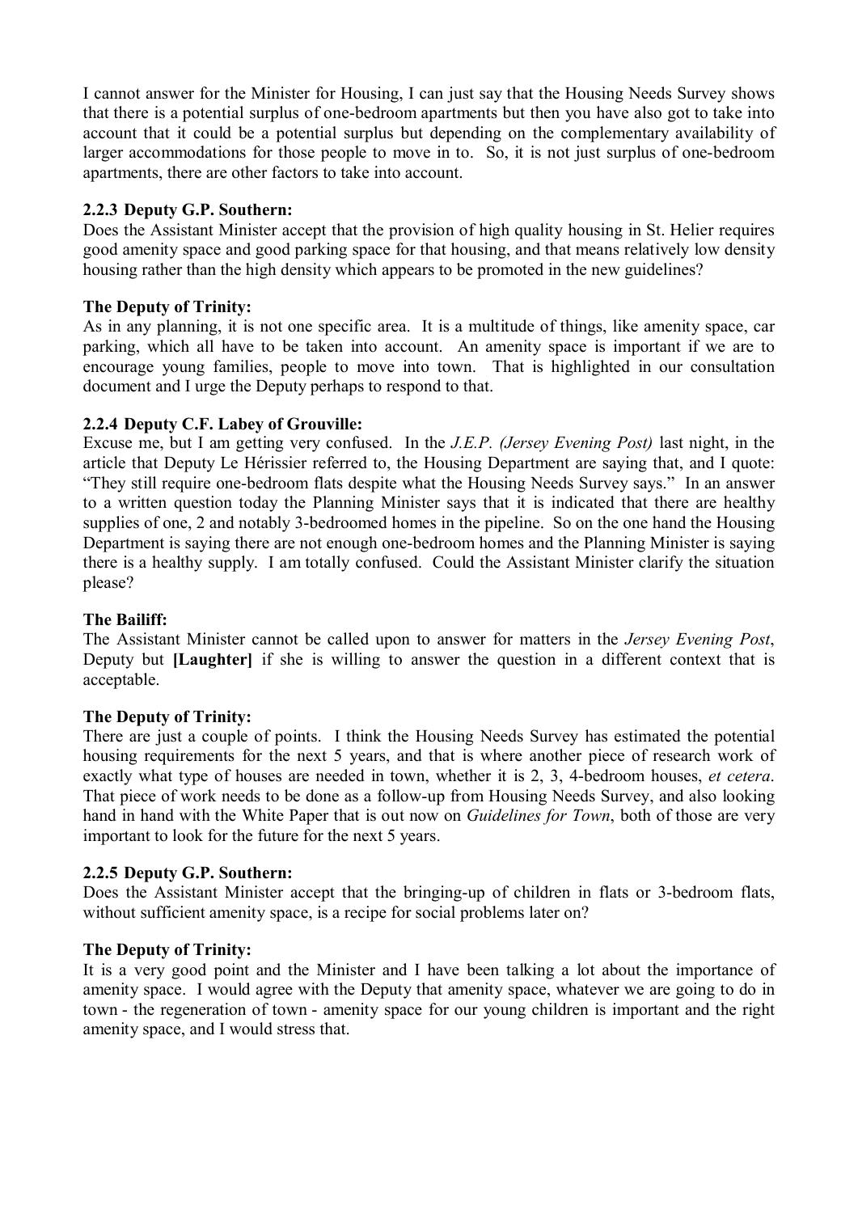I cannot answer for the Minister for Housing, I can just say that the Housing Needs Survey shows that there is a potential surplus of one-bedroom apartments but then you have also got to take into account that it could be a potential surplus but depending on the complementary availability of larger accommodations for those people to move in to. So, it is not just surplus of one-bedroom apartments, there are other factors to take into account.

### 2.2.3 Deputy G.P. Southern:

Does the Assistant Minister accept that the provision of high quality housing in St. Helier requires good amenity space and good parking space for that housing, and that means relatively low density housing rather than the high density which appears to be promoted in the new guidelines?

**The Deputy of Trinity:**

As in any planning, it is not one specific area. It is a multitude of things, like amenity space, car parking, which all have to be taken into account. An amenity space is important if we are to encourage young families, people to move into town. That is highlighted in our consultation document and I urge the Deputy perhaps to respond to that.

### 2.2.4 Deputy C.F. Labey of Grouville:

Excuse me, but I am getting very confused. In the *J.E.P. (Jersey Evening Post)* last night, in the article that Deputy Le Hérissier referred to, the Housing Department are saying that, and I quote: "They still require one-bedroom flats despite what the Housing Needs Survey says." In an answer to a written question today the Planning Minister says that it is indicated that there are healthy supplies of one, 2 and notably 3-bedroomed homes in the pipeline. So on the one hand the Housing Department is saying there are not enough one-bedroom homes and the Planning Minister is saying there is a healthy supply. I am totally confused. Could the Assistant Minister clarify the situation please?

**The Bailiff:**

The Assistant Minister cannot be called upon to answer for matters in the *Jersey Evening Post*, Deputy but **[Laughter]** if she is willing to answer the question in a different context that is acceptable.

**The Deputy of Trinity:**

There are just a couple of points. I think the Housing Needs Survey has estimated the potential housing requirements for the next 5 years, and that is where another piece of research work of exactly what type of houses are needed in town, whether it is 2, 3, 4-bedroom houses, *et cetera*. That piece of work needs to be done as a follow-up from Housing Needs Survey, and also looking hand in hand with the White Paper that is out now on *Guidelines for Town*, both of those are very important to look for the future for the next 5 years.

### 2.2.5 Deputy G.P. Southern:

Does the Assistant Minister accept that the bringing-up of children in flats or 3-bedroom flats, without sufficient amenity space, is a recipe for social problems later on?

**The Deputy of Trinity:**

It is a very good point and the Minister and I have been talking a lot about the importance of amenity space. I would agree with the Deputy that amenity space, whatever we are going to do in town - the regeneration of town - amenity space for our young children is important and the right amenity space, and I would stress that.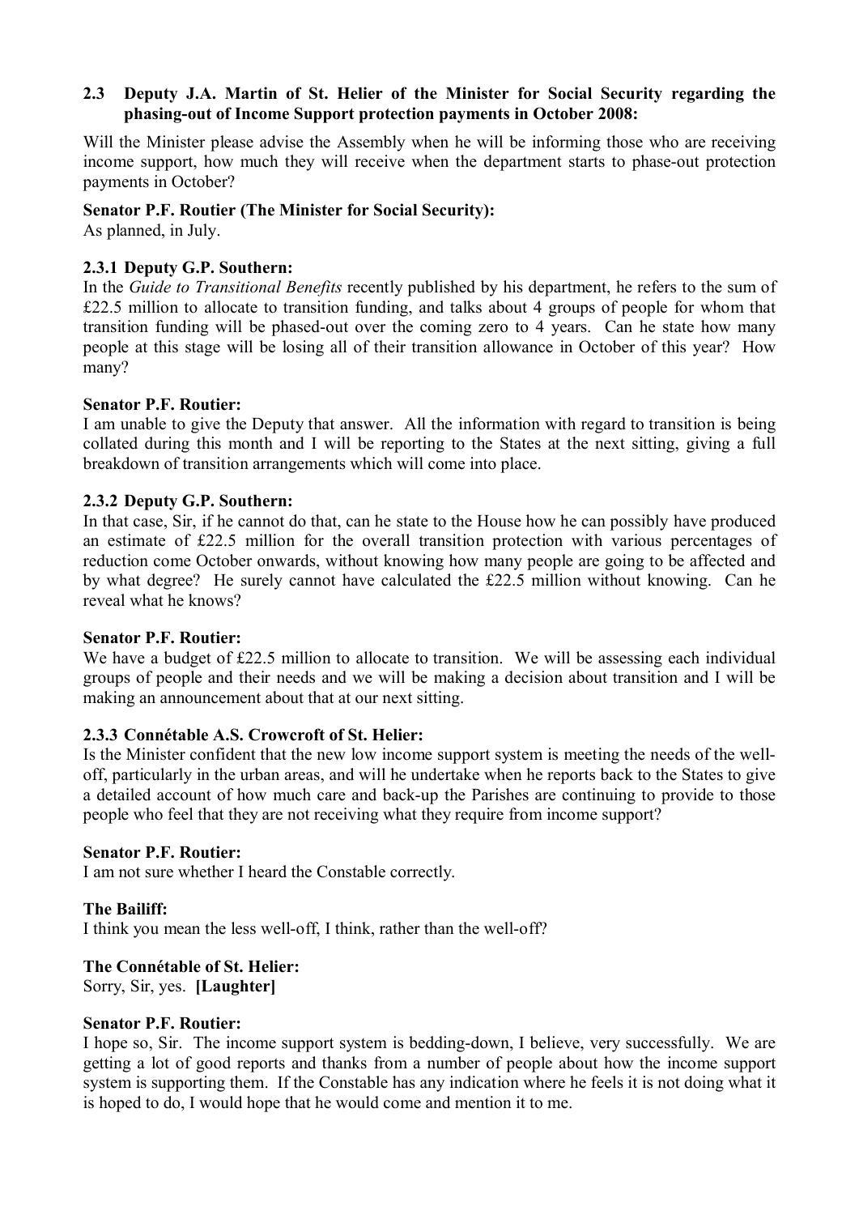### 2.3 Deputy J.A. Martin of St. Helier of the Minister for Social Security regarding the phasing-out of Income Support protection payments in October 2008:

Will the Minister please advise the Assembly when he will be informing those who are receiving income support, how much they will receive when the department starts to phase-out protection payments in October?

**Senator P.F. Routier (The Minister for Social Security):**

As planned, in July.

#### 2.3.1 Deputy G.P. Southern:

In the *Guide to Transitional Benefits* recently published by his department, he refers to the sum of £22.5 million to allocate to transition funding, and talks about 4 groups of people for whom that transition funding will be phased-out over the coming zero to 4 years. Can he state how many people at this stage will be losing all of their transition allowance in October of this year? How many?

**Senator P.F. Routier:**

I am unable to give the Deputy that answer. All the information with regard to transition is being collated during this month and I will be reporting to the States at the next sitting, giving a full breakdown of transition arrangements which will come into place.

#### 2.3.2 Deputy G.P. Southern:

In that case, Sir, if he cannot do that, can he state to the House how he can possibly have produced an estimate of £22.5 million for the overall transition protection with various percentages of reduction come October onwards, without knowing how many people are going to be affected and by what degree? He surely cannot have calculated the £22.5 million without knowing. Can he reveal what he knows?

**Senator P.F. Routier:**

We have a budget of £22.5 million to allocate to transition. We will be assessing each individual groups of people and their needs and we will be making a decision about transition and I will be making an announcement about that at our next sitting.

#### 2.3.3 Connétable A.S. Crowcroft of St. Helier:

Is the Minister confident that the new low income support system is meeting the needs of the well-off, particularly in the urban areas, and will he undertake when he reports back to the States to give a detailed account of how much care and back-up the Parishes are continuing to provide to those people who feel that they are not receiving what they require from income support?

**Senator P.F. Routier:**

I am not sure whether I heard the Constable correctly.

**The Bailiff:**

I think you mean the less well-off, I think, rather than the well-off?

**The Connétable of St. Helier:**

Sorry, Sir, yes. **[Laughter]**

**Senator P.F. Routier:**

I hope so, Sir. The income support system is bedding-down, I believe, very successfully. We are getting a lot of good reports and thanks from a number of people about how the income support system is supporting them. If the Constable has any indication where he feels it is not doing what it is hoped to do, I would hope that he would come and mention it to me.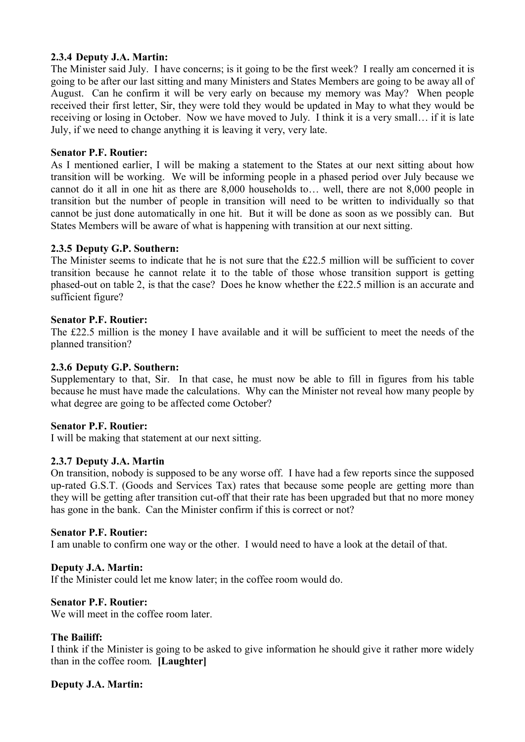**2.3.4 Deputy J.A. Martin:**

The Minister said July. I have concerns; is it going to be the first week? I really am concerned it is going to be after our last sitting and many Ministers and States Members are going to be away all of August. Can he confirm it will be very early on because my memory was May? When people received their first letter, Sir, they were told they would be updated in May to what they would be receiving or losing in October. Now we have moved to July. I think it is a very small… if it is late July, if we need to change anything it is leaving it very, very late.

**Senator P.F. Routier:**

As I mentioned earlier, I will be making a statement to the States at our next sitting about how transition will be working. We will be informing people in a phased period over July because we cannot do it all in one hit as there are 8,000 households to… well, there are not 8,000 people in transition but the number of people in transition will need to be written to individually so that cannot be just done automatically in one hit. But it will be done as soon as we possibly can. But States Members will be aware of what is happening with transition at our next sitting.

**2.3.5 Deputy G.P. Southern:**

The Minister seems to indicate that he is not sure that the £22.5 million will be sufficient to cover transition because he cannot relate it to the table of those whose transition support is getting phased-out on table 2, is that the case? Does he know whether the £22.5 million is an accurate and sufficient figure?

**Senator P.F. Routier:**

The £22.5 million is the money I have available and it will be sufficient to meet the needs of the planned transition?

**2.3.6 Deputy G.P. Southern:**

Supplementary to that, Sir. In that case, he must now be able to fill in figures from his table because he must have made the calculations. Why can the Minister not reveal how many people by what degree are going to be affected come October?

**Senator P.F. Routier:**

I will be making that statement at our next sitting.

**2.3.7 Deputy J.A. Martin**

On transition, nobody is supposed to be any worse off. I have had a few reports since the supposed up-rated G.S.T. (Goods and Services Tax) rates that because some people are getting more than they will be getting after transition cut-off that their rate has been upgraded but that no more money has gone in the bank. Can the Minister confirm if this is correct or not?

**Senator P.F. Routier:**

I am unable to confirm one way or the other. I would need to have a look at the detail of that.

**Deputy J.A. Martin:**

If the Minister could let me know later; in the coffee room would do.

**Senator P.F. Routier:**

We will meet in the coffee room later.

**The Bailiff:**

I think if the Minister is going to be asked to give information he should give it rather more widely than in the coffee room. **[Laughter]**

**Deputy J.A. Martin:**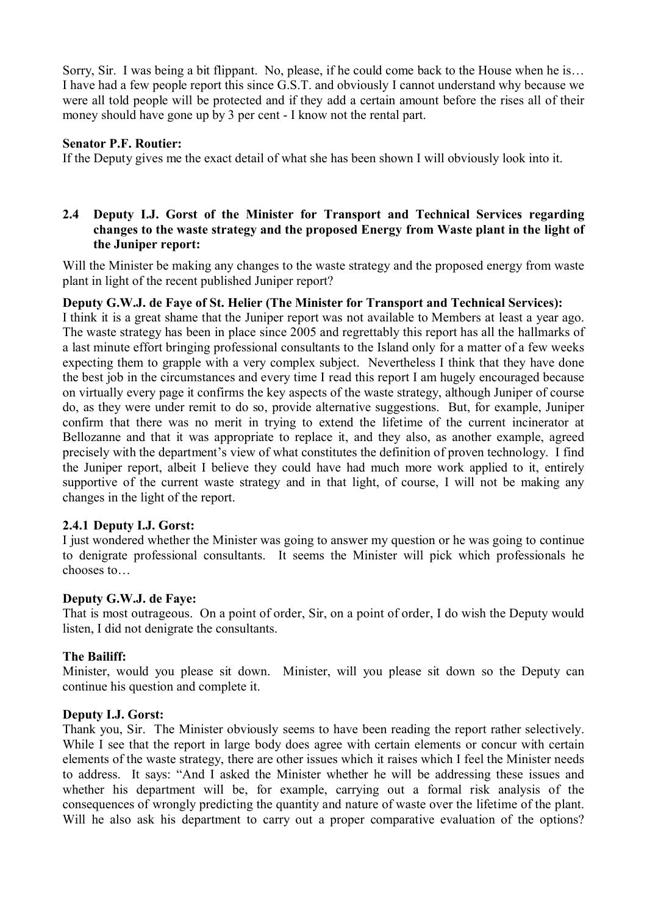Sorry, Sir. I was being a bit flippant. No, please, if he could come back to the House when he is… I have had a few people report this since G.S.T. and obviously I cannot understand why because we were all told people will be protected and if they add a certain amount before the rises all of their money should have gone up by 3 per cent - I know not the rental part.

**Senator P.F. Routier:**

If the Deputy gives me the exact detail of what she has been shown I will obviously look into it.

### 2.4 Deputy I.J. Gorst of the Minister for Transport and Technical Services regarding changes to the waste strategy and the proposed Energy from Waste plant in the light of the Juniper report:

Will the Minister be making any changes to the waste strategy and the proposed energy from waste plant in light of the recent published Juniper report?

**Deputy G.W.J. de Faye of St. Helier (The Minister for Transport and Technical Services):**

I think it is a great shame that the Juniper report was not available to Members at least a year ago. The waste strategy has been in place since 2005 and regrettably this report has all the hallmarks of a last minute effort bringing professional consultants to the Island only for a matter of a few weeks expecting them to grapple with a very complex subject. Nevertheless I think that they have done the best job in the circumstances and every time I read this report I am hugely encouraged because on virtually every page it confirms the key aspects of the waste strategy, although Juniper of course do, as they were under remit to do so, provide alternative suggestions. But, for example, Juniper confirm that there was no merit in trying to extend the lifetime of the current incinerator at Bellozanne and that it was appropriate to replace it, and they also, as another example, agreed precisely with the department's view of what constitutes the definition of proven technology. I find the Juniper report, albeit I believe they could have had much more work applied to it, entirely supportive of the current waste strategy and in that light, of course, I will not be making any changes in the light of the report.

#### 2.4.1 Deputy I.J. Gorst:

I just wondered whether the Minister was going to answer my question or he was going to continue to denigrate professional consultants. It seems the Minister will pick which professionals he chooses to…

**Deputy G.W.J. de Faye:**

That is most outrageous. On a point of order, Sir, on a point of order, I do wish the Deputy would listen, I did not denigrate the consultants.

**The Bailiff:**

Minister, would you please sit down. Minister, will you please sit down so the Deputy can continue his question and complete it.

**Deputy I.J. Gorst:**

Thank you, Sir. The Minister obviously seems to have been reading the report rather selectively. While I see that the report in large body does agree with certain elements or concur with certain elements of the waste strategy, there are other issues which it raises which I feel the Minister needs to address. It says: "And I asked the Minister whether he will be addressing these issues and whether his department will be, for example, carrying out a formal risk analysis of the consequences of wrongly predicting the quantity and nature of waste over the lifetime of the plant. Will he also ask his department to carry out a proper comparative evaluation of the options?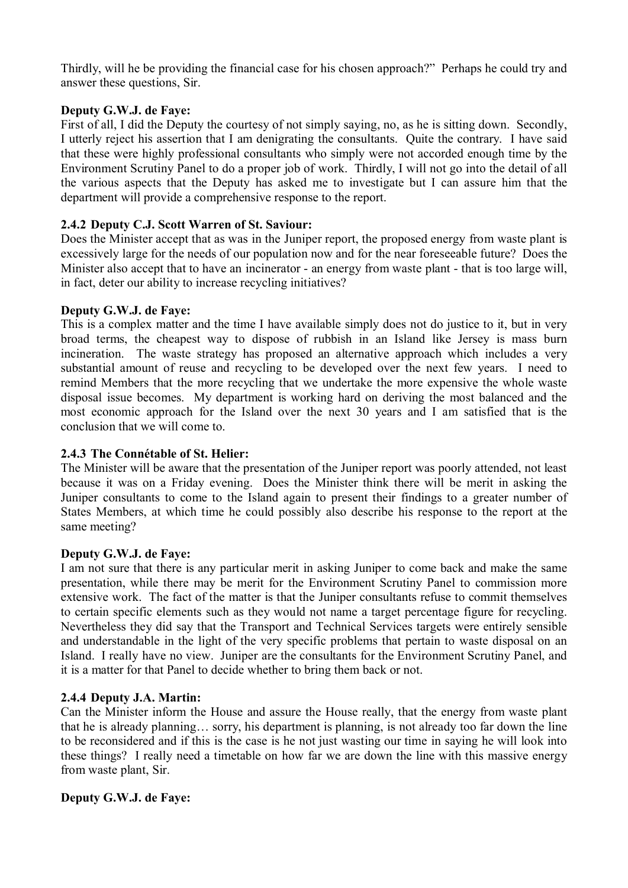Thirdly, will he be providing the financial case for his chosen approach?" Perhaps he could try and answer these questions, Sir.

**Deputy G.W.J. de Faye:**

First of all, I did the Deputy the courtesy of not simply saying, no, as he is sitting down. Secondly, I utterly reject his assertion that I am denigrating the consultants. Quite the contrary. I have said that these were highly professional consultants who simply were not accorded enough time by the Environment Scrutiny Panel to do a proper job of work. Thirdly, I will not go into the detail of all the various aspects that the Deputy has asked me to investigate but I can assure him that the department will provide a comprehensive response to the report.

### 2.4.2 Deputy C.J. Scott Warren of St. Saviour:

Does the Minister accept that as was in the Juniper report, the proposed energy from waste plant is excessively large for the needs of our population now and for the near foreseeable future? Does the Minister also accept that to have an incinerator - an energy from waste plant - that is too large will, in fact, deter our ability to increase recycling initiatives?

**Deputy G.W.J. de Faye:**

This is a complex matter and the time I have available simply does not do justice to it, but in very broad terms, the cheapest way to dispose of rubbish in an Island like Jersey is mass burn incineration. The waste strategy has proposed an alternative approach which includes a very substantial amount of reuse and recycling to be developed over the next few years. I need to remind Members that the more recycling that we undertake the more expensive the whole waste disposal issue becomes. My department is working hard on deriving the most balanced and the most economic approach for the Island over the next 30 years and I am satisfied that is the conclusion that we will come to.

### 2.4.3 The Connétable of St. Helier:

The Minister will be aware that the presentation of the Juniper report was poorly attended, not least because it was on a Friday evening. Does the Minister think there will be merit in asking the Juniper consultants to come to the Island again to present their findings to a greater number of States Members, at which time he could possibly also describe his response to the report at the same meeting?

**Deputy G.W.J. de Faye:**

I am not sure that there is any particular merit in asking Juniper to come back and make the same presentation, while there may be merit for the Environment Scrutiny Panel to commission more extensive work. The fact of the matter is that the Juniper consultants refuse to commit themselves to certain specific elements such as they would not name a target percentage figure for recycling. Nevertheless they did say that the Transport and Technical Services targets were entirely sensible and understandable in the light of the very specific problems that pertain to waste disposal on an Island. I really have no view. Juniper are the consultants for the Environment Scrutiny Panel, and it is a matter for that Panel to decide whether to bring them back or not.

### 2.4.4 Deputy J.A. Martin:

Can the Minister inform the House and assure the House really, that the energy from waste plant that he is already planning… sorry, his department is planning, is not already too far down the line to be reconsidered and if this is the case is he not just wasting our time in saying he will look into these things? I really need a timetable on how far we are down the line with this massive energy from waste plant, Sir.

**Deputy G.W.J. de Faye:**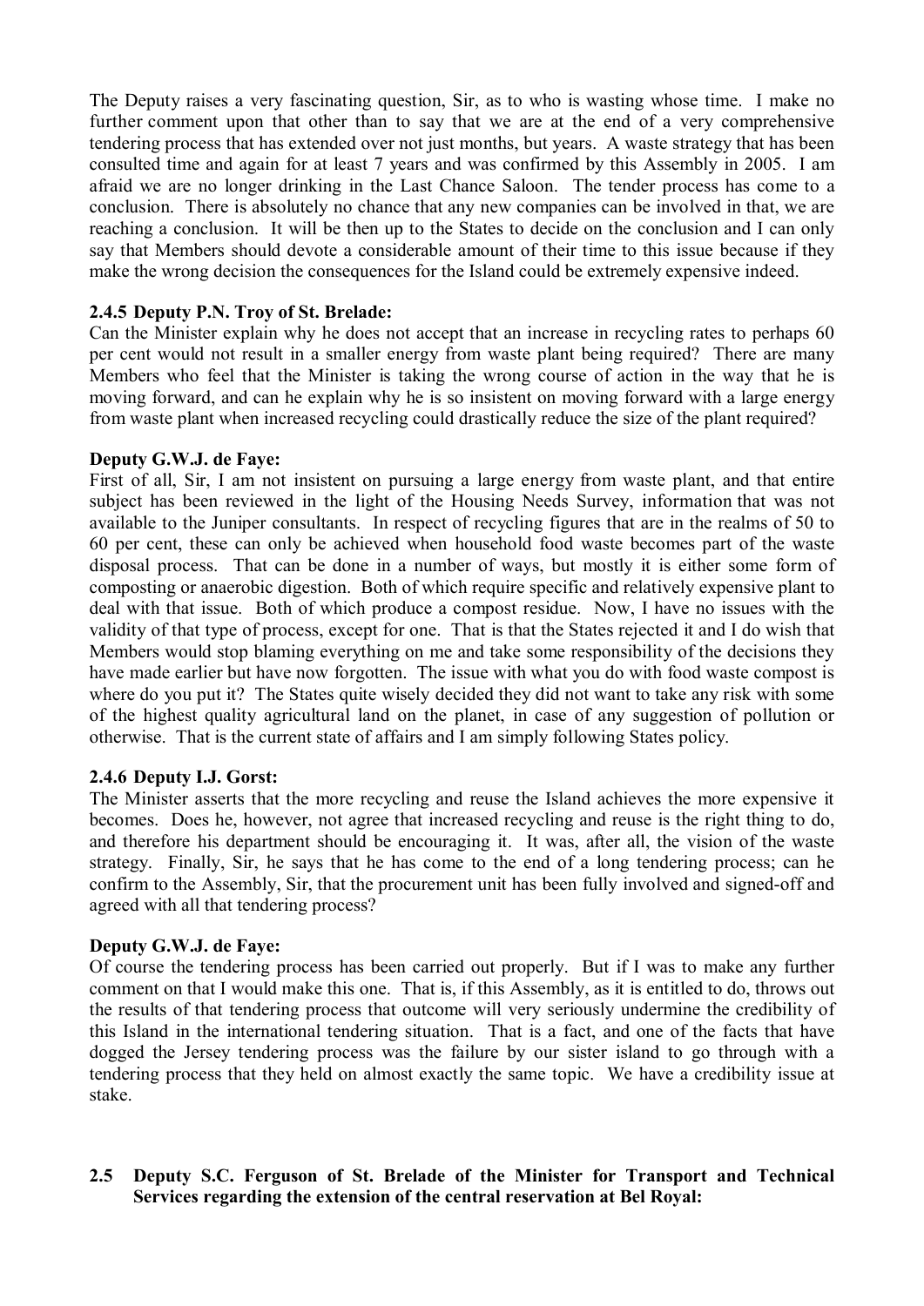The Deputy raises a very fascinating question, Sir, as to who is wasting whose time. I make no further comment upon that other than to say that we are at the end of a very comprehensive tendering process that has extended over not just months, but years. A waste strategy that has been consulted time and again for at least 7 years and was confirmed by this Assembly in 2005. I am afraid we are no longer drinking in the Last Chance Saloon. The tender process has come to a conclusion. There is absolutely no chance that any new companies can be involved in that, we are reaching a conclusion. It will be then up to the States to decide on the conclusion and I can only say that Members should devote a considerable amount of their time to this issue because if they make the wrong decision the consequences for the Island could be extremely expensive indeed.

### 2.4.5 Deputy P.N. Troy of St. Brelade:

Can the Minister explain why he does not accept that an increase in recycling rates to perhaps 60 per cent would not result in a smaller energy from waste plant being required? There are many Members who feel that the Minister is taking the wrong course of action in the way that he is moving forward, and can he explain why he is so insistent on moving forward with a large energy from waste plant when increased recycling could drastically reduce the size of the plant required?

**Deputy G.W.J. de Faye:**

First of all, Sir, I am not insistent on pursuing a large energy from waste plant, and that entire subject has been reviewed in the light of the Housing Needs Survey, information that was not available to the Juniper consultants. In respect of recycling figures that are in the realms of 50 to 60 per cent, these can only be achieved when household food waste becomes part of the waste disposal process. That can be done in a number of ways, but mostly it is either some form of composting or anaerobic digestion. Both of which require specific and relatively expensive plant to deal with that issue. Both of which produce a compost residue. Now, I have no issues with the validity of that type of process, except for one. That is that the States rejected it and I do wish that Members would stop blaming everything on me and take some responsibility of the decisions they have made earlier but have now forgotten. The issue with what you do with food waste compost is where do you put it? The States quite wisely decided they did not want to take any risk with some of the highest quality agricultural land on the planet, in case of any suggestion of pollution or otherwise. That is the current state of affairs and I am simply following States policy.

### 2.4.6 Deputy I.J. Gorst:

The Minister asserts that the more recycling and reuse the Island achieves the more expensive it becomes. Does he, however, not agree that increased recycling and reuse is the right thing to do, and therefore his department should be encouraging it. It was, after all, the vision of the waste strategy. Finally, Sir, he says that he has come to the end of a long tendering process; can he confirm to the Assembly, Sir, that the procurement unit has been fully involved and signed-off and agreed with all that tendering process?

**Deputy G.W.J. de Faye:**

Of course the tendering process has been carried out properly. But if I was to make any further comment on that I would make this one. That is, if this Assembly, as it is entitled to do, throws out the results of that tendering process that outcome will very seriously undermine the credibility of this Island in the international tendering situation. That is a fact, and one of the facts that have dogged the Jersey tendering process was the failure by our sister island to go through with a tendering process that they held on almost exactly the same topic. We have a credibility issue at stake.

## 2.5 Deputy S.C. Ferguson of St. Brelade of the Minister for Transport and Technical Services regarding the extension of the central reservation at Bel Royal: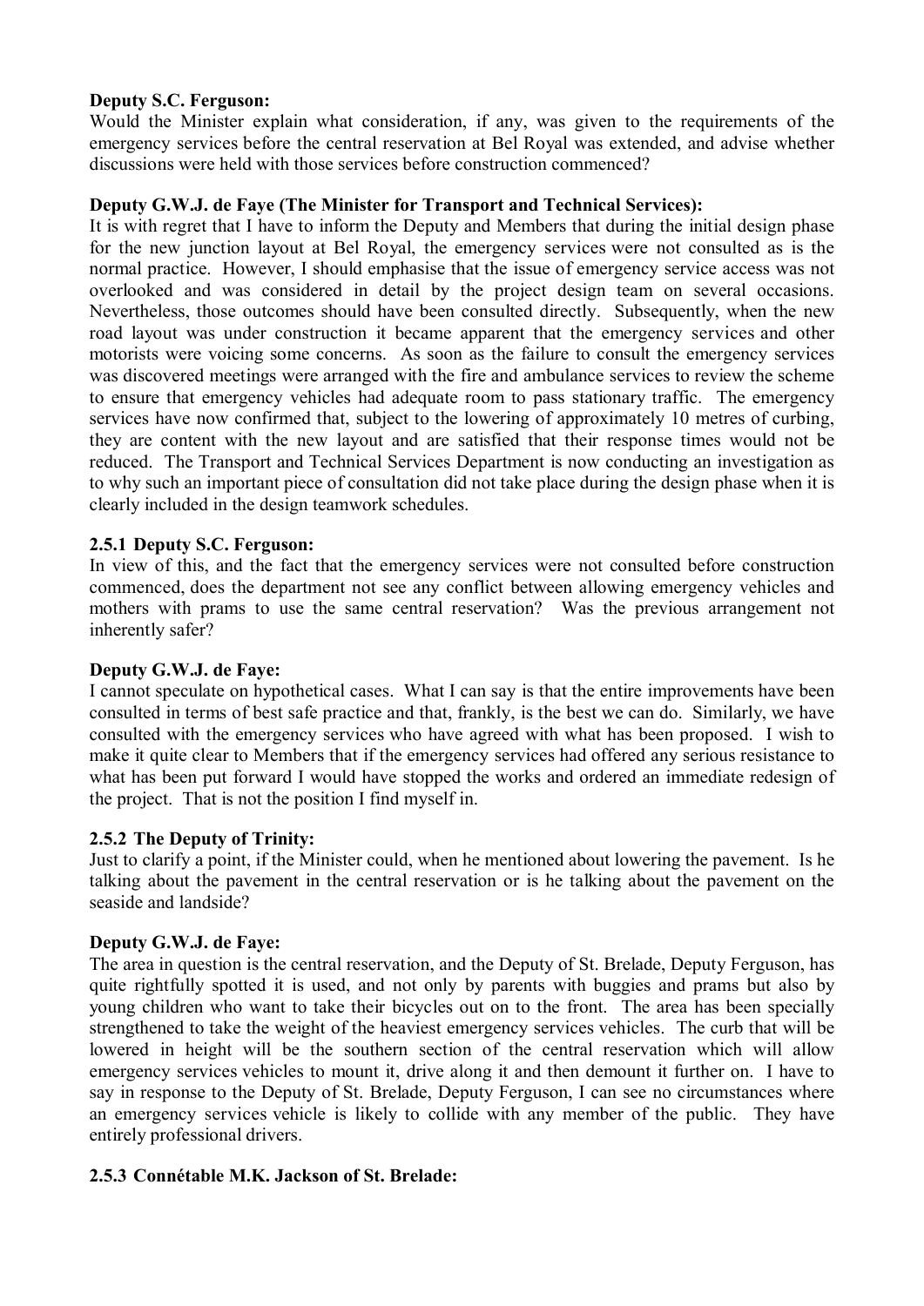**Deputy S.C. Ferguson:**

Would the Minister explain what consideration, if any, was given to the requirements of the emergency services before the central reservation at Bel Royal was extended, and advise whether discussions were held with those services before construction commenced?

**Deputy G.W.J. de Faye (The Minister for Transport and Technical Services):**

It is with regret that I have to inform the Deputy and Members that during the initial design phase for the new junction layout at Bel Royal, the emergency services were not consulted as is the normal practice. However, I should emphasise that the issue of emergency service access was not overlooked and was considered in detail by the project design team on several occasions. Nevertheless, those outcomes should have been consulted directly. Subsequently, when the new road layout was under construction it became apparent that the emergency services and other motorists were voicing some concerns. As soon as the failure to consult the emergency services was discovered meetings were arranged with the fire and ambulance services to review the scheme to ensure that emergency vehicles had adequate room to pass stationary traffic. The emergency services have now confirmed that, subject to the lowering of approximately 10 metres of curbing, they are content with the new layout and are satisfied that their response times would not be reduced. The Transport and Technical Services Department is now conducting an investigation as to why such an important piece of consultation did not take place during the design phase when it is clearly included in the design teamwork schedules.

### 2.5.1 Deputy S.C. Ferguson:

In view of this, and the fact that the emergency services were not consulted before construction commenced, does the department not see any conflict between allowing emergency vehicles and mothers with prams to use the same central reservation? Was the previous arrangement not inherently safer?

**Deputy G.W.J. de Faye:**

I cannot speculate on hypothetical cases. What I can say is that the entire improvements have been consulted in terms of best safe practice and that, frankly, is the best we can do. Similarly, we have consulted with the emergency services who have agreed with what has been proposed. I wish to make it quite clear to Members that if the emergency services had offered any serious resistance to what has been put forward I would have stopped the works and ordered an immediate redesign of the project. That is not the position I find myself in.

### 2.5.2 The Deputy of Trinity:

Just to clarify a point, if the Minister could, when he mentioned about lowering the pavement. Is he talking about the pavement in the central reservation or is he talking about the pavement on the seaside and landside?

**Deputy G.W.J. de Faye:**

The area in question is the central reservation, and the Deputy of St. Brelade, Deputy Ferguson, has quite rightfully spotted it is used, and not only by parents with buggies and prams but also by young children who want to take their bicycles out on to the front. The area has been specially strengthened to take the weight of the heaviest emergency services vehicles. The curb that will be lowered in height will be the southern section of the central reservation which will allow emergency services vehicles to mount it, drive along it and then demount it further on. I have to say in response to the Deputy of St. Brelade, Deputy Ferguson, I can see no circumstances where an emergency services vehicle is likely to collide with any member of the public. They have entirely professional drivers.

### 2.5.3 Connétable M.K. Jackson of St. Brelade: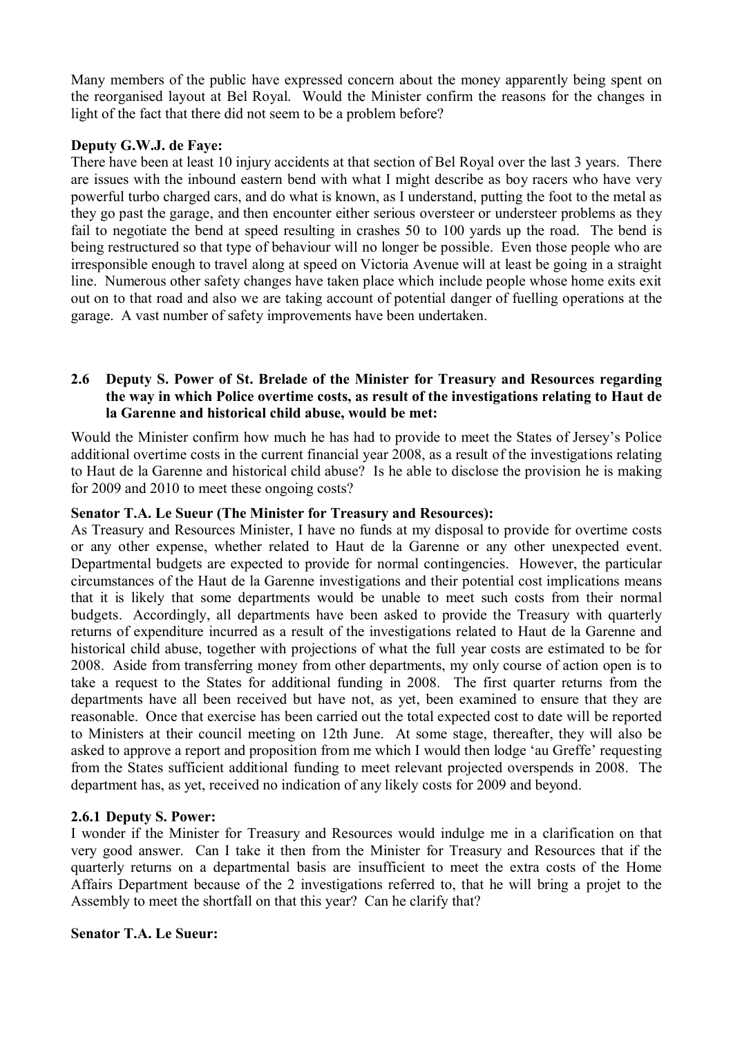Many members of the public have expressed concern about the money apparently being spent on the reorganised layout at Bel Royal. Would the Minister confirm the reasons for the changes in light of the fact that there did not seem to be a problem before?

**Deputy G.W.J. de Faye:**

There have been at least 10 injury accidents at that section of Bel Royal over the last 3 years. There are issues with the inbound eastern bend with what I might describe as boy racers who have very powerful turbo charged cars, and do what is known, as I understand, putting the foot to the metal as they go past the garage, and then encounter either serious oversteer or understeer problems as they fail to negotiate the bend at speed resulting in crashes 50 to 100 yards up the road. The bend is being restructured so that type of behaviour will no longer be possible. Even those people who are irresponsible enough to travel along at speed on Victoria Avenue will at least be going in a straight line. Numerous other safety changes have taken place which include people whose home exits exit out on to that road and also we are taking account of potential danger of fuelling operations at the garage. A vast number of safety improvements have been undertaken.

### 2.6 Deputy S. Power of St. Brelade of the Minister for Treasury and Resources regarding the way in which Police overtime costs, as result of the investigations relating to Haut de la Garenne and historical child abuse, would be met:

Would the Minister confirm how much he has had to provide to meet the States of Jersey's Police additional overtime costs in the current financial year 2008, as a result of the investigations relating to Haut de la Garenne and historical child abuse? Is he able to disclose the provision he is making for 2009 and 2010 to meet these ongoing costs?

**Senator T.A. Le Sueur (The Minister for Treasury and Resources):**

As Treasury and Resources Minister, I have no funds at my disposal to provide for overtime costs or any other expense, whether related to Haut de la Garenne or any other unexpected event. Departmental budgets are expected to provide for normal contingencies. However, the particular circumstances of the Haut de la Garenne investigations and their potential cost implications means that it is likely that some departments would be unable to meet such costs from their normal budgets. Accordingly, all departments have been asked to provide the Treasury with quarterly returns of expenditure incurred as a result of the investigations related to Haut de la Garenne and historical child abuse, together with projections of what the full year costs are estimated to be for 2008. Aside from transferring money from other departments, my only course of action open is to take a request to the States for additional funding in 2008. The first quarter returns from the departments have all been received but have not, as yet, been examined to ensure that they are reasonable. Once that exercise has been carried out the total expected cost to date will be reported to Ministers at their council meeting on 12th June. At some stage, thereafter, they will also be asked to approve a report and proposition from me which I would then lodge 'au Greffe' requesting from the States sufficient additional funding to meet relevant projected overspends in 2008. The department has, as yet, received no indication of any likely costs for 2009 and beyond.

#### 2.6.1 Deputy S. Power:

I wonder if the Minister for Treasury and Resources would indulge me in a clarification on that very good answer. Can I take it then from the Minister for Treasury and Resources that if the quarterly returns on a departmental basis are insufficient to meet the extra costs of the Home Affairs Department because of the 2 investigations referred to, that he will bring a projet to the Assembly to meet the shortfall on that this year? Can he clarify that?

**Senator T.A. Le Sueur:**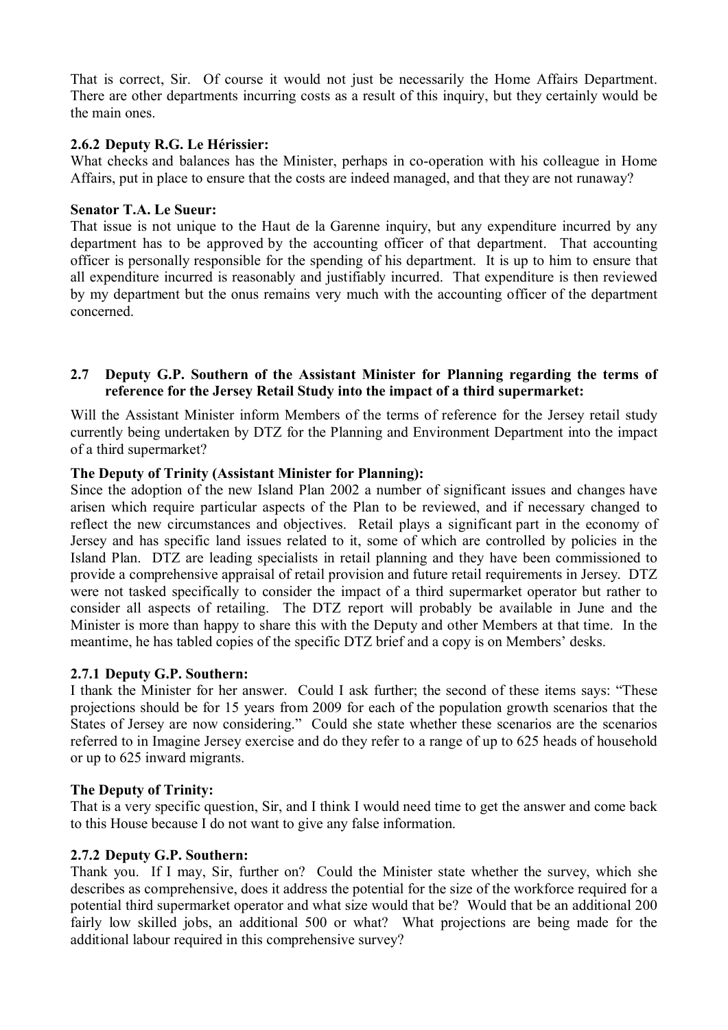That is correct, Sir. Of course it would not just be necessarily the Home Affairs Department. There are other departments incurring costs as a result of this inquiry, but they certainly would be the main ones.

### 2.6.2 Deputy R.G. Le Hérissier:

What checks and balances has the Minister, perhaps in co-operation with his colleague in Home Affairs, put in place to ensure that the costs are indeed managed, and that they are not runaway?

**Senator T.A. Le Sueur:**

That issue is not unique to the Haut de la Garenne inquiry, but any expenditure incurred by any department has to be approved by the accounting officer of that department. That accounting officer is personally responsible for the spending of his department. It is up to him to ensure that all expenditure incurred is reasonably and justifiably incurred. That expenditure is then reviewed by my department but the onus remains very much with the accounting officer of the department concerned.

## 2.7 Deputy G.P. Southern of the Assistant Minister for Planning regarding the terms of reference for the Jersey Retail Study into the impact of a third supermarket:

Will the Assistant Minister inform Members of the terms of reference for the Jersey retail study currently being undertaken by DTZ for the Planning and Environment Department into the impact of a third supermarket?

**The Deputy of Trinity (Assistant Minister for Planning):**

Since the adoption of the new Island Plan 2002 a number of significant issues and changes have arisen which require particular aspects of the Plan to be reviewed, and if necessary changed to reflect the new circumstances and objectives. Retail plays a significant part in the economy of Jersey and has specific land issues related to it, some of which are controlled by policies in the Island Plan. DTZ are leading specialists in retail planning and they have been commissioned to provide a comprehensive appraisal of retail provision and future retail requirements in Jersey. DTZ were not tasked specifically to consider the impact of a third supermarket operator but rather to consider all aspects of retailing. The DTZ report will probably be available in June and the Minister is more than happy to share this with the Deputy and other Members at that time. In the meantime, he has tabled copies of the specific DTZ brief and a copy is on Members' desks.

### 2.7.1 Deputy G.P. Southern:

I thank the Minister for her answer. Could I ask further; the second of these items says: "These projections should be for 15 years from 2009 for each of the population growth scenarios that the States of Jersey are now considering." Could she state whether these scenarios are the scenarios referred to in Imagine Jersey exercise and do they refer to a range of up to 625 heads of household or up to 625 inward migrants.

**The Deputy of Trinity:**

That is a very specific question, Sir, and I think I would need time to get the answer and come back to this House because I do not want to give any false information.

### 2.7.2 Deputy G.P. Southern:

Thank you. If I may, Sir, further on? Could the Minister state whether the survey, which she describes as comprehensive, does it address the potential for the size of the workforce required for a potential third supermarket operator and what size would that be? Would that be an additional 200 fairly low skilled jobs, an additional 500 or what? What projections are being made for the additional labour required in this comprehensive survey?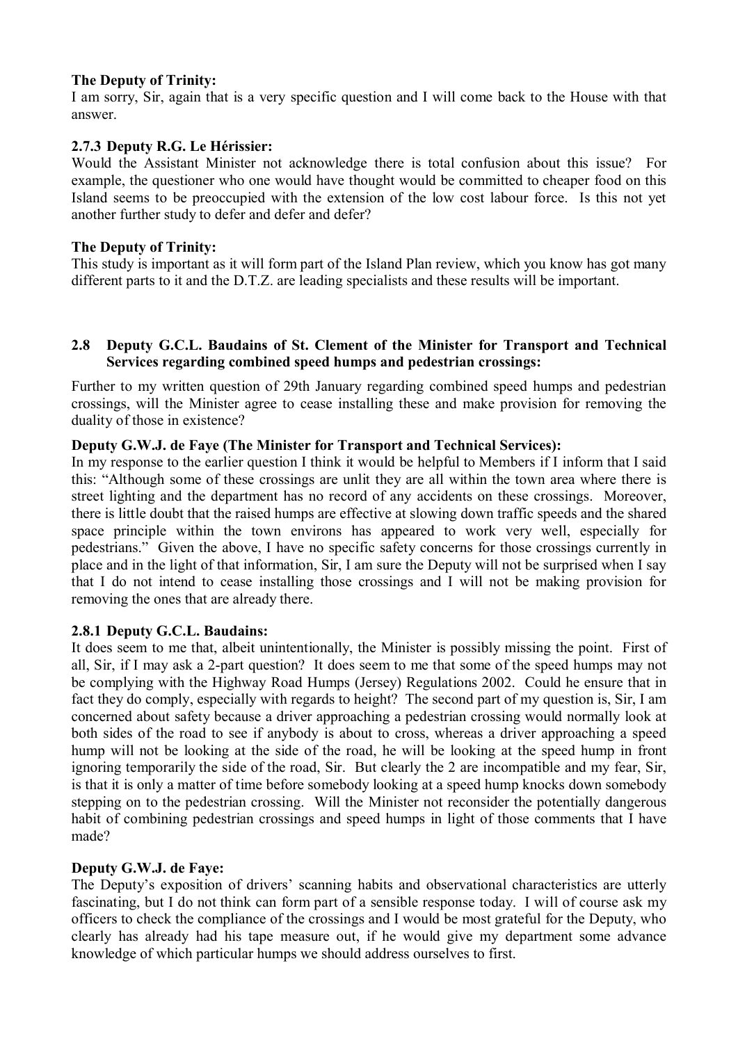**The Deputy of Trinity:**

I am sorry, Sir, again that is a very specific question and I will come back to the House with that answer.

### 2.7.3 Deputy R.G. Le Hérissier:

Would the Assistant Minister not acknowledge there is total confusion about this issue? For example, the questioner who one would have thought would be committed to cheaper food on this Island seems to be preoccupied with the extension of the low cost labour force. Is this not yet another further study to defer and defer and defer?

**The Deputy of Trinity:**

This study is important as it will form part of the Island Plan review, which you know has got many different parts to it and the D.T.Z. are leading specialists and these results will be important.

## 2.8 Deputy G.C.L. Baudains of St. Clement of the Minister for Transport and Technical Services regarding combined speed humps and pedestrian crossings:

Further to my written question of 29th January regarding combined speed humps and pedestrian crossings, will the Minister agree to cease installing these and make provision for removing the duality of those in existence?

**Deputy G.W.J. de Faye (The Minister for Transport and Technical Services):**

In my response to the earlier question I think it would be helpful to Members if I inform that I said this: "Although some of these crossings are unlit they are all within the town area where there is street lighting and the department has no record of any accidents on these crossings. Moreover, there is little doubt that the raised humps are effective at slowing down traffic speeds and the shared space principle within the town environs has appeared to work very well, especially for pedestrians." Given the above, I have no specific safety concerns for those crossings currently in place and in the light of that information, Sir, I am sure the Deputy will not be surprised when I say that I do not intend to cease installing those crossings and I will not be making provision for removing the ones that are already there.

### 2.8.1 Deputy G.C.L. Baudains:

It does seem to me that, albeit unintentionally, the Minister is possibly missing the point. First of all, Sir, if I may ask a 2-part question? It does seem to me that some of the speed humps may not be complying with the Highway Road Humps (Jersey) Regulations 2002. Could he ensure that in fact they do comply, especially with regards to height? The second part of my question is, Sir, I am concerned about safety because a driver approaching a pedestrian crossing would normally look at both sides of the road to see if anybody is about to cross, whereas a driver approaching a speed hump will not be looking at the side of the road, he will be looking at the speed hump in front ignoring temporarily the side of the road, Sir. But clearly the 2 are incompatible and my fear, Sir, is that it is only a matter of time before somebody looking at a speed hump knocks down somebody stepping on to the pedestrian crossing. Will the Minister not reconsider the potentially dangerous habit of combining pedestrian crossings and speed humps in light of those comments that I have made?

**Deputy G.W.J. de Faye:**

The Deputy's exposition of drivers' scanning habits and observational characteristics are utterly fascinating, but I do not think can form part of a sensible response today. I will of course ask my officers to check the compliance of the crossings and I would be most grateful for the Deputy, who clearly has already had his tape measure out, if he would give my department some advance knowledge of which particular humps we should address ourselves to first.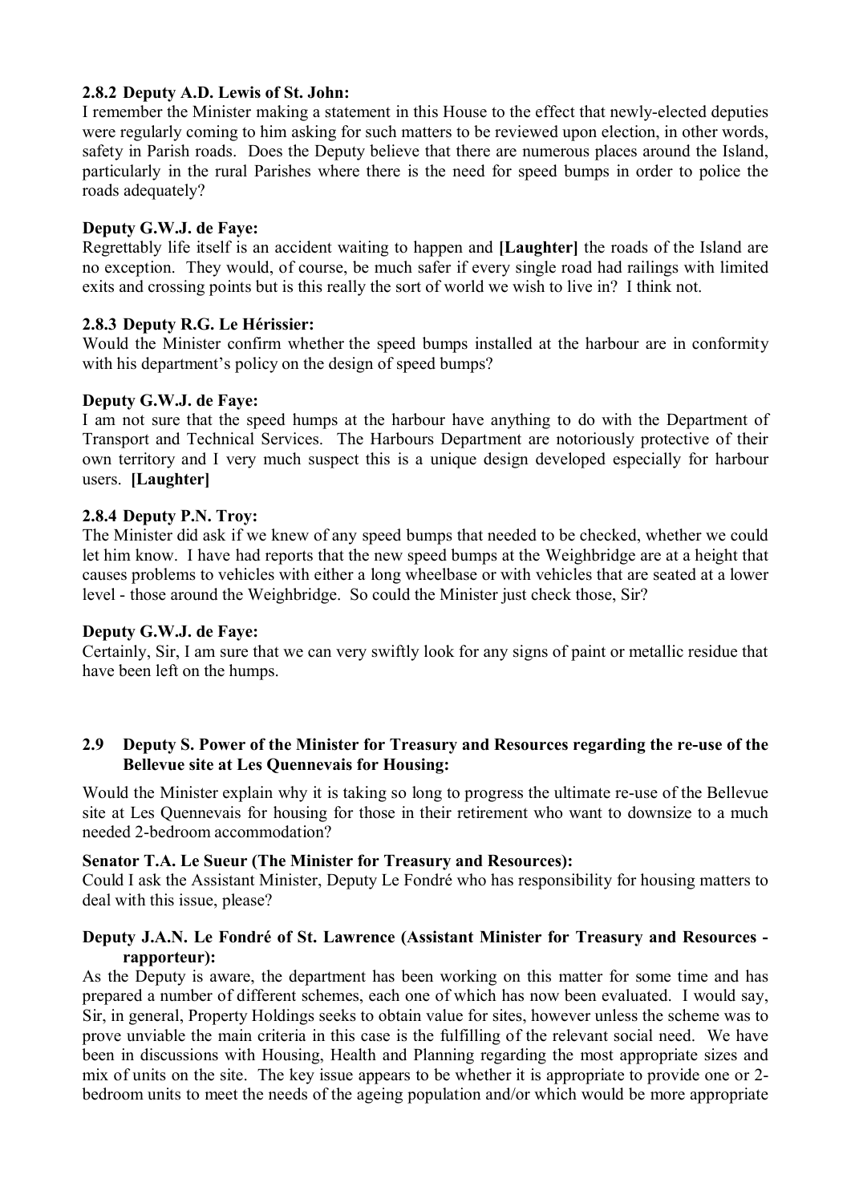### 2.8.2 Deputy A.D. Lewis of St. John:

I remember the Minister making a statement in this House to the effect that newly-elected deputies were regularly coming to him asking for such matters to be reviewed upon election, in other words, safety in Parish roads. Does the Deputy believe that there are numerous places around the Island, particularly in the rural Parishes where there is the need for speed bumps in order to police the roads adequately?

**Deputy G.W.J. de Faye:**

Regrettably life itself is an accident waiting to happen and **[Laughter]** the roads of the Island are no exception. They would, of course, be much safer if every single road had railings with limited exits and crossing points but is this really the sort of world we wish to live in? I think not.

### 2.8.3 Deputy R.G. Le Hérissier:

Would the Minister confirm whether the speed bumps installed at the harbour are in conformity with his department's policy on the design of speed bumps?

**Deputy G.W.J. de Faye:**

I am not sure that the speed humps at the harbour have anything to do with the Department of Transport and Technical Services. The Harbours Department are notoriously protective of their own territory and I very much suspect this is a unique design developed especially for harbour users. **[Laughter]**

### 2.8.4 Deputy P.N. Troy:

The Minister did ask if we knew of any speed bumps that needed to be checked, whether we could let him know. I have had reports that the new speed bumps at the Weighbridge are at a height that causes problems to vehicles with either a long wheelbase or with vehicles that are seated at a lower level - those around the Weighbridge. So could the Minister just check those, Sir?

**Deputy G.W.J. de Faye:**

Certainly, Sir, I am sure that we can very swiftly look for any signs of paint or metallic residue that have been left on the humps.

## 2.9 Deputy S. Power of the Minister for Treasury and Resources regarding the re-use of the Bellevue site at Les Quennevais for Housing:

Would the Minister explain why it is taking so long to progress the ultimate re-use of the Bellevue site at Les Quennevais for housing for those in their retirement who want to downsize to a much needed 2-bedroom accommodation?

**Senator T.A. Le Sueur (The Minister for Treasury and Resources):**

Could I ask the Assistant Minister, Deputy Le Fondré who has responsibility for housing matters to deal with this issue, please?

**Deputy J.A.N. Le Fondré of St. Lawrence (Assistant Minister for Treasury and Resources - rapporteur):**

As the Deputy is aware, the department has been working on this matter for some time and has prepared a number of different schemes, each one of which has now been evaluated. I would say, Sir, in general, Property Holdings seeks to obtain value for sites, however unless the scheme was to prove unviable the main criteria in this case is the fulfilling of the relevant social need. We have been in discussions with Housing, Health and Planning regarding the most appropriate sizes and mix of units on the site. The key issue appears to be whether it is appropriate to provide one or 2-bedroom units to meet the needs of the ageing population and/or which would be more appropriate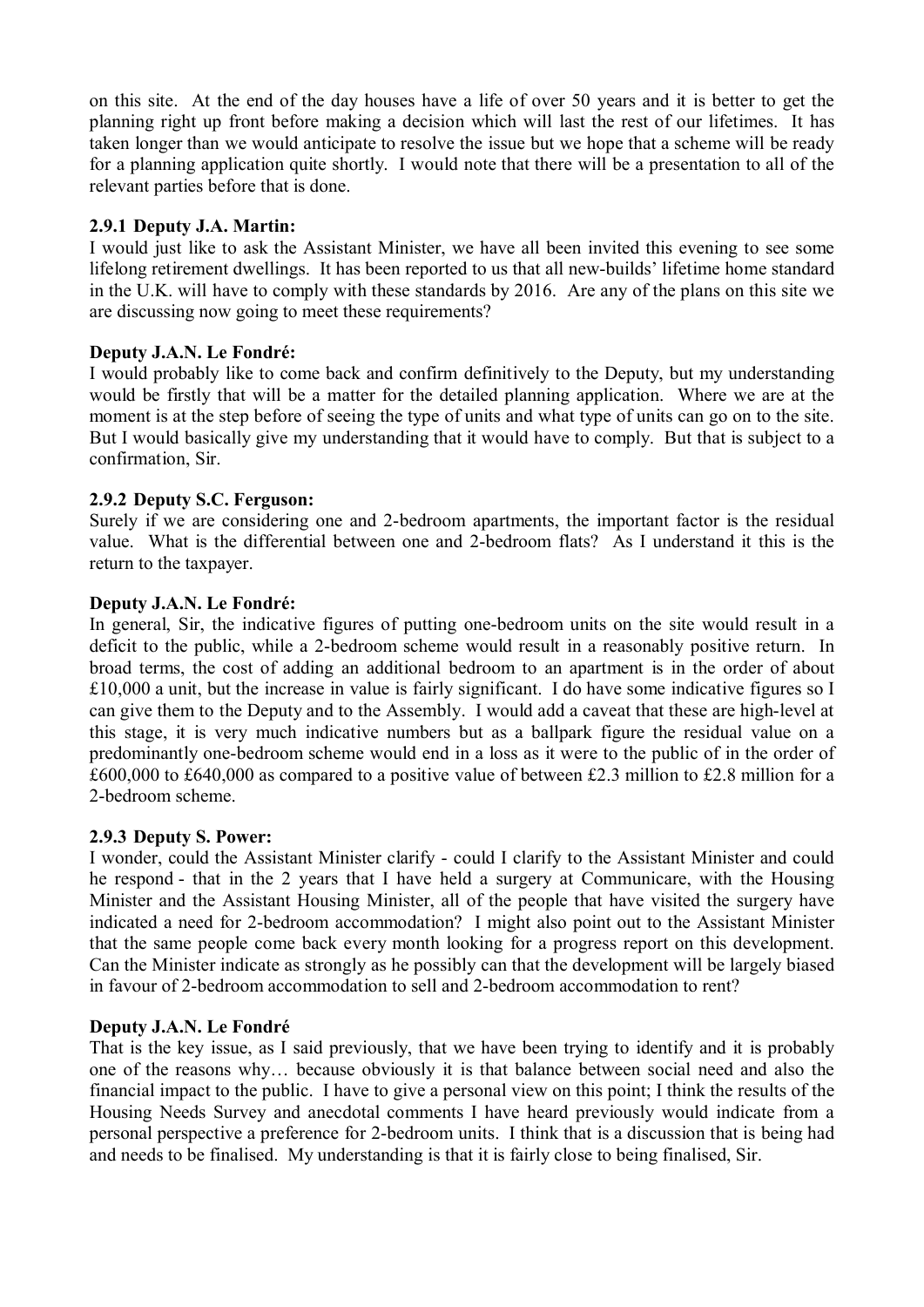on this site. At the end of the day houses have a life of over 50 years and it is better to get the planning right up front before making a decision which will last the rest of our lifetimes. It has taken longer than we would anticipate to resolve the issue but we hope that a scheme will be ready for a planning application quite shortly. I would note that there will be a presentation to all of the relevant parties before that is done.

### 2.9.1 Deputy J.A. Martin:

I would just like to ask the Assistant Minister, we have all been invited this evening to see some lifelong retirement dwellings. It has been reported to us that all new-builds' lifetime home standard in the U.K. will have to comply with these standards by 2016. Are any of the plans on this site we are discussing now going to meet these requirements?

**Deputy J.A.N. Le Fondré:**

I would probably like to come back and confirm definitively to the Deputy, but my understanding would be firstly that will be a matter for the detailed planning application. Where we are at the moment is at the step before of seeing the type of units and what type of units can go on to the site. But I would basically give my understanding that it would have to comply. But that is subject to a confirmation, Sir.

### 2.9.2 Deputy S.C. Ferguson:

Surely if we are considering one and 2-bedroom apartments, the important factor is the residual value. What is the differential between one and 2-bedroom flats? As I understand it this is the return to the taxpayer.

**Deputy J.A.N. Le Fondré:**

In general, Sir, the indicative figures of putting one-bedroom units on the site would result in a deficit to the public, while a 2-bedroom scheme would result in a reasonably positive return. In broad terms, the cost of adding an additional bedroom to an apartment is in the order of about £10,000 a unit, but the increase in value is fairly significant. I do have some indicative figures so I can give them to the Deputy and to the Assembly. I would add a caveat that these are high-level at this stage, it is very much indicative numbers but as a ballpark figure the residual value on a predominantly one-bedroom scheme would end in a loss as it were to the public of in the order of £600,000 to £640,000 as compared to a positive value of between £2.3 million to £2.8 million for a 2-bedroom scheme.

### 2.9.3 Deputy S. Power:

I wonder, could the Assistant Minister clarify - could I clarify to the Assistant Minister and could he respond - that in the 2 years that I have held a surgery at Communicare, with the Housing Minister and the Assistant Housing Minister, all of the people that have visited the surgery have indicated a need for 2-bedroom accommodation? I might also point out to the Assistant Minister that the same people come back every month looking for a progress report on this development. Can the Minister indicate as strongly as he possibly can that the development will be largely biased in favour of 2-bedroom accommodation to sell and 2-bedroom accommodation to rent?

**Deputy J.A.N. Le Fondré**

That is the key issue, as I said previously, that we have been trying to identify and it is probably one of the reasons why… because obviously it is that balance between social need and also the financial impact to the public. I have to give a personal view on this point; I think the results of the Housing Needs Survey and anecdotal comments I have heard previously would indicate from a personal perspective a preference for 2-bedroom units. I think that is a discussion that is being had and needs to be finalised. My understanding is that it is fairly close to being finalised, Sir.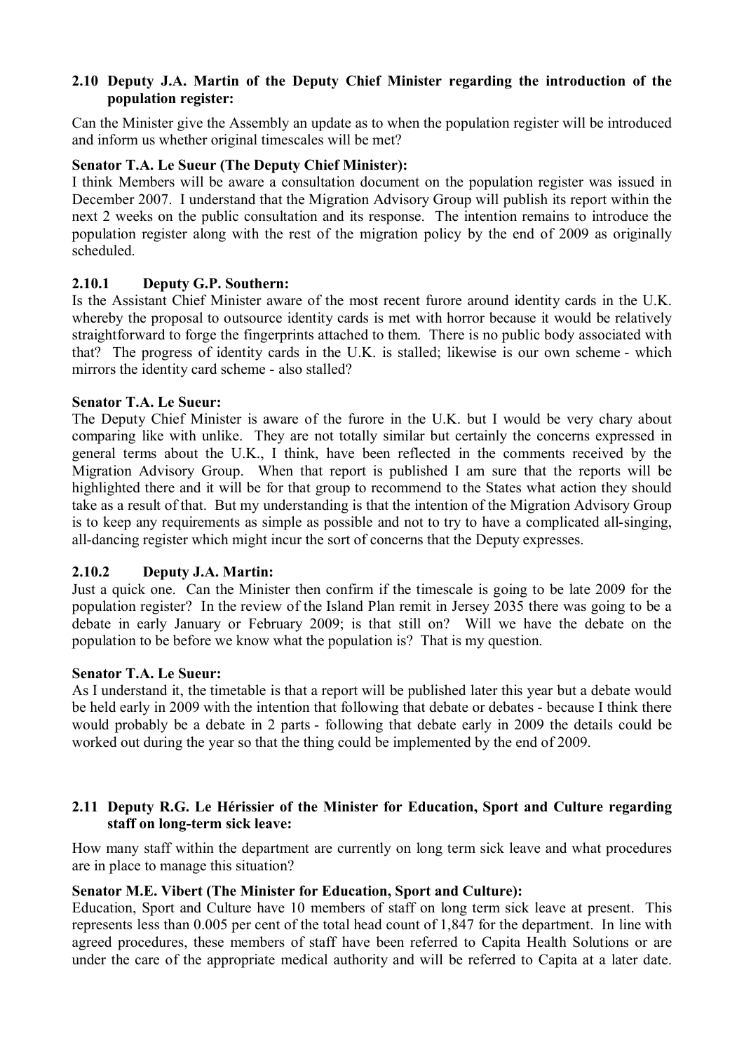### 2.10 Deputy J.A. Martin of the Deputy Chief Minister regarding the introduction of the population register:

Can the Minister give the Assembly an update as to when the population register will be introduced and inform us whether original timescales will be met?

**Senator T.A. Le Sueur (The Deputy Chief Minister):**

I think Members will be aware a consultation document on the population register was issued in December 2007. I understand that the Migration Advisory Group will publish its report within the next 2 weeks on the public consultation and its response. The intention remains to introduce the population register along with the rest of the migration policy by the end of 2009 as originally scheduled.

#### 2.10.1 Deputy G.P. Southern:

Is the Assistant Chief Minister aware of the most recent furore around identity cards in the U.K. whereby the proposal to outsource identity cards is met with horror because it would be relatively straightforward to forge the fingerprints attached to them. There is no public body associated with that? The progress of identity cards in the U.K. is stalled; likewise is our own scheme - which mirrors the identity card scheme - also stalled?

**Senator T.A. Le Sueur:**

The Deputy Chief Minister is aware of the furore in the U.K. but I would be very chary about comparing like with unlike. They are not totally similar but certainly the concerns expressed in general terms about the U.K., I think, have been reflected in the comments received by the Migration Advisory Group. When that report is published I am sure that the reports will be highlighted there and it will be for that group to recommend to the States what action they should take as a result of that. But my understanding is that the intention of the Migration Advisory Group is to keep any requirements as simple as possible and not to try to have a complicated all-singing, all-dancing register which might incur the sort of concerns that the Deputy expresses.

#### 2.10.2 Deputy J.A. Martin:

Just a quick one. Can the Minister then confirm if the timescale is going to be late 2009 for the population register? In the review of the Island Plan remit in Jersey 2035 there was going to be a debate in early January or February 2009; is that still on? Will we have the debate on the population to be before we know what the population is? That is my question.

**Senator T.A. Le Sueur:**

As I understand it, the timetable is that a report will be published later this year but a debate would be held early in 2009 with the intention that following that debate or debates - because I think there would probably be a debate in 2 parts - following that debate early in 2009 the details could be worked out during the year so that the thing could be implemented by the end of 2009.

### 2.11 Deputy R.G. Le Hérissier of the Minister for Education, Sport and Culture regarding staff on long-term sick leave:

How many staff within the department are currently on long term sick leave and what procedures are in place to manage this situation?

**Senator M.E. Vibert (The Minister for Education, Sport and Culture):**

Education, Sport and Culture have 10 members of staff on long term sick leave at present. This represents less than 0.005 per cent of the total head count of 1,847 for the department. In line with agreed procedures, these members of staff have been referred to Capita Health Solutions or are under the care of the appropriate medical authority and will be referred to Capita at a later date.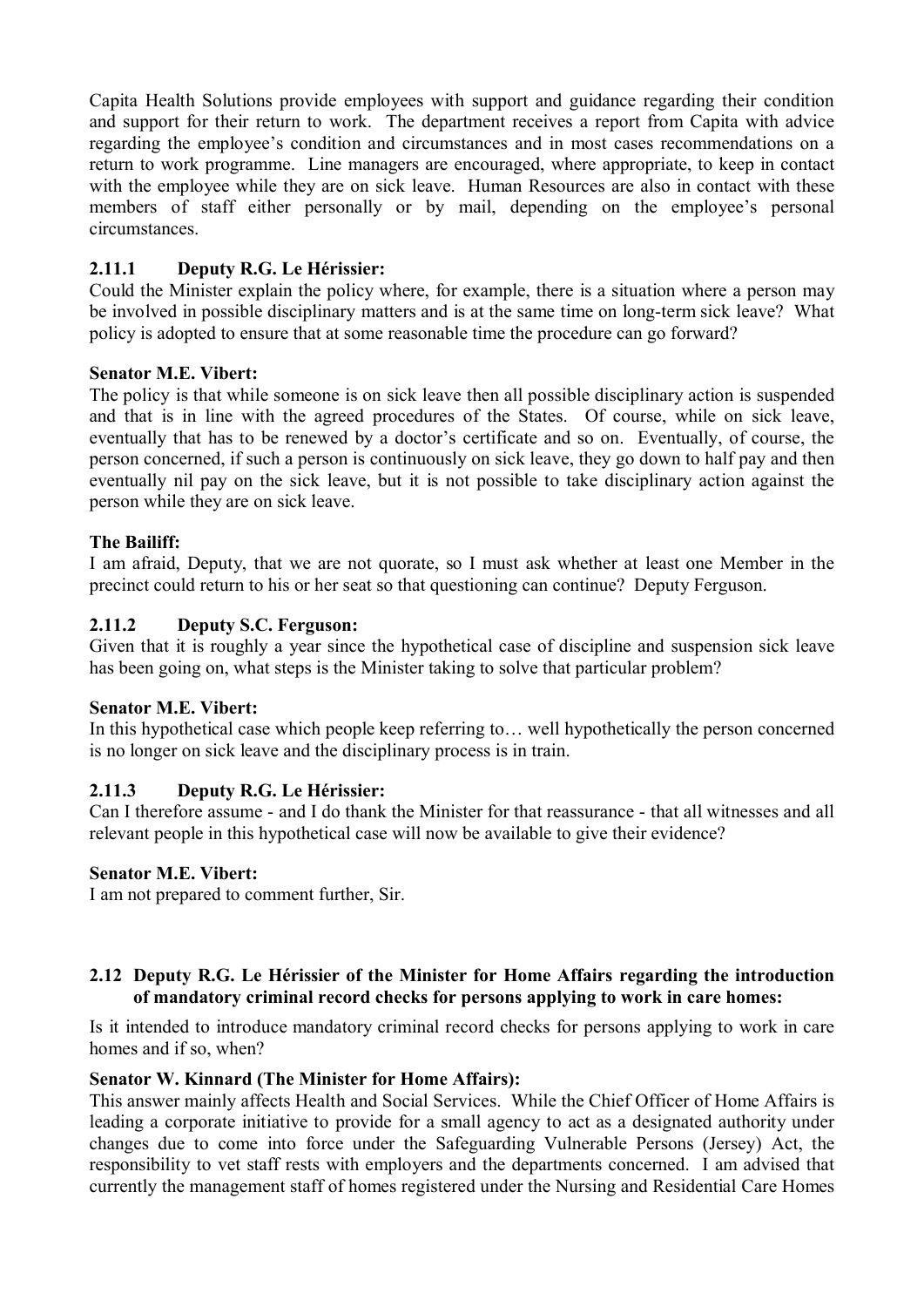Capita Health Solutions provide employees with support and guidance regarding their condition and support for their return to work. The department receives a report from Capita with advice regarding the employee's condition and circumstances and in most cases recommendations on a return to work programme. Line managers are encouraged, where appropriate, to keep in contact with the employee while they are on sick leave. Human Resources are also in contact with these members of staff either personally or by mail, depending on the employee's personal circumstances.

### 2.11.1 Deputy R.G. Le Hérissier:

Could the Minister explain the policy where, for example, there is a situation where a person may be involved in possible disciplinary matters and is at the same time on long-term sick leave? What policy is adopted to ensure that at some reasonable time the procedure can go forward?

**Senator M.E. Vibert:**

The policy is that while someone is on sick leave then all possible disciplinary action is suspended and that is in line with the agreed procedures of the States. Of course, while on sick leave, eventually that has to be renewed by a doctor's certificate and so on. Eventually, of course, the person concerned, if such a person is continuously on sick leave, they go down to half pay and then eventually nil pay on the sick leave, but it is not possible to take disciplinary action against the person while they are on sick leave.

**The Bailiff:**

I am afraid, Deputy, that we are not quorate, so I must ask whether at least one Member in the precinct could return to his or her seat so that questioning can continue? Deputy Ferguson.

### 2.11.2 Deputy S.C. Ferguson:

Given that it is roughly a year since the hypothetical case of discipline and suspension sick leave has been going on, what steps is the Minister taking to solve that particular problem?

**Senator M.E. Vibert:**

In this hypothetical case which people keep referring to… well hypothetically the person concerned is no longer on sick leave and the disciplinary process is in train.

### 2.11.3 Deputy R.G. Le Hérissier:

Can I therefore assume - and I do thank the Minister for that reassurance - that all witnesses and all relevant people in this hypothetical case will now be available to give their evidence?

**Senator M.E. Vibert:**

I am not prepared to comment further, Sir.

## 2.12 Deputy R.G. Le Hérissier of the Minister for Home Affairs regarding the introduction of mandatory criminal record checks for persons applying to work in care homes:

Is it intended to introduce mandatory criminal record checks for persons applying to work in care homes and if so, when?

**Senator W. Kinnard (The Minister for Home Affairs):**

This answer mainly affects Health and Social Services. While the Chief Officer of Home Affairs is leading a corporate initiative to provide for a small agency to act as a designated authority under changes due to come into force under the Safeguarding Vulnerable Persons (Jersey) Act, the responsibility to vet staff rests with employers and the departments concerned. I am advised that currently the management staff of homes registered under the Nursing and Residential Care Homes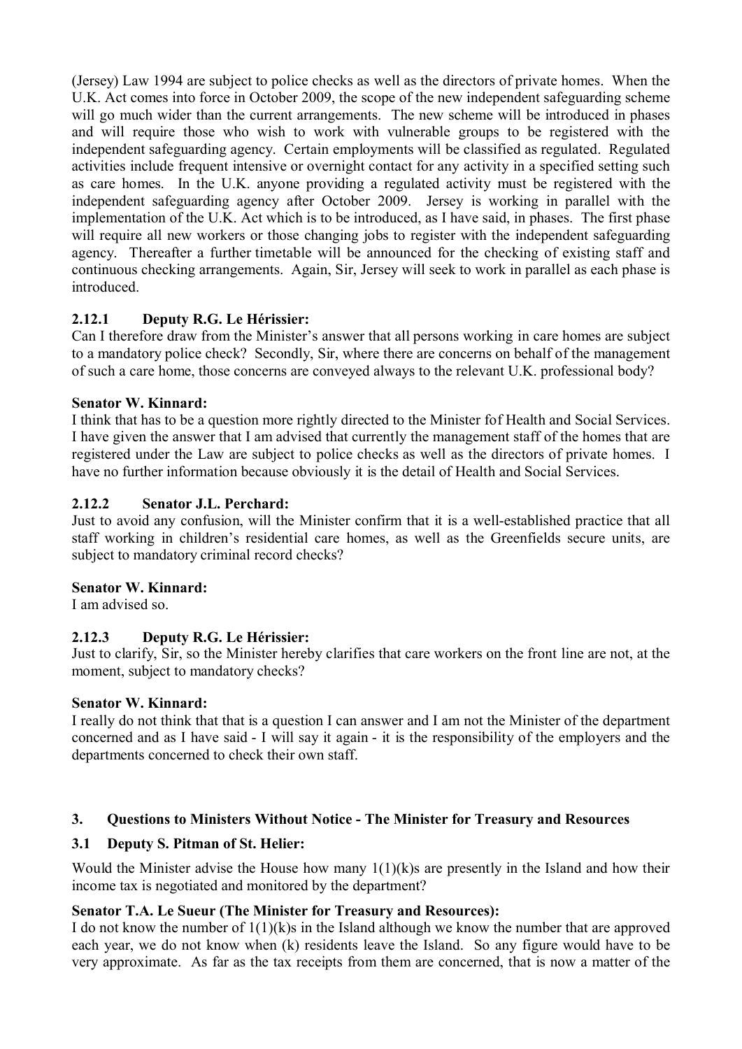(Jersey) Law 1994 are subject to police checks as well as the directors of private homes. When the U.K. Act comes into force in October 2009, the scope of the new independent safeguarding scheme will go much wider than the current arrangements. The new scheme will be introduced in phases and will require those who wish to work with vulnerable groups to be registered with the independent safeguarding agency. Certain employments will be classified as regulated. Regulated activities include frequent intensive or overnight contact for any activity in a specified setting such as care homes. In the U.K. anyone providing a regulated activity must be registered with the independent safeguarding agency after October 2009. Jersey is working in parallel with the implementation of the U.K. Act which is to be introduced, as I have said, in phases. The first phase will require all new workers or those changing jobs to register with the independent safeguarding agency. Thereafter a further timetable will be announced for the checking of existing staff and continuous checking arrangements. Again, Sir, Jersey will seek to work in parallel as each phase is introduced.

### 2.12.1 Deputy R.G. Le Hérissier:

Can I therefore draw from the Minister's answer that all persons working in care homes are subject to a mandatory police check? Secondly, Sir, where there are concerns on behalf of the management of such a care home, those concerns are conveyed always to the relevant U.K. professional body?

**Senator W. Kinnard:**

I think that has to be a question more rightly directed to the Minister fof Health and Social Services. I have given the answer that I am advised that currently the management staff of the homes that are registered under the Law are subject to police checks as well as the directors of private homes. I have no further information because obviously it is the detail of Health and Social Services.

### 2.12.2 Senator J.L. Perchard:

Just to avoid any confusion, will the Minister confirm that it is a well-established practice that all staff working in children's residential care homes, as well as the Greenfields secure units, are subject to mandatory criminal record checks?

**Senator W. Kinnard:**

I am advised so.

### 2.12.3 Deputy R.G. Le Hérissier:

Just to clarify, Sir, so the Minister hereby clarifies that care workers on the front line are not, at the moment, subject to mandatory checks?

**Senator W. Kinnard:**

I really do not think that that is a question I can answer and I am not the Minister of the department concerned and as I have said - I will say it again - it is the responsibility of the employers and the departments concerned to check their own staff.

## 3. Questions to Ministers Without Notice - The Minister for Treasury and Resources

### 3.1 Deputy S. Pitman of St. Helier:

Would the Minister advise the House how many 1(1)(k)s are presently in the Island and how their income tax is negotiated and monitored by the department?

**Senator T.A. Le Sueur (The Minister for Treasury and Resources):**

I do not know the number of 1(1)(k)s in the Island although we know the number that are approved each year, we do not know when (k) residents leave the Island. So any figure would have to be very approximate. As far as the tax receipts from them are concerned, that is now a matter of the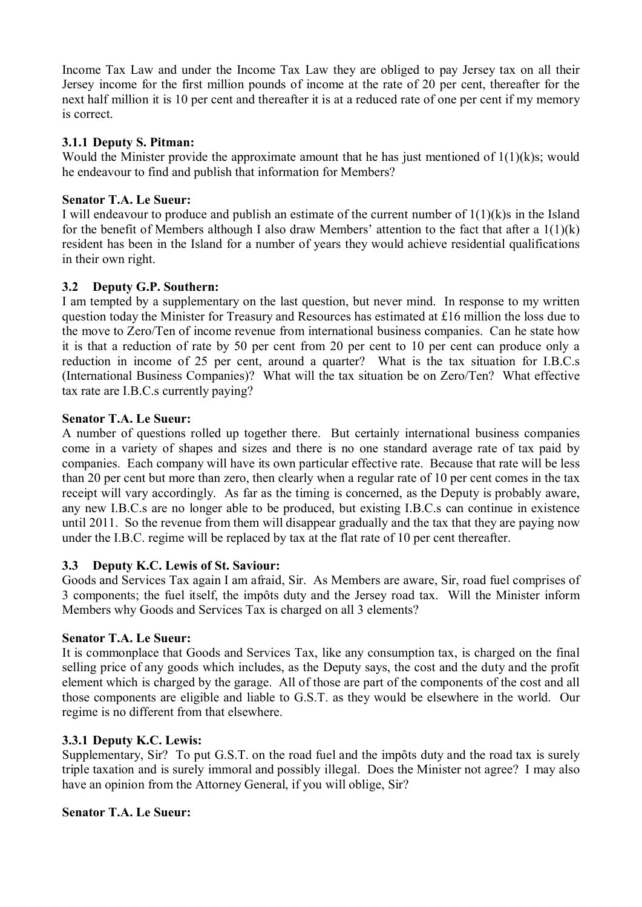Income Tax Law and under the Income Tax Law they are obliged to pay Jersey tax on all their Jersey income for the first million pounds of income at the rate of 20 per cent, thereafter for the next half million it is 10 per cent and thereafter it is at a reduced rate of one per cent if my memory is correct.

### 3.1.1 Deputy S. Pitman:

Would the Minister provide the approximate amount that he has just mentioned of 1(1)(k)s; would he endeavour to find and publish that information for Members?

**Senator T.A. Le Sueur:**

I will endeavour to produce and publish an estimate of the current number of 1(1)(k)s in the Island for the benefit of Members although I also draw Members' attention to the fact that after a 1(1)(k) resident has been in the Island for a number of years they would achieve residential qualifications in their own right.

### 3.2 Deputy G.P. Southern:

I am tempted by a supplementary on the last question, but never mind. In response to my written question today the Minister for Treasury and Resources has estimated at £16 million the loss due to the move to Zero/Ten of income revenue from international business companies. Can he state how it is that a reduction of rate by 50 per cent from 20 per cent to 10 per cent can produce only a reduction in income of 25 per cent, around a quarter? What is the tax situation for I.B.C.s (International Business Companies)? What will the tax situation be on Zero/Ten? What effective tax rate are I.B.C.s currently paying?

**Senator T.A. Le Sueur:**

A number of questions rolled up together there. But certainly international business companies come in a variety of shapes and sizes and there is no one standard average rate of tax paid by companies. Each company will have its own particular effective rate. Because that rate will be less than 20 per cent but more than zero, then clearly when a regular rate of 10 per cent comes in the tax receipt will vary accordingly. As far as the timing is concerned, as the Deputy is probably aware, any new I.B.C.s are no longer able to be produced, but existing I.B.C.s can continue in existence until 2011. So the revenue from them will disappear gradually and the tax that they are paying now under the I.B.C. regime will be replaced by tax at the flat rate of 10 per cent thereafter.

### 3.3 Deputy K.C. Lewis of St. Saviour:

Goods and Services Tax again I am afraid, Sir. As Members are aware, Sir, road fuel comprises of 3 components; the fuel itself, the impôts duty and the Jersey road tax. Will the Minister inform Members why Goods and Services Tax is charged on all 3 elements?

**Senator T.A. Le Sueur:**

It is commonplace that Goods and Services Tax, like any consumption tax, is charged on the final selling price of any goods which includes, as the Deputy says, the cost and the duty and the profit element which is charged by the garage. All of those are part of the components of the cost and all those components are eligible and liable to G.S.T. as they would be elsewhere in the world. Our regime is no different from that elsewhere.

### 3.3.1 Deputy K.C. Lewis:

Supplementary, Sir? To put G.S.T. on the road fuel and the impôts duty and the road tax is surely triple taxation and is surely immoral and possibly illegal. Does the Minister not agree? I may also have an opinion from the Attorney General, if you will oblige, Sir?

**Senator T.A. Le Sueur:**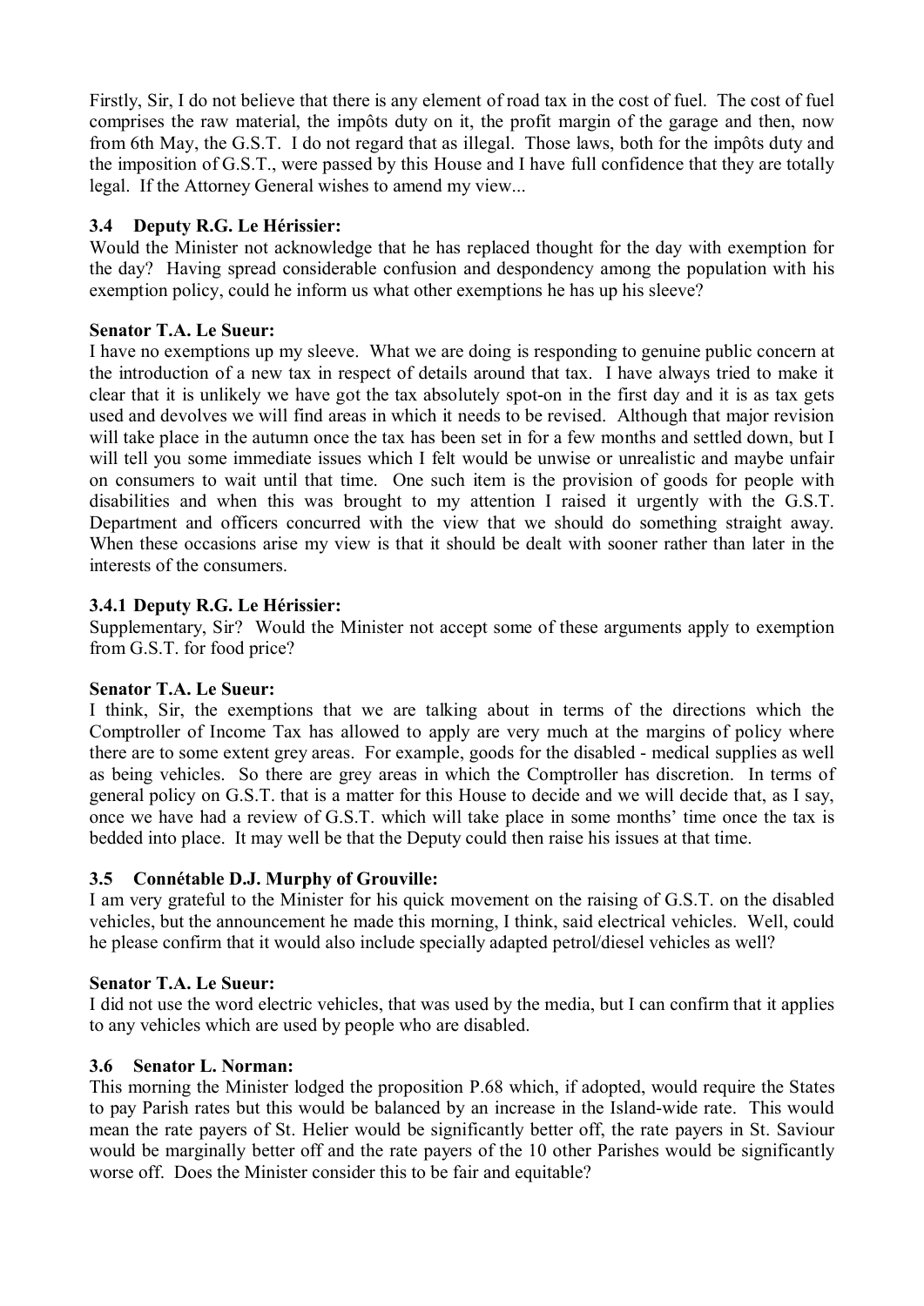Firstly, Sir, I do not believe that there is any element of road tax in the cost of fuel. The cost of fuel comprises the raw material, the impôts duty on it, the profit margin of the garage and then, now from 6th May, the G.S.T. I do not regard that as illegal. Those laws, both for the impôts duty and the imposition of G.S.T., were passed by this House and I have full confidence that they are totally legal. If the Attorney General wishes to amend my view...

### 3.4 Deputy R.G. Le Hérissier:

Would the Minister not acknowledge that he has replaced thought for the day with exemption for the day? Having spread considerable confusion and despondency among the population with his exemption policy, could he inform us what other exemptions he has up his sleeve?

**Senator T.A. Le Sueur:**

I have no exemptions up my sleeve. What we are doing is responding to genuine public concern at the introduction of a new tax in respect of details around that tax. I have always tried to make it clear that it is unlikely we have got the tax absolutely spot-on in the first day and it is as tax gets used and devolves we will find areas in which it needs to be revised. Although that major revision will take place in the autumn once the tax has been set in for a few months and settled down, but I will tell you some immediate issues which I felt would be unwise or unrealistic and maybe unfair on consumers to wait until that time. One such item is the provision of goods for people with disabilities and when this was brought to my attention I raised it urgently with the G.S.T. Department and officers concurred with the view that we should do something straight away. When these occasions arise my view is that it should be dealt with sooner rather than later in the interests of the consumers.

### 3.4.1 Deputy R.G. Le Hérissier:

Supplementary, Sir? Would the Minister not accept some of these arguments apply to exemption from G.S.T. for food price?

**Senator T.A. Le Sueur:**

I think, Sir, the exemptions that we are talking about in terms of the directions which the Comptroller of Income Tax has allowed to apply are very much at the margins of policy where there are to some extent grey areas. For example, goods for the disabled - medical supplies as well as being vehicles. So there are grey areas in which the Comptroller has discretion. In terms of general policy on G.S.T. that is a matter for this House to decide and we will decide that, as I say, once we have had a review of G.S.T. which will take place in some months' time once the tax is bedded into place. It may well be that the Deputy could then raise his issues at that time.

### 3.5 Connétable D.J. Murphy of Grouville:

I am very grateful to the Minister for his quick movement on the raising of G.S.T. on the disabled vehicles, but the announcement he made this morning, I think, said electrical vehicles. Well, could he please confirm that it would also include specially adapted petrol/diesel vehicles as well?

**Senator T.A. Le Sueur:**

I did not use the word electric vehicles, that was used by the media, but I can confirm that it applies to any vehicles which are used by people who are disabled.

### 3.6 Senator L. Norman:

This morning the Minister lodged the proposition P.68 which, if adopted, would require the States to pay Parish rates but this would be balanced by an increase in the Island-wide rate. This would mean the rate payers of St. Helier would be significantly better off, the rate payers in St. Saviour would be marginally better off and the rate payers of the 10 other Parishes would be significantly worse off. Does the Minister consider this to be fair and equitable?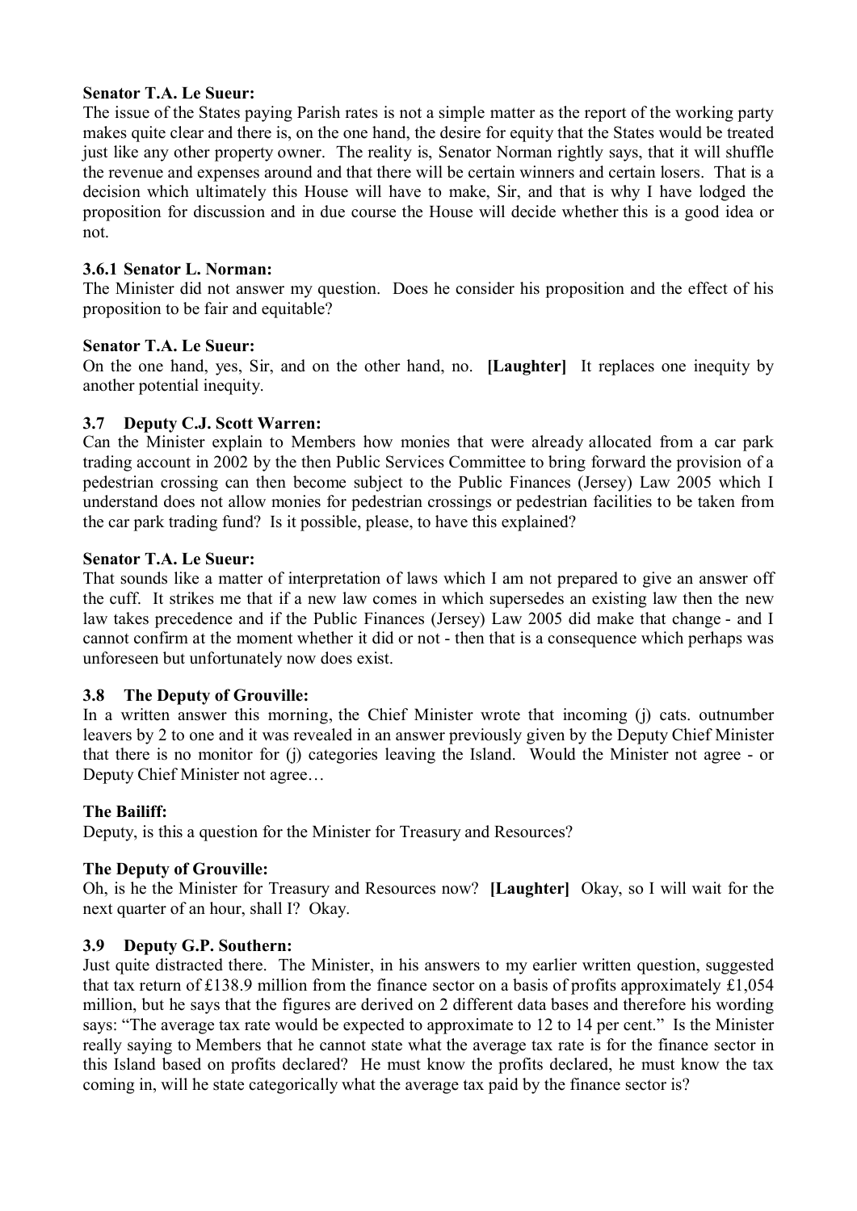**Senator T.A. Le Sueur:**

The issue of the States paying Parish rates is not a simple matter as the report of the working party makes quite clear and there is, on the one hand, the desire for equity that the States would be treated just like any other property owner. The reality is, Senator Norman rightly says, that it will shuffle the revenue and expenses around and that there will be certain winners and certain losers. That is a decision which ultimately this House will have to make, Sir, and that is why I have lodged the proposition for discussion and in due course the House will decide whether this is a good idea or not.

**3.6.1 Senator L. Norman:**

The Minister did not answer my question. Does he consider his proposition and the effect of his proposition to be fair and equitable?

**Senator T.A. Le Sueur:**

On the one hand, yes, Sir, and on the other hand, no. **[Laughter]** It replaces one inequity by another potential inequity.

**3.7 Deputy C.J. Scott Warren:**

Can the Minister explain to Members how monies that were already allocated from a car park trading account in 2002 by the then Public Services Committee to bring forward the provision of a pedestrian crossing can then become subject to the Public Finances (Jersey) Law 2005 which I understand does not allow monies for pedestrian crossings or pedestrian facilities to be taken from the car park trading fund? Is it possible, please, to have this explained?

**Senator T.A. Le Sueur:**

That sounds like a matter of interpretation of laws which I am not prepared to give an answer off the cuff. It strikes me that if a new law comes in which supersedes an existing law then the new law takes precedence and if the Public Finances (Jersey) Law 2005 did make that change - and I cannot confirm at the moment whether it did or not - then that is a consequence which perhaps was unforeseen but unfortunately now does exist.

**3.8 The Deputy of Grouville:**

In a written answer this morning, the Chief Minister wrote that incoming (j) cats. outnumber leavers by 2 to one and it was revealed in an answer previously given by the Deputy Chief Minister that there is no monitor for (j) categories leaving the Island. Would the Minister not agree - or Deputy Chief Minister not agree…

**The Bailiff:**

Deputy, is this a question for the Minister for Treasury and Resources?

**The Deputy of Grouville:**

Oh, is he the Minister for Treasury and Resources now? **[Laughter]** Okay, so I will wait for the next quarter of an hour, shall I? Okay.

**3.9 Deputy G.P. Southern:**

Just quite distracted there. The Minister, in his answers to my earlier written question, suggested that tax return of £138.9 million from the finance sector on a basis of profits approximately £1,054 million, but he says that the figures are derived on 2 different data bases and therefore his wording says: "The average tax rate would be expected to approximate to 12 to 14 per cent." Is the Minister really saying to Members that he cannot state what the average tax rate is for the finance sector in this Island based on profits declared? He must know the profits declared, he must know the tax coming in, will he state categorically what the average tax paid by the finance sector is?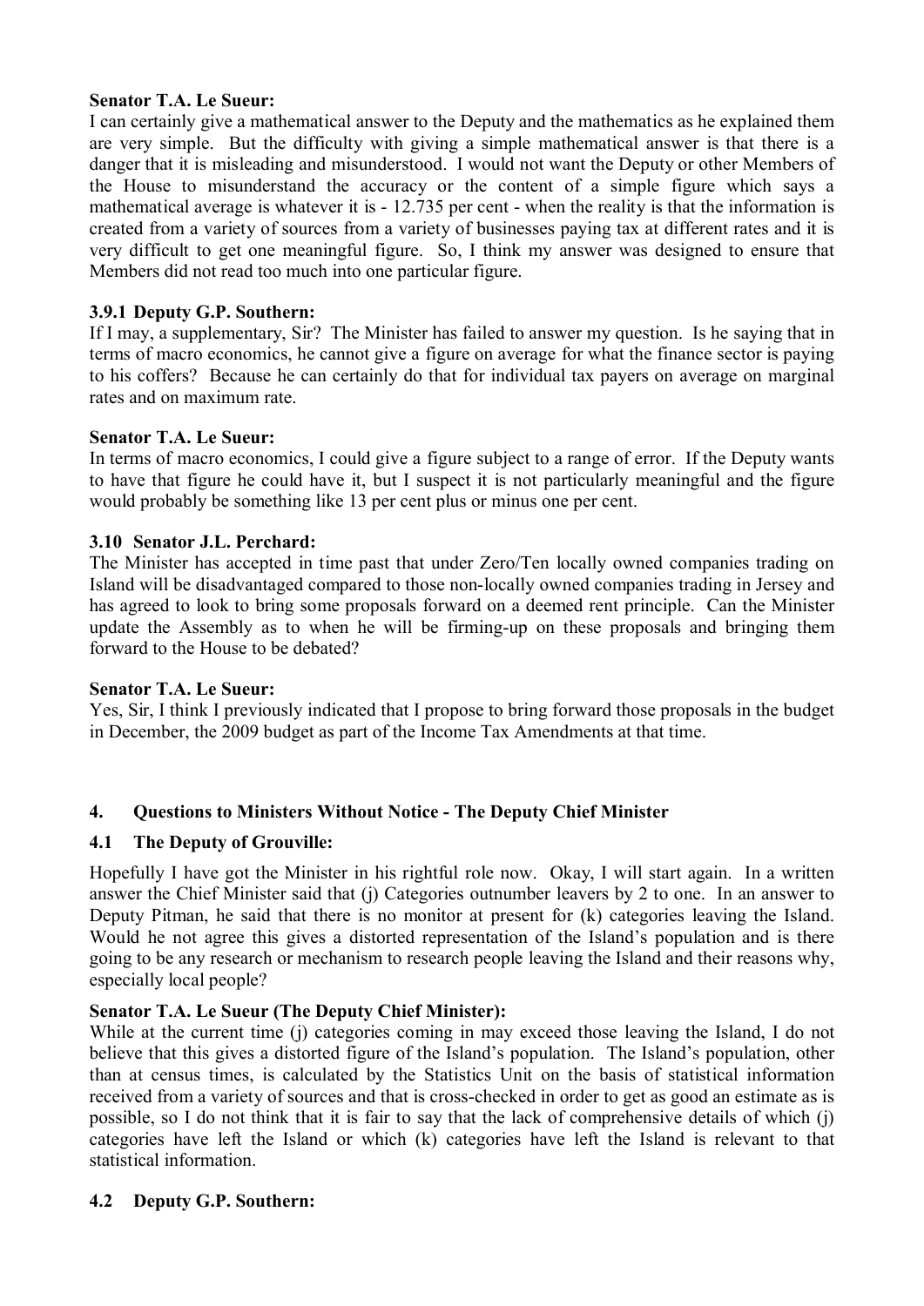**Senator T.A. Le Sueur:**

I can certainly give a mathematical answer to the Deputy and the mathematics as he explained them are very simple. But the difficulty with giving a simple mathematical answer is that there is a danger that it is misleading and misunderstood. I would not want the Deputy or other Members of the House to misunderstand the accuracy or the content of a simple figure which says a mathematical average is whatever it is - 12.735 per cent - when the reality is that the information is created from a variety of sources from a variety of businesses paying tax at different rates and it is very difficult to get one meaningful figure. So, I think my answer was designed to ensure that Members did not read too much into one particular figure.

### 3.9.1 Deputy G.P. Southern:

If I may, a supplementary, Sir? The Minister has failed to answer my question. Is he saying that in terms of macro economics, he cannot give a figure on average for what the finance sector is paying to his coffers? Because he can certainly do that for individual tax payers on average on marginal rates and on maximum rate.

**Senator T.A. Le Sueur:**

In terms of macro economics, I could give a figure subject to a range of error. If the Deputy wants to have that figure he could have it, but I suspect it is not particularly meaningful and the figure would probably be something like 13 per cent plus or minus one per cent.

### 3.10 Senator J.L. Perchard:

The Minister has accepted in time past that under Zero/Ten locally owned companies trading on Island will be disadvantaged compared to those non-locally owned companies trading in Jersey and has agreed to look to bring some proposals forward on a deemed rent principle. Can the Minister update the Assembly as to when he will be firming-up on these proposals and bringing them forward to the House to be debated?

**Senator T.A. Le Sueur:**

Yes, Sir, I think I previously indicated that I propose to bring forward those proposals in the budget in December, the 2009 budget as part of the Income Tax Amendments at that time.

## 4. Questions to Ministers Without Notice - The Deputy Chief Minister

### 4.1 The Deputy of Grouville:

Hopefully I have got the Minister in his rightful role now. Okay, I will start again. In a written answer the Chief Minister said that (j) Categories outnumber leavers by 2 to one. In an answer to Deputy Pitman, he said that there is no monitor at present for (k) categories leaving the Island. Would he not agree this gives a distorted representation of the Island's population and is there going to be any research or mechanism to research people leaving the Island and their reasons why, especially local people?

**Senator T.A. Le Sueur (The Deputy Chief Minister):**

While at the current time (j) categories coming in may exceed those leaving the Island, I do not believe that this gives a distorted figure of the Island's population. The Island's population, other than at census times, is calculated by the Statistics Unit on the basis of statistical information received from a variety of sources and that is cross-checked in order to get as good an estimate as is possible, so I do not think that it is fair to say that the lack of comprehensive details of which (j) categories have left the Island or which (k) categories have left the Island is relevant to that statistical information.

### 4.2 Deputy G.P. Southern: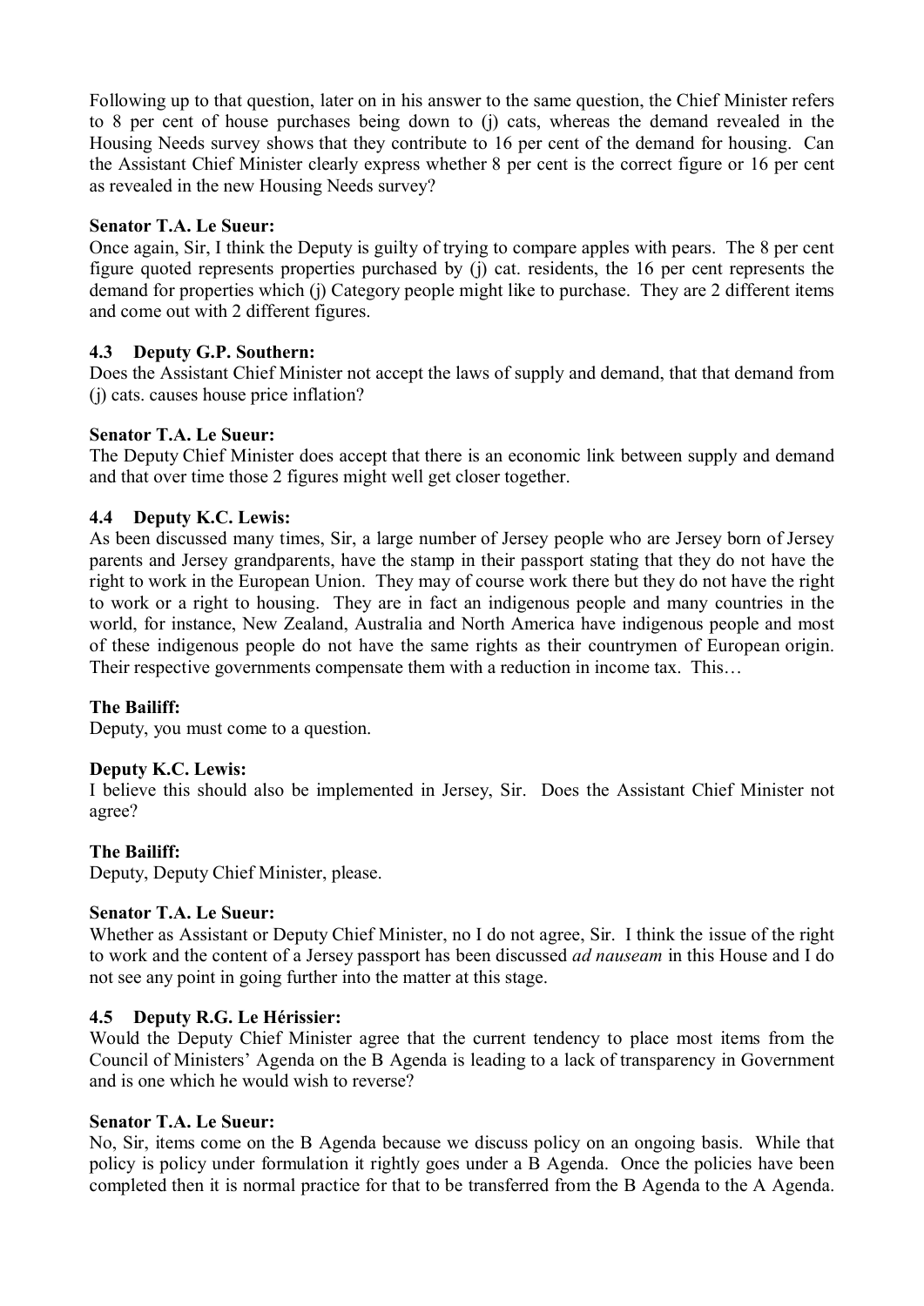Following up to that question, later on in his answer to the same question, the Chief Minister refers to 8 per cent of house purchases being down to (j) cats, whereas the demand revealed in the Housing Needs survey shows that they contribute to 16 per cent of the demand for housing. Can the Assistant Chief Minister clearly express whether 8 per cent is the correct figure or 16 per cent as revealed in the new Housing Needs survey?

**Senator T.A. Le Sueur:**

Once again, Sir, I think the Deputy is guilty of trying to compare apples with pears. The 8 per cent figure quoted represents properties purchased by (j) cat. residents, the 16 per cent represents the demand for properties which (j) Category people might like to purchase. They are 2 different items and come out with 2 different figures.

### 4.3 Deputy G.P. Southern:

Does the Assistant Chief Minister not accept the laws of supply and demand, that that demand from (j) cats. causes house price inflation?

**Senator T.A. Le Sueur:**

The Deputy Chief Minister does accept that there is an economic link between supply and demand and that over time those 2 figures might well get closer together.

### 4.4 Deputy K.C. Lewis:

As been discussed many times, Sir, a large number of Jersey people who are Jersey born of Jersey parents and Jersey grandparents, have the stamp in their passport stating that they do not have the right to work in the European Union. They may of course work there but they do not have the right to work or a right to housing. They are in fact an indigenous people and many countries in the world, for instance, New Zealand, Australia and North America have indigenous people and most of these indigenous people do not have the same rights as their countrymen of European origin. Their respective governments compensate them with a reduction in income tax. This…

**The Bailiff:**

Deputy, you must come to a question.

**Deputy K.C. Lewis:**

I believe this should also be implemented in Jersey, Sir. Does the Assistant Chief Minister not agree?

**The Bailiff:**

Deputy, Deputy Chief Minister, please.

**Senator T.A. Le Sueur:**

Whether as Assistant or Deputy Chief Minister, no I do not agree, Sir. I think the issue of the right to work and the content of a Jersey passport has been discussed *ad nauseam* in this House and I do not see any point in going further into the matter at this stage.

### 4.5 Deputy R.G. Le Hérissier:

Would the Deputy Chief Minister agree that the current tendency to place most items from the Council of Ministers' Agenda on the B Agenda is leading to a lack of transparency in Government and is one which he would wish to reverse?

**Senator T.A. Le Sueur:**

No, Sir, items come on the B Agenda because we discuss policy on an ongoing basis. While that policy is policy under formulation it rightly goes under a B Agenda. Once the policies have been completed then it is normal practice for that to be transferred from the B Agenda to the A Agenda.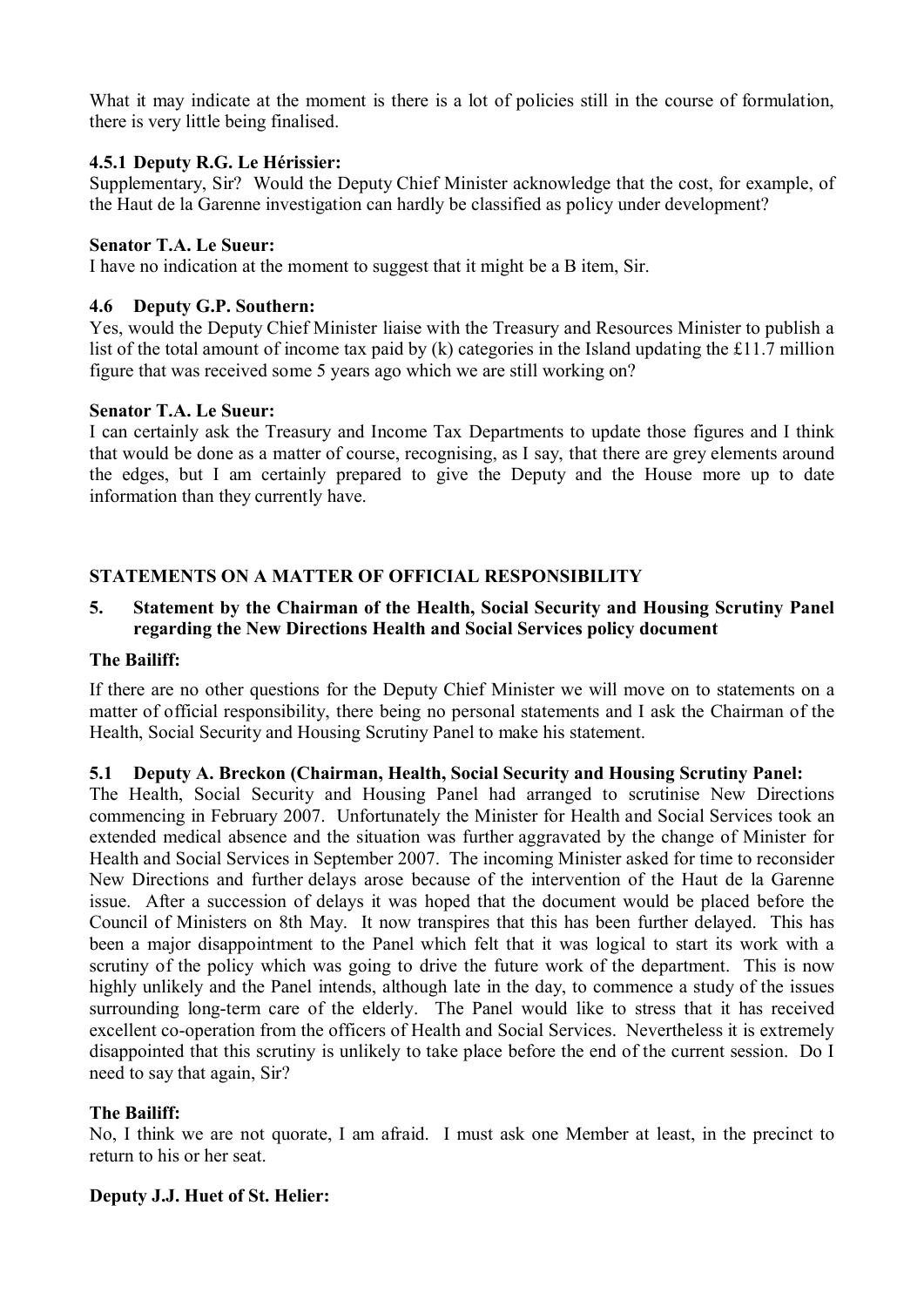What it may indicate at the moment is there is a lot of policies still in the course of formulation, there is very little being finalised.

### 4.5.1 Deputy R.G. Le Hérissier:

Supplementary, Sir? Would the Deputy Chief Minister acknowledge that the cost, for example, of the Haut de la Garenne investigation can hardly be classified as policy under development?

**Senator T.A. Le Sueur:**

I have no indication at the moment to suggest that it might be a B item, Sir.

### 4.6 Deputy G.P. Southern:

Yes, would the Deputy Chief Minister liaise with the Treasury and Resources Minister to publish a list of the total amount of income tax paid by (k) categories in the Island updating the £11.7 million figure that was received some 5 years ago which we are still working on?

**Senator T.A. Le Sueur:**

I can certainly ask the Treasury and Income Tax Departments to update those figures and I think that would be done as a matter of course, recognising, as I say, that there are grey elements around the edges, but I am certainly prepared to give the Deputy and the House more up to date information than they currently have.

## STATEMENTS ON A MATTER OF OFFICIAL RESPONSIBILITY

### 5. Statement by the Chairman of the Health, Social Security and Housing Scrutiny Panel regarding the New Directions Health and Social Services policy document

**The Bailiff:**

If there are no other questions for the Deputy Chief Minister we will move on to statements on a matter of official responsibility, there being no personal statements and I ask the Chairman of the Health, Social Security and Housing Scrutiny Panel to make his statement.

### 5.1 Deputy A. Breckon (Chairman, Health, Social Security and Housing Scrutiny Panel:

The Health, Social Security and Housing Panel had arranged to scrutinise New Directions commencing in February 2007. Unfortunately the Minister for Health and Social Services took an extended medical absence and the situation was further aggravated by the change of Minister for Health and Social Services in September 2007. The incoming Minister asked for time to reconsider New Directions and further delays arose because of the intervention of the Haut de la Garenne issue. After a succession of delays it was hoped that the document would be placed before the Council of Ministers on 8th May. It now transpires that this has been further delayed. This has been a major disappointment to the Panel which felt that it was logical to start its work with a scrutiny of the policy which was going to drive the future work of the department. This is now highly unlikely and the Panel intends, although late in the day, to commence a study of the issues surrounding long-term care of the elderly. The Panel would like to stress that it has received excellent co-operation from the officers of Health and Social Services. Nevertheless it is extremely disappointed that this scrutiny is unlikely to take place before the end of the current session. Do I need to say that again, Sir?

**The Bailiff:**

No, I think we are not quorate, I am afraid. I must ask one Member at least, in the precinct to return to his or her seat.

**Deputy J.J. Huet of St. Helier:**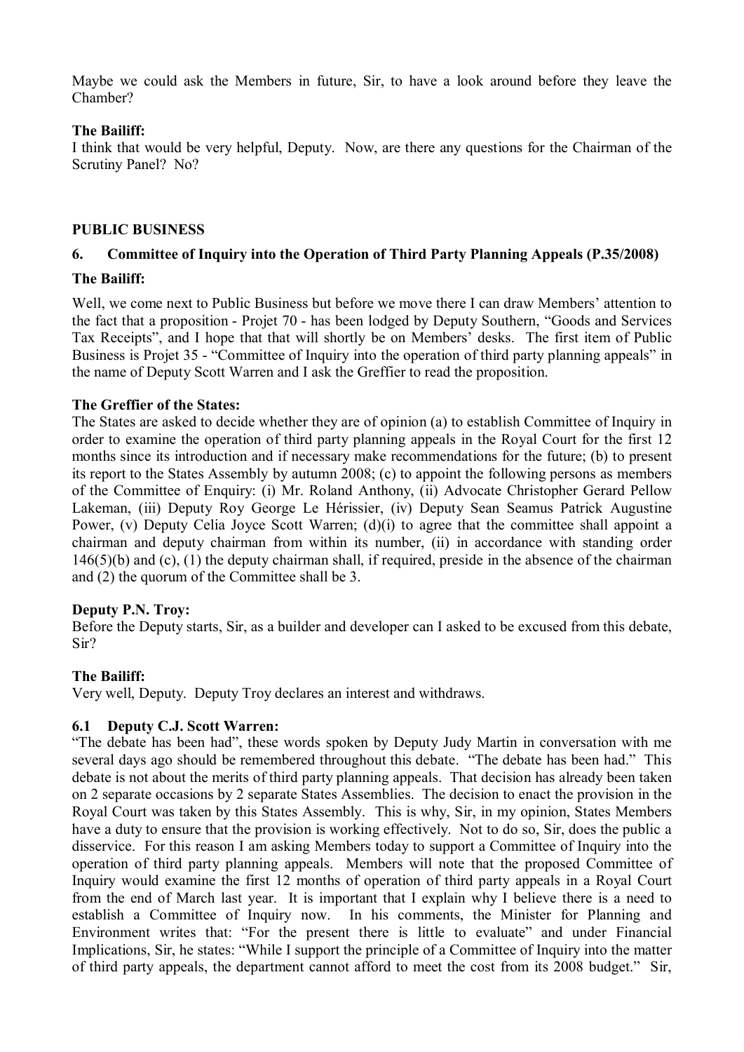Maybe we could ask the Members in future, Sir, to have a look around before they leave the Chamber?

**The Bailiff:**

I think that would be very helpful, Deputy. Now, are there any questions for the Chairman of the Scrutiny Panel? No?

## PUBLIC BUSINESS

### 6. Committee of Inquiry into the Operation of Third Party Planning Appeals (P.35/2008)

**The Bailiff:**

Well, we come next to Public Business but before we move there I can draw Members' attention to the fact that a proposition - Projet 70 - has been lodged by Deputy Southern, "Goods and Services Tax Receipts", and I hope that that will shortly be on Members' desks. The first item of Public Business is Projet 35 - "Committee of Inquiry into the operation of third party planning appeals" in the name of Deputy Scott Warren and I ask the Greffier to read the proposition.

**The Greffier of the States:**

The States are asked to decide whether they are of opinion (a) to establish Committee of Inquiry in order to examine the operation of third party planning appeals in the Royal Court for the first 12 months since its introduction and if necessary make recommendations for the future; (b) to present its report to the States Assembly by autumn 2008; (c) to appoint the following persons as members of the Committee of Enquiry: (i) Mr. Roland Anthony, (ii) Advocate Christopher Gerard Pellow Lakeman, (iii) Deputy Roy George Le Hérissier, (iv) Deputy Sean Seamus Patrick Augustine Power, (v) Deputy Celia Joyce Scott Warren; (d)(i) to agree that the committee shall appoint a chairman and deputy chairman from within its number, (ii) in accordance with standing order 146(5)(b) and (c), (1) the deputy chairman shall, if required, preside in the absence of the chairman and (2) the quorum of the Committee shall be 3.

**Deputy P.N. Troy:**

Before the Deputy starts, Sir, as a builder and developer can I asked to be excused from this debate, Sir?

**The Bailiff:**

Very well, Deputy. Deputy Troy declares an interest and withdraws.

#### 6.1 Deputy C.J. Scott Warren:

"The debate has been had", these words spoken by Deputy Judy Martin in conversation with me several days ago should be remembered throughout this debate. "The debate has been had." This debate is not about the merits of third party planning appeals. That decision has already been taken on 2 separate occasions by 2 separate States Assemblies. The decision to enact the provision in the Royal Court was taken by this States Assembly. This is why, Sir, in my opinion, States Members have a duty to ensure that the provision is working effectively. Not to do so, Sir, does the public a disservice. For this reason I am asking Members today to support a Committee of Inquiry into the operation of third party planning appeals. Members will note that the proposed Committee of Inquiry would examine the first 12 months of operation of third party appeals in a Royal Court from the end of March last year. It is important that I explain why I believe there is a need to establish a Committee of Inquiry now. In his comments, the Minister for Planning and Environment writes that: "For the present there is little to evaluate" and under Financial Implications, Sir, he states: "While I support the principle of a Committee of Inquiry into the matter of third party appeals, the department cannot afford to meet the cost from its 2008 budget." Sir,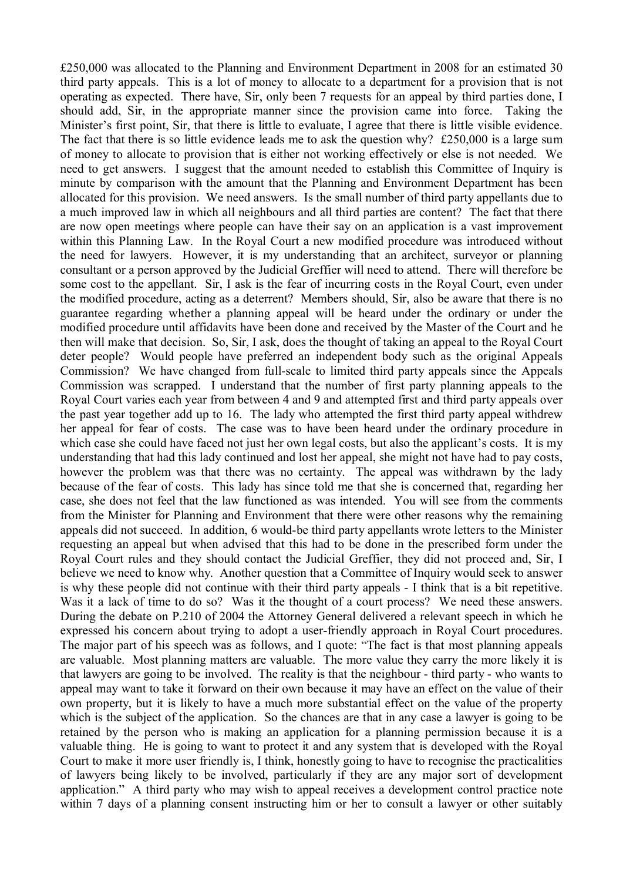£250,000 was allocated to the Planning and Environment Department in 2008 for an estimated 30 third party appeals. This is a lot of money to allocate to a department for a provision that is not operating as expected. There have, Sir, only been 7 requests for an appeal by third parties done, I should add, Sir, in the appropriate manner since the provision came into force. Taking the Minister's first point, Sir, that there is little to evaluate, I agree that there is little visible evidence. The fact that there is so little evidence leads me to ask the question why? £250,000 is a large sum of money to allocate to provision that is either not working effectively or else is not needed. We need to get answers. I suggest that the amount needed to establish this Committee of Inquiry is minute by comparison with the amount that the Planning and Environment Department has been allocated for this provision. We need answers. Is the small number of third party appellants due to a much improved law in which all neighbours and all third parties are content? The fact that there are now open meetings where people can have their say on an application is a vast improvement within this Planning Law. In the Royal Court a new modified procedure was introduced without the need for lawyers. However, it is my understanding that an architect, surveyor or planning consultant or a person approved by the Judicial Greffier will need to attend. There will therefore be some cost to the appellant. Sir, I ask is the fear of incurring costs in the Royal Court, even under the modified procedure, acting as a deterrent? Members should, Sir, also be aware that there is no guarantee regarding whether a planning appeal will be heard under the ordinary or under the modified procedure until affidavits have been done and received by the Master of the Court and he then will make that decision. So, Sir, I ask, does the thought of taking an appeal to the Royal Court deter people? Would people have preferred an independent body such as the original Appeals Commission? We have changed from full-scale to limited third party appeals since the Appeals Commission was scrapped. I understand that the number of first party planning appeals to the Royal Court varies each year from between 4 and 9 and attempted first and third party appeals over the past year together add up to 16. The lady who attempted the first third party appeal withdrew her appeal for fear of costs. The case was to have been heard under the ordinary procedure in which case she could have faced not just her own legal costs, but also the applicant's costs. It is my understanding that had this lady continued and lost her appeal, she might not have had to pay costs, however the problem was that there was no certainty. The appeal was withdrawn by the lady because of the fear of costs. This lady has since told me that she is concerned that, regarding her case, she does not feel that the law functioned as was intended. You will see from the comments from the Minister for Planning and Environment that there were other reasons why the remaining appeals did not succeed. In addition, 6 would-be third party appellants wrote letters to the Minister requesting an appeal but when advised that this had to be done in the prescribed form under the Royal Court rules and they should contact the Judicial Greffier, they did not proceed and, Sir, I believe we need to know why. Another question that a Committee of Inquiry would seek to answer is why these people did not continue with their third party appeals - I think that is a bit repetitive. Was it a lack of time to do so? Was it the thought of a court process? We need these answers. During the debate on P.210 of 2004 the Attorney General delivered a relevant speech in which he expressed his concern about trying to adopt a user-friendly approach in Royal Court procedures. The major part of his speech was as follows, and I quote: "The fact is that most planning appeals are valuable. Most planning matters are valuable. The more value they carry the more likely it is that lawyers are going to be involved. The reality is that the neighbour - third party - who wants to appeal may want to take it forward on their own because it may have an effect on the value of their own property, but it is likely to have a much more substantial effect on the value of the property which is the subject of the application. So the chances are that in any case a lawyer is going to be retained by the person who is making an application for a planning permission because it is a valuable thing. He is going to want to protect it and any system that is developed with the Royal Court to make it more user friendly is, I think, honestly going to have to recognise the practicalities of lawyers being likely to be involved, particularly if they are any major sort of development application." A third party who may wish to appeal receives a development control practice note within 7 days of a planning consent instructing him or her to consult a lawyer or other suitably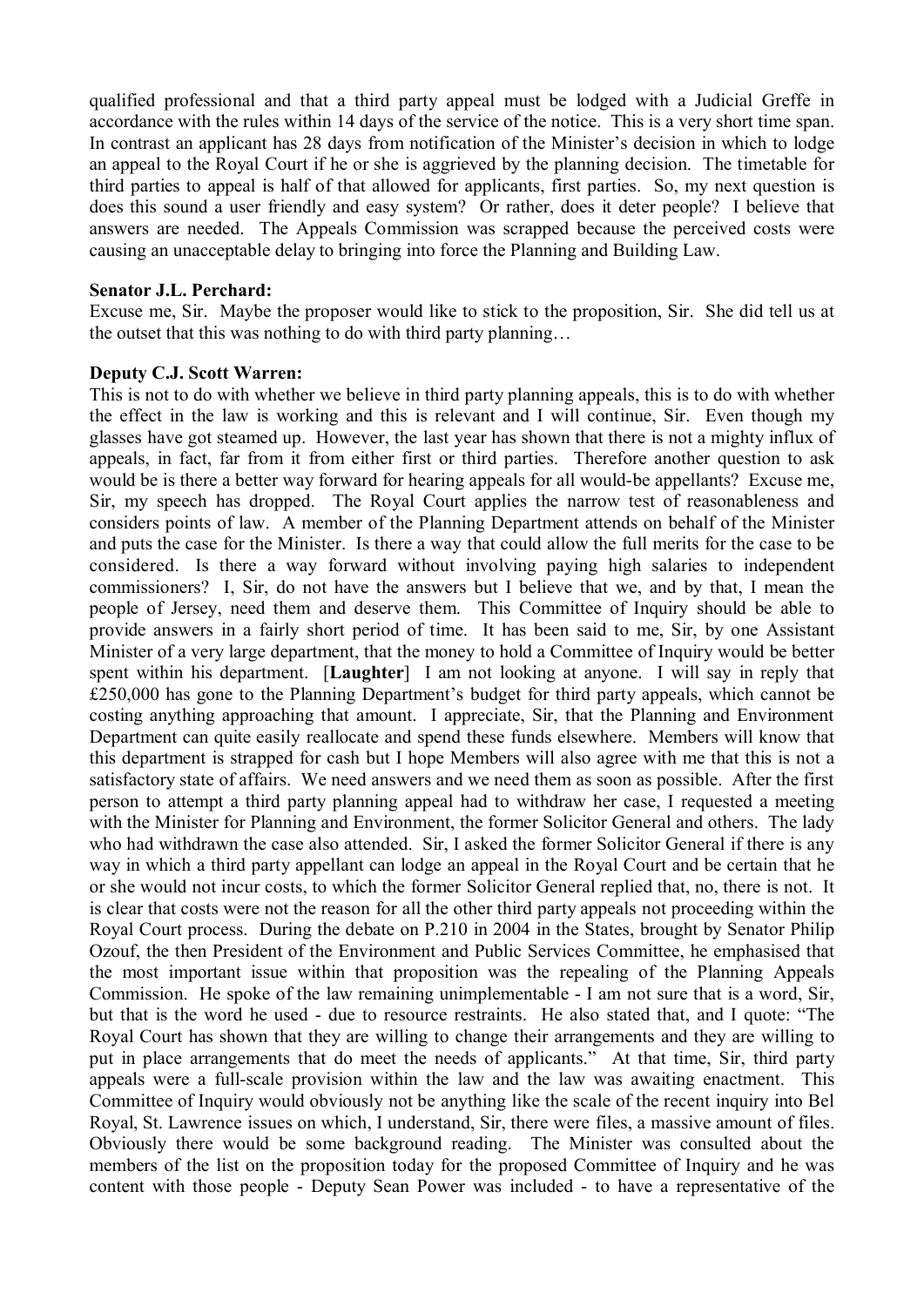qualified professional and that a third party appeal must be lodged with a Judicial Greffe in accordance with the rules within 14 days of the service of the notice. This is a very short time span. In contrast an applicant has 28 days from notification of the Minister's decision in which to lodge an appeal to the Royal Court if he or she is aggrieved by the planning decision. The timetable for third parties to appeal is half of that allowed for applicants, first parties. So, my next question is does this sound a user friendly and easy system? Or rather, does it deter people? I believe that answers are needed. The Appeals Commission was scrapped because the perceived costs were causing an unacceptable delay to bringing into force the Planning and Building Law.

**Senator J.L. Perchard:**

Excuse me, Sir. Maybe the proposer would like to stick to the proposition, Sir. She did tell us at the outset that this was nothing to do with third party planning…

**Deputy C.J. Scott Warren:**

This is not to do with whether we believe in third party planning appeals, this is to do with whether the effect in the law is working and this is relevant and I will continue, Sir. Even though my glasses have got steamed up. However, the last year has shown that there is not a mighty influx of appeals, in fact, far from it from either first or third parties. Therefore another question to ask would be is there a better way forward for hearing appeals for all would-be appellants? Excuse me, Sir, my speech has dropped. The Royal Court applies the narrow test of reasonableness and considers points of law. A member of the Planning Department attends on behalf of the Minister and puts the case for the Minister. Is there a way that could allow the full merits for the case to be considered. Is there a way forward without involving paying high salaries to independent commissioners? I, Sir, do not have the answers but I believe that we, and by that, I mean the people of Jersey, need them and deserve them. This Committee of Inquiry should be able to provide answers in a fairly short period of time. It has been said to me, Sir, by one Assistant Minister of a very large department, that the money to hold a Committee of Inquiry would be better spent within his department. [**Laughter**] I am not looking at anyone. I will say in reply that £250,000 has gone to the Planning Department's budget for third party appeals, which cannot be costing anything approaching that amount. I appreciate, Sir, that the Planning and Environment Department can quite easily reallocate and spend these funds elsewhere. Members will know that this department is strapped for cash but I hope Members will also agree with me that this is not a satisfactory state of affairs. We need answers and we need them as soon as possible. After the first person to attempt a third party planning appeal had to withdraw her case, I requested a meeting with the Minister for Planning and Environment, the former Solicitor General and others. The lady who had withdrawn the case also attended. Sir, I asked the former Solicitor General if there is any way in which a third party appellant can lodge an appeal in the Royal Court and be certain that he or she would not incur costs, to which the former Solicitor General replied that, no, there is not. It is clear that costs were not the reason for all the other third party appeals not proceeding within the Royal Court process. During the debate on P.210 in 2004 in the States, brought by Senator Philip Ozouf, the then President of the Environment and Public Services Committee, he emphasised that the most important issue within that proposition was the repealing of the Planning Appeals Commission. He spoke of the law remaining unimplementable - I am not sure that is a word, Sir, but that is the word he used - due to resource restraints. He also stated that, and I quote: "The Royal Court has shown that they are willing to change their arrangements and they are willing to put in place arrangements that do meet the needs of applicants." At that time, Sir, third party appeals were a full-scale provision within the law and the law was awaiting enactment. This Committee of Inquiry would obviously not be anything like the scale of the recent inquiry into Bel Royal, St. Lawrence issues on which, I understand, Sir, there were files, a massive amount of files. Obviously there would be some background reading. The Minister was consulted about the members of the list on the proposition today for the proposed Committee of Inquiry and he was content with those people - Deputy Sean Power was included - to have a representative of the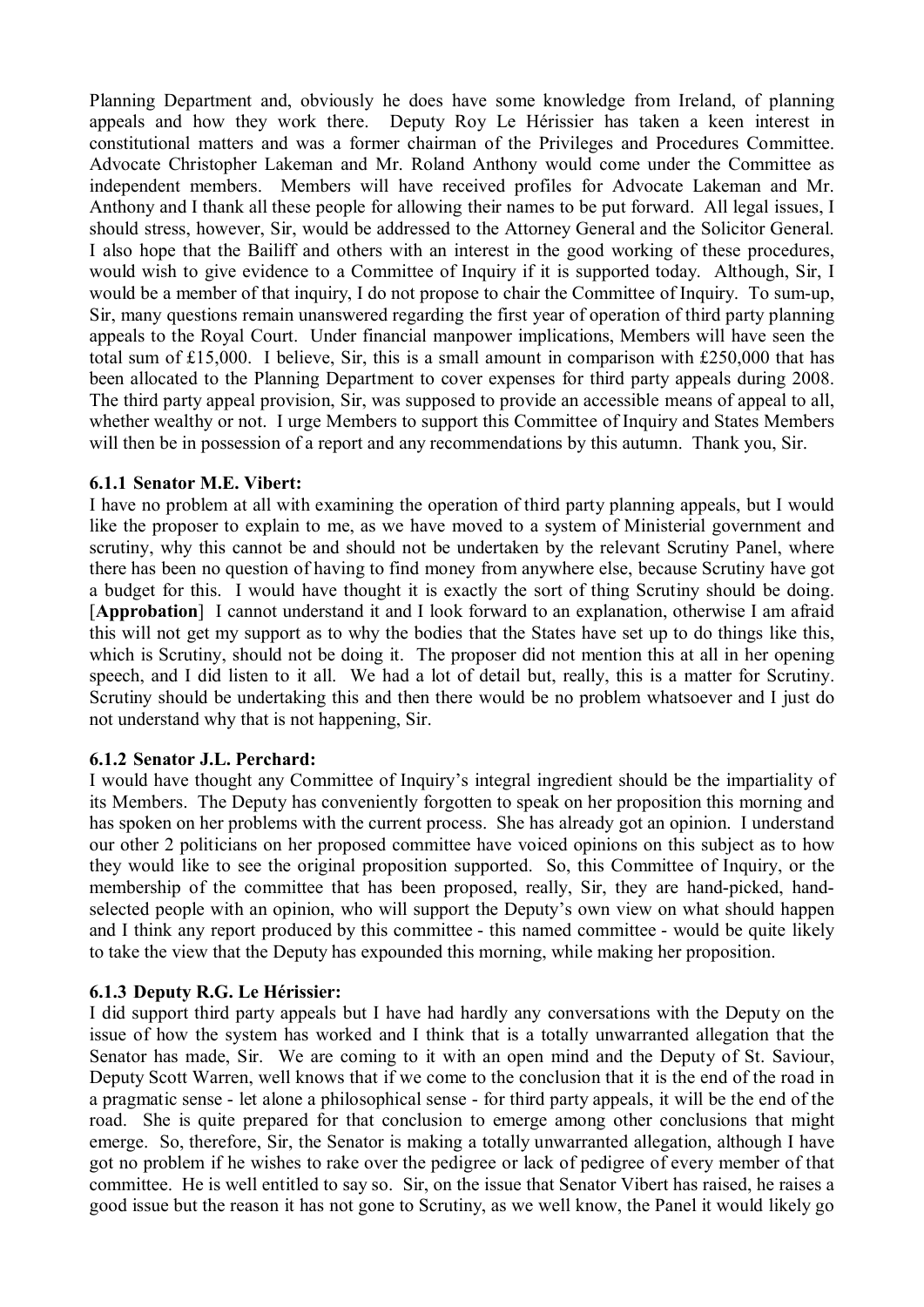Planning Department and, obviously he does have some knowledge from Ireland, of planning appeals and how they work there. Deputy Roy Le Hérissier has taken a keen interest in constitutional matters and was a former chairman of the Privileges and Procedures Committee. Advocate Christopher Lakeman and Mr. Roland Anthony would come under the Committee as independent members. Members will have received profiles for Advocate Lakeman and Mr. Anthony and I thank all these people for allowing their names to be put forward. All legal issues, I should stress, however, Sir, would be addressed to the Attorney General and the Solicitor General. I also hope that the Bailiff and others with an interest in the good working of these procedures, would wish to give evidence to a Committee of Inquiry if it is supported today. Although, Sir, I would be a member of that inquiry, I do not propose to chair the Committee of Inquiry. To sum-up, Sir, many questions remain unanswered regarding the first year of operation of third party planning appeals to the Royal Court. Under financial manpower implications, Members will have seen the total sum of £15,000. I believe, Sir, this is a small amount in comparison with £250,000 that has been allocated to the Planning Department to cover expenses for third party appeals during 2008. The third party appeal provision, Sir, was supposed to provide an accessible means of appeal to all, whether wealthy or not. I urge Members to support this Committee of Inquiry and States Members will then be in possession of a report and any recommendations by this autumn. Thank you, Sir.

### 6.1.1 Senator M.E. Vibert:

I have no problem at all with examining the operation of third party planning appeals, but I would like the proposer to explain to me, as we have moved to a system of Ministerial government and scrutiny, why this cannot be and should not be undertaken by the relevant Scrutiny Panel, where there has been no question of having to find money from anywhere else, because Scrutiny have got a budget for this. I would have thought it is exactly the sort of thing Scrutiny should be doing. [**Approbation**] I cannot understand it and I look forward to an explanation, otherwise I am afraid this will not get my support as to why the bodies that the States have set up to do things like this, which is Scrutiny, should not be doing it. The proposer did not mention this at all in her opening speech, and I did listen to it all. We had a lot of detail but, really, this is a matter for Scrutiny. Scrutiny should be undertaking this and then there would be no problem whatsoever and I just do not understand why that is not happening, Sir.

### 6.1.2 Senator J.L. Perchard:

I would have thought any Committee of Inquiry's integral ingredient should be the impartiality of its Members. The Deputy has conveniently forgotten to speak on her proposition this morning and has spoken on her problems with the current process. She has already got an opinion. I understand our other 2 politicians on her proposed committee have voiced opinions on this subject as to how they would like to see the original proposition supported. So, this Committee of Inquiry, or the membership of the committee that has been proposed, really, Sir, they are hand-picked, hand-selected people with an opinion, who will support the Deputy's own view on what should happen and I think any report produced by this committee - this named committee - would be quite likely to take the view that the Deputy has expounded this morning, while making her proposition.

### 6.1.3 Deputy R.G. Le Hérissier:

I did support third party appeals but I have had hardly any conversations with the Deputy on the issue of how the system has worked and I think that is a totally unwarranted allegation that the Senator has made, Sir. We are coming to it with an open mind and the Deputy of St. Saviour, Deputy Scott Warren, well knows that if we come to the conclusion that it is the end of the road in a pragmatic sense - let alone a philosophical sense - for third party appeals, it will be the end of the road. She is quite prepared for that conclusion to emerge among other conclusions that might emerge. So, therefore, Sir, the Senator is making a totally unwarranted allegation, although I have got no problem if he wishes to rake over the pedigree or lack of pedigree of every member of that committee. He is well entitled to say so. Sir, on the issue that Senator Vibert has raised, he raises a good issue but the reason it has not gone to Scrutiny, as we well know, the Panel it would likely go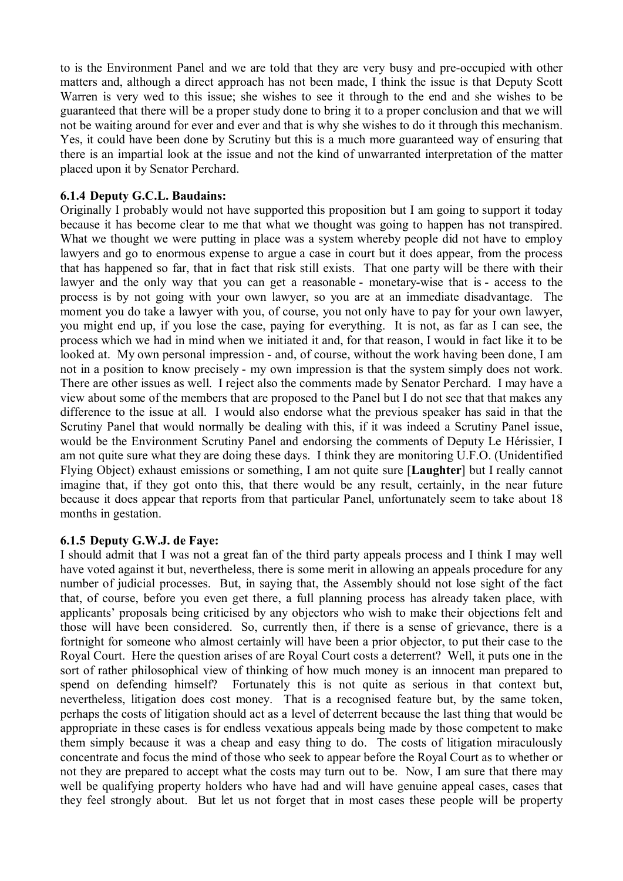to is the Environment Panel and we are told that they are very busy and pre-occupied with other matters and, although a direct approach has not been made, I think the issue is that Deputy Scott Warren is very wed to this issue; she wishes to see it through to the end and she wishes to be guaranteed that there will be a proper study done to bring it to a proper conclusion and that we will not be waiting around for ever and ever and that is why she wishes to do it through this mechanism. Yes, it could have been done by Scrutiny but this is a much more guaranteed way of ensuring that there is an impartial look at the issue and not the kind of unwarranted interpretation of the matter placed upon it by Senator Perchard.

### 6.1.4 Deputy G.C.L. Baudains:

Originally I probably would not have supported this proposition but I am going to support it today because it has become clear to me that what we thought was going to happen has not transpired. What we thought we were putting in place was a system whereby people did not have to employ lawyers and go to enormous expense to argue a case in court but it does appear, from the process that has happened so far, that in fact that risk still exists. That one party will be there with their lawyer and the only way that you can get a reasonable - monetary-wise that is - access to the process is by not going with your own lawyer, so you are at an immediate disadvantage. The moment you do take a lawyer with you, of course, you not only have to pay for your own lawyer, you might end up, if you lose the case, paying for everything. It is not, as far as I can see, the process which we had in mind when we initiated it and, for that reason, I would in fact like it to be looked at. My own personal impression - and, of course, without the work having been done, I am not in a position to know precisely - my own impression is that the system simply does not work. There are other issues as well. I reject also the comments made by Senator Perchard. I may have a view about some of the members that are proposed to the Panel but I do not see that that makes any difference to the issue at all. I would also endorse what the previous speaker has said in that the Scrutiny Panel that would normally be dealing with this, if it was indeed a Scrutiny Panel issue, would be the Environment Scrutiny Panel and endorsing the comments of Deputy Le Hérissier, I am not quite sure what they are doing these days. I think they are monitoring U.F.O. (Unidentified Flying Object) exhaust emissions or something, I am not quite sure [**Laughter**] but I really cannot imagine that, if they got onto this, that there would be any result, certainly, in the near future because it does appear that reports from that particular Panel, unfortunately seem to take about 18 months in gestation.

### 6.1.5 Deputy G.W.J. de Faye:

I should admit that I was not a great fan of the third party appeals process and I think I may well have voted against it but, nevertheless, there is some merit in allowing an appeals procedure for any number of judicial processes. But, in saying that, the Assembly should not lose sight of the fact that, of course, before you even get there, a full planning process has already taken place, with applicants' proposals being criticised by any objectors who wish to make their objections felt and those will have been considered. So, currently then, if there is a sense of grievance, there is a fortnight for someone who almost certainly will have been a prior objector, to put their case to the Royal Court. Here the question arises of are Royal Court costs a deterrent? Well, it puts one in the sort of rather philosophical view of thinking of how much money is an innocent man prepared to spend on defending himself? Fortunately this is not quite as serious in that context but, nevertheless, litigation does cost money. That is a recognised feature but, by the same token, perhaps the costs of litigation should act as a level of deterrent because the last thing that would be appropriate in these cases is for endless vexatious appeals being made by those competent to make them simply because it was a cheap and easy thing to do. The costs of litigation miraculously concentrate and focus the mind of those who seek to appear before the Royal Court as to whether or not they are prepared to accept what the costs may turn out to be. Now, I am sure that there may well be qualifying property holders who have had and will have genuine appeal cases, cases that they feel strongly about. But let us not forget that in most cases these people will be property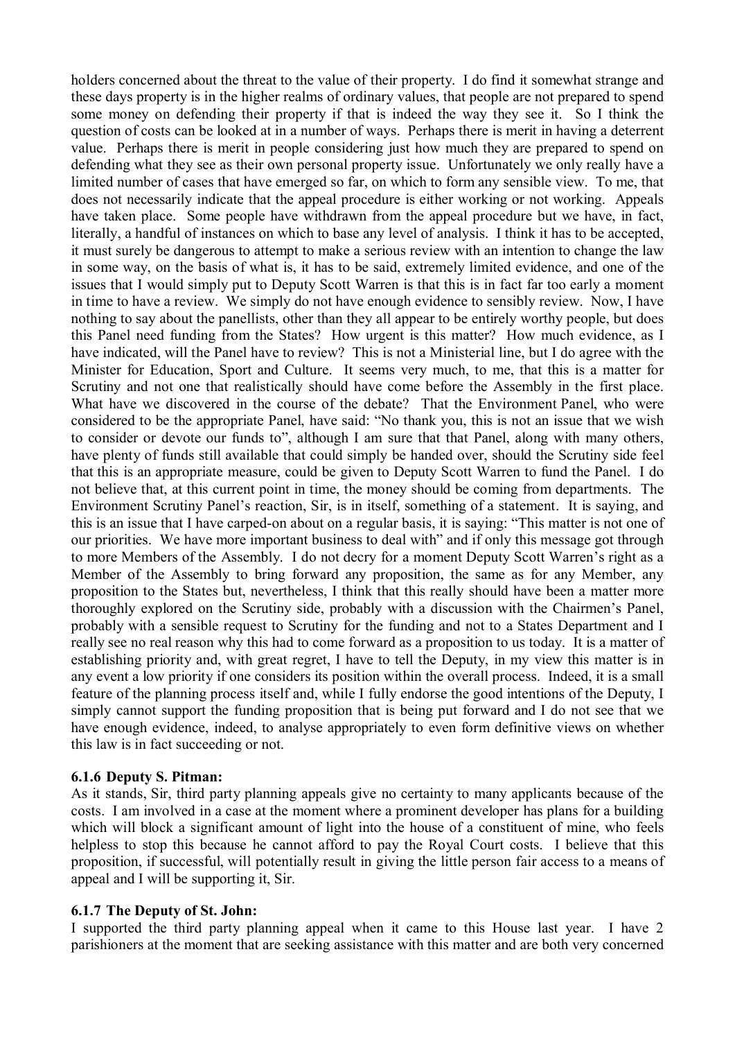holders concerned about the threat to the value of their property. I do find it somewhat strange and these days property is in the higher realms of ordinary values, that people are not prepared to spend some money on defending their property if that is indeed the way they see it. So I think the question of costs can be looked at in a number of ways. Perhaps there is merit in having a deterrent value. Perhaps there is merit in people considering just how much they are prepared to spend on defending what they see as their own personal property issue. Unfortunately we only really have a limited number of cases that have emerged so far, on which to form any sensible view. To me, that does not necessarily indicate that the appeal procedure is either working or not working. Appeals have taken place. Some people have withdrawn from the appeal procedure but we have, in fact, literally, a handful of instances on which to base any level of analysis. I think it has to be accepted, it must surely be dangerous to attempt to make a serious review with an intention to change the law in some way, on the basis of what is, it has to be said, extremely limited evidence, and one of the issues that I would simply put to Deputy Scott Warren is that this is in fact far too early a moment in time to have a review. We simply do not have enough evidence to sensibly review. Now, I have nothing to say about the panellists, other than they all appear to be entirely worthy people, but does this Panel need funding from the States? How urgent is this matter? How much evidence, as I have indicated, will the Panel have to review? This is not a Ministerial line, but I do agree with the Minister for Education, Sport and Culture. It seems very much, to me, that this is a matter for Scrutiny and not one that realistically should have come before the Assembly in the first place. What have we discovered in the course of the debate? That the Environment Panel, who were considered to be the appropriate Panel, have said: "No thank you, this is not an issue that we wish to consider or devote our funds to", although I am sure that that Panel, along with many others, have plenty of funds still available that could simply be handed over, should the Scrutiny side feel that this is an appropriate measure, could be given to Deputy Scott Warren to fund the Panel. I do not believe that, at this current point in time, the money should be coming from departments. The Environment Scrutiny Panel's reaction, Sir, is in itself, something of a statement. It is saying, and this is an issue that I have carped-on about on a regular basis, it is saying: "This matter is not one of our priorities. We have more important business to deal with" and if only this message got through to more Members of the Assembly. I do not decry for a moment Deputy Scott Warren's right as a Member of the Assembly to bring forward any proposition, the same as for any Member, any proposition to the States but, nevertheless, I think that this really should have been a matter more thoroughly explored on the Scrutiny side, probably with a discussion with the Chairmen's Panel, probably with a sensible request to Scrutiny for the funding and not to a States Department and I really see no real reason why this had to come forward as a proposition to us today. It is a matter of establishing priority and, with great regret, I have to tell the Deputy, in my view this matter is in any event a low priority if one considers its position within the overall process. Indeed, it is a small feature of the planning process itself and, while I fully endorse the good intentions of the Deputy, I simply cannot support the funding proposition that is being put forward and I do not see that we have enough evidence, indeed, to analyse appropriately to even form definitive views on whether this law is in fact succeeding or not.

### 6.1.6 Deputy S. Pitman:

As it stands, Sir, third party planning appeals give no certainty to many applicants because of the costs. I am involved in a case at the moment where a prominent developer has plans for a building which will block a significant amount of light into the house of a constituent of mine, who feels helpless to stop this because he cannot afford to pay the Royal Court costs. I believe that this proposition, if successful, will potentially result in giving the little person fair access to a means of appeal and I will be supporting it, Sir.

### 6.1.7 The Deputy of St. John:

I supported the third party planning appeal when it came to this House last year. I have 2 parishioners at the moment that are seeking assistance with this matter and are both very concerned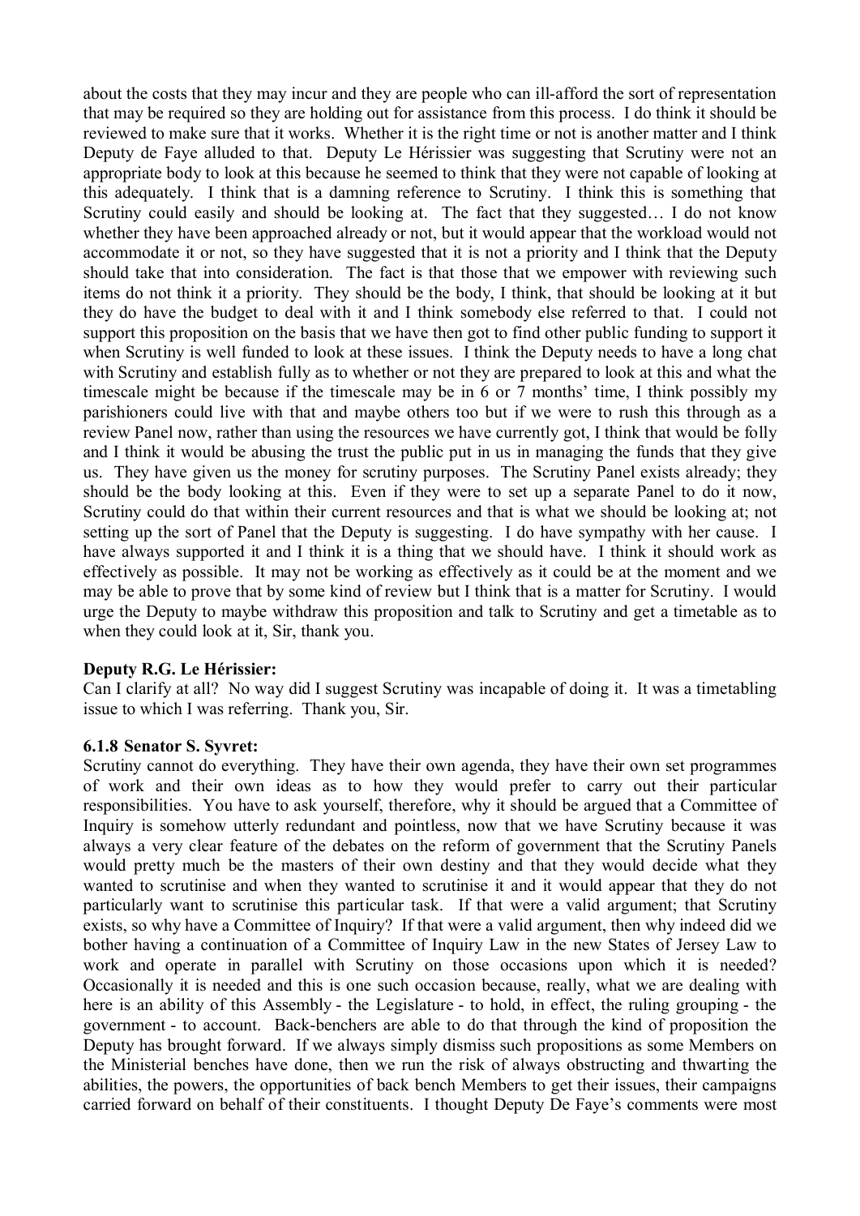about the costs that they may incur and they are people who can ill-afford the sort of representation that may be required so they are holding out for assistance from this process. I do think it should be reviewed to make sure that it works. Whether it is the right time or not is another matter and I think Deputy de Faye alluded to that. Deputy Le Hérissier was suggesting that Scrutiny were not an appropriate body to look at this because he seemed to think that they were not capable of looking at this adequately. I think that is a damning reference to Scrutiny. I think this is something that Scrutiny could easily and should be looking at. The fact that they suggested… I do not know whether they have been approached already or not, but it would appear that the workload would not accommodate it or not, so they have suggested that it is not a priority and I think that the Deputy should take that into consideration. The fact is that those that we empower with reviewing such items do not think it a priority. They should be the body, I think, that should be looking at it but they do have the budget to deal with it and I think somebody else referred to that. I could not support this proposition on the basis that we have then got to find other public funding to support it when Scrutiny is well funded to look at these issues. I think the Deputy needs to have a long chat with Scrutiny and establish fully as to whether or not they are prepared to look at this and what the timescale might be because if the timescale may be in 6 or 7 months' time, I think possibly my parishioners could live with that and maybe others too but if we were to rush this through as a review Panel now, rather than using the resources we have currently got, I think that would be folly and I think it would be abusing the trust the public put in us in managing the funds that they give us. They have given us the money for scrutiny purposes. The Scrutiny Panel exists already; they should be the body looking at this. Even if they were to set up a separate Panel to do it now, Scrutiny could do that within their current resources and that is what we should be looking at; not setting up the sort of Panel that the Deputy is suggesting. I do have sympathy with her cause. I have always supported it and I think it is a thing that we should have. I think it should work as effectively as possible. It may not be working as effectively as it could be at the moment and we may be able to prove that by some kind of review but I think that is a matter for Scrutiny. I would urge the Deputy to maybe withdraw this proposition and talk to Scrutiny and get a timetable as to when they could look at it, Sir, thank you.

**Deputy R.G. Le Hérissier:**

Can I clarify at all? No way did I suggest Scrutiny was incapable of doing it. It was a timetabling issue to which I was referring. Thank you, Sir.

**6.1.8 Senator S. Syvret:**

Scrutiny cannot do everything. They have their own agenda, they have their own set programmes of work and their own ideas as to how they would prefer to carry out their particular responsibilities. You have to ask yourself, therefore, why it should be argued that a Committee of Inquiry is somehow utterly redundant and pointless, now that we have Scrutiny because it was always a very clear feature of the debates on the reform of government that the Scrutiny Panels would pretty much be the masters of their own destiny and that they would decide what they wanted to scrutinise and when they wanted to scrutinise it and it would appear that they do not particularly want to scrutinise this particular task. If that were a valid argument; that Scrutiny exists, so why have a Committee of Inquiry? If that were a valid argument, then why indeed did we bother having a continuation of a Committee of Inquiry Law in the new States of Jersey Law to work and operate in parallel with Scrutiny on those occasions upon which it is needed? Occasionally it is needed and this is one such occasion because, really, what we are dealing with here is an ability of this Assembly - the Legislature - to hold, in effect, the ruling grouping - the government - to account. Back-benchers are able to do that through the kind of proposition the Deputy has brought forward. If we always simply dismiss such propositions as some Members on the Ministerial benches have done, then we run the risk of always obstructing and thwarting the abilities, the powers, the opportunities of back bench Members to get their issues, their campaigns carried forward on behalf of their constituents. I thought Deputy De Faye's comments were most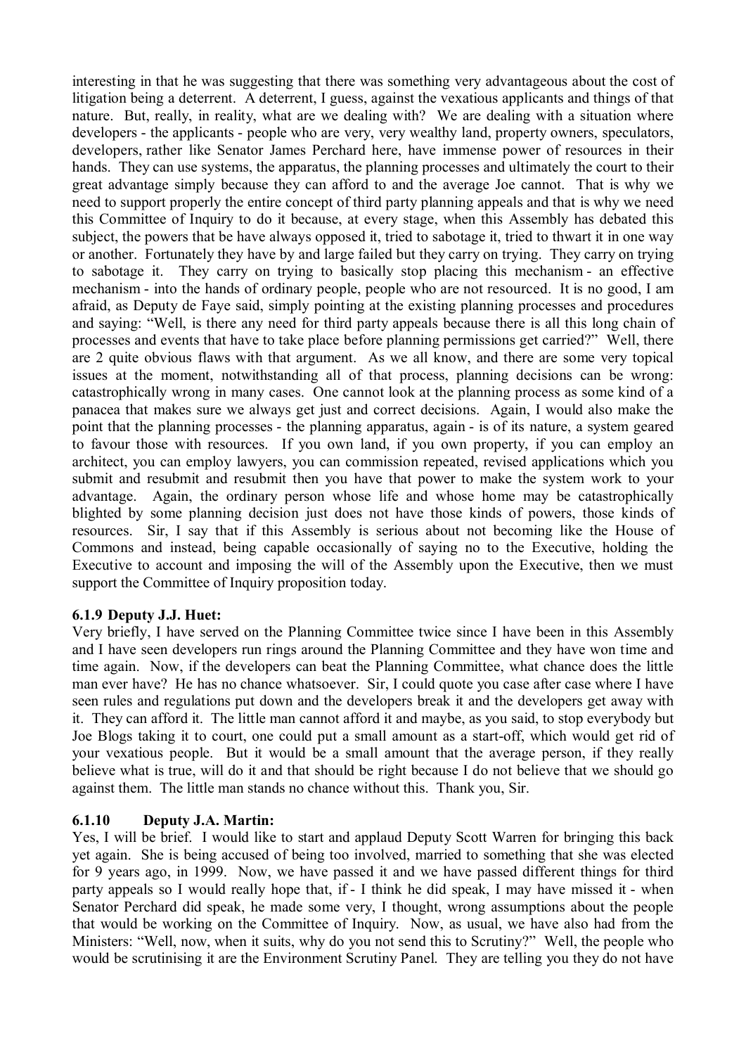interesting in that he was suggesting that there was something very advantageous about the cost of litigation being a deterrent. A deterrent, I guess, against the vexatious applicants and things of that nature. But, really, in reality, what are we dealing with? We are dealing with a situation where developers - the applicants - people who are very, very wealthy land, property owners, speculators, developers, rather like Senator James Perchard here, have immense power of resources in their hands. They can use systems, the apparatus, the planning processes and ultimately the court to their great advantage simply because they can afford to and the average Joe cannot. That is why we need to support properly the entire concept of third party planning appeals and that is why we need this Committee of Inquiry to do it because, at every stage, when this Assembly has debated this subject, the powers that be have always opposed it, tried to sabotage it, tried to thwart it in one way or another. Fortunately they have by and large failed but they carry on trying. They carry on trying to sabotage it. They carry on trying to basically stop placing this mechanism - an effective mechanism - into the hands of ordinary people, people who are not resourced. It is no good, I am afraid, as Deputy de Faye said, simply pointing at the existing planning processes and procedures and saying: "Well, is there any need for third party appeals because there is all this long chain of processes and events that have to take place before planning permissions get carried?" Well, there are 2 quite obvious flaws with that argument. As we all know, and there are some very topical issues at the moment, notwithstanding all of that process, planning decisions can be wrong: catastrophically wrong in many cases. One cannot look at the planning process as some kind of a panacea that makes sure we always get just and correct decisions. Again, I would also make the point that the planning processes - the planning apparatus, again - is of its nature, a system geared to favour those with resources. If you own land, if you own property, if you can employ an architect, you can employ lawyers, you can commission repeated, revised applications which you submit and resubmit and resubmit then you have that power to make the system work to your advantage. Again, the ordinary person whose life and whose home may be catastrophically blighted by some planning decision just does not have those kinds of powers, those kinds of resources. Sir, I say that if this Assembly is serious about not becoming like the House of Commons and instead, being capable occasionally of saying no to the Executive, holding the Executive to account and imposing the will of the Assembly upon the Executive, then we must support the Committee of Inquiry proposition today.

### 6.1.9 Deputy J.J. Huet:

Very briefly, I have served on the Planning Committee twice since I have been in this Assembly and I have seen developers run rings around the Planning Committee and they have won time and time again. Now, if the developers can beat the Planning Committee, what chance does the little man ever have? He has no chance whatsoever. Sir, I could quote you case after case where I have seen rules and regulations put down and the developers break it and the developers get away with it. They can afford it. The little man cannot afford it and maybe, as you said, to stop everybody but Joe Blogs taking it to court, one could put a small amount as a start-off, which would get rid of your vexatious people. But it would be a small amount that the average person, if they really believe what is true, will do it and that should be right because I do not believe that we should go against them. The little man stands no chance without this. Thank you, Sir.

### 6.1.10 Deputy J.A. Martin:

Yes, I will be brief. I would like to start and applaud Deputy Scott Warren for bringing this back yet again. She is being accused of being too involved, married to something that she was elected for 9 years ago, in 1999. Now, we have passed it and we have passed different things for third party appeals so I would really hope that, if - I think he did speak, I may have missed it - when Senator Perchard did speak, he made some very, I thought, wrong assumptions about the people that would be working on the Committee of Inquiry. Now, as usual, we have also had from the Ministers: "Well, now, when it suits, why do you not send this to Scrutiny?" Well, the people who would be scrutinising it are the Environment Scrutiny Panel. They are telling you they do not have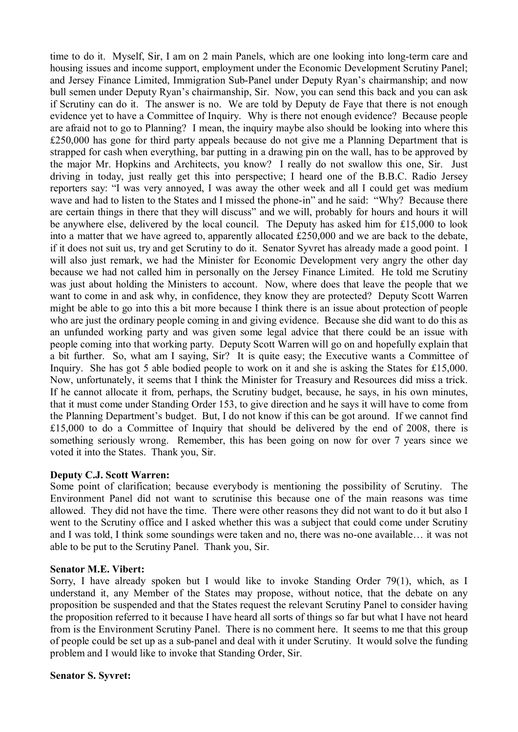time to do it. Myself, Sir, I am on 2 main Panels, which are one looking into long-term care and housing issues and income support, employment under the Economic Development Scrutiny Panel; and Jersey Finance Limited, Immigration Sub-Panel under Deputy Ryan's chairmanship; and now bull semen under Deputy Ryan's chairmanship, Sir. Now, you can send this back and you can ask if Scrutiny can do it. The answer is no. We are told by Deputy de Faye that there is not enough evidence yet to have a Committee of Inquiry. Why is there not enough evidence? Because people are afraid not to go to Planning? I mean, the inquiry maybe also should be looking into where this £250,000 has gone for third party appeals because do not give me a Planning Department that is strapped for cash when everything, bar putting in a drawing pin on the wall, has to be approved by the major Mr. Hopkins and Architects, you know? I really do not swallow this one, Sir. Just driving in today, just really get this into perspective; I heard one of the B.B.C. Radio Jersey reporters say: "I was very annoyed, I was away the other week and all I could get was medium wave and had to listen to the States and I missed the phone-in" and he said: "Why? Because there are certain things in there that they will discuss" and we will, probably for hours and hours it will be anywhere else, delivered by the local council. The Deputy has asked him for £15,000 to look into a matter that we have agreed to, apparently allocated £250,000 and we are back to the debate, if it does not suit us, try and get Scrutiny to do it. Senator Syvret has already made a good point. I will also just remark, we had the Minister for Economic Development very angry the other day because we had not called him in personally on the Jersey Finance Limited. He told me Scrutiny was just about holding the Ministers to account. Now, where does that leave the people that we want to come in and ask why, in confidence, they know they are protected? Deputy Scott Warren might be able to go into this a bit more because I think there is an issue about protection of people who are just the ordinary people coming in and giving evidence. Because she did want to do this as an unfunded working party and was given some legal advice that there could be an issue with people coming into that working party. Deputy Scott Warren will go on and hopefully explain that a bit further. So, what am I saying, Sir? It is quite easy; the Executive wants a Committee of Inquiry. She has got 5 able bodied people to work on it and she is asking the States for £15,000. Now, unfortunately, it seems that I think the Minister for Treasury and Resources did miss a trick. If he cannot allocate it from, perhaps, the Scrutiny budget, because, he says, in his own minutes, that it must come under Standing Order 153, to give direction and he says it will have to come from the Planning Department's budget. But, I do not know if this can be got around. If we cannot find £15,000 to do a Committee of Inquiry that should be delivered by the end of 2008, there is something seriously wrong. Remember, this has been going on now for over 7 years since we voted it into the States. Thank you, Sir.

**Deputy C.J. Scott Warren:**

Some point of clarification; because everybody is mentioning the possibility of Scrutiny. The Environment Panel did not want to scrutinise this because one of the main reasons was time allowed. They did not have the time. There were other reasons they did not want to do it but also I went to the Scrutiny office and I asked whether this was a subject that could come under Scrutiny and I was told, I think some soundings were taken and no, there was no-one available… it was not able to be put to the Scrutiny Panel. Thank you, Sir.

**Senator M.E. Vibert:**

Sorry, I have already spoken but I would like to invoke Standing Order 79(1), which, as I understand it, any Member of the States may propose, without notice, that the debate on any proposition be suspended and that the States request the relevant Scrutiny Panel to consider having the proposition referred to it because I have heard all sorts of things so far but what I have not heard from is the Environment Scrutiny Panel. There is no comment here. It seems to me that this group of people could be set up as a sub-panel and deal with it under Scrutiny. It would solve the funding problem and I would like to invoke that Standing Order, Sir.

**Senator S. Syvret:**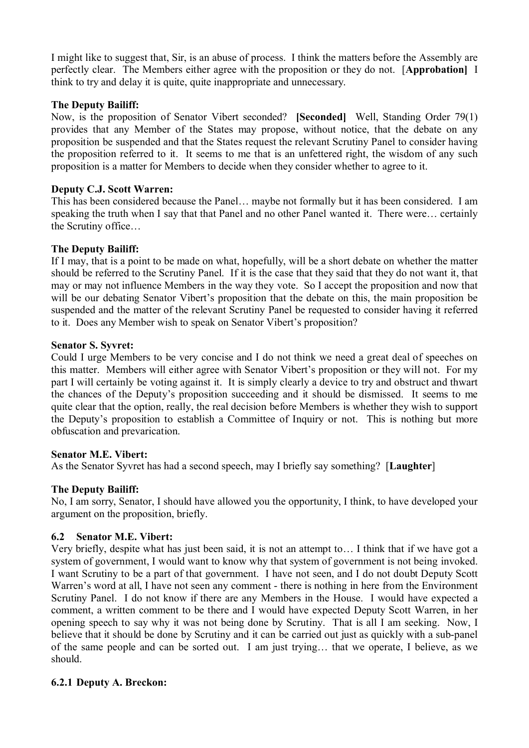I might like to suggest that, Sir, is an abuse of process. I think the matters before the Assembly are perfectly clear. The Members either agree with the proposition or they do not. [**Approbation]** I think to try and delay it is quite, quite inappropriate and unnecessary.

**The Deputy Bailiff:**

Now, is the proposition of Senator Vibert seconded? **[Seconded]** Well, Standing Order 79(1) provides that any Member of the States may propose, without notice, that the debate on any proposition be suspended and that the States request the relevant Scrutiny Panel to consider having the proposition referred to it. It seems to me that is an unfettered right, the wisdom of any such proposition is a matter for Members to decide when they consider whether to agree to it.

**Deputy C.J. Scott Warren:**

This has been considered because the Panel… maybe not formally but it has been considered. I am speaking the truth when I say that that Panel and no other Panel wanted it. There were… certainly the Scrutiny office…

**The Deputy Bailiff:**

If I may, that is a point to be made on what, hopefully, will be a short debate on whether the matter should be referred to the Scrutiny Panel. If it is the case that they said that they do not want it, that may or may not influence Members in the way they vote. So I accept the proposition and now that will be our debating Senator Vibert's proposition that the debate on this, the main proposition be suspended and the matter of the relevant Scrutiny Panel be requested to consider having it referred to it. Does any Member wish to speak on Senator Vibert's proposition?

**Senator S. Syvret:**

Could I urge Members to be very concise and I do not think we need a great deal of speeches on this matter. Members will either agree with Senator Vibert's proposition or they will not. For my part I will certainly be voting against it. It is simply clearly a device to try and obstruct and thwart the chances of the Deputy's proposition succeeding and it should be dismissed. It seems to me quite clear that the option, really, the real decision before Members is whether they wish to support the Deputy's proposition to establish a Committee of Inquiry or not. This is nothing but more obfuscation and prevarication.

**Senator M.E. Vibert:**

As the Senator Syvret has had a second speech, may I briefly say something? [**Laughter**]

**The Deputy Bailiff:**

No, I am sorry, Senator, I should have allowed you the opportunity, I think, to have developed your argument on the proposition, briefly.

### 6.2 Senator M.E. Vibert:

Very briefly, despite what has just been said, it is not an attempt to… I think that if we have got a system of government, I would want to know why that system of government is not being invoked. I want Scrutiny to be a part of that government. I have not seen, and I do not doubt Deputy Scott Warren's word at all, I have not seen any comment - there is nothing in here from the Environment Scrutiny Panel. I do not know if there are any Members in the House. I would have expected a comment, a written comment to be there and I would have expected Deputy Scott Warren, in her opening speech to say why it was not being done by Scrutiny. That is all I am seeking. Now, I believe that it should be done by Scrutiny and it can be carried out just as quickly with a sub-panel of the same people and can be sorted out. I am just trying… that we operate, I believe, as we should.

#### 6.2.1 Deputy A. Breckon: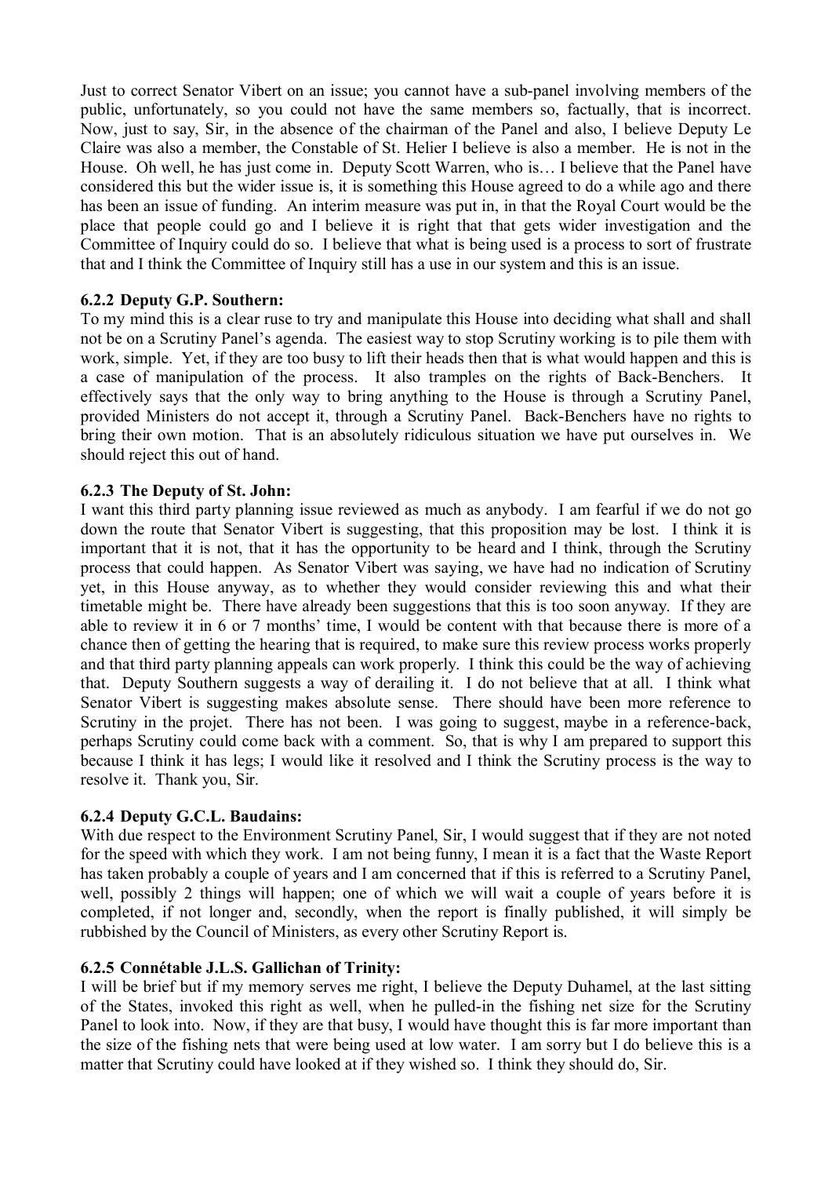Just to correct Senator Vibert on an issue; you cannot have a sub-panel involving members of the public, unfortunately, so you could not have the same members so, factually, that is incorrect. Now, just to say, Sir, in the absence of the chairman of the Panel and also, I believe Deputy Le Claire was also a member, the Constable of St. Helier I believe is also a member. He is not in the House. Oh well, he has just come in. Deputy Scott Warren, who is… I believe that the Panel have considered this but the wider issue is, it is something this House agreed to do a while ago and there has been an issue of funding. An interim measure was put in, in that the Royal Court would be the place that people could go and I believe it is right that that gets wider investigation and the Committee of Inquiry could do so. I believe that what is being used is a process to sort of frustrate that and I think the Committee of Inquiry still has a use in our system and this is an issue.

### 6.2.2 Deputy G.P. Southern:

To my mind this is a clear ruse to try and manipulate this House into deciding what shall and shall not be on a Scrutiny Panel's agenda. The easiest way to stop Scrutiny working is to pile them with work, simple. Yet, if they are too busy to lift their heads then that is what would happen and this is a case of manipulation of the process. It also tramples on the rights of Back-Benchers. It effectively says that the only way to bring anything to the House is through a Scrutiny Panel, provided Ministers do not accept it, through a Scrutiny Panel. Back-Benchers have no rights to bring their own motion. That is an absolutely ridiculous situation we have put ourselves in. We should reject this out of hand.

### 6.2.3 The Deputy of St. John:

I want this third party planning issue reviewed as much as anybody. I am fearful if we do not go down the route that Senator Vibert is suggesting, that this proposition may be lost. I think it is important that it is not, that it has the opportunity to be heard and I think, through the Scrutiny process that could happen. As Senator Vibert was saying, we have had no indication of Scrutiny yet, in this House anyway, as to whether they would consider reviewing this and what their timetable might be. There have already been suggestions that this is too soon anyway. If they are able to review it in 6 or 7 months' time, I would be content with that because there is more of a chance then of getting the hearing that is required, to make sure this review process works properly and that third party planning appeals can work properly. I think this could be the way of achieving that. Deputy Southern suggests a way of derailing it. I do not believe that at all. I think what Senator Vibert is suggesting makes absolute sense. There should have been more reference to Scrutiny in the projet. There has not been. I was going to suggest, maybe in a reference-back, perhaps Scrutiny could come back with a comment. So, that is why I am prepared to support this because I think it has legs; I would like it resolved and I think the Scrutiny process is the way to resolve it. Thank you, Sir.

### 6.2.4 Deputy G.C.L. Baudains:

With due respect to the Environment Scrutiny Panel, Sir, I would suggest that if they are not noted for the speed with which they work. I am not being funny, I mean it is a fact that the Waste Report has taken probably a couple of years and I am concerned that if this is referred to a Scrutiny Panel, well, possibly 2 things will happen; one of which we will wait a couple of years before it is completed, if not longer and, secondly, when the report is finally published, it will simply be rubbished by the Council of Ministers, as every other Scrutiny Report is.

### 6.2.5 Connétable J.L.S. Gallichan of Trinity:

I will be brief but if my memory serves me right, I believe the Deputy Duhamel, at the last sitting of the States, invoked this right as well, when he pulled-in the fishing net size for the Scrutiny Panel to look into. Now, if they are that busy, I would have thought this is far more important than the size of the fishing nets that were being used at low water. I am sorry but I do believe this is a matter that Scrutiny could have looked at if they wished so. I think they should do, Sir.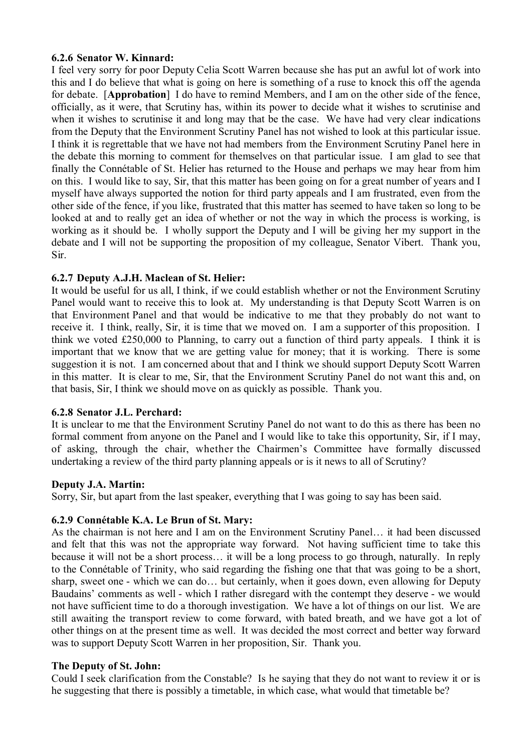### 6.2.6 Senator W. Kinnard:

I feel very sorry for poor Deputy Celia Scott Warren because she has put an awful lot of work into this and I do believe that what is going on here is something of a ruse to knock this off the agenda for debate. [**Approbation**] I do have to remind Members, and I am on the other side of the fence, officially, as it were, that Scrutiny has, within its power to decide what it wishes to scrutinise and when it wishes to scrutinise it and long may that be the case. We have had very clear indications from the Deputy that the Environment Scrutiny Panel has not wished to look at this particular issue. I think it is regrettable that we have not had members from the Environment Scrutiny Panel here in the debate this morning to comment for themselves on that particular issue. I am glad to see that finally the Connétable of St. Helier has returned to the House and perhaps we may hear from him on this. I would like to say, Sir, that this matter has been going on for a great number of years and I myself have always supported the notion for third party appeals and I am frustrated, even from the other side of the fence, if you like, frustrated that this matter has seemed to have taken so long to be looked at and to really get an idea of whether or not the way in which the process is working, is working as it should be. I wholly support the Deputy and I will be giving her my support in the debate and I will not be supporting the proposition of my colleague, Senator Vibert. Thank you, Sir.

### 6.2.7 Deputy A.J.H. Maclean of St. Helier:

It would be useful for us all, I think, if we could establish whether or not the Environment Scrutiny Panel would want to receive this to look at. My understanding is that Deputy Scott Warren is on that Environment Panel and that would be indicative to me that they probably do not want to receive it. I think, really, Sir, it is time that we moved on. I am a supporter of this proposition. I think we voted £250,000 to Planning, to carry out a function of third party appeals. I think it is important that we know that we are getting value for money; that it is working. There is some suggestion it is not. I am concerned about that and I think we should support Deputy Scott Warren in this matter. It is clear to me, Sir, that the Environment Scrutiny Panel do not want this and, on that basis, Sir, I think we should move on as quickly as possible. Thank you.

### 6.2.8 Senator J.L. Perchard:

It is unclear to me that the Environment Scrutiny Panel do not want to do this as there has been no formal comment from anyone on the Panel and I would like to take this opportunity, Sir, if I may, of asking, through the chair, whether the Chairmen's Committee have formally discussed undertaking a review of the third party planning appeals or is it news to all of Scrutiny?

### Deputy J.A. Martin:

Sorry, Sir, but apart from the last speaker, everything that I was going to say has been said.

### 6.2.9 Connétable K.A. Le Brun of St. Mary:

As the chairman is not here and I am on the Environment Scrutiny Panel… it had been discussed and felt that this was not the appropriate way forward. Not having sufficient time to take this because it will not be a short process… it will be a long process to go through, naturally. In reply to the Connétable of Trinity, who said regarding the fishing one that that was going to be a short, sharp, sweet one - which we can do… but certainly, when it goes down, even allowing for Deputy Baudains' comments as well - which I rather disregard with the contempt they deserve - we would not have sufficient time to do a thorough investigation. We have a lot of things on our list. We are still awaiting the transport review to come forward, with bated breath, and we have got a lot of other things on at the present time as well. It was decided the most correct and better way forward was to support Deputy Scott Warren in her proposition, Sir. Thank you.

### The Deputy of St. John:

Could I seek clarification from the Constable? Is he saying that they do not want to review it or is he suggesting that there is possibly a timetable, in which case, what would that timetable be?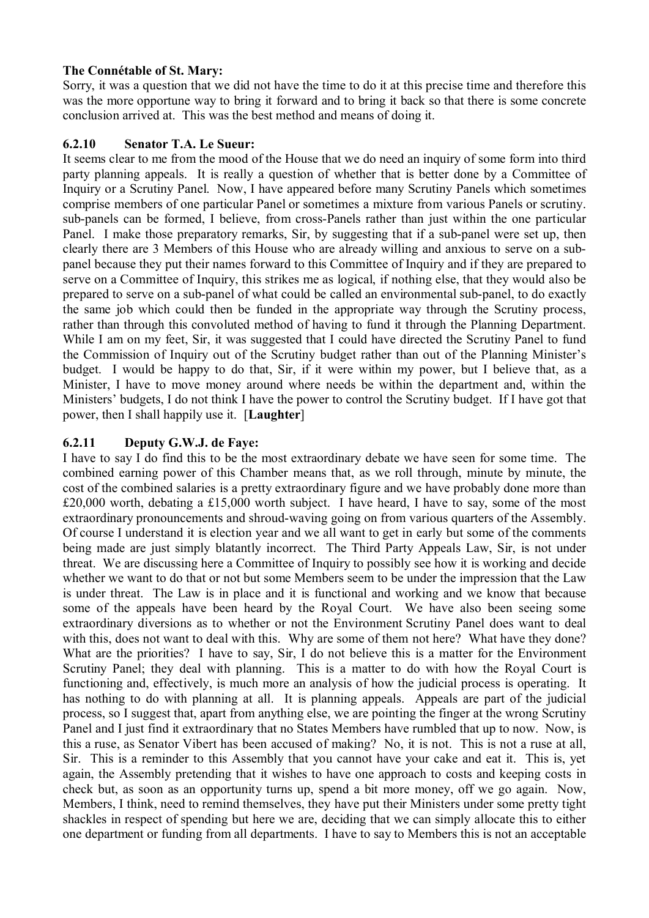**The Connétable of St. Mary:**

Sorry, it was a question that we did not have the time to do it at this precise time and therefore this was the more opportune way to bring it forward and to bring it back so that there is some concrete conclusion arrived at. This was the best method and means of doing it.

### 6.2.10 Senator T.A. Le Sueur:

It seems clear to me from the mood of the House that we do need an inquiry of some form into third party planning appeals. It is really a question of whether that is better done by a Committee of Inquiry or a Scrutiny Panel. Now, I have appeared before many Scrutiny Panels which sometimes comprise members of one particular Panel or sometimes a mixture from various Panels or scrutiny. sub-panels can be formed, I believe, from cross-Panels rather than just within the one particular Panel. I make those preparatory remarks, Sir, by suggesting that if a sub-panel were set up, then clearly there are 3 Members of this House who are already willing and anxious to serve on a sub-panel because they put their names forward to this Committee of Inquiry and if they are prepared to serve on a Committee of Inquiry, this strikes me as logical, if nothing else, that they would also be prepared to serve on a sub-panel of what could be called an environmental sub-panel, to do exactly the same job which could then be funded in the appropriate way through the Scrutiny process, rather than through this convoluted method of having to fund it through the Planning Department. While I am on my feet, Sir, it was suggested that I could have directed the Scrutiny Panel to fund the Commission of Inquiry out of the Scrutiny budget rather than out of the Planning Minister's budget. I would be happy to do that, Sir, if it were within my power, but I believe that, as a Minister, I have to move money around where needs be within the department and, within the Ministers' budgets, I do not think I have the power to control the Scrutiny budget. If I have got that power, then I shall happily use it. [**Laughter**]

### 6.2.11 Deputy G.W.J. de Faye:

I have to say I do find this to be the most extraordinary debate we have seen for some time. The combined earning power of this Chamber means that, as we roll through, minute by minute, the cost of the combined salaries is a pretty extraordinary figure and we have probably done more than £20,000 worth, debating a £15,000 worth subject. I have heard, I have to say, some of the most extraordinary pronouncements and shroud-waving going on from various quarters of the Assembly. Of course I understand it is election year and we all want to get in early but some of the comments being made are just simply blatantly incorrect. The Third Party Appeals Law, Sir, is not under threat. We are discussing here a Committee of Inquiry to possibly see how it is working and decide whether we want to do that or not but some Members seem to be under the impression that the Law is under threat. The Law is in place and it is functional and working and we know that because some of the appeals have been heard by the Royal Court. We have also been seeing some extraordinary diversions as to whether or not the Environment Scrutiny Panel does want to deal with this, does not want to deal with this. Why are some of them not here? What have they done? What are the priorities? I have to say, Sir, I do not believe this is a matter for the Environment Scrutiny Panel; they deal with planning. This is a matter to do with how the Royal Court is functioning and, effectively, is much more an analysis of how the judicial process is operating. It has nothing to do with planning at all. It is planning appeals. Appeals are part of the judicial process, so I suggest that, apart from anything else, we are pointing the finger at the wrong Scrutiny Panel and I just find it extraordinary that no States Members have rumbled that up to now. Now, is this a ruse, as Senator Vibert has been accused of making? No, it is not. This is not a ruse at all, Sir. This is a reminder to this Assembly that you cannot have your cake and eat it. This is, yet again, the Assembly pretending that it wishes to have one approach to costs and keeping costs in check but, as soon as an opportunity turns up, spend a bit more money, off we go again. Now, Members, I think, need to remind themselves, they have put their Ministers under some pretty tight shackles in respect of spending but here we are, deciding that we can simply allocate this to either one department or funding from all departments. I have to say to Members this is not an acceptable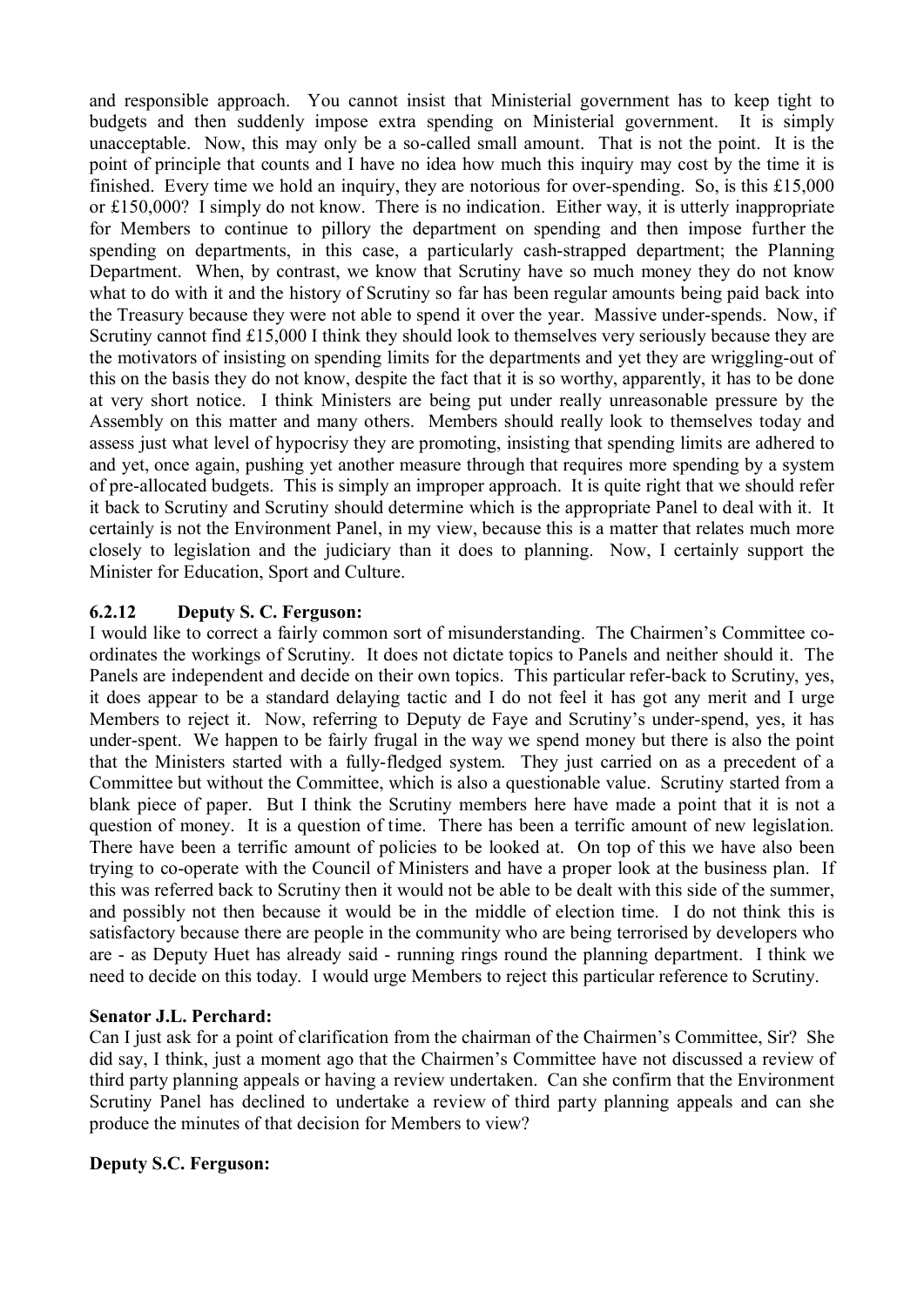and responsible approach. You cannot insist that Ministerial government has to keep tight to budgets and then suddenly impose extra spending on Ministerial government. It is simply unacceptable. Now, this may only be a so-called small amount. That is not the point. It is the point of principle that counts and I have no idea how much this inquiry may cost by the time it is finished. Every time we hold an inquiry, they are notorious for over-spending. So, is this £15,000 or £150,000? I simply do not know. There is no indication. Either way, it is utterly inappropriate for Members to continue to pillory the department on spending and then impose further the spending on departments, in this case, a particularly cash-strapped department; the Planning Department. When, by contrast, we know that Scrutiny have so much money they do not know what to do with it and the history of Scrutiny so far has been regular amounts being paid back into the Treasury because they were not able to spend it over the year. Massive under-spends. Now, if Scrutiny cannot find £15,000 I think they should look to themselves very seriously because they are the motivators of insisting on spending limits for the departments and yet they are wriggling-out of this on the basis they do not know, despite the fact that it is so worthy, apparently, it has to be done at very short notice. I think Ministers are being put under really unreasonable pressure by the Assembly on this matter and many others. Members should really look to themselves today and assess just what level of hypocrisy they are promoting, insisting that spending limits are adhered to and yet, once again, pushing yet another measure through that requires more spending by a system of pre-allocated budgets. This is simply an improper approach. It is quite right that we should refer it back to Scrutiny and Scrutiny should determine which is the appropriate Panel to deal with it. It certainly is not the Environment Panel, in my view, because this is a matter that relates much more closely to legislation and the judiciary than it does to planning. Now, I certainly support the Minister for Education, Sport and Culture.

### 6.2.12 Deputy S. C. Ferguson:

I would like to correct a fairly common sort of misunderstanding. The Chairmen's Committee co-ordinates the workings of Scrutiny. It does not dictate topics to Panels and neither should it. The Panels are independent and decide on their own topics. This particular refer-back to Scrutiny, yes, it does appear to be a standard delaying tactic and I do not feel it has got any merit and I urge Members to reject it. Now, referring to Deputy de Faye and Scrutiny's under-spend, yes, it has under-spent. We happen to be fairly frugal in the way we spend money but there is also the point that the Ministers started with a fully-fledged system. They just carried on as a precedent of a Committee but without the Committee, which is also a questionable value. Scrutiny started from a blank piece of paper. But I think the Scrutiny members here have made a point that it is not a question of money. It is a question of time. There has been a terrific amount of new legislation. There have been a terrific amount of policies to be looked at. On top of this we have also been trying to co-operate with the Council of Ministers and have a proper look at the business plan. If this was referred back to Scrutiny then it would not be able to be dealt with this side of the summer, and possibly not then because it would be in the middle of election time. I do not think this is satisfactory because there are people in the community who are being terrorised by developers who are - as Deputy Huet has already said - running rings round the planning department. I think we need to decide on this today. I would urge Members to reject this particular reference to Scrutiny.

**Senator J.L. Perchard:**

Can I just ask for a point of clarification from the chairman of the Chairmen's Committee, Sir? She did say, I think, just a moment ago that the Chairmen's Committee have not discussed a review of third party planning appeals or having a review undertaken. Can she confirm that the Environment Scrutiny Panel has declined to undertake a review of third party planning appeals and can she produce the minutes of that decision for Members to view?

**Deputy S.C. Ferguson:**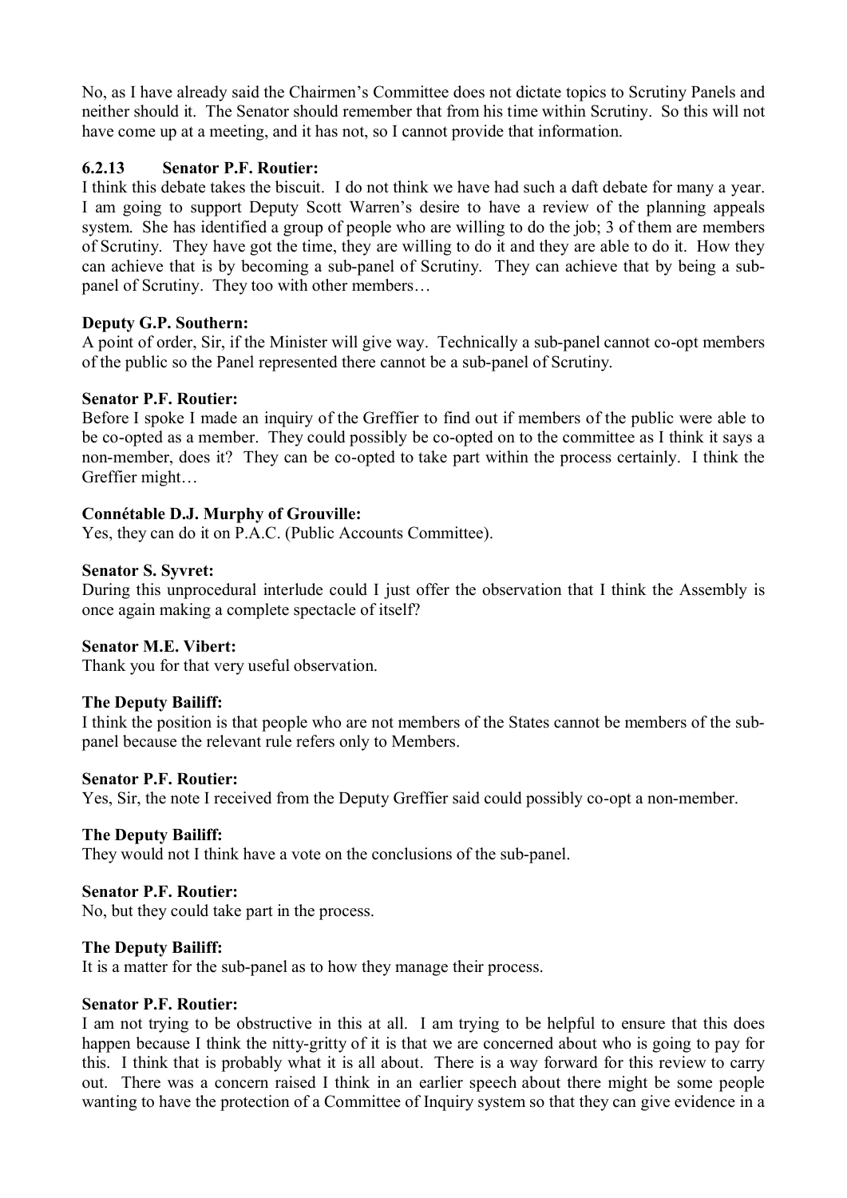No, as I have already said the Chairmen's Committee does not dictate topics to Scrutiny Panels and neither should it. The Senator should remember that from his time within Scrutiny. So this will not have come up at a meeting, and it has not, so I cannot provide that information.

### 6.2.13 Senator P.F. Routier:

I think this debate takes the biscuit. I do not think we have had such a daft debate for many a year. I am going to support Deputy Scott Warren's desire to have a review of the planning appeals system. She has identified a group of people who are willing to do the job; 3 of them are members of Scrutiny. They have got the time, they are willing to do it and they are able to do it. How they can achieve that is by becoming a sub-panel of Scrutiny. They can achieve that by being a sub-panel of Scrutiny. They too with other members…

**Deputy G.P. Southern:**

A point of order, Sir, if the Minister will give way. Technically a sub-panel cannot co-opt members of the public so the Panel represented there cannot be a sub-panel of Scrutiny.

**Senator P.F. Routier:**

Before I spoke I made an inquiry of the Greffier to find out if members of the public were able to be co-opted as a member. They could possibly be co-opted on to the committee as I think it says a non-member, does it? They can be co-opted to take part within the process certainly. I think the Greffier might…

**Connétable D.J. Murphy of Grouville:**

Yes, they can do it on P.A.C. (Public Accounts Committee).

**Senator S. Syvret:**

During this unprocedural interlude could I just offer the observation that I think the Assembly is once again making a complete spectacle of itself?

**Senator M.E. Vibert:**

Thank you for that very useful observation.

**The Deputy Bailiff:**

I think the position is that people who are not members of the States cannot be members of the sub-panel because the relevant rule refers only to Members.

**Senator P.F. Routier:**

Yes, Sir, the note I received from the Deputy Greffier said could possibly co-opt a non-member.

**The Deputy Bailiff:**

They would not I think have a vote on the conclusions of the sub-panel.

**Senator P.F. Routier:**

No, but they could take part in the process.

**The Deputy Bailiff:**

It is a matter for the sub-panel as to how they manage their process.

**Senator P.F. Routier:**

I am not trying to be obstructive in this at all. I am trying to be helpful to ensure that this does happen because I think the nitty-gritty of it is that we are concerned about who is going to pay for this. I think that is probably what it is all about. There is a way forward for this review to carry out. There was a concern raised I think in an earlier speech about there might be some people wanting to have the protection of a Committee of Inquiry system so that they can give evidence in a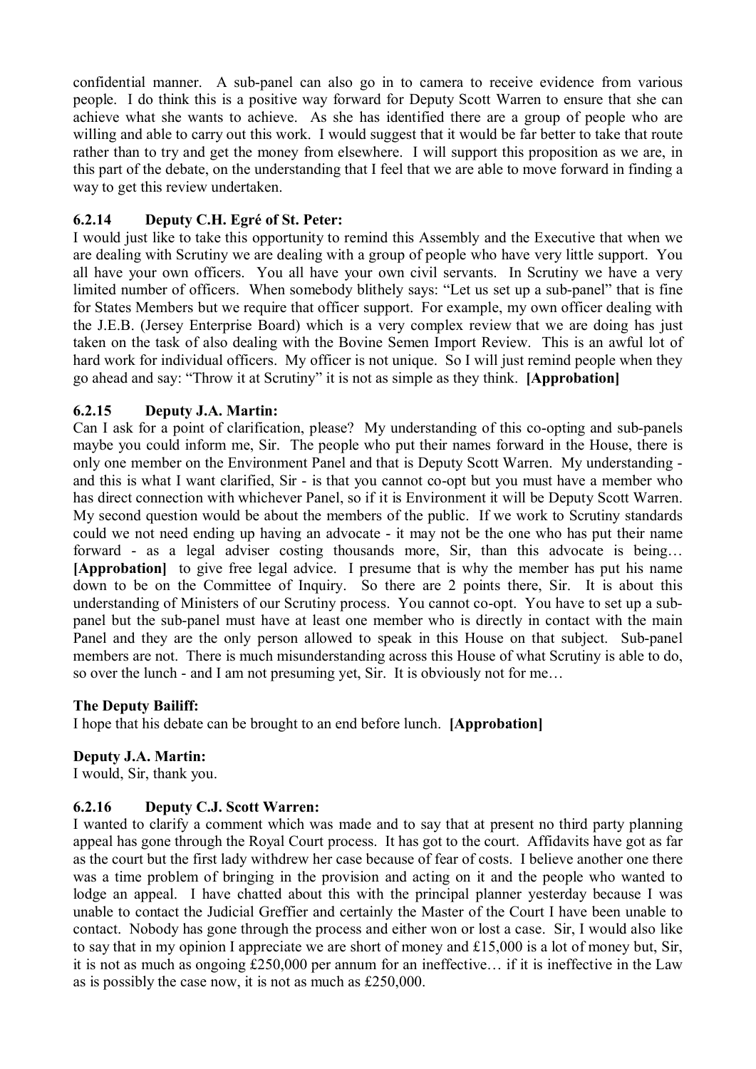confidential manner. A sub-panel can also go in to camera to receive evidence from various people. I do think this is a positive way forward for Deputy Scott Warren to ensure that she can achieve what she wants to achieve. As she has identified there are a group of people who are willing and able to carry out this work. I would suggest that it would be far better to take that route rather than to try and get the money from elsewhere. I will support this proposition as we are, in this part of the debate, on the understanding that I feel that we are able to move forward in finding a way to get this review undertaken.

### 6.2.14 Deputy C.H. Egré of St. Peter:

I would just like to take this opportunity to remind this Assembly and the Executive that when we are dealing with Scrutiny we are dealing with a group of people who have very little support. You all have your own officers. You all have your own civil servants. In Scrutiny we have a very limited number of officers. When somebody blithely says: "Let us set up a sub-panel" that is fine for States Members but we require that officer support. For example, my own officer dealing with the J.E.B. (Jersey Enterprise Board) which is a very complex review that we are doing has just taken on the task of also dealing with the Bovine Semen Import Review. This is an awful lot of hard work for individual officers. My officer is not unique. So I will just remind people when they go ahead and say: "Throw it at Scrutiny" it is not as simple as they think. **[Approbation]**

### 6.2.15 Deputy J.A. Martin:

Can I ask for a point of clarification, please? My understanding of this co-opting and sub-panels maybe you could inform me, Sir. The people who put their names forward in the House, there is only one member on the Environment Panel and that is Deputy Scott Warren. My understanding - and this is what I want clarified, Sir - is that you cannot co-opt but you must have a member who has direct connection with whichever Panel, so if it is Environment it will be Deputy Scott Warren. My second question would be about the members of the public. If we work to Scrutiny standards could we not need ending up having an advocate - it may not be the one who has put their name forward - as a legal adviser costing thousands more, Sir, than this advocate is being… **[Approbation]** to give free legal advice. I presume that is why the member has put his name down to be on the Committee of Inquiry. So there are 2 points there, Sir. It is about this understanding of Ministers of our Scrutiny process. You cannot co-opt. You have to set up a sub-panel but the sub-panel must have at least one member who is directly in contact with the main Panel and they are the only person allowed to speak in this House on that subject. Sub-panel members are not. There is much misunderstanding across this House of what Scrutiny is able to do, so over the lunch - and I am not presuming yet, Sir. It is obviously not for me…

**The Deputy Bailiff:**

I hope that his debate can be brought to an end before lunch. **[Approbation]**

**Deputy J.A. Martin:**

I would, Sir, thank you.

### 6.2.16 Deputy C.J. Scott Warren:

I wanted to clarify a comment which was made and to say that at present no third party planning appeal has gone through the Royal Court process. It has got to the court. Affidavits have got as far as the court but the first lady withdrew her case because of fear of costs. I believe another one there was a time problem of bringing in the provision and acting on it and the people who wanted to lodge an appeal. I have chatted about this with the principal planner yesterday because I was unable to contact the Judicial Greffier and certainly the Master of the Court I have been unable to contact. Nobody has gone through the process and either won or lost a case. Sir, I would also like to say that in my opinion I appreciate we are short of money and £15,000 is a lot of money but, Sir, it is not as much as ongoing £250,000 per annum for an ineffective… if it is ineffective in the Law as is possibly the case now, it is not as much as £250,000.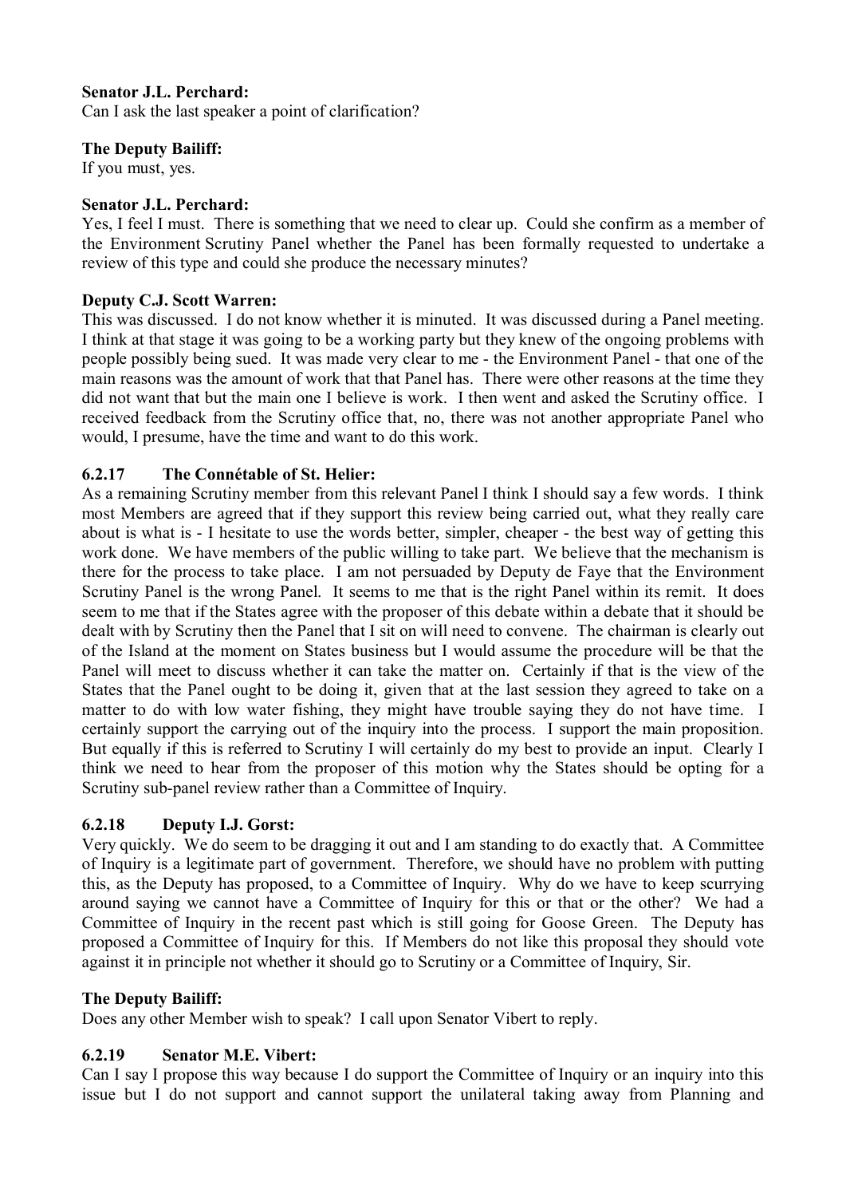**Senator J.L. Perchard:**

Can I ask the last speaker a point of clarification?

**The Deputy Bailiff:**

If you must, yes.

**Senator J.L. Perchard:**

Yes, I feel I must. There is something that we need to clear up. Could she confirm as a member of the Environment Scrutiny Panel whether the Panel has been formally requested to undertake a review of this type and could she produce the necessary minutes?

**Deputy C.J. Scott Warren:**

This was discussed. I do not know whether it is minuted. It was discussed during a Panel meeting. I think at that stage it was going to be a working party but they knew of the ongoing problems with people possibly being sued. It was made very clear to me - the Environment Panel - that one of the main reasons was the amount of work that that Panel has. There were other reasons at the time they did not want that but the main one I believe is work. I then went and asked the Scrutiny office. I received feedback from the Scrutiny office that, no, there was not another appropriate Panel who would, I presume, have the time and want to do this work.

### 6.2.17 The Connétable of St. Helier:

As a remaining Scrutiny member from this relevant Panel I think I should say a few words. I think most Members are agreed that if they support this review being carried out, what they really care about is what is - I hesitate to use the words better, simpler, cheaper - the best way of getting this work done. We have members of the public willing to take part. We believe that the mechanism is there for the process to take place. I am not persuaded by Deputy de Faye that the Environment Scrutiny Panel is the wrong Panel. It seems to me that is the right Panel within its remit. It does seem to me that if the States agree with the proposer of this debate within a debate that it should be dealt with by Scrutiny then the Panel that I sit on will need to convene. The chairman is clearly out of the Island at the moment on States business but I would assume the procedure will be that the Panel will meet to discuss whether it can take the matter on. Certainly if that is the view of the States that the Panel ought to be doing it, given that at the last session they agreed to take on a matter to do with low water fishing, they might have trouble saying they do not have time. I certainly support the carrying out of the inquiry into the process. I support the main proposition. But equally if this is referred to Scrutiny I will certainly do my best to provide an input. Clearly I think we need to hear from the proposer of this motion why the States should be opting for a Scrutiny sub-panel review rather than a Committee of Inquiry.

### 6.2.18 Deputy I.J. Gorst:

Very quickly. We do seem to be dragging it out and I am standing to do exactly that. A Committee of Inquiry is a legitimate part of government. Therefore, we should have no problem with putting this, as the Deputy has proposed, to a Committee of Inquiry. Why do we have to keep scurrying around saying we cannot have a Committee of Inquiry for this or that or the other? We had a Committee of Inquiry in the recent past which is still going for Goose Green. The Deputy has proposed a Committee of Inquiry for this. If Members do not like this proposal they should vote against it in principle not whether it should go to Scrutiny or a Committee of Inquiry, Sir.

**The Deputy Bailiff:**

Does any other Member wish to speak? I call upon Senator Vibert to reply.

### 6.2.19 Senator M.E. Vibert:

Can I say I propose this way because I do support the Committee of Inquiry or an inquiry into this issue but I do not support and cannot support the unilateral taking away from Planning and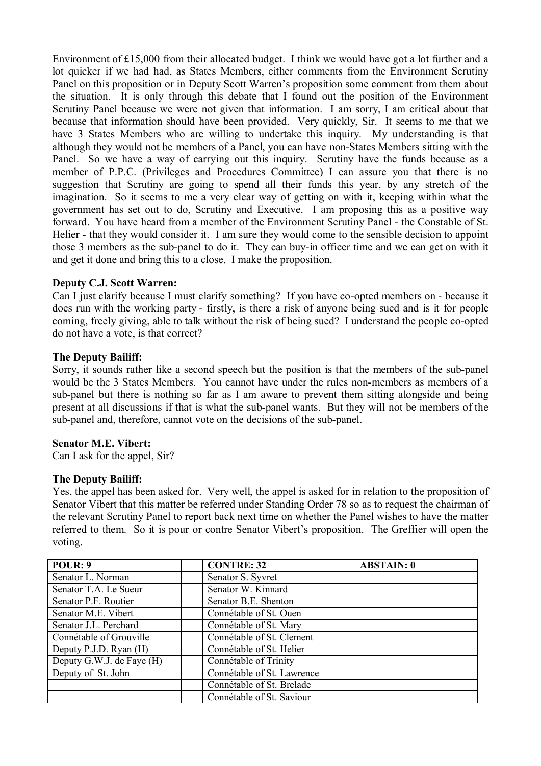Environment of £15,000 from their allocated budget. I think we would have got a lot further and a lot quicker if we had had, as States Members, either comments from the Environment Scrutiny Panel on this proposition or in Deputy Scott Warren's proposition some comment from them about the situation. It is only through this debate that I found out the position of the Environment Scrutiny Panel because we were not given that information. I am sorry, I am critical about that because that information should have been provided. Very quickly, Sir. It seems to me that we have 3 States Members who are willing to undertake this inquiry. My understanding is that although they would not be members of a Panel, you can have non-States Members sitting with the Panel. So we have a way of carrying out this inquiry. Scrutiny have the funds because as a member of P.P.C. (Privileges and Procedures Committee) I can assure you that there is no suggestion that Scrutiny are going to spend all their funds this year, by any stretch of the imagination. So it seems to me a very clear way of getting on with it, keeping within what the government has set out to do, Scrutiny and Executive. I am proposing this as a positive way forward. You have heard from a member of the Environment Scrutiny Panel - the Constable of St. Helier - that they would consider it. I am sure they would come to the sensible decision to appoint those 3 members as the sub-panel to do it. They can buy-in officer time and we can get on with it and get it done and bring this to a close. I make the proposition.

**Deputy C.J. Scott Warren:**

Can I just clarify because I must clarify something? If you have co-opted members on - because it does run with the working party - firstly, is there a risk of anyone being sued and is it for people coming, freely giving, able to talk without the risk of being sued? I understand the people co-opted do not have a vote, is that correct?

**The Deputy Bailiff:**

Sorry, it sounds rather like a second speech but the position is that the members of the sub-panel would be the 3 States Members. You cannot have under the rules non-members as members of a sub-panel but there is nothing so far as I am aware to prevent them sitting alongside and being present at all discussions if that is what the sub-panel wants. But they will not be members of the sub-panel and, therefore, cannot vote on the decisions of the sub-panel.

**Senator M.E. Vibert:**

Can I ask for the appel, Sir?

**The Deputy Bailiff:**

Yes, the appel has been asked for. Very well, the appel is asked for in relation to the proposition of Senator Vibert that this matter be referred under Standing Order 78 so as to request the chairman of the relevant Scrutiny Panel to report back next time on whether the Panel wishes to have the matter referred to them. So it is pour or contre Senator Vibert's proposition. The Greffier will open the voting.

| POUR: 9 | | CONTRE: 32 | | ABSTAIN: 0 |
|---|---|---|---|---|
| Senator L. Norman | | Senator S. Syvret | | |
| Senator T.A. Le Sueur | | Senator W. Kinnard | | |
| Senator P.F. Routier | | Senator B.E. Shenton | | |
| Senator M.E. Vibert | | Connétable of St. Ouen | | |
| Senator J.L. Perchard | | Connétable of St. Mary | | |
| Connétable of Grouville | | Connétable of St. Clement | | |
| Deputy P.J.D. Ryan (H) | | Connétable of St. Helier | | |
| Deputy G.W.J. de Faye (H) | | Connétable of Trinity | | |
| Deputy of St. John | | Connétable of St. Lawrence | | |
| | | Connétable of St. Brelade | | |
| | | Connétable of St. Saviour | | |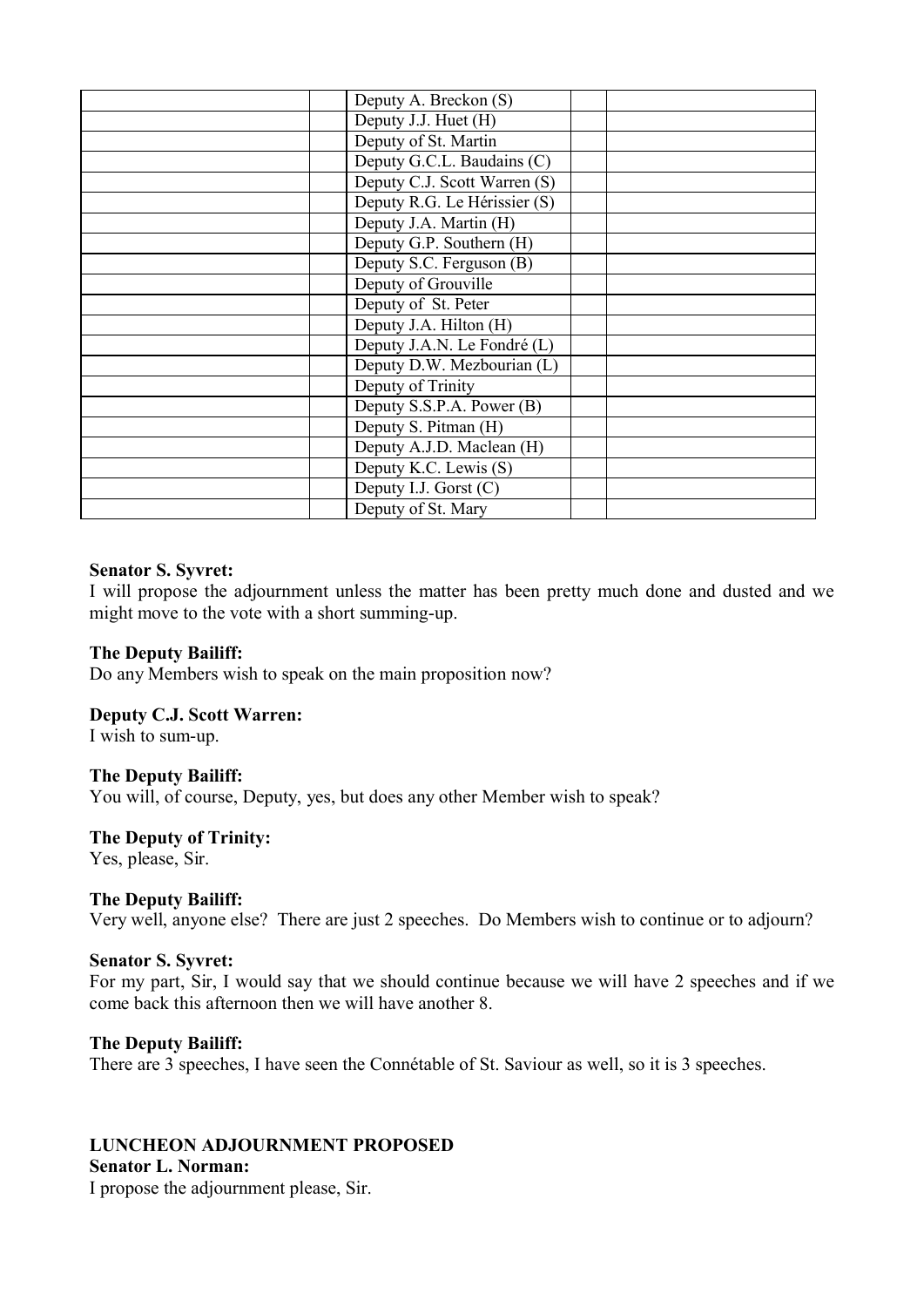| | | | | |
|---|---|---|---|---|
| | | Deputy A. Breckon (S) | | |
| | | Deputy J.J. Huet (H) | | |
| | | Deputy of St. Martin | | |
| | | Deputy G.C.L. Baudains (C) | | |
| | | Deputy C.J. Scott Warren (S) | | |
| | | Deputy R.G. Le Hérissier (S) | | |
| | | Deputy J.A. Martin (H) | | |
| | | Deputy G.P. Southern (H) | | |
| | | Deputy S.C. Ferguson (B) | | |
| | | Deputy of Grouville | | |
| | | Deputy of St. Peter | | |
| | | Deputy J.A. Hilton (H) | | |
| | | Deputy J.A.N. Le Fondré (L) | | |
| | | Deputy D.W. Mezbourian (L) | | |
| | | Deputy of Trinity | | |
| | | Deputy S.S.P.A. Power (B) | | |
| | | Deputy S. Pitman (H) | | |
| | | Deputy A.J.D. Maclean (H) | | |
| | | Deputy K.C. Lewis (S) | | |
| | | Deputy I.J. Gorst (C) | | |
| | | Deputy of St. Mary | | |

**Senator S. Syvret:**
I will propose the adjournment unless the matter has been pretty much done and dusted and we might move to the vote with a short summing-up.

**The Deputy Bailiff:**
Do any Members wish to speak on the main proposition now?

**Deputy C.J. Scott Warren:**
I wish to sum-up.

**The Deputy Bailiff:**
You will, of course, Deputy, yes, but does any other Member wish to speak?

**The Deputy of Trinity:**
Yes, please, Sir.

**The Deputy Bailiff:**
Very well, anyone else? There are just 2 speeches. Do Members wish to continue or to adjourn?

**Senator S. Syvret:**
For my part, Sir, I would say that we should continue because we will have 2 speeches and if we come back this afternoon then we will have another 8.

**The Deputy Bailiff:**
There are 3 speeches, I have seen the Connétable of St. Saviour as well, so it is 3 speeches.

**LUNCHEON ADJOURNMENT PROPOSED**

**Senator L. Norman:**
I propose the adjournment please, Sir.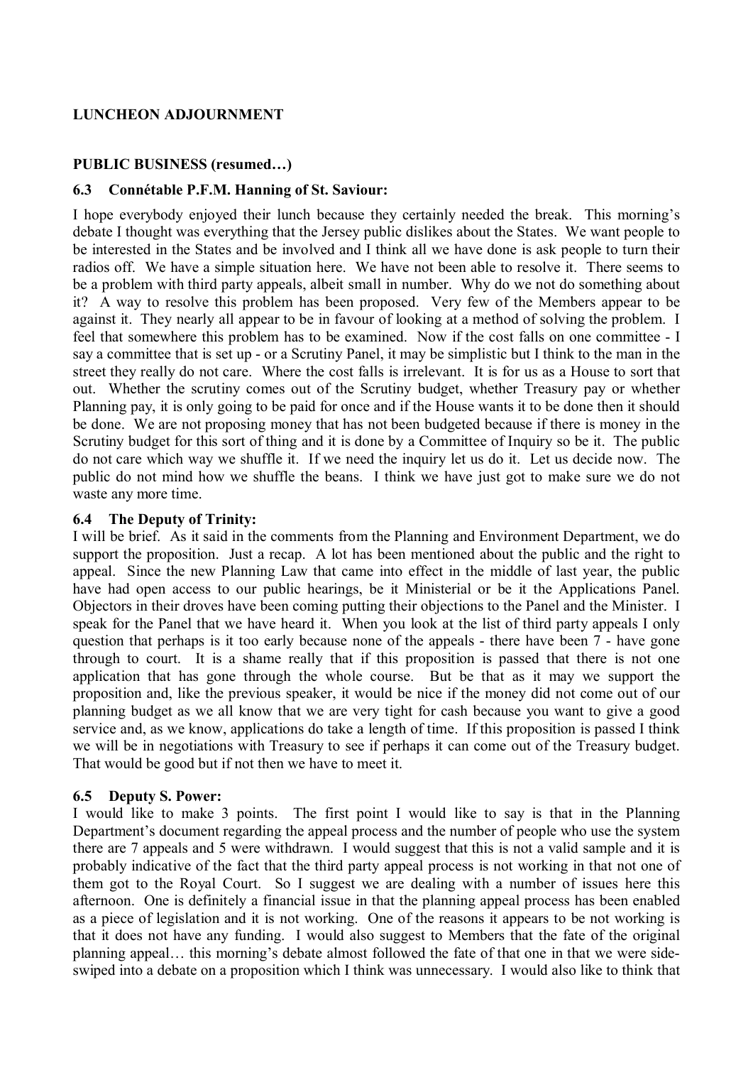**LUNCHEON ADJOURNMENT**

**PUBLIC BUSINESS (resumed…)**

### 6.3 Connétable P.F.M. Hanning of St. Saviour:

I hope everybody enjoyed their lunch because they certainly needed the break. This morning's debate I thought was everything that the Jersey public dislikes about the States. We want people to be interested in the States and be involved and I think all we have done is ask people to turn their radios off. We have a simple situation here. We have not been able to resolve it. There seems to be a problem with third party appeals, albeit small in number. Why do we not do something about it? A way to resolve this problem has been proposed. Very few of the Members appear to be against it. They nearly all appear to be in favour of looking at a method of solving the problem. I feel that somewhere this problem has to be examined. Now if the cost falls on one committee - I say a committee that is set up - or a Scrutiny Panel, it may be simplistic but I think to the man in the street they really do not care. Where the cost falls is irrelevant. It is for us as a House to sort that out. Whether the scrutiny comes out of the Scrutiny budget, whether Treasury pay or whether Planning pay, it is only going to be paid for once and if the House wants it to be done then it should be done. We are not proposing money that has not been budgeted because if there is money in the Scrutiny budget for this sort of thing and it is done by a Committee of Inquiry so be it. The public do not care which way we shuffle it. If we need the inquiry let us do it. Let us decide now. The public do not mind how we shuffle the beans. I think we have just got to make sure we do not waste any more time.

### 6.4 The Deputy of Trinity:

I will be brief. As it said in the comments from the Planning and Environment Department, we do support the proposition. Just a recap. A lot has been mentioned about the public and the right to appeal. Since the new Planning Law that came into effect in the middle of last year, the public have had open access to our public hearings, be it Ministerial or be it the Applications Panel. Objectors in their droves have been coming putting their objections to the Panel and the Minister. I speak for the Panel that we have heard it. When you look at the list of third party appeals I only question that perhaps is it too early because none of the appeals - there have been 7 - have gone through to court. It is a shame really that if this proposition is passed that there is not one application that has gone through the whole course. But be that as it may we support the proposition and, like the previous speaker, it would be nice if the money did not come out of our planning budget as we all know that we are very tight for cash because you want to give a good service and, as we know, applications do take a length of time. If this proposition is passed I think we will be in negotiations with Treasury to see if perhaps it can come out of the Treasury budget. That would be good but if not then we have to meet it.

### 6.5 Deputy S. Power:

I would like to make 3 points. The first point I would like to say is that in the Planning Department's document regarding the appeal process and the number of people who use the system there are 7 appeals and 5 were withdrawn. I would suggest that this is not a valid sample and it is probably indicative of the fact that the third party appeal process is not working in that not one of them got to the Royal Court. So I suggest we are dealing with a number of issues here this afternoon. One is definitely a financial issue in that the planning appeal process has been enabled as a piece of legislation and it is not working. One of the reasons it appears to be not working is that it does not have any funding. I would also suggest to Members that the fate of the original planning appeal… this morning's debate almost followed the fate of that one in that we were side-swiped into a debate on a proposition which I think was unnecessary. I would also like to think that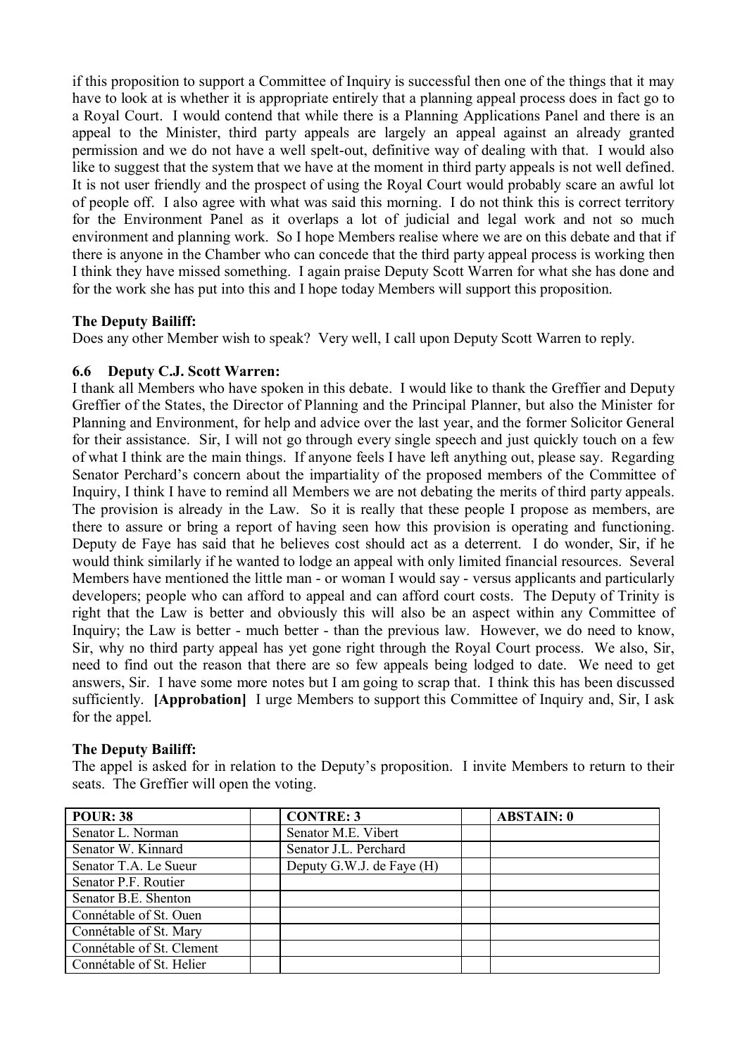if this proposition to support a Committee of Inquiry is successful then one of the things that it may have to look at is whether it is appropriate entirely that a planning appeal process does in fact go to a Royal Court. I would contend that while there is a Planning Applications Panel and there is an appeal to the Minister, third party appeals are largely an appeal against an already granted permission and we do not have a well spelt-out, definitive way of dealing with that. I would also like to suggest that the system that we have at the moment in third party appeals is not well defined. It is not user friendly and the prospect of using the Royal Court would probably scare an awful lot of people off. I also agree with what was said this morning. I do not think this is correct territory for the Environment Panel as it overlaps a lot of judicial and legal work and not so much environment and planning work. So I hope Members realise where we are on this debate and that if there is anyone in the Chamber who can concede that the third party appeal process is working then I think they have missed something. I again praise Deputy Scott Warren for what she has done and for the work she has put into this and I hope today Members will support this proposition.

**The Deputy Bailiff:**

Does any other Member wish to speak? Very well, I call upon Deputy Scott Warren to reply.

### 6.6 Deputy C.J. Scott Warren:

I thank all Members who have spoken in this debate. I would like to thank the Greffier and Deputy Greffier of the States, the Director of Planning and the Principal Planner, but also the Minister for Planning and Environment, for help and advice over the last year, and the former Solicitor General for their assistance. Sir, I will not go through every single speech and just quickly touch on a few of what I think are the main things. If anyone feels I have left anything out, please say. Regarding Senator Perchard's concern about the impartiality of the proposed members of the Committee of Inquiry, I think I have to remind all Members we are not debating the merits of third party appeals. The provision is already in the Law. So it is really that these people I propose as members, are there to assure or bring a report of having seen how this provision is operating and functioning. Deputy de Faye has said that he believes cost should act as a deterrent. I do wonder, Sir, if he would think similarly if he wanted to lodge an appeal with only limited financial resources. Several Members have mentioned the little man - or woman I would say - versus applicants and particularly developers; people who can afford to appeal and can afford court costs. The Deputy of Trinity is right that the Law is better and obviously this will also be an aspect within any Committee of Inquiry; the Law is better - much better - than the previous law. However, we do need to know, Sir, why no third party appeal has yet gone right through the Royal Court process. We also, Sir, need to find out the reason that there are so few appeals being lodged to date. We need to get answers, Sir. I have some more notes but I am going to scrap that. I think this has been discussed sufficiently. **[Approbation]** I urge Members to support this Committee of Inquiry and, Sir, I ask for the appel.

**The Deputy Bailiff:**

The appel is asked for in relation to the Deputy's proposition. I invite Members to return to their seats. The Greffier will open the voting.

| POUR: 38 | | CONTRE: 3 | | ABSTAIN: 0 |
|---|---|---|---|---|
| Senator L. Norman | | Senator M.E. Vibert | | |
| Senator W. Kinnard | | Senator J.L. Perchard | | |
| Senator T.A. Le Sueur | | Deputy G.W.J. de Faye (H) | | |
| Senator P.F. Routier | | | | |
| Senator B.E. Shenton | | | | |
| Connétable of St. Ouen | | | | |
| Connétable of St. Mary | | | | |
| Connétable of St. Clement | | | | |
| Connétable of St. Helier | | | | |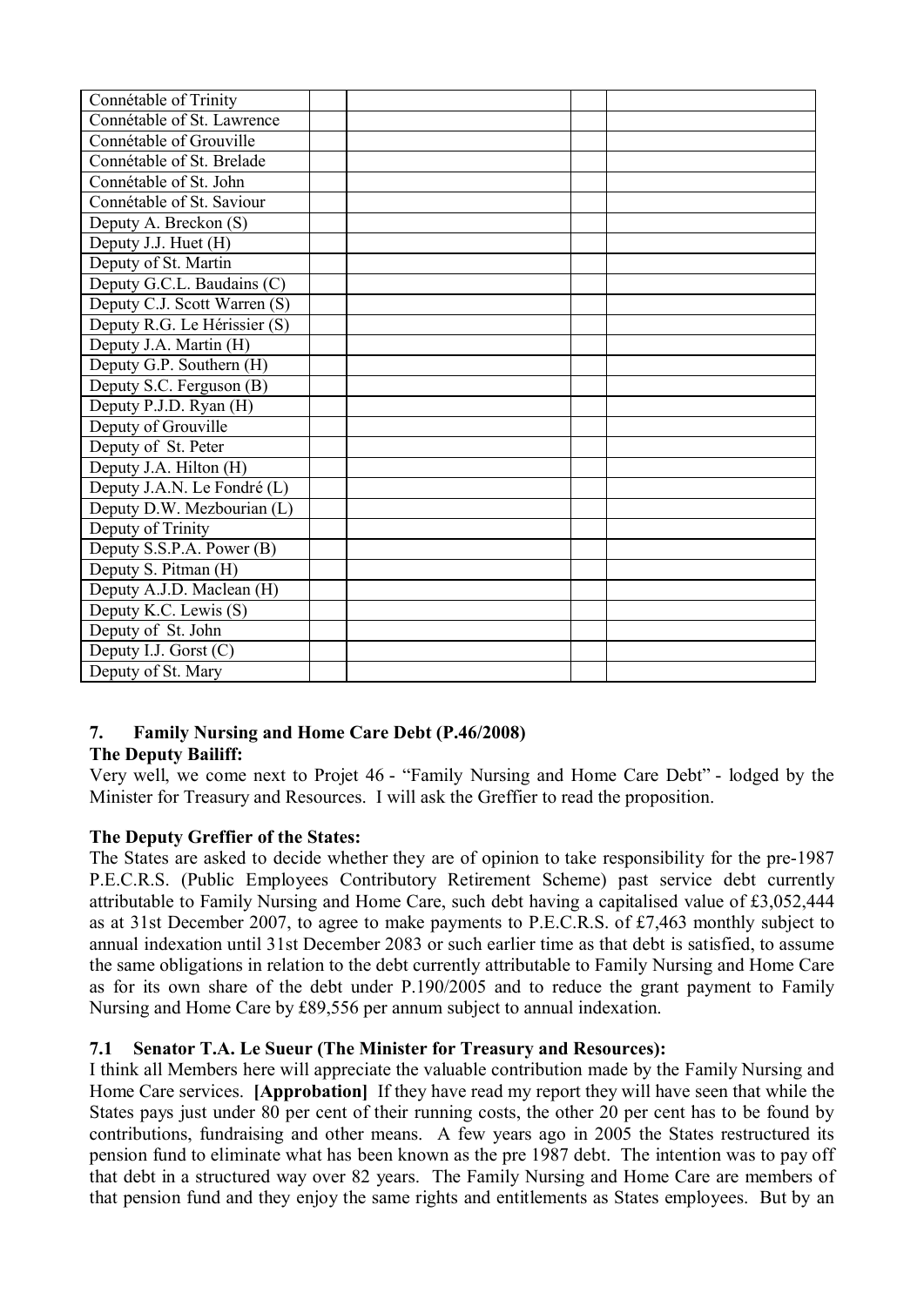| | | | | |
|---|---|---|---|---|
| Connétable of Trinity | | | | |
| Connétable of St. Lawrence | | | | |
| Connétable of Grouville | | | | |
| Connétable of St. Brelade | | | | |
| Connétable of St. John | | | | |
| Connétable of St. Saviour | | | | |
| Deputy A. Breckon (S) | | | | |
| Deputy J.J. Huet (H) | | | | |
| Deputy of St. Martin | | | | |
| Deputy G.C.L. Baudains (C) | | | | |
| Deputy C.J. Scott Warren (S) | | | | |
| Deputy R.G. Le Hérissier (S) | | | | |
| Deputy J.A. Martin (H) | | | | |
| Deputy G.P. Southern (H) | | | | |
| Deputy S.C. Ferguson (B) | | | | |
| Deputy P.J.D. Ryan (H) | | | | |
| Deputy of Grouville | | | | |
| Deputy of St. Peter | | | | |
| Deputy J.A. Hilton (H) | | | | |
| Deputy J.A.N. Le Fondré (L) | | | | |
| Deputy D.W. Mezbourian (L) | | | | |
| Deputy of Trinity | | | | |
| Deputy S.S.P.A. Power (B) | | | | |
| Deputy S. Pitman (H) | | | | |
| Deputy A.J.D. Maclean (H) | | | | |
| Deputy K.C. Lewis (S) | | | | |
| Deputy of St. John | | | | |
| Deputy I.J. Gorst (C) | | | | |
| Deputy of St. Mary | | | | |

## 7. Family Nursing and Home Care Debt (P.46/2008)

**The Deputy Bailiff:**

Very well, we come next to Projet 46 - "Family Nursing and Home Care Debt" - lodged by the Minister for Treasury and Resources. I will ask the Greffier to read the proposition.

**The Deputy Greffier of the States:**

The States are asked to decide whether they are of opinion to take responsibility for the pre-1987 P.E.C.R.S. (Public Employees Contributory Retirement Scheme) past service debt currently attributable to Family Nursing and Home Care, such debt having a capitalised value of £3,052,444 as at 31st December 2007, to agree to make payments to P.E.C.R.S. of £7,463 monthly subject to annual indexation until 31st December 2083 or such earlier time as that debt is satisfied, to assume the same obligations in relation to the debt currently attributable to Family Nursing and Home Care as for its own share of the debt under P.190/2005 and to reduce the grant payment to Family Nursing and Home Care by £89,556 per annum subject to annual indexation.

### 7.1 Senator T.A. Le Sueur (The Minister for Treasury and Resources):

I think all Members here will appreciate the valuable contribution made by the Family Nursing and Home Care services. **[Approbation]** If they have read my report they will have seen that while the States pays just under 80 per cent of their running costs, the other 20 per cent has to be found by contributions, fundraising and other means. A few years ago in 2005 the States restructured its pension fund to eliminate what has been known as the pre 1987 debt. The intention was to pay off that debt in a structured way over 82 years. The Family Nursing and Home Care are members of that pension fund and they enjoy the same rights and entitlements as States employees. But by an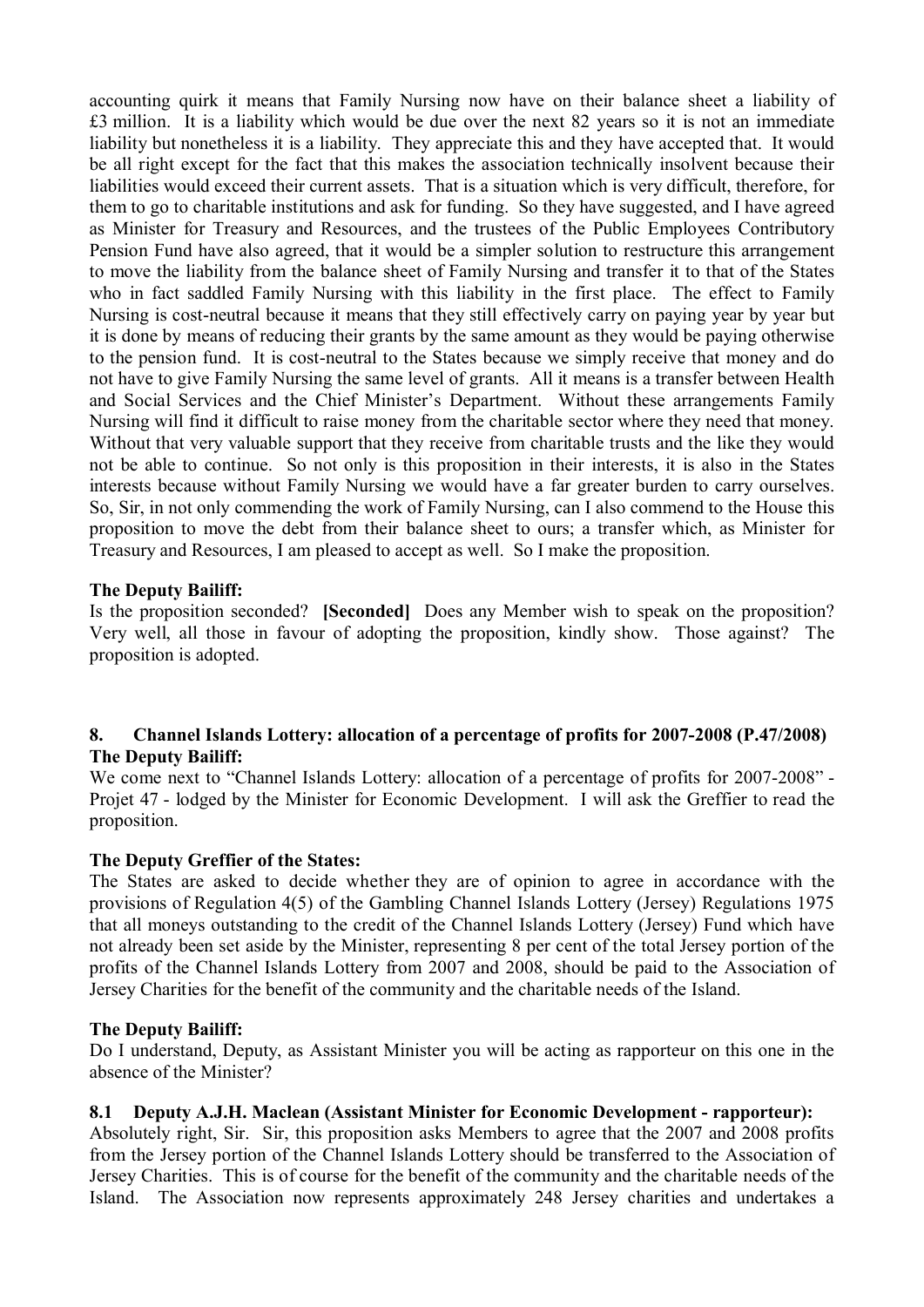accounting quirk it means that Family Nursing now have on their balance sheet a liability of £3 million. It is a liability which would be due over the next 82 years so it is not an immediate liability but nonetheless it is a liability. They appreciate this and they have accepted that. It would be all right except for the fact that this makes the association technically insolvent because their liabilities would exceed their current assets. That is a situation which is very difficult, therefore, for them to go to charitable institutions and ask for funding. So they have suggested, and I have agreed as Minister for Treasury and Resources, and the trustees of the Public Employees Contributory Pension Fund have also agreed, that it would be a simpler solution to restructure this arrangement to move the liability from the balance sheet of Family Nursing and transfer it to that of the States who in fact saddled Family Nursing with this liability in the first place. The effect to Family Nursing is cost-neutral because it means that they still effectively carry on paying year by year but it is done by means of reducing their grants by the same amount as they would be paying otherwise to the pension fund. It is cost-neutral to the States because we simply receive that money and do not have to give Family Nursing the same level of grants. All it means is a transfer between Health and Social Services and the Chief Minister's Department. Without these arrangements Family Nursing will find it difficult to raise money from the charitable sector where they need that money. Without that very valuable support that they receive from charitable trusts and the like they would not be able to continue. So not only is this proposition in their interests, it is also in the States interests because without Family Nursing we would have a far greater burden to carry ourselves. So, Sir, in not only commending the work of Family Nursing, can I also commend to the House this proposition to move the debt from their balance sheet to ours; a transfer which, as Minister for Treasury and Resources, I am pleased to accept as well. So I make the proposition.

**The Deputy Bailiff:**
Is the proposition seconded? **[Seconded]** Does any Member wish to speak on the proposition? Very well, all those in favour of adopting the proposition, kindly show. Those against? The proposition is adopted.

## 8. Channel Islands Lottery: allocation of a percentage of profits for 2007-2008 (P.47/2008)

**The Deputy Bailiff:**
We come next to "Channel Islands Lottery: allocation of a percentage of profits for 2007-2008" - Projet 47 - lodged by the Minister for Economic Development. I will ask the Greffier to read the proposition.

**The Deputy Greffier of the States:**
The States are asked to decide whether they are of opinion to agree in accordance with the provisions of Regulation 4(5) of the Gambling Channel Islands Lottery (Jersey) Regulations 1975 that all moneys outstanding to the credit of the Channel Islands Lottery (Jersey) Fund which have not already been set aside by the Minister, representing 8 per cent of the total Jersey portion of the profits of the Channel Islands Lottery from 2007 and 2008, should be paid to the Association of Jersey Charities for the benefit of the community and the charitable needs of the Island.

**The Deputy Bailiff:**
Do I understand, Deputy, as Assistant Minister you will be acting as rapporteur on this one in the absence of the Minister?

### 8.1 Deputy A.J.H. Maclean (Assistant Minister for Economic Development - rapporteur):

Absolutely right, Sir. Sir, this proposition asks Members to agree that the 2007 and 2008 profits from the Jersey portion of the Channel Islands Lottery should be transferred to the Association of Jersey Charities. This is of course for the benefit of the community and the charitable needs of the Island. The Association now represents approximately 248 Jersey charities and undertakes a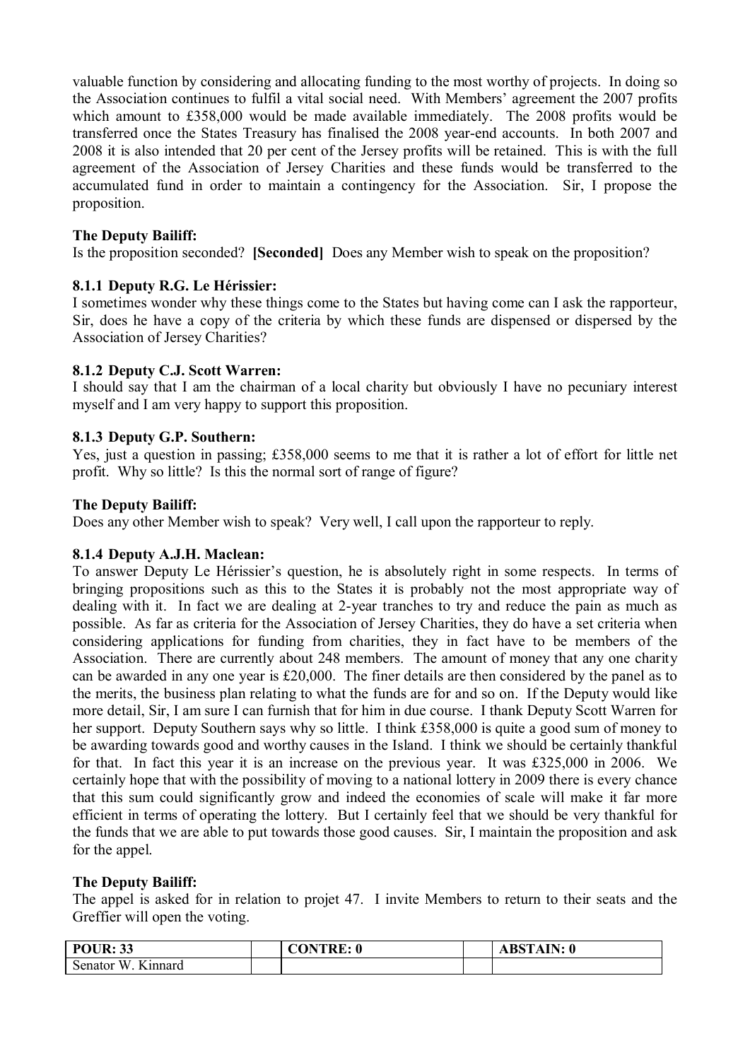valuable function by considering and allocating funding to the most worthy of projects. In doing so the Association continues to fulfil a vital social need. With Members' agreement the 2007 profits which amount to £358,000 would be made available immediately. The 2008 profits would be transferred once the States Treasury has finalised the 2008 year-end accounts. In both 2007 and 2008 it is also intended that 20 per cent of the Jersey profits will be retained. This is with the full agreement of the Association of Jersey Charities and these funds would be transferred to the accumulated fund in order to maintain a contingency for the Association. Sir, I propose the proposition.

**The Deputy Bailiff:**

Is the proposition seconded? **[Seconded]** Does any Member wish to speak on the proposition?

**8.1.1 Deputy R.G. Le Hérissier:**

I sometimes wonder why these things come to the States but having come can I ask the rapporteur, Sir, does he have a copy of the criteria by which these funds are dispensed or dispersed by the Association of Jersey Charities?

**8.1.2 Deputy C.J. Scott Warren:**

I should say that I am the chairman of a local charity but obviously I have no pecuniary interest myself and I am very happy to support this proposition.

**8.1.3 Deputy G.P. Southern:**

Yes, just a question in passing; £358,000 seems to me that it is rather a lot of effort for little net profit. Why so little? Is this the normal sort of range of figure?

**The Deputy Bailiff:**

Does any other Member wish to speak? Very well, I call upon the rapporteur to reply.

**8.1.4 Deputy A.J.H. Maclean:**

To answer Deputy Le Hérissier's question, he is absolutely right in some respects. In terms of bringing propositions such as this to the States it is probably not the most appropriate way of dealing with it. In fact we are dealing at 2-year tranches to try and reduce the pain as much as possible. As far as criteria for the Association of Jersey Charities, they do have a set criteria when considering applications for funding from charities, they in fact have to be members of the Association. There are currently about 248 members. The amount of money that any one charity can be awarded in any one year is £20,000. The finer details are then considered by the panel as to the merits, the business plan relating to what the funds are for and so on. If the Deputy would like more detail, Sir, I am sure I can furnish that for him in due course. I thank Deputy Scott Warren for her support. Deputy Southern says why so little. I think £358,000 is quite a good sum of money to be awarding towards good and worthy causes in the Island. I think we should be certainly thankful for that. In fact this year it is an increase on the previous year. It was £325,000 in 2006. We certainly hope that with the possibility of moving to a national lottery in 2009 there is every chance that this sum could significantly grow and indeed the economies of scale will make it far more efficient in terms of operating the lottery. But I certainly feel that we should be very thankful for the funds that we are able to put towards those good causes. Sir, I maintain the proposition and ask for the appel.

**The Deputy Bailiff:**

The appel is asked for in relation to projet 47. I invite Members to return to their seats and the Greffier will open the voting.

| POUR: 33 | | CONTRE: 0 | | ABSTAIN: 0 |
|---|---|---|---|---|
| Senator W. Kinnard | | | | |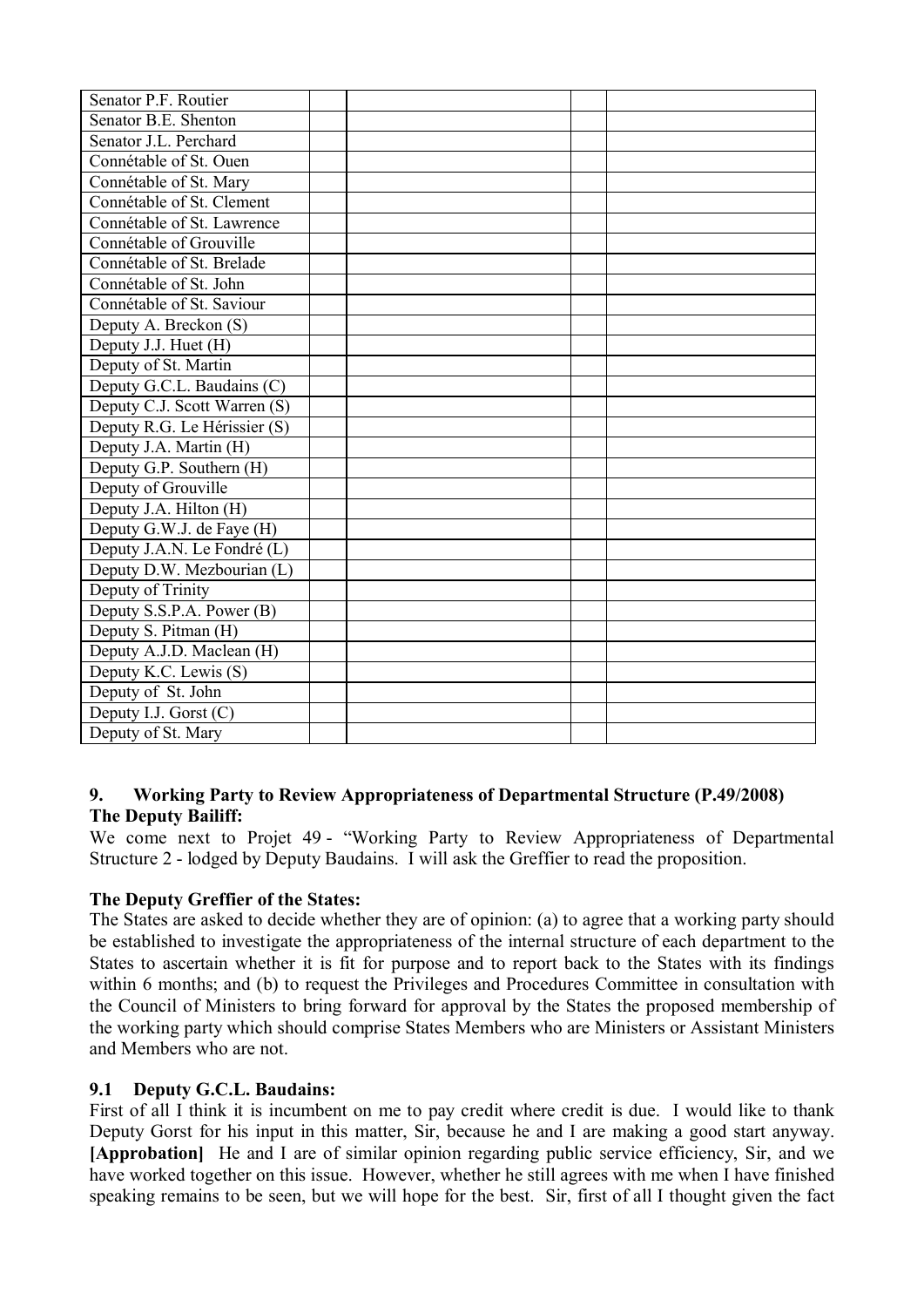| | | | | |
|---|---|---|---|---|
| Senator P.F. Routier | | | | |
| Senator B.E. Shenton | | | | |
| Senator J.L. Perchard | | | | |
| Connétable of St. Ouen | | | | |
| Connétable of St. Mary | | | | |
| Connétable of St. Clement | | | | |
| Connétable of St. Lawrence | | | | |
| Connétable of Grouville | | | | |
| Connétable of St. Brelade | | | | |
| Connétable of St. John | | | | |
| Connétable of St. Saviour | | | | |
| Deputy A. Breckon (S) | | | | |
| Deputy J.J. Huet (H) | | | | |
| Deputy of St. Martin | | | | |
| Deputy G.C.L. Baudains (C) | | | | |
| Deputy C.J. Scott Warren (S) | | | | |
| Deputy R.G. Le Hérissier (S) | | | | |
| Deputy J.A. Martin (H) | | | | |
| Deputy G.P. Southern (H) | | | | |
| Deputy of Grouville | | | | |
| Deputy J.A. Hilton (H) | | | | |
| Deputy G.W.J. de Faye (H) | | | | |
| Deputy J.A.N. Le Fondré (L) | | | | |
| Deputy D.W. Mezbourian (L) | | | | |
| Deputy of Trinity | | | | |
| Deputy S.S.P.A. Power (B) | | | | |
| Deputy S. Pitman (H) | | | | |
| Deputy A.J.D. Maclean (H) | | | | |
| Deputy K.C. Lewis (S) | | | | |
| Deputy of St. John | | | | |
| Deputy I.J. Gorst (C) | | | | |
| Deputy of St. Mary | | | | |

## 9. Working Party to Review Appropriateness of Departmental Structure (P.49/2008)

**The Deputy Bailiff:**

We come next to Projet 49 - "Working Party to Review Appropriateness of Departmental Structure 2 - lodged by Deputy Baudains. I will ask the Greffier to read the proposition.

**The Deputy Greffier of the States:**

The States are asked to decide whether they are of opinion: (a) to agree that a working party should be established to investigate the appropriateness of the internal structure of each department to the States to ascertain whether it is fit for purpose and to report back to the States with its findings within 6 months; and (b) to request the Privileges and Procedures Committee in consultation with the Council of Ministers to bring forward for approval by the States the proposed membership of the working party which should comprise States Members who are Ministers or Assistant Ministers and Members who are not.

### 9.1 Deputy G.C.L. Baudains:

First of all I think it is incumbent on me to pay credit where credit is due. I would like to thank Deputy Gorst for his input in this matter, Sir, because he and I are making a good start anyway. **[Approbation]** He and I are of similar opinion regarding public service efficiency, Sir, and we have worked together on this issue. However, whether he still agrees with me when I have finished speaking remains to be seen, but we will hope for the best. Sir, first of all I thought given the fact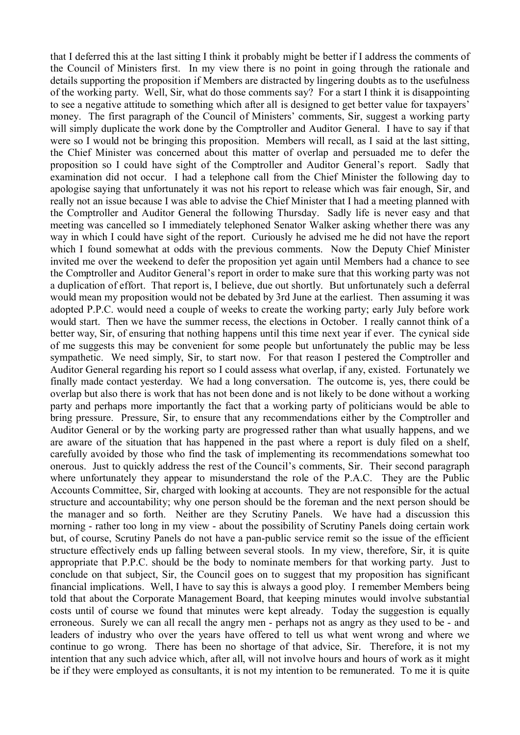that I deferred this at the last sitting I think it probably might be better if I address the comments of the Council of Ministers first. In my view there is no point in going through the rationale and details supporting the proposition if Members are distracted by lingering doubts as to the usefulness of the working party. Well, Sir, what do those comments say? For a start I think it is disappointing to see a negative attitude to something which after all is designed to get better value for taxpayers' money. The first paragraph of the Council of Ministers' comments, Sir, suggest a working party will simply duplicate the work done by the Comptroller and Auditor General. I have to say if that were so I would not be bringing this proposition. Members will recall, as I said at the last sitting, the Chief Minister was concerned about this matter of overlap and persuaded me to defer the proposition so I could have sight of the Comptroller and Auditor General's report. Sadly that examination did not occur. I had a telephone call from the Chief Minister the following day to apologise saying that unfortunately it was not his report to release which was fair enough, Sir, and really not an issue because I was able to advise the Chief Minister that I had a meeting planned with the Comptroller and Auditor General the following Thursday. Sadly life is never easy and that meeting was cancelled so I immediately telephoned Senator Walker asking whether there was any way in which I could have sight of the report. Curiously he advised me he did not have the report which I found somewhat at odds with the previous comments. Now the Deputy Chief Minister invited me over the weekend to defer the proposition yet again until Members had a chance to see the Comptroller and Auditor General's report in order to make sure that this working party was not a duplication of effort. That report is, I believe, due out shortly. But unfortunately such a deferral would mean my proposition would not be debated by 3rd June at the earliest. Then assuming it was adopted P.P.C. would need a couple of weeks to create the working party; early July before work would start. Then we have the summer recess, the elections in October. I really cannot think of a better way, Sir, of ensuring that nothing happens until this time next year if ever. The cynical side of me suggests this may be convenient for some people but unfortunately the public may be less sympathetic. We need simply, Sir, to start now. For that reason I pestered the Comptroller and Auditor General regarding his report so I could assess what overlap, if any, existed. Fortunately we finally made contact yesterday. We had a long conversation. The outcome is, yes, there could be overlap but also there is work that has not been done and is not likely to be done without a working party and perhaps more importantly the fact that a working party of politicians would be able to bring pressure. Pressure, Sir, to ensure that any recommendations either by the Comptroller and Auditor General or by the working party are progressed rather than what usually happens, and we are aware of the situation that has happened in the past where a report is duly filed on a shelf, carefully avoided by those who find the task of implementing its recommendations somewhat too onerous. Just to quickly address the rest of the Council's comments, Sir. Their second paragraph where unfortunately they appear to misunderstand the role of the P.A.C. They are the Public Accounts Committee, Sir, charged with looking at accounts. They are not responsible for the actual structure and accountability; why one person should be the foreman and the next person should be the manager and so forth. Neither are they Scrutiny Panels. We have had a discussion this morning - rather too long in my view - about the possibility of Scrutiny Panels doing certain work but, of course, Scrutiny Panels do not have a pan-public service remit so the issue of the efficient structure effectively ends up falling between several stools. In my view, therefore, Sir, it is quite appropriate that P.P.C. should be the body to nominate members for that working party. Just to conclude on that subject, Sir, the Council goes on to suggest that my proposition has significant financial implications. Well, I have to say this is always a good ploy. I remember Members being told that about the Corporate Management Board, that keeping minutes would involve substantial costs until of course we found that minutes were kept already. Today the suggestion is equally erroneous. Surely we can all recall the angry men - perhaps not as angry as they used to be - and leaders of industry who over the years have offered to tell us what went wrong and where we continue to go wrong. There has been no shortage of that advice, Sir. Therefore, it is not my intention that any such advice which, after all, will not involve hours and hours of work as it might be if they were employed as consultants, it is not my intention to be remunerated. To me it is quite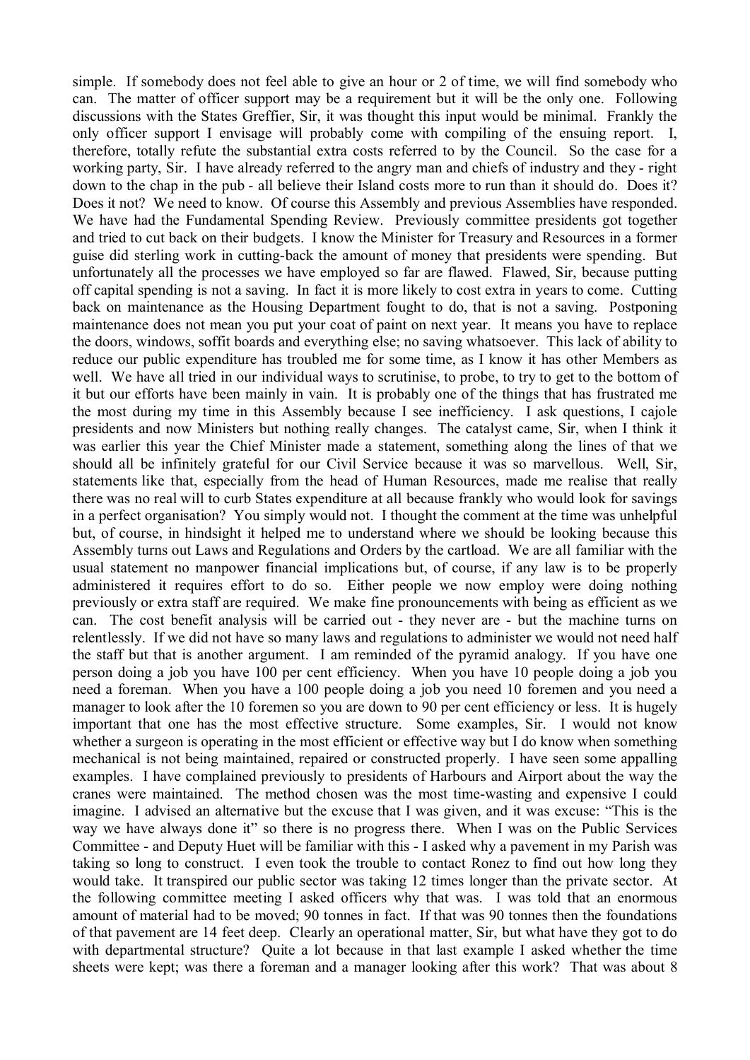simple. If somebody does not feel able to give an hour or 2 of time, we will find somebody who can. The matter of officer support may be a requirement but it will be the only one. Following discussions with the States Greffier, Sir, it was thought this input would be minimal. Frankly the only officer support I envisage will probably come with compiling of the ensuing report. I, therefore, totally refute the substantial extra costs referred to by the Council. So the case for a working party, Sir. I have already referred to the angry man and chiefs of industry and they - right down to the chap in the pub - all believe their Island costs more to run than it should do. Does it? Does it not? We need to know. Of course this Assembly and previous Assemblies have responded. We have had the Fundamental Spending Review. Previously committee presidents got together and tried to cut back on their budgets. I know the Minister for Treasury and Resources in a former guise did sterling work in cutting-back the amount of money that presidents were spending. But unfortunately all the processes we have employed so far are flawed. Flawed, Sir, because putting off capital spending is not a saving. In fact it is more likely to cost extra in years to come. Cutting back on maintenance as the Housing Department fought to do, that is not a saving. Postponing maintenance does not mean you put your coat of paint on next year. It means you have to replace the doors, windows, soffit boards and everything else; no saving whatsoever. This lack of ability to reduce our public expenditure has troubled me for some time, as I know it has other Members as well. We have all tried in our individual ways to scrutinise, to probe, to try to get to the bottom of it but our efforts have been mainly in vain. It is probably one of the things that has frustrated me the most during my time in this Assembly because I see inefficiency. I ask questions, I cajole presidents and now Ministers but nothing really changes. The catalyst came, Sir, when I think it was earlier this year the Chief Minister made a statement, something along the lines of that we should all be infinitely grateful for our Civil Service because it was so marvellous. Well, Sir, statements like that, especially from the head of Human Resources, made me realise that really there was no real will to curb States expenditure at all because frankly who would look for savings in a perfect organisation? You simply would not. I thought the comment at the time was unhelpful but, of course, in hindsight it helped me to understand where we should be looking because this Assembly turns out Laws and Regulations and Orders by the cartload. We are all familiar with the usual statement no manpower financial implications but, of course, if any law is to be properly administered it requires effort to do so. Either people we now employ were doing nothing previously or extra staff are required. We make fine pronouncements with being as efficient as we can. The cost benefit analysis will be carried out - they never are - but the machine turns on relentlessly. If we did not have so many laws and regulations to administer we would not need half the staff but that is another argument. I am reminded of the pyramid analogy. If you have one person doing a job you have 100 per cent efficiency. When you have 10 people doing a job you need a foreman. When you have a 100 people doing a job you need 10 foremen and you need a manager to look after the 10 foremen so you are down to 90 per cent efficiency or less. It is hugely important that one has the most effective structure. Some examples, Sir. I would not know whether a surgeon is operating in the most efficient or effective way but I do know when something mechanical is not being maintained, repaired or constructed properly. I have seen some appalling examples. I have complained previously to presidents of Harbours and Airport about the way the cranes were maintained. The method chosen was the most time-wasting and expensive I could imagine. I advised an alternative but the excuse that I was given, and it was excuse: "This is the way we have always done it" so there is no progress there. When I was on the Public Services Committee - and Deputy Huet will be familiar with this - I asked why a pavement in my Parish was taking so long to construct. I even took the trouble to contact Ronez to find out how long they would take. It transpired our public sector was taking 12 times longer than the private sector. At the following committee meeting I asked officers why that was. I was told that an enormous amount of material had to be moved; 90 tonnes in fact. If that was 90 tonnes then the foundations of that pavement are 14 feet deep. Clearly an operational matter, Sir, but what have they got to do with departmental structure? Quite a lot because in that last example I asked whether the time sheets were kept; was there a foreman and a manager looking after this work? That was about 8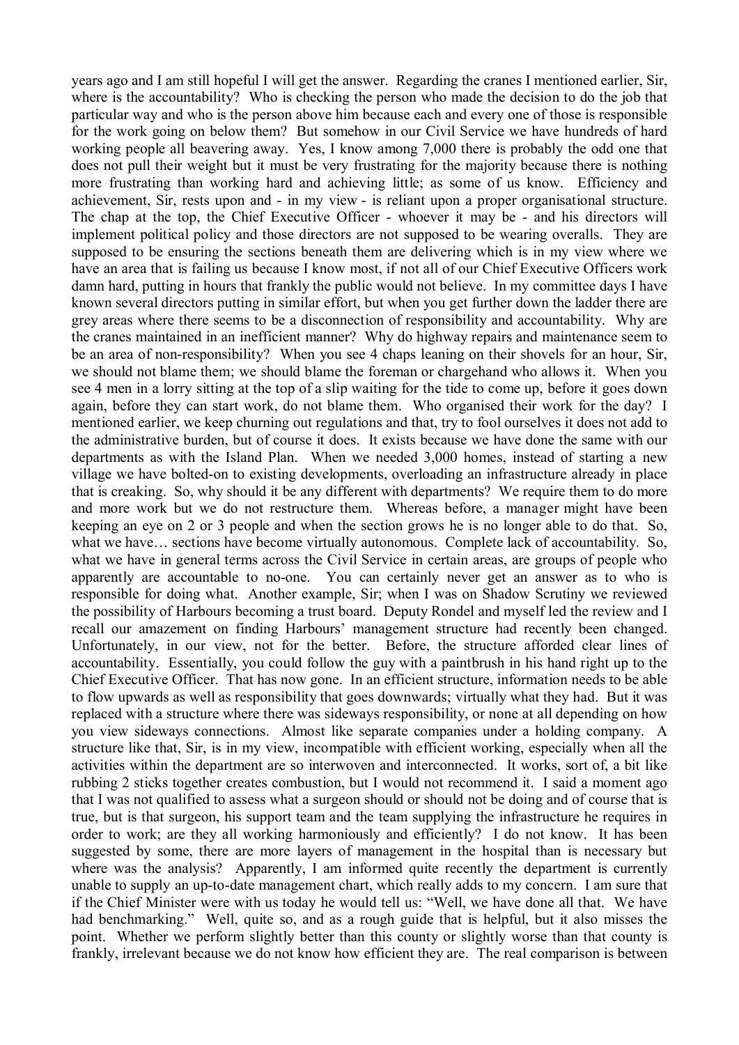years ago and I am still hopeful I will get the answer. Regarding the cranes I mentioned earlier, Sir, where is the accountability? Who is checking the person who made the decision to do the job that particular way and who is the person above him because each and every one of those is responsible for the work going on below them? But somehow in our Civil Service we have hundreds of hard working people all beavering away. Yes, I know among 7,000 there is probably the odd one that does not pull their weight but it must be very frustrating for the majority because there is nothing more frustrating than working hard and achieving little; as some of us know. Efficiency and achievement, Sir, rests upon and - in my view - is reliant upon a proper organisational structure. The chap at the top, the Chief Executive Officer - whoever it may be - and his directors will implement political policy and those directors are not supposed to be wearing overalls. They are supposed to be ensuring the sections beneath them are delivering which is in my view where we have an area that is failing us because I know most, if not all of our Chief Executive Officers work damn hard, putting in hours that frankly the public would not believe. In my committee days I have known several directors putting in similar effort, but when you get further down the ladder there are grey areas where there seems to be a disconnection of responsibility and accountability. Why are the cranes maintained in an inefficient manner? Why do highway repairs and maintenance seem to be an area of non-responsibility? When you see 4 chaps leaning on their shovels for an hour, Sir, we should not blame them; we should blame the foreman or chargehand who allows it. When you see 4 men in a lorry sitting at the top of a slip waiting for the tide to come up, before it goes down again, before they can start work, do not blame them. Who organised their work for the day? I mentioned earlier, we keep churning out regulations and that, try to fool ourselves it does not add to the administrative burden, but of course it does. It exists because we have done the same with our departments as with the Island Plan. When we needed 3,000 homes, instead of starting a new village we have bolted-on to existing developments, overloading an infrastructure already in place that is creaking. So, why should it be any different with departments? We require them to do more and more work but we do not restructure them. Whereas before, a manager might have been keeping an eye on 2 or 3 people and when the section grows he is no longer able to do that. So, what we have… sections have become virtually autonomous. Complete lack of accountability. So, what we have in general terms across the Civil Service in certain areas, are groups of people who apparently are accountable to no-one. You can certainly never get an answer as to who is responsible for doing what. Another example, Sir; when I was on Shadow Scrutiny we reviewed the possibility of Harbours becoming a trust board. Deputy Rondel and myself led the review and I recall our amazement on finding Harbours' management structure had recently been changed. Unfortunately, in our view, not for the better. Before, the structure afforded clear lines of accountability. Essentially, you could follow the guy with a paintbrush in his hand right up to the Chief Executive Officer. That has now gone. In an efficient structure, information needs to be able to flow upwards as well as responsibility that goes downwards; virtually what they had. But it was replaced with a structure where there was sideways responsibility, or none at all depending on how you view sideways connections. Almost like separate companies under a holding company. A structure like that, Sir, is in my view, incompatible with efficient working, especially when all the activities within the department are so interwoven and interconnected. It works, sort of, a bit like rubbing 2 sticks together creates combustion, but I would not recommend it. I said a moment ago that I was not qualified to assess what a surgeon should or should not be doing and of course that is true, but is that surgeon, his support team and the team supplying the infrastructure he requires in order to work; are they all working harmoniously and efficiently? I do not know. It has been suggested by some, there are more layers of management in the hospital than is necessary but where was the analysis? Apparently, I am informed quite recently the department is currently unable to supply an up-to-date management chart, which really adds to my concern. I am sure that if the Chief Minister were with us today he would tell us: "Well, we have done all that. We have had benchmarking." Well, quite so, and as a rough guide that is helpful, but it also misses the point. Whether we perform slightly better than this county or slightly worse than that county is frankly, irrelevant because we do not know how efficient they are. The real comparison is between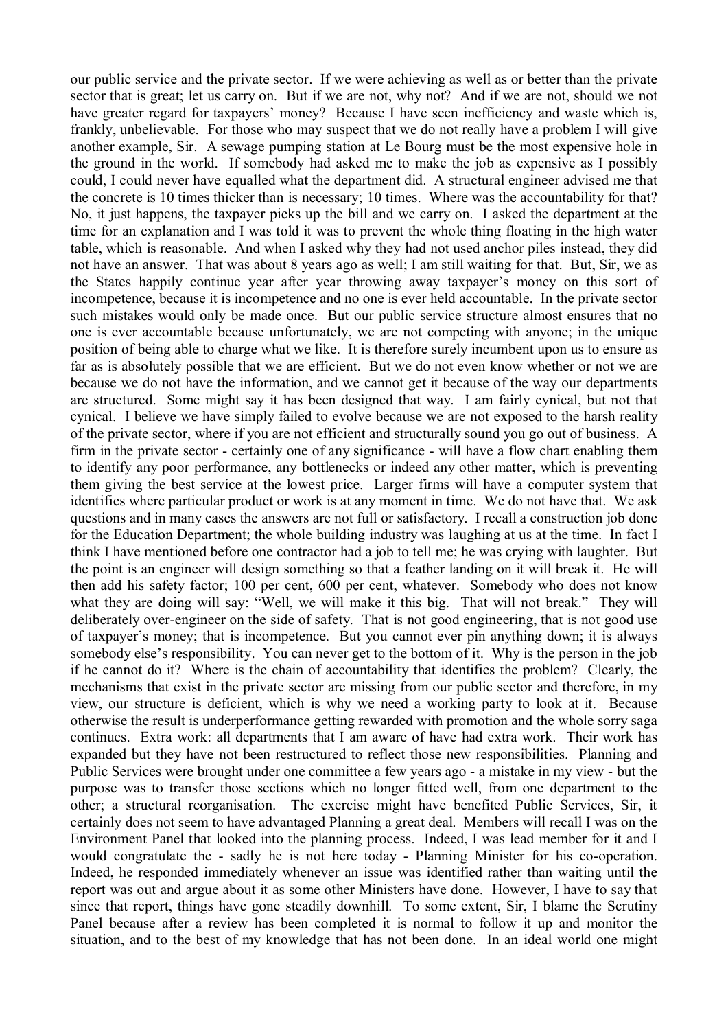our public service and the private sector. If we were achieving as well as or better than the private sector that is great; let us carry on. But if we are not, why not? And if we are not, should we not have greater regard for taxpayers' money? Because I have seen inefficiency and waste which is, frankly, unbelievable. For those who may suspect that we do not really have a problem I will give another example, Sir. A sewage pumping station at Le Bourg must be the most expensive hole in the ground in the world. If somebody had asked me to make the job as expensive as I possibly could, I could never have equalled what the department did. A structural engineer advised me that the concrete is 10 times thicker than is necessary; 10 times. Where was the accountability for that? No, it just happens, the taxpayer picks up the bill and we carry on. I asked the department at the time for an explanation and I was told it was to prevent the whole thing floating in the high water table, which is reasonable. And when I asked why they had not used anchor piles instead, they did not have an answer. That was about 8 years ago as well; I am still waiting for that. But, Sir, we as the States happily continue year after year throwing away taxpayer's money on this sort of incompetence, because it is incompetence and no one is ever held accountable. In the private sector such mistakes would only be made once. But our public service structure almost ensures that no one is ever accountable because unfortunately, we are not competing with anyone; in the unique position of being able to charge what we like. It is therefore surely incumbent upon us to ensure as far as is absolutely possible that we are efficient. But we do not even know whether or not we are because we do not have the information, and we cannot get it because of the way our departments are structured. Some might say it has been designed that way. I am fairly cynical, but not that cynical. I believe we have simply failed to evolve because we are not exposed to the harsh reality of the private sector, where if you are not efficient and structurally sound you go out of business. A firm in the private sector - certainly one of any significance - will have a flow chart enabling them to identify any poor performance, any bottlenecks or indeed any other matter, which is preventing them giving the best service at the lowest price. Larger firms will have a computer system that identifies where particular product or work is at any moment in time. We do not have that. We ask questions and in many cases the answers are not full or satisfactory. I recall a construction job done for the Education Department; the whole building industry was laughing at us at the time. In fact I think I have mentioned before one contractor had a job to tell me; he was crying with laughter. But the point is an engineer will design something so that a feather landing on it will break it. He will then add his safety factor; 100 per cent, 600 per cent, whatever. Somebody who does not know what they are doing will say: "Well, we will make it this big. That will not break." They will deliberately over-engineer on the side of safety. That is not good engineering, that is not good use of taxpayer's money; that is incompetence. But you cannot ever pin anything down; it is always somebody else's responsibility. You can never get to the bottom of it. Why is the person in the job if he cannot do it? Where is the chain of accountability that identifies the problem? Clearly, the mechanisms that exist in the private sector are missing from our public sector and therefore, in my view, our structure is deficient, which is why we need a working party to look at it. Because otherwise the result is underperformance getting rewarded with promotion and the whole sorry saga continues. Extra work: all departments that I am aware of have had extra work. Their work has expanded but they have not been restructured to reflect those new responsibilities. Planning and Public Services were brought under one committee a few years ago - a mistake in my view - but the purpose was to transfer those sections which no longer fitted well, from one department to the other; a structural reorganisation. The exercise might have benefited Public Services, Sir, it certainly does not seem to have advantaged Planning a great deal. Members will recall I was on the Environment Panel that looked into the planning process. Indeed, I was lead member for it and I would congratulate the - sadly he is not here today - Planning Minister for his co-operation. Indeed, he responded immediately whenever an issue was identified rather than waiting until the report was out and argue about it as some other Ministers have done. However, I have to say that since that report, things have gone steadily downhill. To some extent, Sir, I blame the Scrutiny Panel because after a review has been completed it is normal to follow it up and monitor the situation, and to the best of my knowledge that has not been done. In an ideal world one might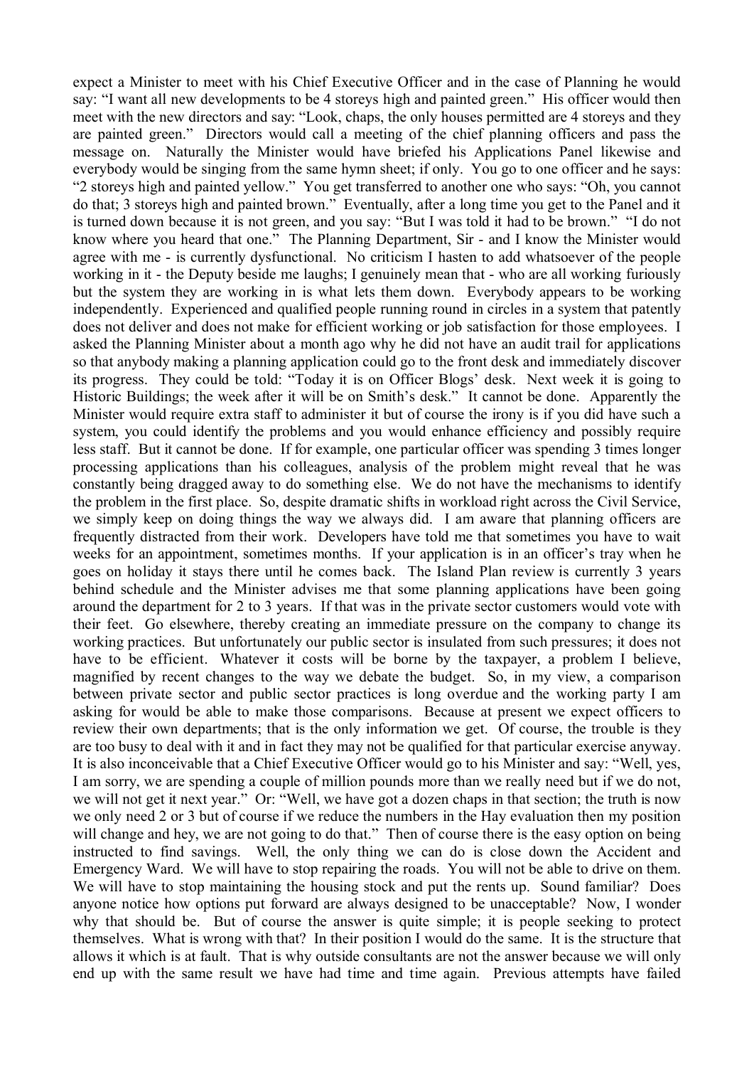expect a Minister to meet with his Chief Executive Officer and in the case of Planning he would say: "I want all new developments to be 4 storeys high and painted green." His officer would then meet with the new directors and say: "Look, chaps, the only houses permitted are 4 storeys and they are painted green." Directors would call a meeting of the chief planning officers and pass the message on. Naturally the Minister would have briefed his Applications Panel likewise and everybody would be singing from the same hymn sheet; if only. You go to one officer and he says: "2 storeys high and painted yellow." You get transferred to another one who says: "Oh, you cannot do that; 3 storeys high and painted brown." Eventually, after a long time you get to the Panel and it is turned down because it is not green, and you say: "But I was told it had to be brown." "I do not know where you heard that one." The Planning Department, Sir - and I know the Minister would agree with me - is currently dysfunctional. No criticism I hasten to add whatsoever of the people working in it - the Deputy beside me laughs; I genuinely mean that - who are all working furiously but the system they are working in is what lets them down. Everybody appears to be working independently. Experienced and qualified people running round in circles in a system that patently does not deliver and does not make for efficient working or job satisfaction for those employees. I asked the Planning Minister about a month ago why he did not have an audit trail for applications so that anybody making a planning application could go to the front desk and immediately discover its progress. They could be told: "Today it is on Officer Blogs' desk. Next week it is going to Historic Buildings; the week after it will be on Smith's desk." It cannot be done. Apparently the Minister would require extra staff to administer it but of course the irony is if you did have such a system, you could identify the problems and you would enhance efficiency and possibly require less staff. But it cannot be done. If for example, one particular officer was spending 3 times longer processing applications than his colleagues, analysis of the problem might reveal that he was constantly being dragged away to do something else. We do not have the mechanisms to identify the problem in the first place. So, despite dramatic shifts in workload right across the Civil Service, we simply keep on doing things the way we always did. I am aware that planning officers are frequently distracted from their work. Developers have told me that sometimes you have to wait weeks for an appointment, sometimes months. If your application is in an officer's tray when he goes on holiday it stays there until he comes back. The Island Plan review is currently 3 years behind schedule and the Minister advises me that some planning applications have been going around the department for 2 to 3 years. If that was in the private sector customers would vote with their feet. Go elsewhere, thereby creating an immediate pressure on the company to change its working practices. But unfortunately our public sector is insulated from such pressures; it does not have to be efficient. Whatever it costs will be borne by the taxpayer, a problem I believe, magnified by recent changes to the way we debate the budget. So, in my view, a comparison between private sector and public sector practices is long overdue and the working party I am asking for would be able to make those comparisons. Because at present we expect officers to review their own departments; that is the only information we get. Of course, the trouble is they are too busy to deal with it and in fact they may not be qualified for that particular exercise anyway. It is also inconceivable that a Chief Executive Officer would go to his Minister and say: "Well, yes, I am sorry, we are spending a couple of million pounds more than we really need but if we do not, we will not get it next year." Or: "Well, we have got a dozen chaps in that section; the truth is now we only need 2 or 3 but of course if we reduce the numbers in the Hay evaluation then my position will change and hey, we are not going to do that." Then of course there is the easy option on being instructed to find savings. Well, the only thing we can do is close down the Accident and Emergency Ward. We will have to stop repairing the roads. You will not be able to drive on them. We will have to stop maintaining the housing stock and put the rents up. Sound familiar? Does anyone notice how options put forward are always designed to be unacceptable? Now, I wonder why that should be. But of course the answer is quite simple; it is people seeking to protect themselves. What is wrong with that? In their position I would do the same. It is the structure that allows it which is at fault. That is why outside consultants are not the answer because we will only end up with the same result we have had time and time again. Previous attempts have failed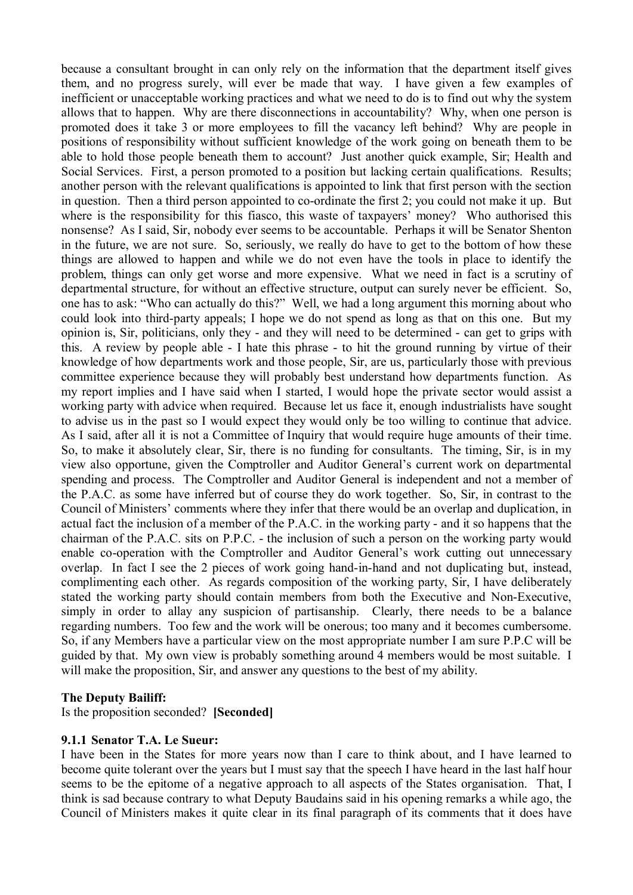because a consultant brought in can only rely on the information that the department itself gives them, and no progress surely, will ever be made that way. I have given a few examples of inefficient or unacceptable working practices and what we need to do is to find out why the system allows that to happen. Why are there disconnections in accountability? Why, when one person is promoted does it take 3 or more employees to fill the vacancy left behind? Why are people in positions of responsibility without sufficient knowledge of the work going on beneath them to be able to hold those people beneath them to account? Just another quick example, Sir; Health and Social Services. First, a person promoted to a position but lacking certain qualifications. Results; another person with the relevant qualifications is appointed to link that first person with the section in question. Then a third person appointed to co-ordinate the first 2; you could not make it up. But where is the responsibility for this fiasco, this waste of taxpayers' money? Who authorised this nonsense? As I said, Sir, nobody ever seems to be accountable. Perhaps it will be Senator Shenton in the future, we are not sure. So, seriously, we really do have to get to the bottom of how these things are allowed to happen and while we do not even have the tools in place to identify the problem, things can only get worse and more expensive. What we need in fact is a scrutiny of departmental structure, for without an effective structure, output can surely never be efficient. So, one has to ask: "Who can actually do this?" Well, we had a long argument this morning about who could look into third-party appeals; I hope we do not spend as long as that on this one. But my opinion is, Sir, politicians, only they - and they will need to be determined - can get to grips with this. A review by people able - I hate this phrase - to hit the ground running by virtue of their knowledge of how departments work and those people, Sir, are us, particularly those with previous committee experience because they will probably best understand how departments function. As my report implies and I have said when I started, I would hope the private sector would assist a working party with advice when required. Because let us face it, enough industrialists have sought to advise us in the past so I would expect they would only be too willing to continue that advice. As I said, after all it is not a Committee of Inquiry that would require huge amounts of their time. So, to make it absolutely clear, Sir, there is no funding for consultants. The timing, Sir, is in my view also opportune, given the Comptroller and Auditor General's current work on departmental spending and process. The Comptroller and Auditor General is independent and not a member of the P.A.C. as some have inferred but of course they do work together. So, Sir, in contrast to the Council of Ministers' comments where they infer that there would be an overlap and duplication, in actual fact the inclusion of a member of the P.A.C. in the working party - and it so happens that the chairman of the P.A.C. sits on P.P.C. - the inclusion of such a person on the working party would enable co-operation with the Comptroller and Auditor General's work cutting out unnecessary overlap. In fact I see the 2 pieces of work going hand-in-hand and not duplicating but, instead, complimenting each other. As regards composition of the working party, Sir, I have deliberately stated the working party should contain members from both the Executive and Non-Executive, simply in order to allay any suspicion of partisanship. Clearly, there needs to be a balance regarding numbers. Too few and the work will be onerous; too many and it becomes cumbersome. So, if any Members have a particular view on the most appropriate number I am sure P.P.C will be guided by that. My own view is probably something around 4 members would be most suitable. I will make the proposition, Sir, and answer any questions to the best of my ability.

**The Deputy Bailiff:**

Is the proposition seconded? **[Seconded]**

**9.1.1 Senator T.A. Le Sueur:**

I have been in the States for more years now than I care to think about, and I have learned to become quite tolerant over the years but I must say that the speech I have heard in the last half hour seems to be the epitome of a negative approach to all aspects of the States organisation. That, I think is sad because contrary to what Deputy Baudains said in his opening remarks a while ago, the Council of Ministers makes it quite clear in its final paragraph of its comments that it does have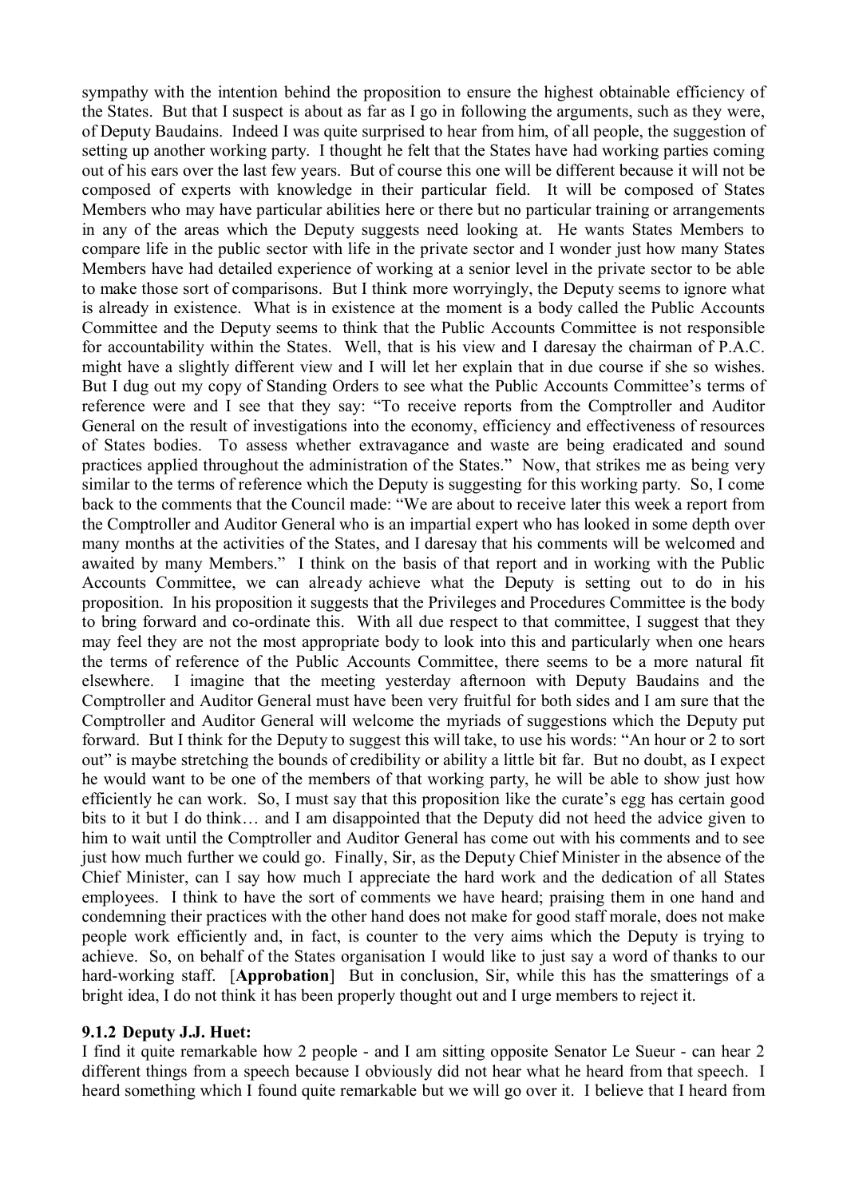sympathy with the intention behind the proposition to ensure the highest obtainable efficiency of the States. But that I suspect is about as far as I go in following the arguments, such as they were, of Deputy Baudains. Indeed I was quite surprised to hear from him, of all people, the suggestion of setting up another working party. I thought he felt that the States have had working parties coming out of his ears over the last few years. But of course this one will be different because it will not be composed of experts with knowledge in their particular field. It will be composed of States Members who may have particular abilities here or there but no particular training or arrangements in any of the areas which the Deputy suggests need looking at. He wants States Members to compare life in the public sector with life in the private sector and I wonder just how many States Members have had detailed experience of working at a senior level in the private sector to be able to make those sort of comparisons. But I think more worryingly, the Deputy seems to ignore what is already in existence. What is in existence at the moment is a body called the Public Accounts Committee and the Deputy seems to think that the Public Accounts Committee is not responsible for accountability within the States. Well, that is his view and I daresay the chairman of P.A.C. might have a slightly different view and I will let her explain that in due course if she so wishes. But I dug out my copy of Standing Orders to see what the Public Accounts Committee's terms of reference were and I see that they say: "To receive reports from the Comptroller and Auditor General on the result of investigations into the economy, efficiency and effectiveness of resources of States bodies. To assess whether extravagance and waste are being eradicated and sound practices applied throughout the administration of the States." Now, that strikes me as being very similar to the terms of reference which the Deputy is suggesting for this working party. So, I come back to the comments that the Council made: "We are about to receive later this week a report from the Comptroller and Auditor General who is an impartial expert who has looked in some depth over many months at the activities of the States, and I daresay that his comments will be welcomed and awaited by many Members." I think on the basis of that report and in working with the Public Accounts Committee, we can already achieve what the Deputy is setting out to do in his proposition. In his proposition it suggests that the Privileges and Procedures Committee is the body to bring forward and co-ordinate this. With all due respect to that committee, I suggest that they may feel they are not the most appropriate body to look into this and particularly when one hears the terms of reference of the Public Accounts Committee, there seems to be a more natural fit elsewhere. I imagine that the meeting yesterday afternoon with Deputy Baudains and the Comptroller and Auditor General must have been very fruitful for both sides and I am sure that the Comptroller and Auditor General will welcome the myriads of suggestions which the Deputy put forward. But I think for the Deputy to suggest this will take, to use his words: "An hour or 2 to sort out" is maybe stretching the bounds of credibility or ability a little bit far. But no doubt, as I expect he would want to be one of the members of that working party, he will be able to show just how efficiently he can work. So, I must say that this proposition like the curate's egg has certain good bits to it but I do think… and I am disappointed that the Deputy did not heed the advice given to him to wait until the Comptroller and Auditor General has come out with his comments and to see just how much further we could go. Finally, Sir, as the Deputy Chief Minister in the absence of the Chief Minister, can I say how much I appreciate the hard work and the dedication of all States employees. I think to have the sort of comments we have heard; praising them in one hand and condemning their practices with the other hand does not make for good staff morale, does not make people work efficiently and, in fact, is counter to the very aims which the Deputy is trying to achieve. So, on behalf of the States organisation I would like to just say a word of thanks to our hard-working staff. [**Approbation**] But in conclusion, Sir, while this has the smatterings of a bright idea, I do not think it has been properly thought out and I urge members to reject it.

### 9.1.2 Deputy J.J. Huet:

I find it quite remarkable how 2 people - and I am sitting opposite Senator Le Sueur - can hear 2 different things from a speech because I obviously did not hear what he heard from that speech. I heard something which I found quite remarkable but we will go over it. I believe that I heard from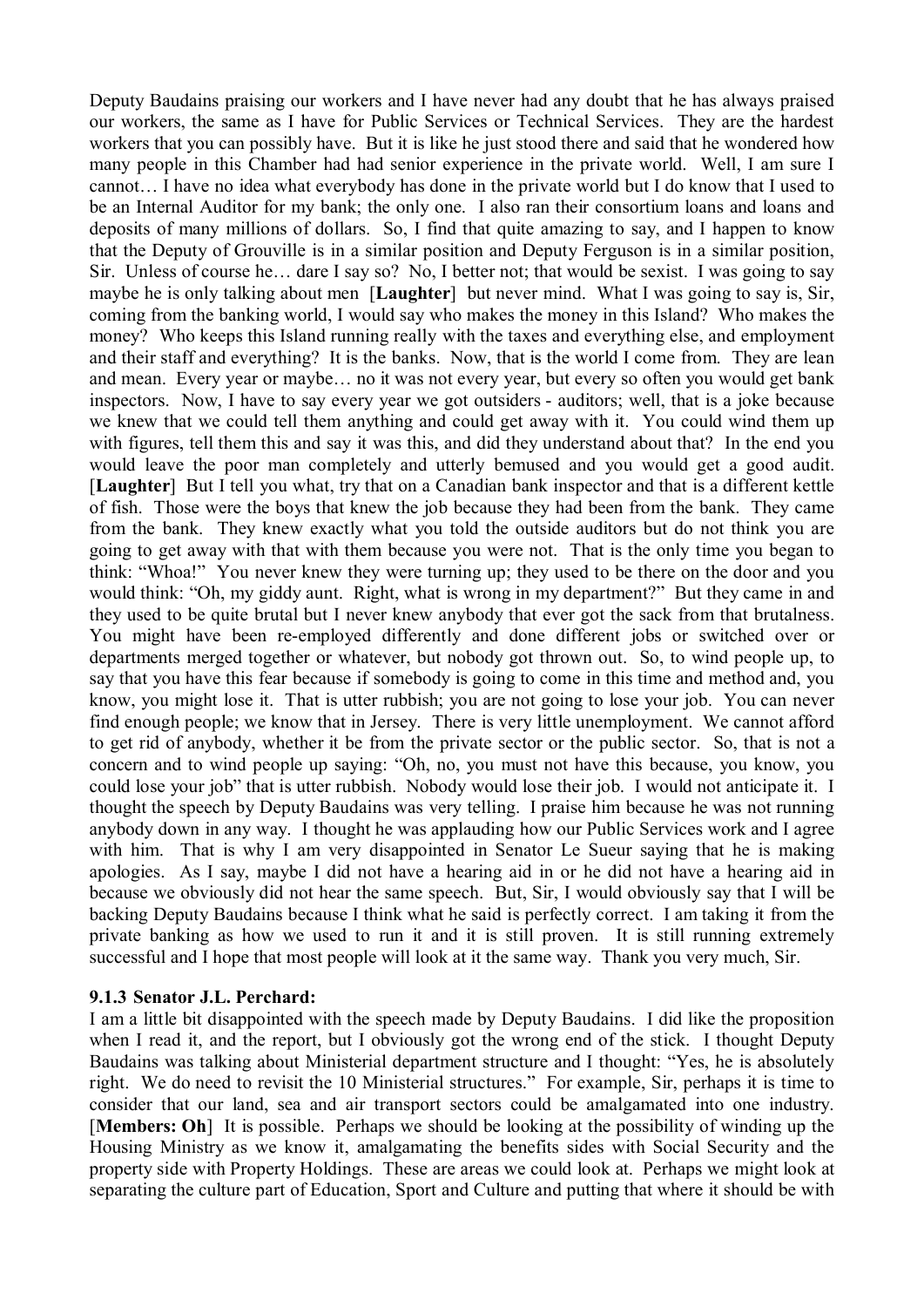Deputy Baudains praising our workers and I have never had any doubt that he has always praised our workers, the same as I have for Public Services or Technical Services. They are the hardest workers that you can possibly have. But it is like he just stood there and said that he wondered how many people in this Chamber had had senior experience in the private world. Well, I am sure I cannot… I have no idea what everybody has done in the private world but I do know that I used to be an Internal Auditor for my bank; the only one. I also ran their consortium loans and loans and deposits of many millions of dollars. So, I find that quite amazing to say, and I happen to know that the Deputy of Grouville is in a similar position and Deputy Ferguson is in a similar position, Sir. Unless of course he… dare I say so? No, I better not; that would be sexist. I was going to say maybe he is only talking about men [**Laughter**] but never mind. What I was going to say is, Sir, coming from the banking world, I would say who makes the money in this Island? Who makes the money? Who keeps this Island running really with the taxes and everything else, and employment and their staff and everything? It is the banks. Now, that is the world I come from. They are lean and mean. Every year or maybe… no it was not every year, but every so often you would get bank inspectors. Now, I have to say every year we got outsiders - auditors; well, that is a joke because we knew that we could tell them anything and could get away with it. You could wind them up with figures, tell them this and say it was this, and did they understand about that? In the end you would leave the poor man completely and utterly bemused and you would get a good audit. [**Laughter**] But I tell you what, try that on a Canadian bank inspector and that is a different kettle of fish. Those were the boys that knew the job because they had been from the bank. They came from the bank. They knew exactly what you told the outside auditors but do not think you are going to get away with that with them because you were not. That is the only time you began to think: "Whoa!" You never knew they were turning up; they used to be there on the door and you would think: "Oh, my giddy aunt. Right, what is wrong in my department?" But they came in and they used to be quite brutal but I never knew anybody that ever got the sack from that brutalness. You might have been re-employed differently and done different jobs or switched over or departments merged together or whatever, but nobody got thrown out. So, to wind people up, to say that you have this fear because if somebody is going to come in this time and method and, you know, you might lose it. That is utter rubbish; you are not going to lose your job. You can never find enough people; we know that in Jersey. There is very little unemployment. We cannot afford to get rid of anybody, whether it be from the private sector or the public sector. So, that is not a concern and to wind people up saying: "Oh, no, you must not have this because, you know, you could lose your job" that is utter rubbish. Nobody would lose their job. I would not anticipate it. I thought the speech by Deputy Baudains was very telling. I praise him because he was not running anybody down in any way. I thought he was applauding how our Public Services work and I agree with him. That is why I am very disappointed in Senator Le Sueur saying that he is making apologies. As I say, maybe I did not have a hearing aid in or he did not have a hearing aid in because we obviously did not hear the same speech. But, Sir, I would obviously say that I will be backing Deputy Baudains because I think what he said is perfectly correct. I am taking it from the private banking as how we used to run it and it is still proven. It is still running extremely successful and I hope that most people will look at it the same way. Thank you very much, Sir.

### 9.1.3 Senator J.L. Perchard:

I am a little bit disappointed with the speech made by Deputy Baudains. I did like the proposition when I read it, and the report, but I obviously got the wrong end of the stick. I thought Deputy Baudains was talking about Ministerial department structure and I thought: "Yes, he is absolutely right. We do need to revisit the 10 Ministerial structures." For example, Sir, perhaps it is time to consider that our land, sea and air transport sectors could be amalgamated into one industry. [**Members: Oh**] It is possible. Perhaps we should be looking at the possibility of winding up the Housing Ministry as we know it, amalgamating the benefits sides with Social Security and the property side with Property Holdings. These are areas we could look at. Perhaps we might look at separating the culture part of Education, Sport and Culture and putting that where it should be with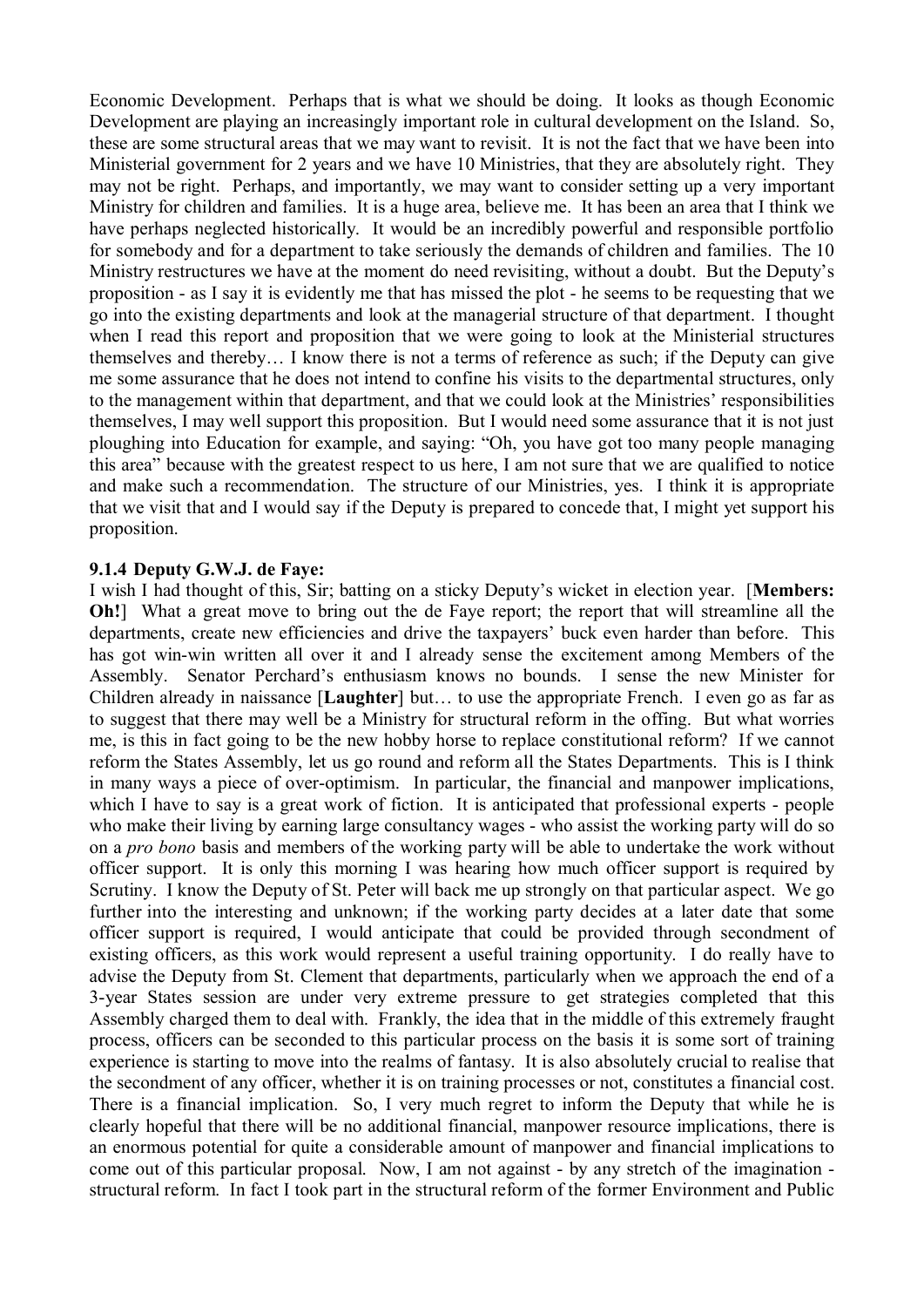Economic Development. Perhaps that is what we should be doing. It looks as though Economic Development are playing an increasingly important role in cultural development on the Island. So, these are some structural areas that we may want to revisit. It is not the fact that we have been into Ministerial government for 2 years and we have 10 Ministries, that they are absolutely right. They may not be right. Perhaps, and importantly, we may want to consider setting up a very important Ministry for children and families. It is a huge area, believe me. It has been an area that I think we have perhaps neglected historically. It would be an incredibly powerful and responsible portfolio for somebody and for a department to take seriously the demands of children and families. The 10 Ministry restructures we have at the moment do need revisiting, without a doubt. But the Deputy's proposition - as I say it is evidently me that has missed the plot - he seems to be requesting that we go into the existing departments and look at the managerial structure of that department. I thought when I read this report and proposition that we were going to look at the Ministerial structures themselves and thereby… I know there is not a terms of reference as such; if the Deputy can give me some assurance that he does not intend to confine his visits to the departmental structures, only to the management within that department, and that we could look at the Ministries' responsibilities themselves, I may well support this proposition. But I would need some assurance that it is not just ploughing into Education for example, and saying: "Oh, you have got too many people managing this area" because with the greatest respect to us here, I am not sure that we are qualified to notice and make such a recommendation. The structure of our Ministries, yes. I think it is appropriate that we visit that and I would say if the Deputy is prepared to concede that, I might yet support his proposition.

#### 9.1.4 Deputy G.W.J. de Faye:

I wish I had thought of this, Sir; batting on a sticky Deputy's wicket in election year. [**Members: Oh!**] What a great move to bring out the de Faye report; the report that will streamline all the departments, create new efficiencies and drive the taxpayers' buck even harder than before. This has got win-win written all over it and I already sense the excitement among Members of the Assembly. Senator Perchard's enthusiasm knows no bounds. I sense the new Minister for Children already in naissance [**Laughter**] but… to use the appropriate French. I even go as far as to suggest that there may well be a Ministry for structural reform in the offing. But what worries me, is this in fact going to be the new hobby horse to replace constitutional reform? If we cannot reform the States Assembly, let us go round and reform all the States Departments. This is I think in many ways a piece of over-optimism. In particular, the financial and manpower implications, which I have to say is a great work of fiction. It is anticipated that professional experts - people who make their living by earning large consultancy wages - who assist the working party will do so on a *pro bono* basis and members of the working party will be able to undertake the work without officer support. It is only this morning I was hearing how much officer support is required by Scrutiny. I know the Deputy of St. Peter will back me up strongly on that particular aspect. We go further into the interesting and unknown; if the working party decides at a later date that some officer support is required, I would anticipate that could be provided through secondment of existing officers, as this work would represent a useful training opportunity. I do really have to advise the Deputy from St. Clement that departments, particularly when we approach the end of a 3-year States session are under very extreme pressure to get strategies completed that this Assembly charged them to deal with. Frankly, the idea that in the middle of this extremely fraught process, officers can be seconded to this particular process on the basis it is some sort of training experience is starting to move into the realms of fantasy. It is also absolutely crucial to realise that the secondment of any officer, whether it is on training processes or not, constitutes a financial cost. There is a financial implication. So, I very much regret to inform the Deputy that while he is clearly hopeful that there will be no additional financial, manpower resource implications, there is an enormous potential for quite a considerable amount of manpower and financial implications to come out of this particular proposal. Now, I am not against - by any stretch of the imagination - structural reform. In fact I took part in the structural reform of the former Environment and Public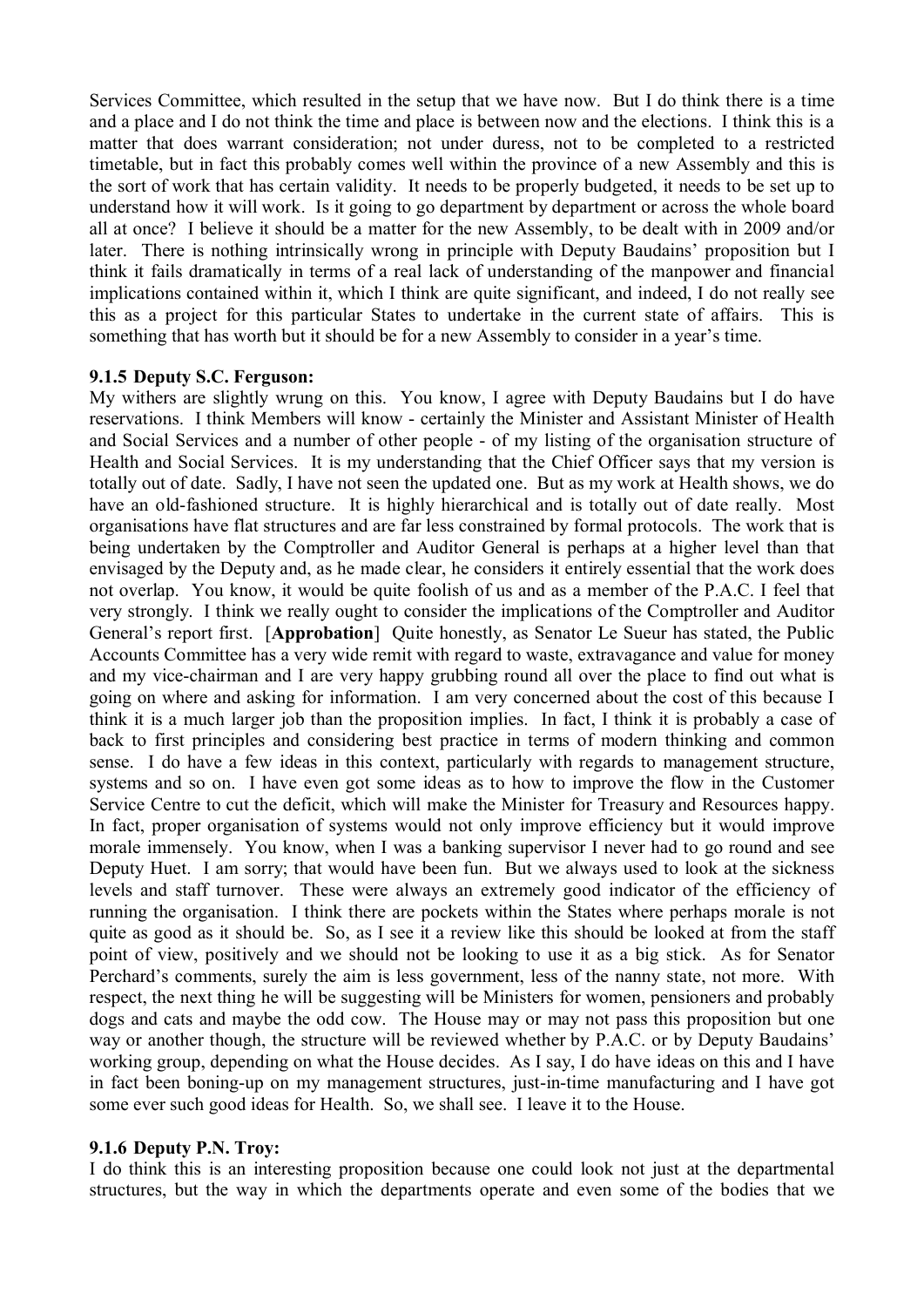Services Committee, which resulted in the setup that we have now. But I do think there is a time and a place and I do not think the time and place is between now and the elections. I think this is a matter that does warrant consideration; not under duress, not to be completed to a restricted timetable, but in fact this probably comes well within the province of a new Assembly and this is the sort of work that has certain validity. It needs to be properly budgeted, it needs to be set up to understand how it will work. Is it going to go department by department or across the whole board all at once? I believe it should be a matter for the new Assembly, to be dealt with in 2009 and/or later. There is nothing intrinsically wrong in principle with Deputy Baudains' proposition but I think it fails dramatically in terms of a real lack of understanding of the manpower and financial implications contained within it, which I think are quite significant, and indeed, I do not really see this as a project for this particular States to undertake in the current state of affairs. This is something that has worth but it should be for a new Assembly to consider in a year's time.

### 9.1.5 Deputy S.C. Ferguson:

My withers are slightly wrung on this. You know, I agree with Deputy Baudains but I do have reservations. I think Members will know - certainly the Minister and Assistant Minister of Health and Social Services and a number of other people - of my listing of the organisation structure of Health and Social Services. It is my understanding that the Chief Officer says that my version is totally out of date. Sadly, I have not seen the updated one. But as my work at Health shows, we do have an old-fashioned structure. It is highly hierarchical and is totally out of date really. Most organisations have flat structures and are far less constrained by formal protocols. The work that is being undertaken by the Comptroller and Auditor General is perhaps at a higher level than that envisaged by the Deputy and, as he made clear, he considers it entirely essential that the work does not overlap. You know, it would be quite foolish of us and as a member of the P.A.C. I feel that very strongly. I think we really ought to consider the implications of the Comptroller and Auditor General's report first. [**Approbation**] Quite honestly, as Senator Le Sueur has stated, the Public Accounts Committee has a very wide remit with regard to waste, extravagance and value for money and my vice-chairman and I are very happy grubbing round all over the place to find out what is going on where and asking for information. I am very concerned about the cost of this because I think it is a much larger job than the proposition implies. In fact, I think it is probably a case of back to first principles and considering best practice in terms of modern thinking and common sense. I do have a few ideas in this context, particularly with regards to management structure, systems and so on. I have even got some ideas as to how to improve the flow in the Customer Service Centre to cut the deficit, which will make the Minister for Treasury and Resources happy. In fact, proper organisation of systems would not only improve efficiency but it would improve morale immensely. You know, when I was a banking supervisor I never had to go round and see Deputy Huet. I am sorry; that would have been fun. But we always used to look at the sickness levels and staff turnover. These were always an extremely good indicator of the efficiency of running the organisation. I think there are pockets within the States where perhaps morale is not quite as good as it should be. So, as I see it a review like this should be looked at from the staff point of view, positively and we should not be looking to use it as a big stick. As for Senator Perchard's comments, surely the aim is less government, less of the nanny state, not more. With respect, the next thing he will be suggesting will be Ministers for women, pensioners and probably dogs and cats and maybe the odd cow. The House may or may not pass this proposition but one way or another though, the structure will be reviewed whether by P.A.C. or by Deputy Baudains' working group, depending on what the House decides. As I say, I do have ideas on this and I have in fact been boning-up on my management structures, just-in-time manufacturing and I have got some ever such good ideas for Health. So, we shall see. I leave it to the House.

### 9.1.6 Deputy P.N. Troy:

I do think this is an interesting proposition because one could look not just at the departmental structures, but the way in which the departments operate and even some of the bodies that we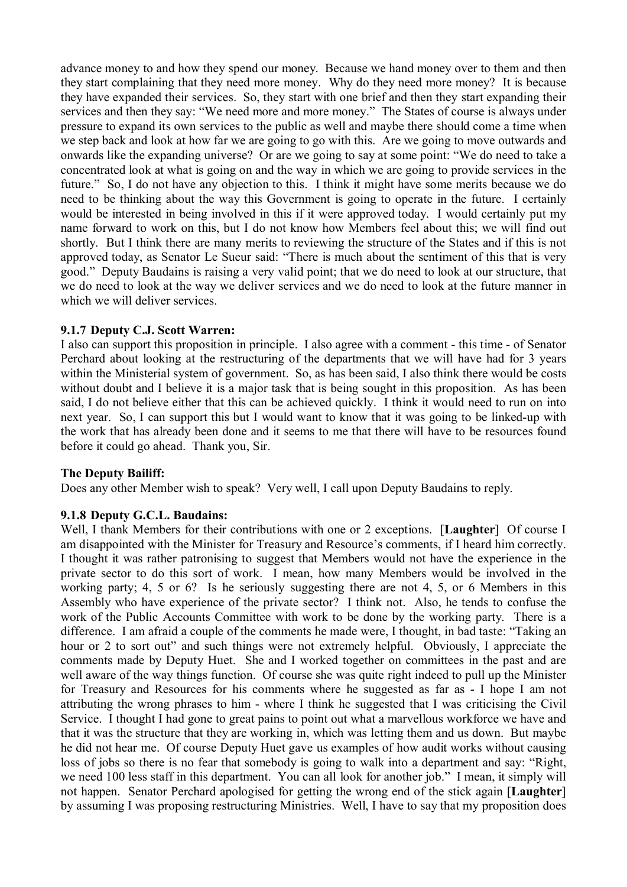advance money to and how they spend our money. Because we hand money over to them and then they start complaining that they need more money. Why do they need more money? It is because they have expanded their services. So, they start with one brief and then they start expanding their services and then they say: "We need more and more money." The States of course is always under pressure to expand its own services to the public as well and maybe there should come a time when we step back and look at how far we are going to go with this. Are we going to move outwards and onwards like the expanding universe? Or are we going to say at some point: "We do need to take a concentrated look at what is going on and the way in which we are going to provide services in the future." So, I do not have any objection to this. I think it might have some merits because we do need to be thinking about the way this Government is going to operate in the future. I certainly would be interested in being involved in this if it were approved today. I would certainly put my name forward to work on this, but I do not know how Members feel about this; we will find out shortly. But I think there are many merits to reviewing the structure of the States and if this is not approved today, as Senator Le Sueur said: "There is much about the sentiment of this that is very good." Deputy Baudains is raising a very valid point; that we do need to look at our structure, that we do need to look at the way we deliver services and we do need to look at the future manner in which we will deliver services.

### 9.1.7 Deputy C.J. Scott Warren:

I also can support this proposition in principle. I also agree with a comment - this time - of Senator Perchard about looking at the restructuring of the departments that we will have had for 3 years within the Ministerial system of government. So, as has been said, I also think there would be costs without doubt and I believe it is a major task that is being sought in this proposition. As has been said, I do not believe either that this can be achieved quickly. I think it would need to run on into next year. So, I can support this but I would want to know that it was going to be linked-up with the work that has already been done and it seems to me that there will have to be resources found before it could go ahead. Thank you, Sir.

### The Deputy Bailiff:

Does any other Member wish to speak? Very well, I call upon Deputy Baudains to reply.

### 9.1.8 Deputy G.C.L. Baudains:

Well, I thank Members for their contributions with one or 2 exceptions. [**Laughter**] Of course I am disappointed with the Minister for Treasury and Resource's comments, if I heard him correctly. I thought it was rather patronising to suggest that Members would not have the experience in the private sector to do this sort of work. I mean, how many Members would be involved in the working party; 4, 5 or 6? Is he seriously suggesting there are not 4, 5, or 6 Members in this Assembly who have experience of the private sector? I think not. Also, he tends to confuse the work of the Public Accounts Committee with work to be done by the working party. There is a difference. I am afraid a couple of the comments he made were, I thought, in bad taste: "Taking an hour or 2 to sort out" and such things were not extremely helpful. Obviously, I appreciate the comments made by Deputy Huet. She and I worked together on committees in the past and are well aware of the way things function. Of course she was quite right indeed to pull up the Minister for Treasury and Resources for his comments where he suggested as far as - I hope I am not attributing the wrong phrases to him - where I think he suggested that I was criticising the Civil Service. I thought I had gone to great pains to point out what a marvellous workforce we have and that it was the structure that they are working in, which was letting them and us down. But maybe he did not hear me. Of course Deputy Huet gave us examples of how audit works without causing loss of jobs so there is no fear that somebody is going to walk into a department and say: "Right, we need 100 less staff in this department. You can all look for another job." I mean, it simply will not happen. Senator Perchard apologised for getting the wrong end of the stick again [**Laughter**] by assuming I was proposing restructuring Ministries. Well, I have to say that my proposition does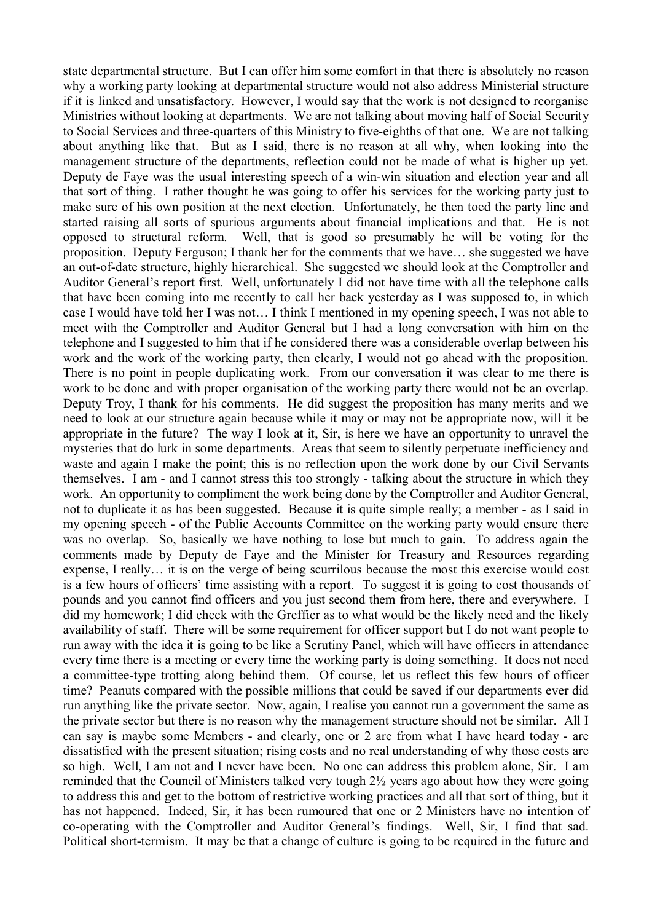state departmental structure. But I can offer him some comfort in that there is absolutely no reason why a working party looking at departmental structure would not also address Ministerial structure if it is linked and unsatisfactory. However, I would say that the work is not designed to reorganise Ministries without looking at departments. We are not talking about moving half of Social Security to Social Services and three-quarters of this Ministry to five-eighths of that one. We are not talking about anything like that. But as I said, there is no reason at all why, when looking into the management structure of the departments, reflection could not be made of what is higher up yet. Deputy de Faye was the usual interesting speech of a win-win situation and election year and all that sort of thing. I rather thought he was going to offer his services for the working party just to make sure of his own position at the next election. Unfortunately, he then toed the party line and started raising all sorts of spurious arguments about financial implications and that. He is not opposed to structural reform. Well, that is good so presumably he will be voting for the proposition. Deputy Ferguson; I thank her for the comments that we have… she suggested we have an out-of-date structure, highly hierarchical. She suggested we should look at the Comptroller and Auditor General's report first. Well, unfortunately I did not have time with all the telephone calls that have been coming into me recently to call her back yesterday as I was supposed to, in which case I would have told her I was not… I think I mentioned in my opening speech, I was not able to meet with the Comptroller and Auditor General but I had a long conversation with him on the telephone and I suggested to him that if he considered there was a considerable overlap between his work and the work of the working party, then clearly, I would not go ahead with the proposition. There is no point in people duplicating work. From our conversation it was clear to me there is work to be done and with proper organisation of the working party there would not be an overlap. Deputy Troy, I thank for his comments. He did suggest the proposition has many merits and we need to look at our structure again because while it may or may not be appropriate now, will it be appropriate in the future? The way I look at it, Sir, is here we have an opportunity to unravel the mysteries that do lurk in some departments. Areas that seem to silently perpetuate inefficiency and waste and again I make the point; this is no reflection upon the work done by our Civil Servants themselves. I am - and I cannot stress this too strongly - talking about the structure in which they work. An opportunity to compliment the work being done by the Comptroller and Auditor General, not to duplicate it as has been suggested. Because it is quite simple really; a member - as I said in my opening speech - of the Public Accounts Committee on the working party would ensure there was no overlap. So, basically we have nothing to lose but much to gain. To address again the comments made by Deputy de Faye and the Minister for Treasury and Resources regarding expense, I really… it is on the verge of being scurrilous because the most this exercise would cost is a few hours of officers' time assisting with a report. To suggest it is going to cost thousands of pounds and you cannot find officers and you just second them from here, there and everywhere. I did my homework; I did check with the Greffier as to what would be the likely need and the likely availability of staff. There will be some requirement for officer support but I do not want people to run away with the idea it is going to be like a Scrutiny Panel, which will have officers in attendance every time there is a meeting or every time the working party is doing something. It does not need a committee-type trotting along behind them. Of course, let us reflect this few hours of officer time? Peanuts compared with the possible millions that could be saved if our departments ever did run anything like the private sector. Now, again, I realise you cannot run a government the same as the private sector but there is no reason why the management structure should not be similar. All I can say is maybe some Members - and clearly, one or 2 are from what I have heard today - are dissatisfied with the present situation; rising costs and no real understanding of why those costs are so high. Well, I am not and I never have been. No one can address this problem alone, Sir. I am reminded that the Council of Ministers talked very tough 2½ years ago about how they were going to address this and get to the bottom of restrictive working practices and all that sort of thing, but it has not happened. Indeed, Sir, it has been rumoured that one or 2 Ministers have no intention of co-operating with the Comptroller and Auditor General's findings. Well, Sir, I find that sad. Political short-termism. It may be that a change of culture is going to be required in the future and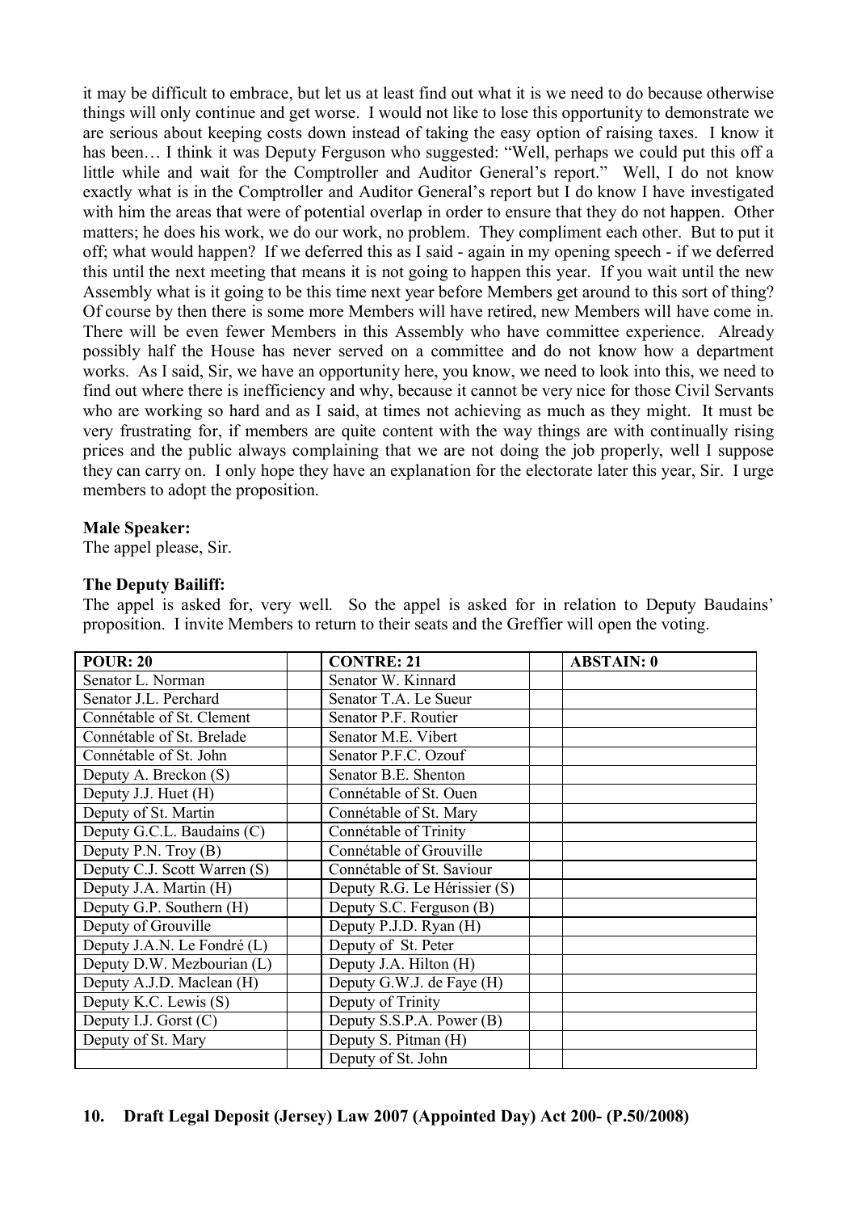it may be difficult to embrace, but let us at least find out what it is we need to do because otherwise things will only continue and get worse. I would not like to lose this opportunity to demonstrate we are serious about keeping costs down instead of taking the easy option of raising taxes. I know it has been… I think it was Deputy Ferguson who suggested: "Well, perhaps we could put this off a little while and wait for the Comptroller and Auditor General's report." Well, I do not know exactly what is in the Comptroller and Auditor General's report but I do know I have investigated with him the areas that were of potential overlap in order to ensure that they do not happen. Other matters; he does his work, we do our work, no problem. They compliment each other. But to put it off; what would happen? If we deferred this as I said - again in my opening speech - if we deferred this until the next meeting that means it is not going to happen this year. If you wait until the new Assembly what is it going to be this time next year before Members get around to this sort of thing? Of course by then there is some more Members will have retired, new Members will have come in. There will be even fewer Members in this Assembly who have committee experience. Already possibly half the House has never served on a committee and do not know how a department works. As I said, Sir, we have an opportunity here, you know, we need to look into this, we need to find out where there is inefficiency and why, because it cannot be very nice for those Civil Servants who are working so hard and as I said, at times not achieving as much as they might. It must be very frustrating for, if members are quite content with the way things are with continually rising prices and the public always complaining that we are not doing the job properly, well I suppose they can carry on. I only hope they have an explanation for the electorate later this year, Sir. I urge members to adopt the proposition.

**Male Speaker:**

The appel please, Sir.

**The Deputy Bailiff:**

The appel is asked for, very well. So the appel is asked for in relation to Deputy Baudains' proposition. I invite Members to return to their seats and the Greffier will open the voting.

| POUR: 20 | | CONTRE: 21 | | ABSTAIN: 0 |
|---|---|---|---|---|
| Senator L. Norman | | Senator W. Kinnard | | |
| Senator J.L. Perchard | | Senator T.A. Le Sueur | | |
| Connétable of St. Clement | | Senator P.F. Routier | | |
| Connétable of St. Brelade | | Senator M.E. Vibert | | |
| Connétable of St. John | | Senator P.F.C. Ozouf | | |
| Deputy A. Breckon (S) | | Senator B.E. Shenton | | |
| Deputy J.J. Huet (H) | | Connétable of St. Ouen | | |
| Deputy of St. Martin | | Connétable of St. Mary | | |
| Deputy G.C.L. Baudains (C) | | Connétable of Trinity | | |
| Deputy P.N. Troy (B) | | Connétable of Grouville | | |
| Deputy C.J. Scott Warren (S) | | Connétable of St. Saviour | | |
| Deputy J.A. Martin (H) | | Deputy R.G. Le Hérissier (S) | | |
| Deputy G.P. Southern (H) | | Deputy S.C. Ferguson (B) | | |
| Deputy of Grouville | | Deputy P.J.D. Ryan (H) | | |
| Deputy J.A.N. Le Fondré (L) | | Deputy of St. Peter | | |
| Deputy D.W. Mezbourian (L) | | Deputy J.A. Hilton (H) | | |
| Deputy A.J.D. Maclean (H) | | Deputy G.W.J. de Faye (H) | | |
| Deputy K.C. Lewis (S) | | Deputy of Trinity | | |
| Deputy I.J. Gorst (C) | | Deputy S.S.P.A. Power (B) | | |
| Deputy of St. Mary | | Deputy S. Pitman (H) | | |
| | | Deputy of St. John | | |

## 10. Draft Legal Deposit (Jersey) Law 2007 (Appointed Day) Act 200- (P.50/2008)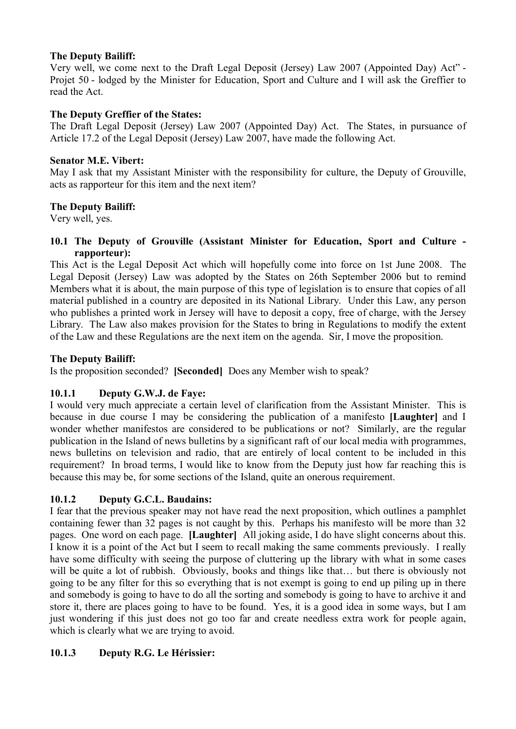**The Deputy Bailiff:**

Very well, we come next to the Draft Legal Deposit (Jersey) Law 2007 (Appointed Day) Act" - Projet 50 - lodged by the Minister for Education, Sport and Culture and I will ask the Greffier to read the Act.

**The Deputy Greffier of the States:**

The Draft Legal Deposit (Jersey) Law 2007 (Appointed Day) Act. The States, in pursuance of Article 17.2 of the Legal Deposit (Jersey) Law 2007, have made the following Act.

**Senator M.E. Vibert:**

May I ask that my Assistant Minister with the responsibility for culture, the Deputy of Grouville, acts as rapporteur for this item and the next item?

**The Deputy Bailiff:**

Very well, yes.

### 10.1 The Deputy of Grouville (Assistant Minister for Education, Sport and Culture - rapporteur):

This Act is the Legal Deposit Act which will hopefully come into force on 1st June 2008. The Legal Deposit (Jersey) Law was adopted by the States on 26th September 2006 but to remind Members what it is about, the main purpose of this type of legislation is to ensure that copies of all material published in a country are deposited in its National Library. Under this Law, any person who publishes a printed work in Jersey will have to deposit a copy, free of charge, with the Jersey Library. The Law also makes provision for the States to bring in Regulations to modify the extent of the Law and these Regulations are the next item on the agenda. Sir, I move the proposition.

**The Deputy Bailiff:**

Is the proposition seconded? **[Seconded]** Does any Member wish to speak?

#### 10.1.1 Deputy G.W.J. de Faye:

I would very much appreciate a certain level of clarification from the Assistant Minister. This is because in due course I may be considering the publication of a manifesto **[Laughter]** and I wonder whether manifestos are considered to be publications or not? Similarly, are the regular publication in the Island of news bulletins by a significant raft of our local media with programmes, news bulletins on television and radio, that are entirely of local content to be included in this requirement? In broad terms, I would like to know from the Deputy just how far reaching this is because this may be, for some sections of the Island, quite an onerous requirement.

#### 10.1.2 Deputy G.C.L. Baudains:

I fear that the previous speaker may not have read the next proposition, which outlines a pamphlet containing fewer than 32 pages is not caught by this. Perhaps his manifesto will be more than 32 pages. One word on each page. **[Laughter]** All joking aside, I do have slight concerns about this. I know it is a point of the Act but I seem to recall making the same comments previously. I really have some difficulty with seeing the purpose of cluttering up the library with what in some cases will be quite a lot of rubbish. Obviously, books and things like that… but there is obviously not going to be any filter for this so everything that is not exempt is going to end up piling up in there and somebody is going to have to do all the sorting and somebody is going to have to archive it and store it, there are places going to have to be found. Yes, it is a good idea in some ways, but I am just wondering if this just does not go too far and create needless extra work for people again, which is clearly what we are trying to avoid.

#### 10.1.3 Deputy R.G. Le Hérissier: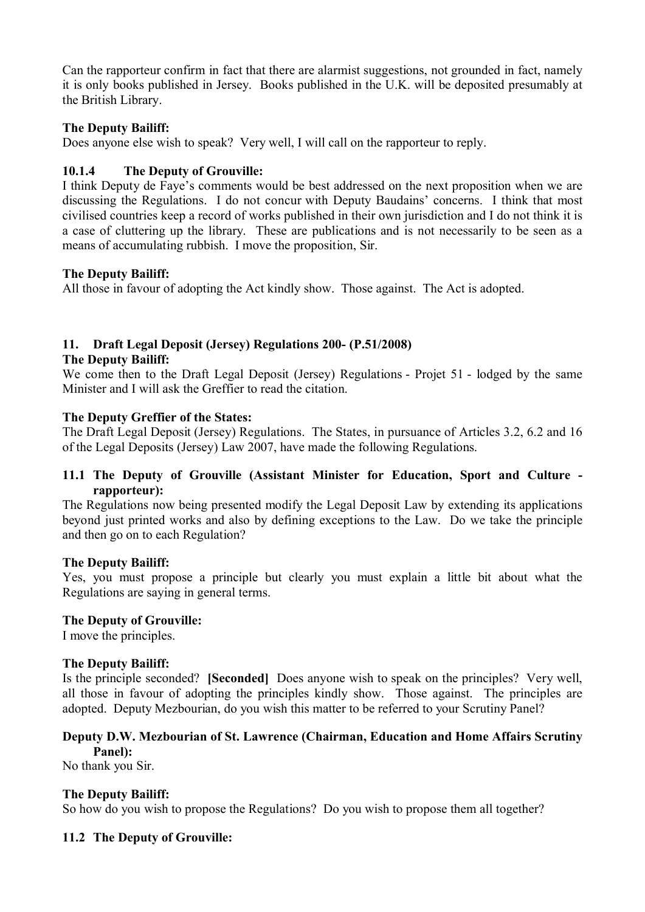Can the rapporteur confirm in fact that there are alarmist suggestions, not grounded in fact, namely it is only books published in Jersey. Books published in the U.K. will be deposited presumably at the British Library.

**The Deputy Bailiff:**

Does anyone else wish to speak? Very well, I will call on the rapporteur to reply.

### 10.1.4 The Deputy of Grouville:

I think Deputy de Faye's comments would be best addressed on the next proposition when we are discussing the Regulations. I do not concur with Deputy Baudains' concerns. I think that most civilised countries keep a record of works published in their own jurisdiction and I do not think it is a case of cluttering up the library. These are publications and is not necessarily to be seen as a means of accumulating rubbish. I move the proposition, Sir.

**The Deputy Bailiff:**

All those in favour of adopting the Act kindly show. Those against. The Act is adopted.

## 11. Draft Legal Deposit (Jersey) Regulations 200- (P.51/2008)

**The Deputy Bailiff:**

We come then to the Draft Legal Deposit (Jersey) Regulations - Projet 51 - lodged by the same Minister and I will ask the Greffier to read the citation.

**The Deputy Greffier of the States:**

The Draft Legal Deposit (Jersey) Regulations. The States, in pursuance of Articles 3.2, 6.2 and 16 of the Legal Deposits (Jersey) Law 2007, have made the following Regulations.

### 11.1 The Deputy of Grouville (Assistant Minister for Education, Sport and Culture - rapporteur):

The Regulations now being presented modify the Legal Deposit Law by extending its applications beyond just printed works and also by defining exceptions to the Law. Do we take the principle and then go on to each Regulation?

**The Deputy Bailiff:**

Yes, you must propose a principle but clearly you must explain a little bit about what the Regulations are saying in general terms.

**The Deputy of Grouville:**

I move the principles.

**The Deputy Bailiff:**

Is the principle seconded? **[Seconded]** Does anyone wish to speak on the principles? Very well, all those in favour of adopting the principles kindly show. Those against. The principles are adopted. Deputy Mezbourian, do you wish this matter to be referred to your Scrutiny Panel?

**Deputy D.W. Mezbourian of St. Lawrence (Chairman, Education and Home Affairs Scrutiny Panel):**

No thank you Sir.

**The Deputy Bailiff:**

So how do you wish to propose the Regulations? Do you wish to propose them all together?

### 11.2 The Deputy of Grouville: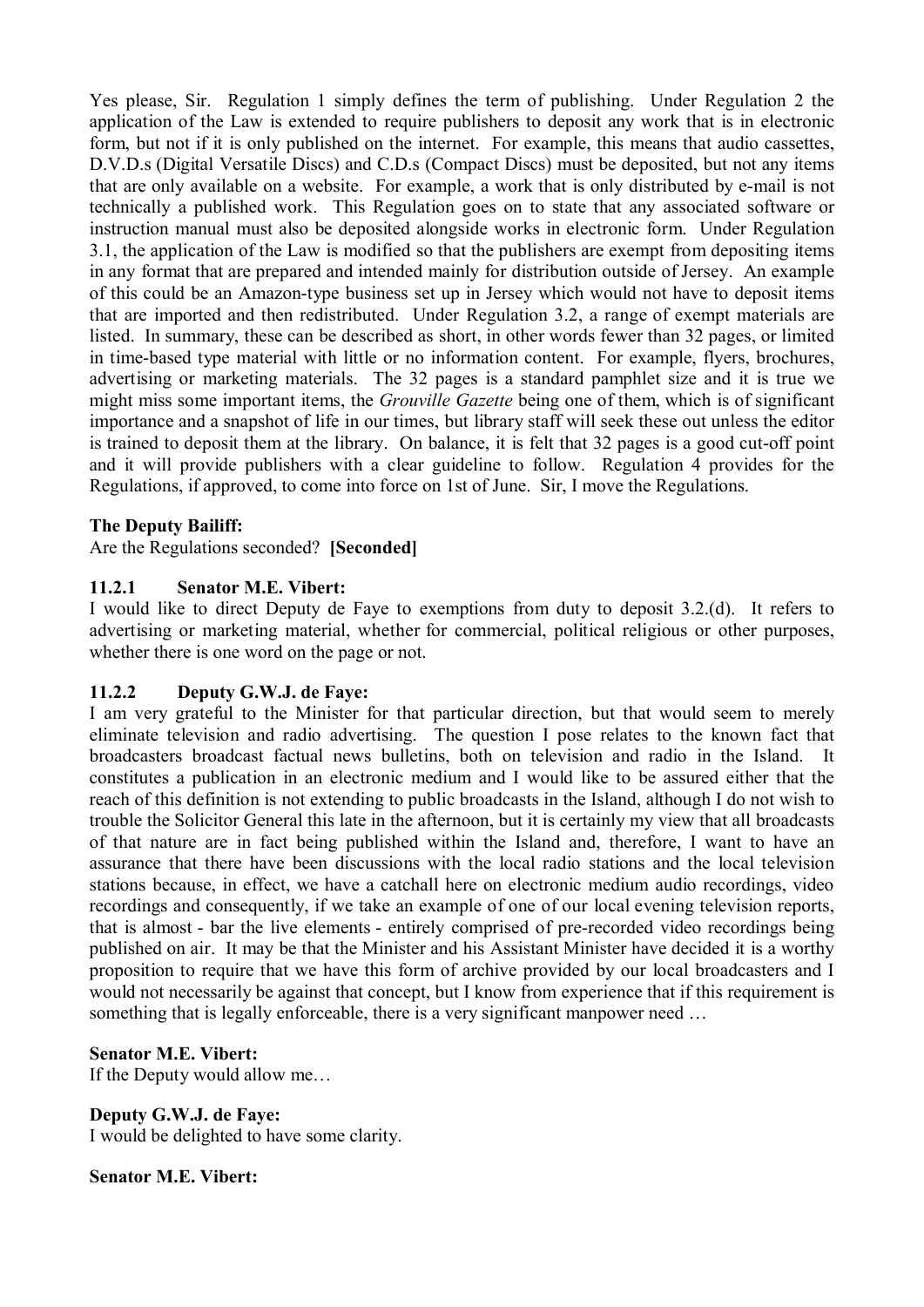Yes please, Sir. Regulation 1 simply defines the term of publishing. Under Regulation 2 the application of the Law is extended to require publishers to deposit any work that is in electronic form, but not if it is only published on the internet. For example, this means that audio cassettes, D.V.D.s (Digital Versatile Discs) and C.D.s (Compact Discs) must be deposited, but not any items that are only available on a website. For example, a work that is only distributed by e-mail is not technically a published work. This Regulation goes on to state that any associated software or instruction manual must also be deposited alongside works in electronic form. Under Regulation 3.1, the application of the Law is modified so that the publishers are exempt from depositing items in any format that are prepared and intended mainly for distribution outside of Jersey. An example of this could be an Amazon-type business set up in Jersey which would not have to deposit items that are imported and then redistributed. Under Regulation 3.2, a range of exempt materials are listed. In summary, these can be described as short, in other words fewer than 32 pages, or limited in time-based type material with little or no information content. For example, flyers, brochures, advertising or marketing materials. The 32 pages is a standard pamphlet size and it is true we might miss some important items, the *Grouville Gazette* being one of them, which is of significant importance and a snapshot of life in our times, but library staff will seek these out unless the editor is trained to deposit them at the library. On balance, it is felt that 32 pages is a good cut-off point and it will provide publishers with a clear guideline to follow. Regulation 4 provides for the Regulations, if approved, to come into force on 1st of June. Sir, I move the Regulations.

**The Deputy Bailiff:**
Are the Regulations seconded? **[Seconded]**

### 11.2.1 Senator M.E. Vibert:

I would like to direct Deputy de Faye to exemptions from duty to deposit 3.2.(d). It refers to advertising or marketing material, whether for commercial, political religious or other purposes, whether there is one word on the page or not.

### 11.2.2 Deputy G.W.J. de Faye:

I am very grateful to the Minister for that particular direction, but that would seem to merely eliminate television and radio advertising. The question I pose relates to the known fact that broadcasters broadcast factual news bulletins, both on television and radio in the Island. It constitutes a publication in an electronic medium and I would like to be assured either that the reach of this definition is not extending to public broadcasts in the Island, although I do not wish to trouble the Solicitor General this late in the afternoon, but it is certainly my view that all broadcasts of that nature are in fact being published within the Island and, therefore, I want to have an assurance that there have been discussions with the local radio stations and the local television stations because, in effect, we have a catchall here on electronic medium audio recordings, video recordings and consequently, if we take an example of one of our local evening television reports, that is almost - bar the live elements - entirely comprised of pre-recorded video recordings being published on air. It may be that the Minister and his Assistant Minister have decided it is a worthy proposition to require that we have this form of archive provided by our local broadcasters and I would not necessarily be against that concept, but I know from experience that if this requirement is something that is legally enforceable, there is a very significant manpower need …

**Senator M.E. Vibert:**
If the Deputy would allow me…

**Deputy G.W.J. de Faye:**
I would be delighted to have some clarity.

**Senator M.E. Vibert:**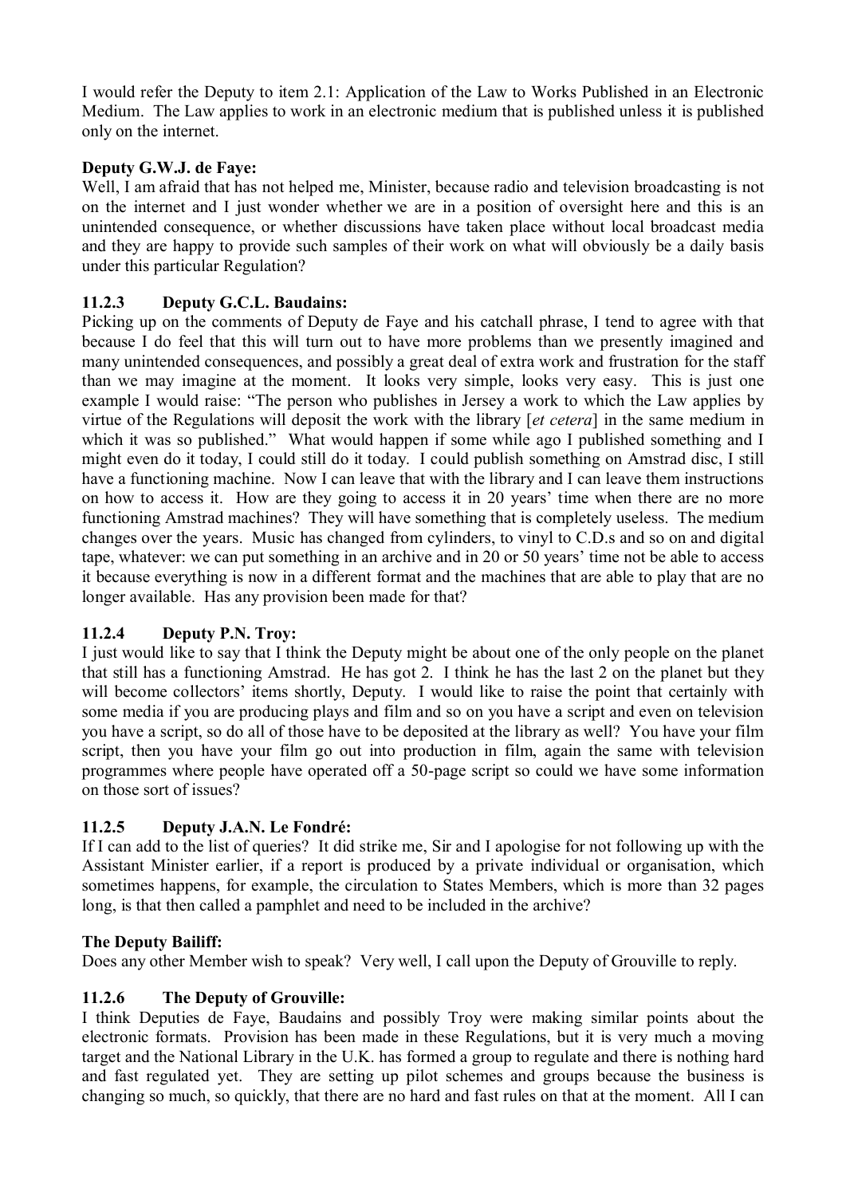I would refer the Deputy to item 2.1: Application of the Law to Works Published in an Electronic Medium. The Law applies to work in an electronic medium that is published unless it is published only on the internet.

**Deputy G.W.J. de Faye:**

Well, I am afraid that has not helped me, Minister, because radio and television broadcasting is not on the internet and I just wonder whether we are in a position of oversight here and this is an unintended consequence, or whether discussions have taken place without local broadcast media and they are happy to provide such samples of their work on what will obviously be a daily basis under this particular Regulation?

### 11.2.3 Deputy G.C.L. Baudains:

Picking up on the comments of Deputy de Faye and his catchall phrase, I tend to agree with that because I do feel that this will turn out to have more problems than we presently imagined and many unintended consequences, and possibly a great deal of extra work and frustration for the staff than we may imagine at the moment. It looks very simple, looks very easy. This is just one example I would raise: "The person who publishes in Jersey a work to which the Law applies by virtue of the Regulations will deposit the work with the library [*et cetera*] in the same medium in which it was so published." What would happen if some while ago I published something and I might even do it today, I could still do it today. I could publish something on Amstrad disc, I still have a functioning machine. Now I can leave that with the library and I can leave them instructions on how to access it. How are they going to access it in 20 years' time when there are no more functioning Amstrad machines? They will have something that is completely useless. The medium changes over the years. Music has changed from cylinders, to vinyl to C.D.s and so on and digital tape, whatever: we can put something in an archive and in 20 or 50 years' time not be able to access it because everything is now in a different format and the machines that are able to play that are no longer available. Has any provision been made for that?

### 11.2.4 Deputy P.N. Troy:

I just would like to say that I think the Deputy might be about one of the only people on the planet that still has a functioning Amstrad. He has got 2. I think he has the last 2 on the planet but they will become collectors' items shortly, Deputy. I would like to raise the point that certainly with some media if you are producing plays and film and so on you have a script and even on television you have a script, so do all of those have to be deposited at the library as well? You have your film script, then you have your film go out into production in film, again the same with television programmes where people have operated off a 50-page script so could we have some information on those sort of issues?

### 11.2.5 Deputy J.A.N. Le Fondré:

If I can add to the list of queries? It did strike me, Sir and I apologise for not following up with the Assistant Minister earlier, if a report is produced by a private individual or organisation, which sometimes happens, for example, the circulation to States Members, which is more than 32 pages long, is that then called a pamphlet and need to be included in the archive?

**The Deputy Bailiff:**

Does any other Member wish to speak? Very well, I call upon the Deputy of Grouville to reply.

### 11.2.6 The Deputy of Grouville:

I think Deputies de Faye, Baudains and possibly Troy were making similar points about the electronic formats. Provision has been made in these Regulations, but it is very much a moving target and the National Library in the U.K. has formed a group to regulate and there is nothing hard and fast regulated yet. They are setting up pilot schemes and groups because the business is changing so much, so quickly, that there are no hard and fast rules on that at the moment. All I can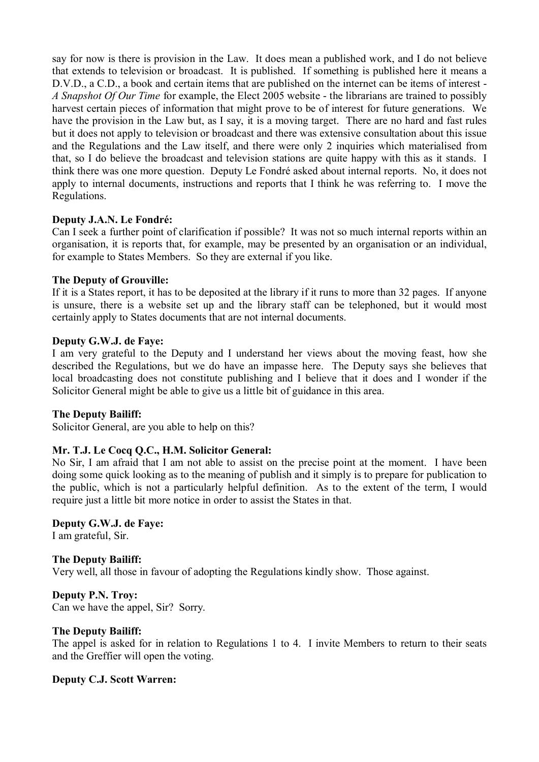say for now is there is provision in the Law. It does mean a published work, and I do not believe that extends to television or broadcast. It is published. If something is published here it means a D.V.D., a C.D., a book and certain items that are published on the internet can be items of interest - *A Snapshot Of Our Time* for example, the Elect 2005 website - the librarians are trained to possibly harvest certain pieces of information that might prove to be of interest for future generations. We have the provision in the Law but, as I say, it is a moving target. There are no hard and fast rules but it does not apply to television or broadcast and there was extensive consultation about this issue and the Regulations and the Law itself, and there were only 2 inquiries which materialised from that, so I do believe the broadcast and television stations are quite happy with this as it stands. I think there was one more question. Deputy Le Fondré asked about internal reports. No, it does not apply to internal documents, instructions and reports that I think he was referring to. I move the Regulations.

**Deputy J.A.N. Le Fondré:**

Can I seek a further point of clarification if possible? It was not so much internal reports within an organisation, it is reports that, for example, may be presented by an organisation or an individual, for example to States Members. So they are external if you like.

**The Deputy of Grouville:**

If it is a States report, it has to be deposited at the library if it runs to more than 32 pages. If anyone is unsure, there is a website set up and the library staff can be telephoned, but it would most certainly apply to States documents that are not internal documents.

**Deputy G.W.J. de Faye:**

I am very grateful to the Deputy and I understand her views about the moving feast, how she described the Regulations, but we do have an impasse here. The Deputy says she believes that local broadcasting does not constitute publishing and I believe that it does and I wonder if the Solicitor General might be able to give us a little bit of guidance in this area.

**The Deputy Bailiff:**

Solicitor General, are you able to help on this?

**Mr. T.J. Le Cocq Q.C., H.M. Solicitor General:**

No Sir, I am afraid that I am not able to assist on the precise point at the moment. I have been doing some quick looking as to the meaning of publish and it simply is to prepare for publication to the public, which is not a particularly helpful definition. As to the extent of the term, I would require just a little bit more notice in order to assist the States in that.

**Deputy G.W.J. de Faye:**

I am grateful, Sir.

**The Deputy Bailiff:**

Very well, all those in favour of adopting the Regulations kindly show. Those against.

**Deputy P.N. Troy:**

Can we have the appel, Sir? Sorry.

**The Deputy Bailiff:**

The appel is asked for in relation to Regulations 1 to 4. I invite Members to return to their seats and the Greffier will open the voting.

**Deputy C.J. Scott Warren:**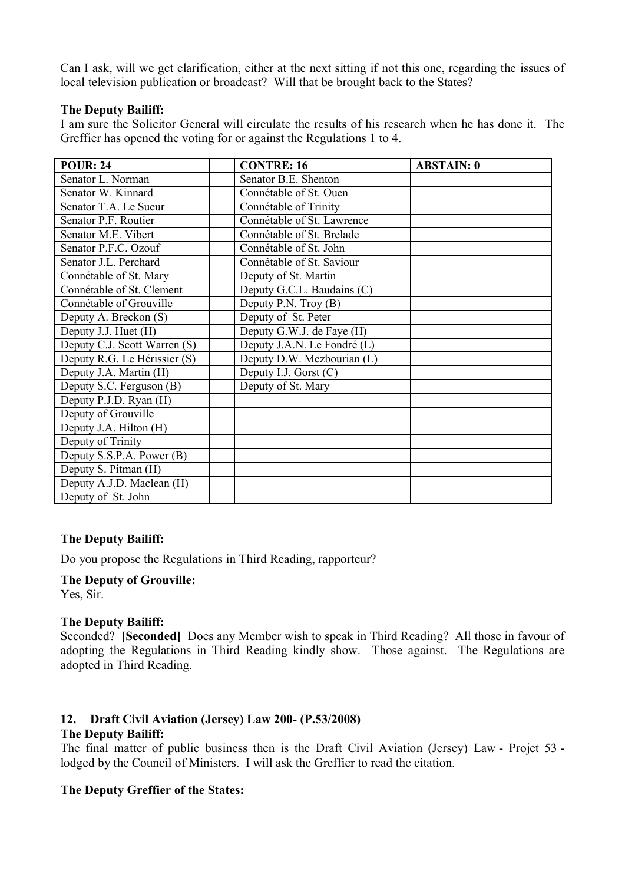Can I ask, will we get clarification, either at the next sitting if not this one, regarding the issues of local television publication or broadcast? Will that be brought back to the States?

**The Deputy Bailiff:**

I am sure the Solicitor General will circulate the results of his research when he has done it. The Greffier has opened the voting for or against the Regulations 1 to 4.

| POUR: 24 | | CONTRE: 16 | | ABSTAIN: 0 |
|---|---|---|---|---|
| Senator L. Norman | | Senator B.E. Shenton | | |
| Senator W. Kinnard | | Connétable of St. Ouen | | |
| Senator T.A. Le Sueur | | Connétable of Trinity | | |
| Senator P.F. Routier | | Connétable of St. Lawrence | | |
| Senator M.E. Vibert | | Connétable of St. Brelade | | |
| Senator P.F.C. Ozouf | | Connétable of St. John | | |
| Senator J.L. Perchard | | Connétable of St. Saviour | | |
| Connétable of St. Mary | | Deputy of St. Martin | | |
| Connétable of St. Clement | | Deputy G.C.L. Baudains (C) | | |
| Connétable of Grouville | | Deputy P.N. Troy (B) | | |
| Deputy A. Breckon (S) | | Deputy of St. Peter | | |
| Deputy J.J. Huet (H) | | Deputy G.W.J. de Faye (H) | | |
| Deputy C.J. Scott Warren (S) | | Deputy J.A.N. Le Fondré (L) | | |
| Deputy R.G. Le Hérissier (S) | | Deputy D.W. Mezbourian (L) | | |
| Deputy J.A. Martin (H) | | Deputy I.J. Gorst (C) | | |
| Deputy S.C. Ferguson (B) | | Deputy of St. Mary | | |
| Deputy P.J.D. Ryan (H) | | | | |
| Deputy of Grouville | | | | |
| Deputy J.A. Hilton (H) | | | | |
| Deputy of Trinity | | | | |
| Deputy S.S.P.A. Power (B) | | | | |
| Deputy S. Pitman (H) | | | | |
| Deputy A.J.D. Maclean (H) | | | | |
| Deputy of St. John | | | | |

**The Deputy Bailiff:**

Do you propose the Regulations in Third Reading, rapporteur?

**The Deputy of Grouville:**

Yes, Sir.

**The Deputy Bailiff:**

Seconded? **[Seconded]** Does any Member wish to speak in Third Reading? All those in favour of adopting the Regulations in Third Reading kindly show. Those against. The Regulations are adopted in Third Reading.

## 12. Draft Civil Aviation (Jersey) Law 200- (P.53/2008)

**The Deputy Bailiff:**

The final matter of public business then is the Draft Civil Aviation (Jersey) Law - Projet 53 - lodged by the Council of Ministers. I will ask the Greffier to read the citation.

**The Deputy Greffier of the States:**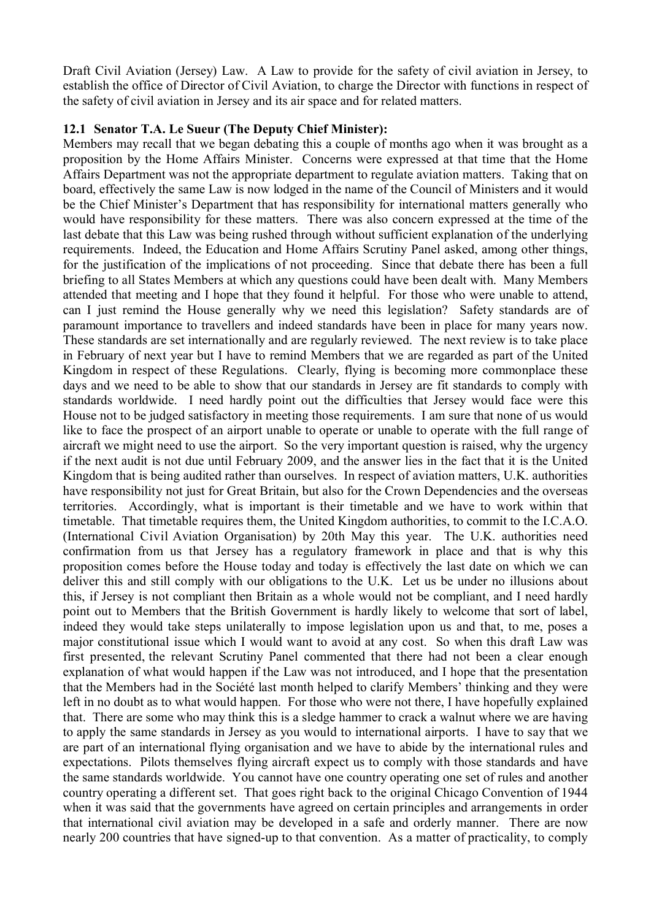Draft Civil Aviation (Jersey) Law. A Law to provide for the safety of civil aviation in Jersey, to establish the office of Director of Civil Aviation, to charge the Director with functions in respect of the safety of civil aviation in Jersey and its air space and for related matters.

### 12.1 Senator T.A. Le Sueur (The Deputy Chief Minister):

Members may recall that we began debating this a couple of months ago when it was brought as a proposition by the Home Affairs Minister. Concerns were expressed at that time that the Home Affairs Department was not the appropriate department to regulate aviation matters. Taking that on board, effectively the same Law is now lodged in the name of the Council of Ministers and it would be the Chief Minister's Department that has responsibility for international matters generally who would have responsibility for these matters. There was also concern expressed at the time of the last debate that this Law was being rushed through without sufficient explanation of the underlying requirements. Indeed, the Education and Home Affairs Scrutiny Panel asked, among other things, for the justification of the implications of not proceeding. Since that debate there has been a full briefing to all States Members at which any questions could have been dealt with. Many Members attended that meeting and I hope that they found it helpful. For those who were unable to attend, can I just remind the House generally why we need this legislation? Safety standards are of paramount importance to travellers and indeed standards have been in place for many years now. These standards are set internationally and are regularly reviewed. The next review is to take place in February of next year but I have to remind Members that we are regarded as part of the United Kingdom in respect of these Regulations. Clearly, flying is becoming more commonplace these days and we need to be able to show that our standards in Jersey are fit standards to comply with standards worldwide. I need hardly point out the difficulties that Jersey would face were this House not to be judged satisfactory in meeting those requirements. I am sure that none of us would like to face the prospect of an airport unable to operate or unable to operate with the full range of aircraft we might need to use the airport. So the very important question is raised, why the urgency if the next audit is not due until February 2009, and the answer lies in the fact that it is the United Kingdom that is being audited rather than ourselves. In respect of aviation matters, U.K. authorities have responsibility not just for Great Britain, but also for the Crown Dependencies and the overseas territories. Accordingly, what is important is their timetable and we have to work within that timetable. That timetable requires them, the United Kingdom authorities, to commit to the I.C.A.O. (International Civil Aviation Organisation) by 20th May this year. The U.K. authorities need confirmation from us that Jersey has a regulatory framework in place and that is why this proposition comes before the House today and today is effectively the last date on which we can deliver this and still comply with our obligations to the U.K. Let us be under no illusions about this, if Jersey is not compliant then Britain as a whole would not be compliant, and I need hardly point out to Members that the British Government is hardly likely to welcome that sort of label, indeed they would take steps unilaterally to impose legislation upon us and that, to me, poses a major constitutional issue which I would want to avoid at any cost. So when this draft Law was first presented, the relevant Scrutiny Panel commented that there had not been a clear enough explanation of what would happen if the Law was not introduced, and I hope that the presentation that the Members had in the Société last month helped to clarify Members' thinking and they were left in no doubt as to what would happen. For those who were not there, I have hopefully explained that. There are some who may think this is a sledge hammer to crack a walnut where we are having to apply the same standards in Jersey as you would to international airports. I have to say that we are part of an international flying organisation and we have to abide by the international rules and expectations. Pilots themselves flying aircraft expect us to comply with those standards and have the same standards worldwide. You cannot have one country operating one set of rules and another country operating a different set. That goes right back to the original Chicago Convention of 1944 when it was said that the governments have agreed on certain principles and arrangements in order that international civil aviation may be developed in a safe and orderly manner. There are now nearly 200 countries that have signed-up to that convention. As a matter of practicality, to comply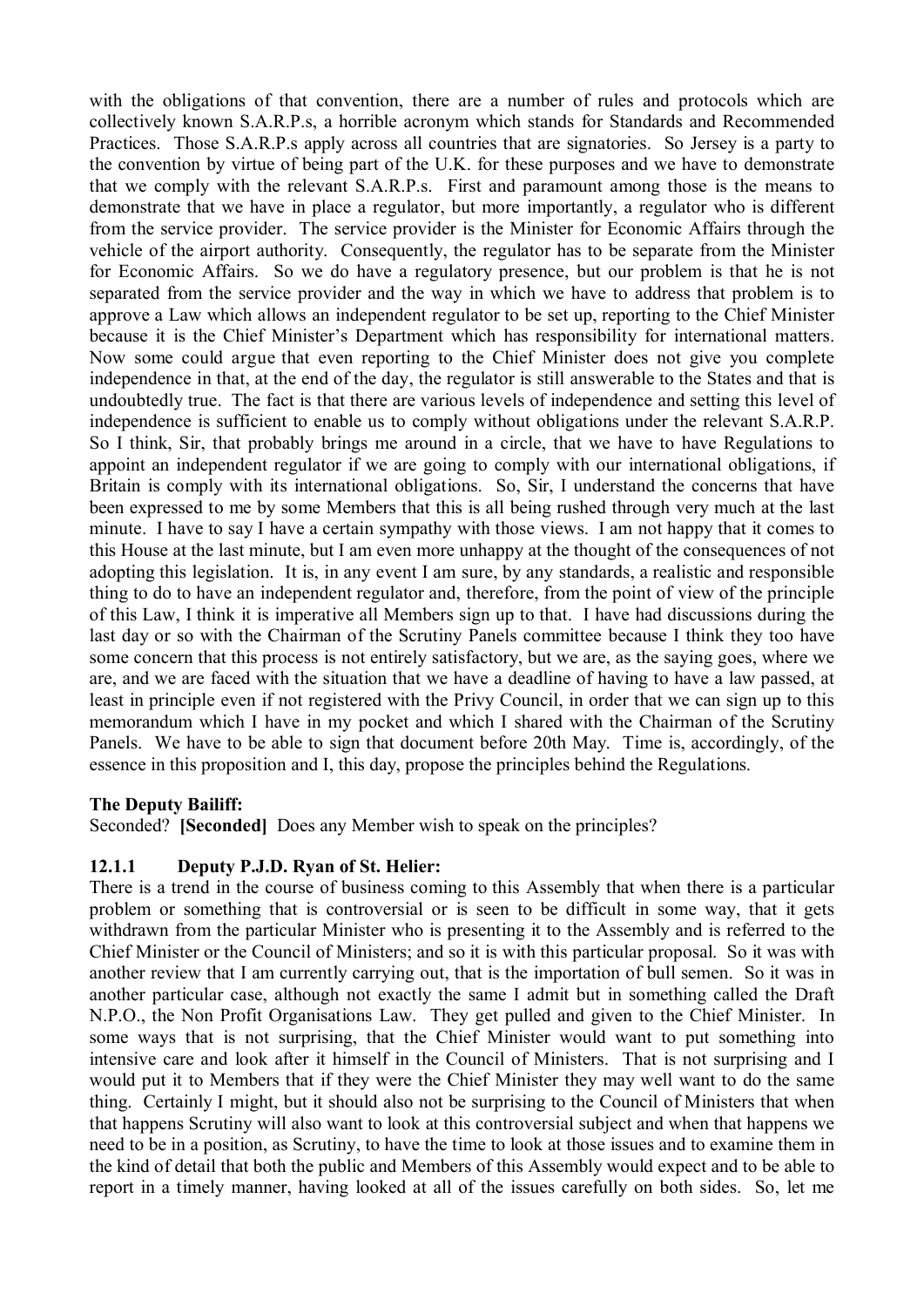with the obligations of that convention, there are a number of rules and protocols which are collectively known S.A.R.P.s, a horrible acronym which stands for Standards and Recommended Practices. Those S.A.R.P.s apply across all countries that are signatories. So Jersey is a party to the convention by virtue of being part of the U.K. for these purposes and we have to demonstrate that we comply with the relevant S.A.R.P.s. First and paramount among those is the means to demonstrate that we have in place a regulator, but more importantly, a regulator who is different from the service provider. The service provider is the Minister for Economic Affairs through the vehicle of the airport authority. Consequently, the regulator has to be separate from the Minister for Economic Affairs. So we do have a regulatory presence, but our problem is that he is not separated from the service provider and the way in which we have to address that problem is to approve a Law which allows an independent regulator to be set up, reporting to the Chief Minister because it is the Chief Minister's Department which has responsibility for international matters. Now some could argue that even reporting to the Chief Minister does not give you complete independence in that, at the end of the day, the regulator is still answerable to the States and that is undoubtedly true. The fact is that there are various levels of independence and setting this level of independence is sufficient to enable us to comply without obligations under the relevant S.A.R.P. So I think, Sir, that probably brings me around in a circle, that we have to have Regulations to appoint an independent regulator if we are going to comply with our international obligations, if Britain is comply with its international obligations. So, Sir, I understand the concerns that have been expressed to me by some Members that this is all being rushed through very much at the last minute. I have to say I have a certain sympathy with those views. I am not happy that it comes to this House at the last minute, but I am even more unhappy at the thought of the consequences of not adopting this legislation. It is, in any event I am sure, by any standards, a realistic and responsible thing to do to have an independent regulator and, therefore, from the point of view of the principle of this Law, I think it is imperative all Members sign up to that. I have had discussions during the last day or so with the Chairman of the Scrutiny Panels committee because I think they too have some concern that this process is not entirely satisfactory, but we are, as the saying goes, where we are, and we are faced with the situation that we have a deadline of having to have a law passed, at least in principle even if not registered with the Privy Council, in order that we can sign up to this memorandum which I have in my pocket and which I shared with the Chairman of the Scrutiny Panels. We have to be able to sign that document before 20th May. Time is, accordingly, of the essence in this proposition and I, this day, propose the principles behind the Regulations.

**The Deputy Bailiff:**

Seconded? **[Seconded]** Does any Member wish to speak on the principles?

### 12.1.1 Deputy P.J.D. Ryan of St. Helier:

There is a trend in the course of business coming to this Assembly that when there is a particular problem or something that is controversial or is seen to be difficult in some way, that it gets withdrawn from the particular Minister who is presenting it to the Assembly and is referred to the Chief Minister or the Council of Ministers; and so it is with this particular proposal. So it was with another review that I am currently carrying out, that is the importation of bull semen. So it was in another particular case, although not exactly the same I admit but in something called the Draft N.P.O., the Non Profit Organisations Law. They get pulled and given to the Chief Minister. In some ways that is not surprising, that the Chief Minister would want to put something into intensive care and look after it himself in the Council of Ministers. That is not surprising and I would put it to Members that if they were the Chief Minister they may well want to do the same thing. Certainly I might, but it should also not be surprising to the Council of Ministers that when that happens Scrutiny will also want to look at this controversial subject and when that happens we need to be in a position, as Scrutiny, to have the time to look at those issues and to examine them in the kind of detail that both the public and Members of this Assembly would expect and to be able to report in a timely manner, having looked at all of the issues carefully on both sides. So, let me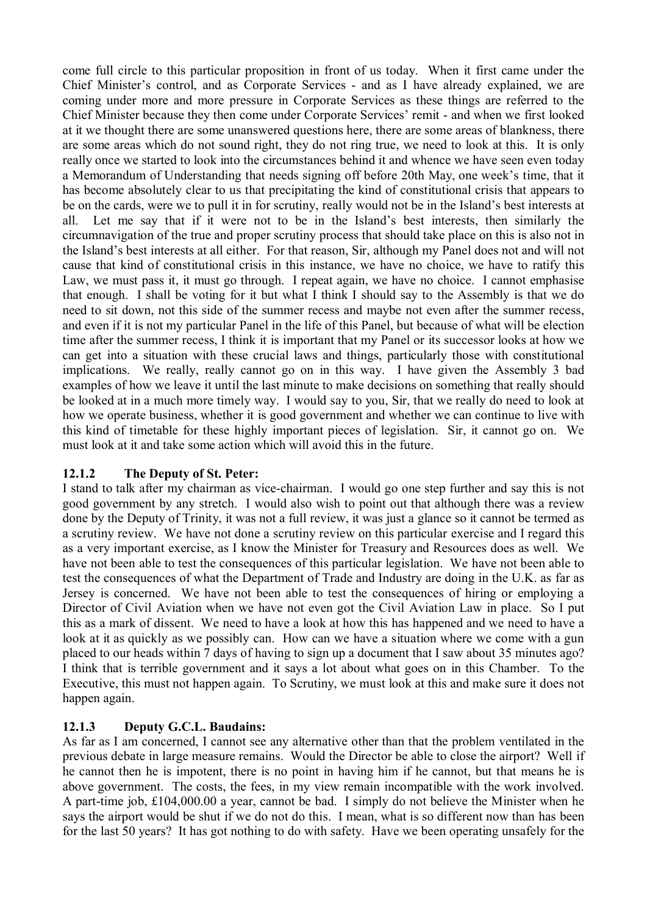come full circle to this particular proposition in front of us today. When it first came under the Chief Minister's control, and as Corporate Services - and as I have already explained, we are coming under more and more pressure in Corporate Services as these things are referred to the Chief Minister because they then come under Corporate Services' remit - and when we first looked at it we thought there are some unanswered questions here, there are some areas of blankness, there are some areas which do not sound right, they do not ring true, we need to look at this. It is only really once we started to look into the circumstances behind it and whence we have seen even today a Memorandum of Understanding that needs signing off before 20th May, one week's time, that it has become absolutely clear to us that precipitating the kind of constitutional crisis that appears to be on the cards, were we to pull it in for scrutiny, really would not be in the Island's best interests at all. Let me say that if it were not to be in the Island's best interests, then similarly the circumnavigation of the true and proper scrutiny process that should take place on this is also not in the Island's best interests at all either. For that reason, Sir, although my Panel does not and will not cause that kind of constitutional crisis in this instance, we have no choice, we have to ratify this Law, we must pass it, it must go through. I repeat again, we have no choice. I cannot emphasise that enough. I shall be voting for it but what I think I should say to the Assembly is that we do need to sit down, not this side of the summer recess and maybe not even after the summer recess, and even if it is not my particular Panel in the life of this Panel, but because of what will be election time after the summer recess, I think it is important that my Panel or its successor looks at how we can get into a situation with these crucial laws and things, particularly those with constitutional implications. We really, really cannot go on in this way. I have given the Assembly 3 bad examples of how we leave it until the last minute to make decisions on something that really should be looked at in a much more timely way. I would say to you, Sir, that we really do need to look at how we operate business, whether it is good government and whether we can continue to live with this kind of timetable for these highly important pieces of legislation. Sir, it cannot go on. We must look at it and take some action which will avoid this in the future.

### 12.1.2 The Deputy of St. Peter:

I stand to talk after my chairman as vice-chairman. I would go one step further and say this is not good government by any stretch. I would also wish to point out that although there was a review done by the Deputy of Trinity, it was not a full review, it was just a glance so it cannot be termed as a scrutiny review. We have not done a scrutiny review on this particular exercise and I regard this as a very important exercise, as I know the Minister for Treasury and Resources does as well. We have not been able to test the consequences of this particular legislation. We have not been able to test the consequences of what the Department of Trade and Industry are doing in the U.K. as far as Jersey is concerned. We have not been able to test the consequences of hiring or employing a Director of Civil Aviation when we have not even got the Civil Aviation Law in place. So I put this as a mark of dissent. We need to have a look at how this has happened and we need to have a look at it as quickly as we possibly can. How can we have a situation where we come with a gun placed to our heads within 7 days of having to sign up a document that I saw about 35 minutes ago? I think that is terrible government and it says a lot about what goes on in this Chamber. To the Executive, this must not happen again. To Scrutiny, we must look at this and make sure it does not happen again.

### 12.1.3 Deputy G.C.L. Baudains:

As far as I am concerned, I cannot see any alternative other than that the problem ventilated in the previous debate in large measure remains. Would the Director be able to close the airport? Well if he cannot then he is impotent, there is no point in having him if he cannot, but that means he is above government. The costs, the fees, in my view remain incompatible with the work involved. A part-time job, £104,000.00 a year, cannot be bad. I simply do not believe the Minister when he says the airport would be shut if we do not do this. I mean, what is so different now than has been for the last 50 years? It has got nothing to do with safety. Have we been operating unsafely for the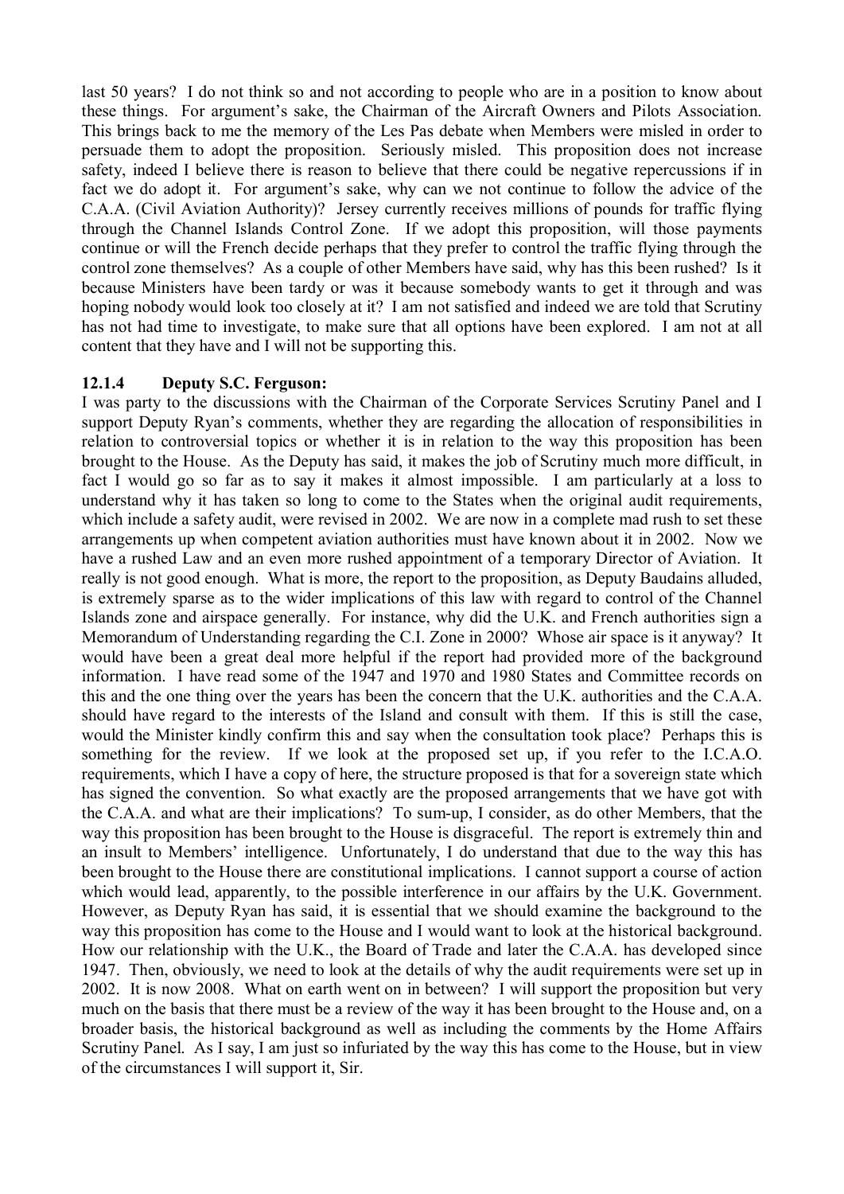last 50 years? I do not think so and not according to people who are in a position to know about these things. For argument's sake, the Chairman of the Aircraft Owners and Pilots Association. This brings back to me the memory of the Les Pas debate when Members were misled in order to persuade them to adopt the proposition. Seriously misled. This proposition does not increase safety, indeed I believe there is reason to believe that there could be negative repercussions if in fact we do adopt it. For argument's sake, why can we not continue to follow the advice of the C.A.A. (Civil Aviation Authority)? Jersey currently receives millions of pounds for traffic flying through the Channel Islands Control Zone. If we adopt this proposition, will those payments continue or will the French decide perhaps that they prefer to control the traffic flying through the control zone themselves? As a couple of other Members have said, why has this been rushed? Is it because Ministers have been tardy or was it because somebody wants to get it through and was hoping nobody would look too closely at it? I am not satisfied and indeed we are told that Scrutiny has not had time to investigate, to make sure that all options have been explored. I am not at all content that they have and I will not be supporting this.

### 12.1.4 Deputy S.C. Ferguson:

I was party to the discussions with the Chairman of the Corporate Services Scrutiny Panel and I support Deputy Ryan's comments, whether they are regarding the allocation of responsibilities in relation to controversial topics or whether it is in relation to the way this proposition has been brought to the House. As the Deputy has said, it makes the job of Scrutiny much more difficult, in fact I would go so far as to say it makes it almost impossible. I am particularly at a loss to understand why it has taken so long to come to the States when the original audit requirements, which include a safety audit, were revised in 2002. We are now in a complete mad rush to set these arrangements up when competent aviation authorities must have known about it in 2002. Now we have a rushed Law and an even more rushed appointment of a temporary Director of Aviation. It really is not good enough. What is more, the report to the proposition, as Deputy Baudains alluded, is extremely sparse as to the wider implications of this law with regard to control of the Channel Islands zone and airspace generally. For instance, why did the U.K. and French authorities sign a Memorandum of Understanding regarding the C.I. Zone in 2000? Whose air space is it anyway? It would have been a great deal more helpful if the report had provided more of the background information. I have read some of the 1947 and 1970 and 1980 States and Committee records on this and the one thing over the years has been the concern that the U.K. authorities and the C.A.A. should have regard to the interests of the Island and consult with them. If this is still the case, would the Minister kindly confirm this and say when the consultation took place? Perhaps this is something for the review. If we look at the proposed set up, if you refer to the I.C.A.O. requirements, which I have a copy of here, the structure proposed is that for a sovereign state which has signed the convention. So what exactly are the proposed arrangements that we have got with the C.A.A. and what are their implications? To sum-up, I consider, as do other Members, that the way this proposition has been brought to the House is disgraceful. The report is extremely thin and an insult to Members' intelligence. Unfortunately, I do understand that due to the way this has been brought to the House there are constitutional implications. I cannot support a course of action which would lead, apparently, to the possible interference in our affairs by the U.K. Government. However, as Deputy Ryan has said, it is essential that we should examine the background to the way this proposition has come to the House and I would want to look at the historical background. How our relationship with the U.K., the Board of Trade and later the C.A.A. has developed since 1947. Then, obviously, we need to look at the details of why the audit requirements were set up in 2002. It is now 2008. What on earth went on in between? I will support the proposition but very much on the basis that there must be a review of the way it has been brought to the House and, on a broader basis, the historical background as well as including the comments by the Home Affairs Scrutiny Panel. As I say, I am just so infuriated by the way this has come to the House, but in view of the circumstances I will support it, Sir.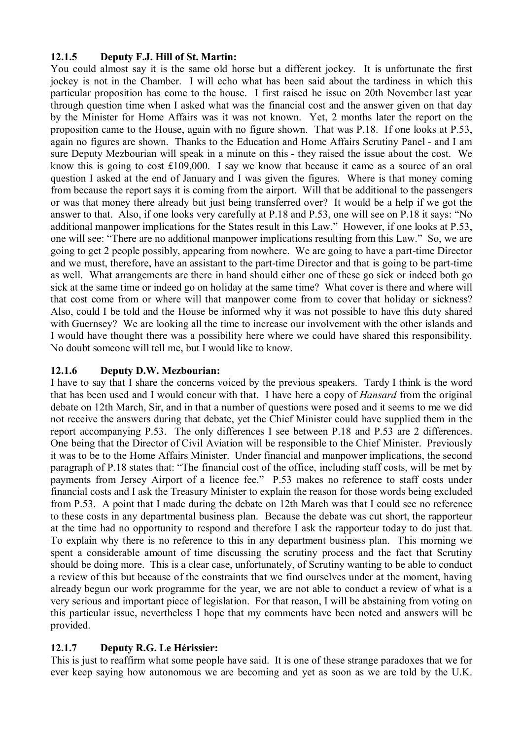### 12.1.5 Deputy F.J. Hill of St. Martin:

You could almost say it is the same old horse but a different jockey. It is unfortunate the first jockey is not in the Chamber. I will echo what has been said about the tardiness in which this particular proposition has come to the house. I first raised he issue on 20th November last year through question time when I asked what was the financial cost and the answer given on that day by the Minister for Home Affairs was it was not known. Yet, 2 months later the report on the proposition came to the House, again with no figure shown. That was P.18. If one looks at P.53, again no figures are shown. Thanks to the Education and Home Affairs Scrutiny Panel - and I am sure Deputy Mezbourian will speak in a minute on this - they raised the issue about the cost. We know this is going to cost £109,000. I say we know that because it came as a source of an oral question I asked at the end of January and I was given the figures. Where is that money coming from because the report says it is coming from the airport. Will that be additional to the passengers or was that money there already but just being transferred over? It would be a help if we got the answer to that. Also, if one looks very carefully at P.18 and P.53, one will see on P.18 it says: "No additional manpower implications for the States result in this Law." However, if one looks at P.53, one will see: "There are no additional manpower implications resulting from this Law." So, we are going to get 2 people possibly, appearing from nowhere. We are going to have a part-time Director and we must, therefore, have an assistant to the part-time Director and that is going to be part-time as well. What arrangements are there in hand should either one of these go sick or indeed both go sick at the same time or indeed go on holiday at the same time? What cover is there and where will that cost come from or where will that manpower come from to cover that holiday or sickness? Also, could I be told and the House be informed why it was not possible to have this duty shared with Guernsey? We are looking all the time to increase our involvement with the other islands and I would have thought there was a possibility here where we could have shared this responsibility. No doubt someone will tell me, but I would like to know.

### 12.1.6 Deputy D.W. Mezbourian:

I have to say that I share the concerns voiced by the previous speakers. Tardy I think is the word that has been used and I would concur with that. I have here a copy of *Hansard* from the original debate on 12th March, Sir, and in that a number of questions were posed and it seems to me we did not receive the answers during that debate, yet the Chief Minister could have supplied them in the report accompanying P.53. The only differences I see between P.18 and P.53 are 2 differences. One being that the Director of Civil Aviation will be responsible to the Chief Minister. Previously it was to be to the Home Affairs Minister. Under financial and manpower implications, the second paragraph of P.18 states that: "The financial cost of the office, including staff costs, will be met by payments from Jersey Airport of a licence fee." P.53 makes no reference to staff costs under financial costs and I ask the Treasury Minister to explain the reason for those words being excluded from P.53. A point that I made during the debate on 12th March was that I could see no reference to these costs in any departmental business plan. Because the debate was cut short, the rapporteur at the time had no opportunity to respond and therefore I ask the rapporteur today to do just that. To explain why there is no reference to this in any department business plan. This morning we spent a considerable amount of time discussing the scrutiny process and the fact that Scrutiny should be doing more. This is a clear case, unfortunately, of Scrutiny wanting to be able to conduct a review of this but because of the constraints that we find ourselves under at the moment, having already begun our work programme for the year, we are not able to conduct a review of what is a very serious and important piece of legislation. For that reason, I will be abstaining from voting on this particular issue, nevertheless I hope that my comments have been noted and answers will be provided.

### 12.1.7 Deputy R.G. Le Hérissier:

This is just to reaffirm what some people have said. It is one of these strange paradoxes that we for ever keep saying how autonomous we are becoming and yet as soon as we are told by the U.K.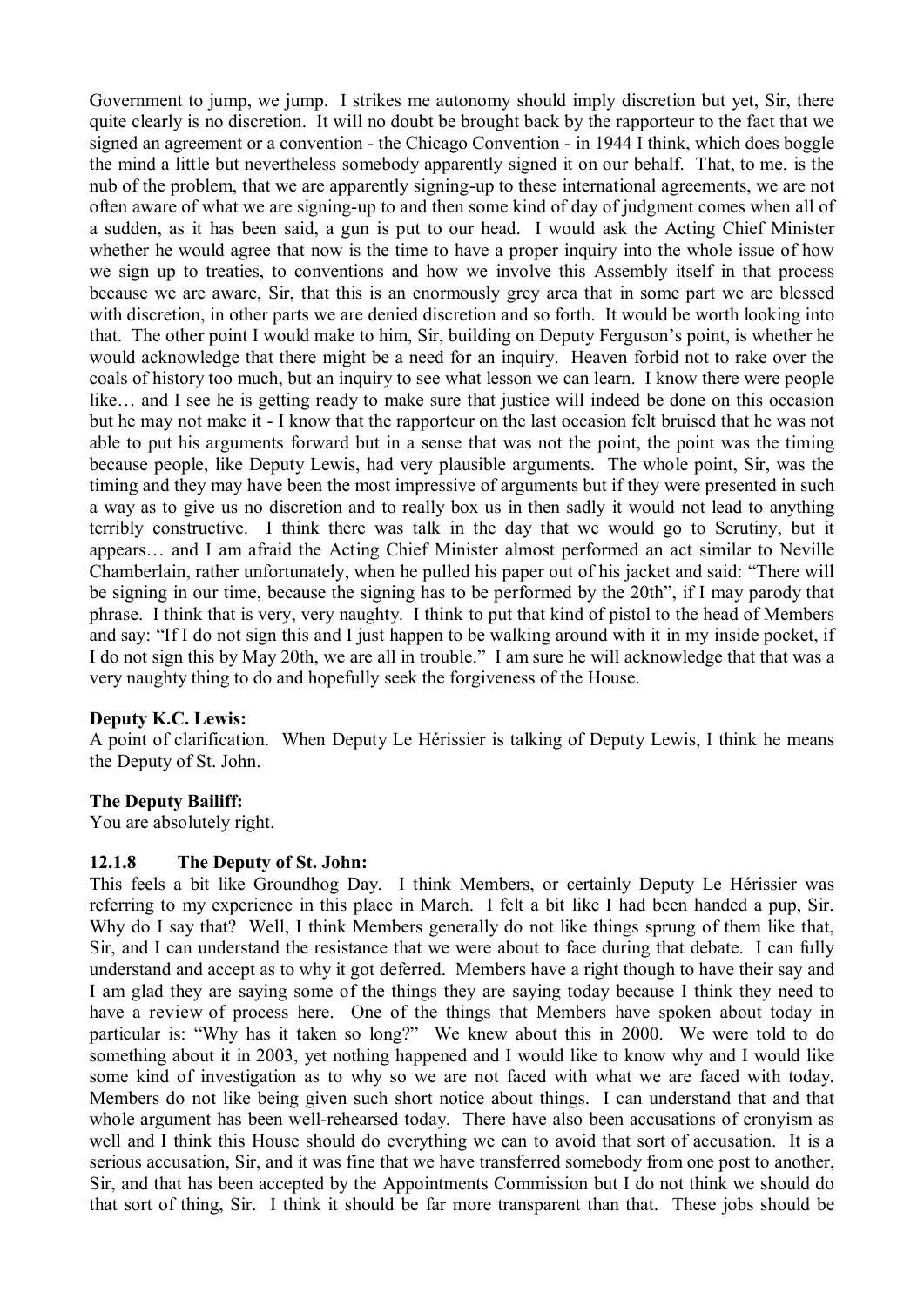Government to jump, we jump. I strikes me autonomy should imply discretion but yet, Sir, there quite clearly is no discretion. It will no doubt be brought back by the rapporteur to the fact that we signed an agreement or a convention - the Chicago Convention - in 1944 I think, which does boggle the mind a little but nevertheless somebody apparently signed it on our behalf. That, to me, is the nub of the problem, that we are apparently signing-up to these international agreements, we are not often aware of what we are signing-up to and then some kind of day of judgment comes when all of a sudden, as it has been said, a gun is put to our head. I would ask the Acting Chief Minister whether he would agree that now is the time to have a proper inquiry into the whole issue of how we sign up to treaties, to conventions and how we involve this Assembly itself in that process because we are aware, Sir, that this is an enormously grey area that in some part we are blessed with discretion, in other parts we are denied discretion and so forth. It would be worth looking into that. The other point I would make to him, Sir, building on Deputy Ferguson's point, is whether he would acknowledge that there might be a need for an inquiry. Heaven forbid not to rake over the coals of history too much, but an inquiry to see what lesson we can learn. I know there were people like… and I see he is getting ready to make sure that justice will indeed be done on this occasion but he may not make it - I know that the rapporteur on the last occasion felt bruised that he was not able to put his arguments forward but in a sense that was not the point, the point was the timing because people, like Deputy Lewis, had very plausible arguments. The whole point, Sir, was the timing and they may have been the most impressive of arguments but if they were presented in such a way as to give us no discretion and to really box us in then sadly it would not lead to anything terribly constructive. I think there was talk in the day that we would go to Scrutiny, but it appears… and I am afraid the Acting Chief Minister almost performed an act similar to Neville Chamberlain, rather unfortunately, when he pulled his paper out of his jacket and said: "There will be signing in our time, because the signing has to be performed by the 20th", if I may parody that phrase. I think that is very, very naughty. I think to put that kind of pistol to the head of Members and say: "If I do not sign this and I just happen to be walking around with it in my inside pocket, if I do not sign this by May 20th, we are all in trouble." I am sure he will acknowledge that that was a very naughty thing to do and hopefully seek the forgiveness of the House.

**Deputy K.C. Lewis:**

A point of clarification. When Deputy Le Hérissier is talking of Deputy Lewis, I think he means the Deputy of St. John.

**The Deputy Bailiff:**

You are absolutely right.

### 12.1.8 The Deputy of St. John:

This feels a bit like Groundhog Day. I think Members, or certainly Deputy Le Hérissier was referring to my experience in this place in March. I felt a bit like I had been handed a pup, Sir. Why do I say that? Well, I think Members generally do not like things sprung of them like that, Sir, and I can understand the resistance that we were about to face during that debate. I can fully understand and accept as to why it got deferred. Members have a right though to have their say and I am glad they are saying some of the things they are saying today because I think they need to have a review of process here. One of the things that Members have spoken about today in particular is: "Why has it taken so long?" We knew about this in 2000. We were told to do something about it in 2003, yet nothing happened and I would like to know why and I would like some kind of investigation as to why so we are not faced with what we are faced with today. Members do not like being given such short notice about things. I can understand that and that whole argument has been well-rehearsed today. There have also been accusations of cronyism as well and I think this House should do everything we can to avoid that sort of accusation. It is a serious accusation, Sir, and it was fine that we have transferred somebody from one post to another, Sir, and that has been accepted by the Appointments Commission but I do not think we should do that sort of thing, Sir. I think it should be far more transparent than that. These jobs should be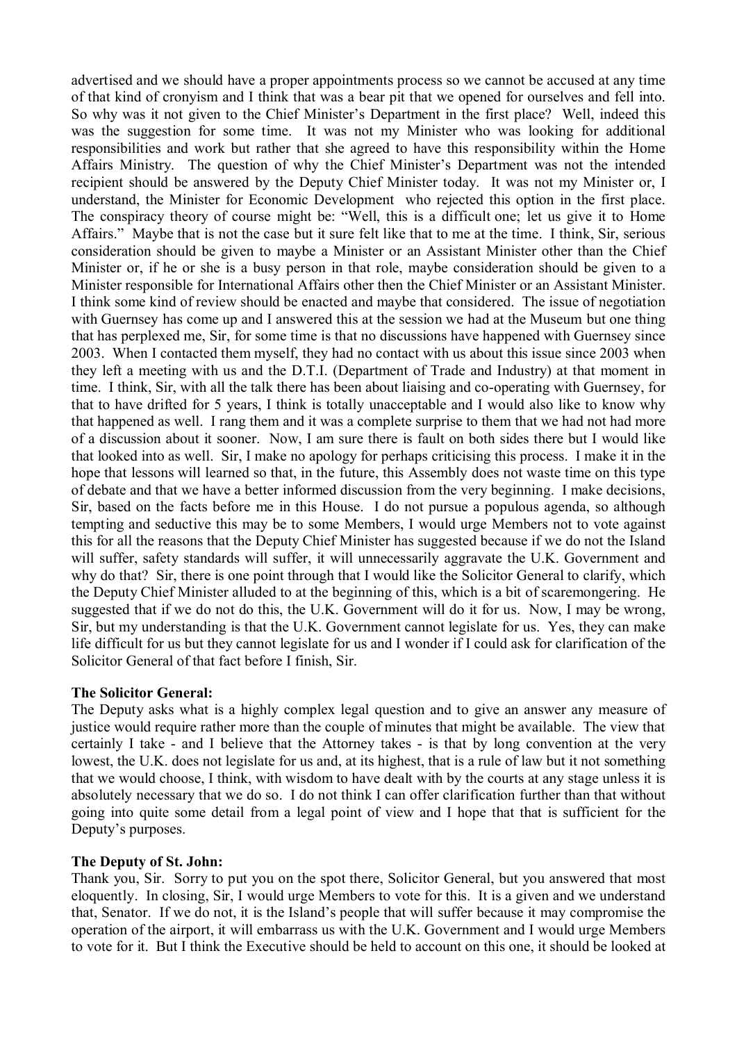advertised and we should have a proper appointments process so we cannot be accused at any time of that kind of cronyism and I think that was a bear pit that we opened for ourselves and fell into. So why was it not given to the Chief Minister's Department in the first place? Well, indeed this was the suggestion for some time. It was not my Minister who was looking for additional responsibilities and work but rather that she agreed to have this responsibility within the Home Affairs Ministry. The question of why the Chief Minister's Department was not the intended recipient should be answered by the Deputy Chief Minister today. It was not my Minister or, I understand, the Minister for Economic Development who rejected this option in the first place. The conspiracy theory of course might be: "Well, this is a difficult one; let us give it to Home Affairs." Maybe that is not the case but it sure felt like that to me at the time. I think, Sir, serious consideration should be given to maybe a Minister or an Assistant Minister other than the Chief Minister or, if he or she is a busy person in that role, maybe consideration should be given to a Minister responsible for International Affairs other then the Chief Minister or an Assistant Minister. I think some kind of review should be enacted and maybe that considered. The issue of negotiation with Guernsey has come up and I answered this at the session we had at the Museum but one thing that has perplexed me, Sir, for some time is that no discussions have happened with Guernsey since 2003. When I contacted them myself, they had no contact with us about this issue since 2003 when they left a meeting with us and the D.T.I. (Department of Trade and Industry) at that moment in time. I think, Sir, with all the talk there has been about liaising and co-operating with Guernsey, for that to have drifted for 5 years, I think is totally unacceptable and I would also like to know why that happened as well. I rang them and it was a complete surprise to them that we had not had more of a discussion about it sooner. Now, I am sure there is fault on both sides there but I would like that looked into as well. Sir, I make no apology for perhaps criticising this process. I make it in the hope that lessons will learned so that, in the future, this Assembly does not waste time on this type of debate and that we have a better informed discussion from the very beginning. I make decisions, Sir, based on the facts before me in this House. I do not pursue a populous agenda, so although tempting and seductive this may be to some Members, I would urge Members not to vote against this for all the reasons that the Deputy Chief Minister has suggested because if we do not the Island will suffer, safety standards will suffer, it will unnecessarily aggravate the U.K. Government and why do that? Sir, there is one point through that I would like the Solicitor General to clarify, which the Deputy Chief Minister alluded to at the beginning of this, which is a bit of scaremongering. He suggested that if we do not do this, the U.K. Government will do it for us. Now, I may be wrong, Sir, but my understanding is that the U.K. Government cannot legislate for us. Yes, they can make life difficult for us but they cannot legislate for us and I wonder if I could ask for clarification of the Solicitor General of that fact before I finish, Sir.

**The Solicitor General:**

The Deputy asks what is a highly complex legal question and to give an answer any measure of justice would require rather more than the couple of minutes that might be available. The view that certainly I take - and I believe that the Attorney takes - is that by long convention at the very lowest, the U.K. does not legislate for us and, at its highest, that is a rule of law but it not something that we would choose, I think, with wisdom to have dealt with by the courts at any stage unless it is absolutely necessary that we do so. I do not think I can offer clarification further than that without going into quite some detail from a legal point of view and I hope that that is sufficient for the Deputy's purposes.

**The Deputy of St. John:**

Thank you, Sir. Sorry to put you on the spot there, Solicitor General, but you answered that most eloquently. In closing, Sir, I would urge Members to vote for this. It is a given and we understand that, Senator. If we do not, it is the Island's people that will suffer because it may compromise the operation of the airport, it will embarrass us with the U.K. Government and I would urge Members to vote for it. But I think the Executive should be held to account on this one, it should be looked at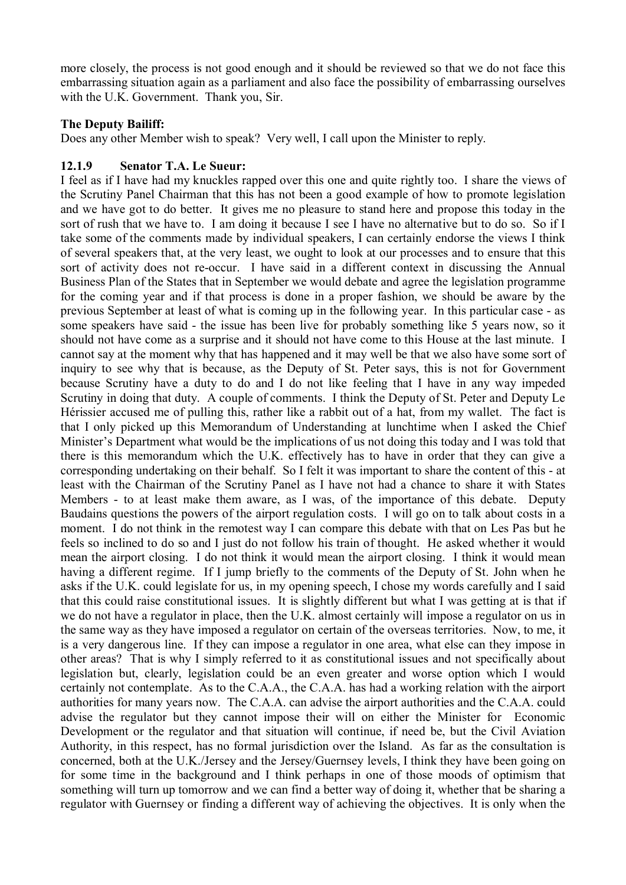more closely, the process is not good enough and it should be reviewed so that we do not face this embarrassing situation again as a parliament and also face the possibility of embarrassing ourselves with the U.K. Government. Thank you, Sir.

**The Deputy Bailiff:**

Does any other Member wish to speak? Very well, I call upon the Minister to reply.

**12.1.9 Senator T.A. Le Sueur:**

I feel as if I have had my knuckles rapped over this one and quite rightly too. I share the views of the Scrutiny Panel Chairman that this has not been a good example of how to promote legislation and we have got to do better. It gives me no pleasure to stand here and propose this today in the sort of rush that we have to. I am doing it because I see I have no alternative but to do so. So if I take some of the comments made by individual speakers, I can certainly endorse the views I think of several speakers that, at the very least, we ought to look at our processes and to ensure that this sort of activity does not re-occur. I have said in a different context in discussing the Annual Business Plan of the States that in September we would debate and agree the legislation programme for the coming year and if that process is done in a proper fashion, we should be aware by the previous September at least of what is coming up in the following year. In this particular case - as some speakers have said - the issue has been live for probably something like 5 years now, so it should not have come as a surprise and it should not have come to this House at the last minute. I cannot say at the moment why that has happened and it may well be that we also have some sort of inquiry to see why that is because, as the Deputy of St. Peter says, this is not for Government because Scrutiny have a duty to do and I do not like feeling that I have in any way impeded Scrutiny in doing that duty. A couple of comments. I think the Deputy of St. Peter and Deputy Le Hérissier accused me of pulling this, rather like a rabbit out of a hat, from my wallet. The fact is that I only picked up this Memorandum of Understanding at lunchtime when I asked the Chief Minister's Department what would be the implications of us not doing this today and I was told that there is this memorandum which the U.K. effectively has to have in order that they can give a corresponding undertaking on their behalf. So I felt it was important to share the content of this - at least with the Chairman of the Scrutiny Panel as I have not had a chance to share it with States Members - to at least make them aware, as I was, of the importance of this debate. Deputy Baudains questions the powers of the airport regulation costs. I will go on to talk about costs in a moment. I do not think in the remotest way I can compare this debate with that on Les Pas but he feels so inclined to do so and I just do not follow his train of thought. He asked whether it would mean the airport closing. I do not think it would mean the airport closing. I think it would mean having a different regime. If I jump briefly to the comments of the Deputy of St. John when he asks if the U.K. could legislate for us, in my opening speech, I chose my words carefully and I said that this could raise constitutional issues. It is slightly different but what I was getting at is that if we do not have a regulator in place, then the U.K. almost certainly will impose a regulator on us in the same way as they have imposed a regulator on certain of the overseas territories. Now, to me, it is a very dangerous line. If they can impose a regulator in one area, what else can they impose in other areas? That is why I simply referred to it as constitutional issues and not specifically about legislation but, clearly, legislation could be an even greater and worse option which I would certainly not contemplate. As to the C.A.A., the C.A.A. has had a working relation with the airport authorities for many years now. The C.A.A. can advise the airport authorities and the C.A.A. could advise the regulator but they cannot impose their will on either the Minister for Economic Development or the regulator and that situation will continue, if need be, but the Civil Aviation Authority, in this respect, has no formal jurisdiction over the Island. As far as the consultation is concerned, both at the U.K./Jersey and the Jersey/Guernsey levels, I think they have been going on for some time in the background and I think perhaps in one of those moods of optimism that something will turn up tomorrow and we can find a better way of doing it, whether that be sharing a regulator with Guernsey or finding a different way of achieving the objectives. It is only when the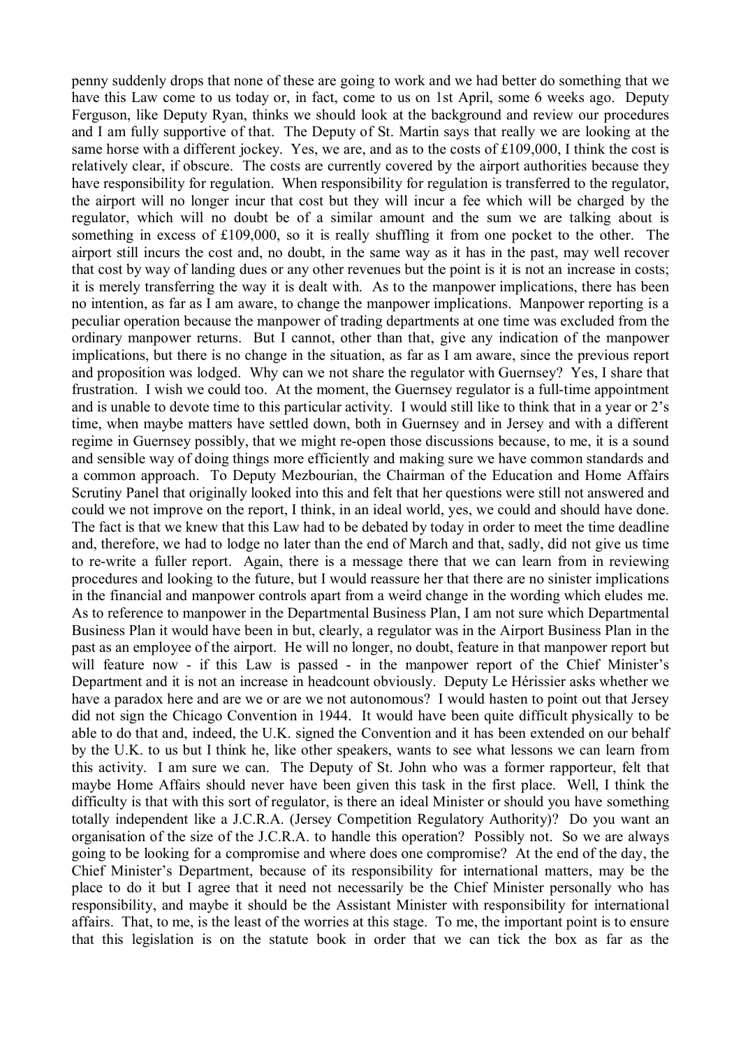penny suddenly drops that none of these are going to work and we had better do something that we have this Law come to us today or, in fact, come to us on 1st April, some 6 weeks ago. Deputy Ferguson, like Deputy Ryan, thinks we should look at the background and review our procedures and I am fully supportive of that. The Deputy of St. Martin says that really we are looking at the same horse with a different jockey. Yes, we are, and as to the costs of £109,000, I think the cost is relatively clear, if obscure. The costs are currently covered by the airport authorities because they have responsibility for regulation. When responsibility for regulation is transferred to the regulator, the airport will no longer incur that cost but they will incur a fee which will be charged by the regulator, which will no doubt be of a similar amount and the sum we are talking about is something in excess of £109,000, so it is really shuffling it from one pocket to the other. The airport still incurs the cost and, no doubt, in the same way as it has in the past, may well recover that cost by way of landing dues or any other revenues but the point is it is not an increase in costs; it is merely transferring the way it is dealt with. As to the manpower implications, there has been no intention, as far as I am aware, to change the manpower implications. Manpower reporting is a peculiar operation because the manpower of trading departments at one time was excluded from the ordinary manpower returns. But I cannot, other than that, give any indication of the manpower implications, but there is no change in the situation, as far as I am aware, since the previous report and proposition was lodged. Why can we not share the regulator with Guernsey? Yes, I share that frustration. I wish we could too. At the moment, the Guernsey regulator is a full-time appointment and is unable to devote time to this particular activity. I would still like to think that in a year or 2's time, when maybe matters have settled down, both in Guernsey and in Jersey and with a different regime in Guernsey possibly, that we might re-open those discussions because, to me, it is a sound and sensible way of doing things more efficiently and making sure we have common standards and a common approach. To Deputy Mezbourian, the Chairman of the Education and Home Affairs Scrutiny Panel that originally looked into this and felt that her questions were still not answered and could we not improve on the report, I think, in an ideal world, yes, we could and should have done. The fact is that we knew that this Law had to be debated by today in order to meet the time deadline and, therefore, we had to lodge no later than the end of March and that, sadly, did not give us time to re-write a fuller report. Again, there is a message there that we can learn from in reviewing procedures and looking to the future, but I would reassure her that there are no sinister implications in the financial and manpower controls apart from a weird change in the wording which eludes me. As to reference to manpower in the Departmental Business Plan, I am not sure which Departmental Business Plan it would have been in but, clearly, a regulator was in the Airport Business Plan in the past as an employee of the airport. He will no longer, no doubt, feature in that manpower report but will feature now - if this Law is passed - in the manpower report of the Chief Minister's Department and it is not an increase in headcount obviously. Deputy Le Hérissier asks whether we have a paradox here and are we or are we not autonomous? I would hasten to point out that Jersey did not sign the Chicago Convention in 1944. It would have been quite difficult physically to be able to do that and, indeed, the U.K. signed the Convention and it has been extended on our behalf by the U.K. to us but I think he, like other speakers, wants to see what lessons we can learn from this activity. I am sure we can. The Deputy of St. John who was a former rapporteur, felt that maybe Home Affairs should never have been given this task in the first place. Well, I think the difficulty is that with this sort of regulator, is there an ideal Minister or should you have something totally independent like a J.C.R.A. (Jersey Competition Regulatory Authority)? Do you want an organisation of the size of the J.C.R.A. to handle this operation? Possibly not. So we are always going to be looking for a compromise and where does one compromise? At the end of the day, the Chief Minister's Department, because of its responsibility for international matters, may be the place to do it but I agree that it need not necessarily be the Chief Minister personally who has responsibility, and maybe it should be the Assistant Minister with responsibility for international affairs. That, to me, is the least of the worries at this stage. To me, the important point is to ensure that this legislation is on the statute book in order that we can tick the box as far as the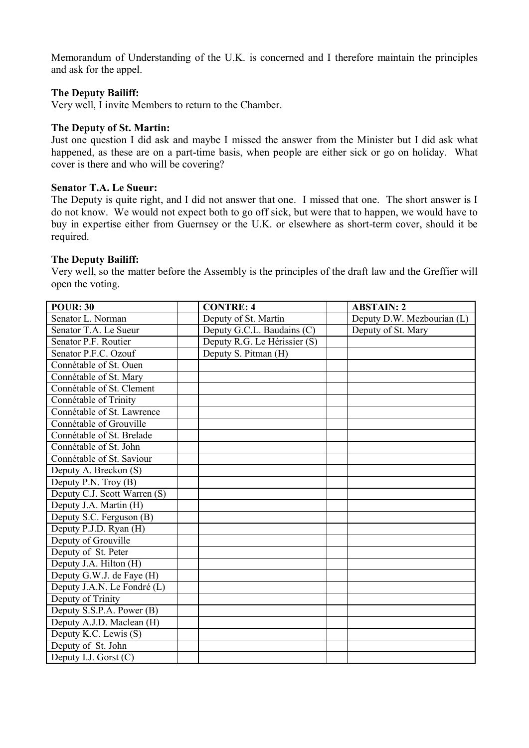Memorandum of Understanding of the U.K. is concerned and I therefore maintain the principles and ask for the appel.

**The Deputy Bailiff:**
Very well, I invite Members to return to the Chamber.

**The Deputy of St. Martin:**
Just one question I did ask and maybe I missed the answer from the Minister but I did ask what happened, as these are on a part-time basis, when people are either sick or go on holiday. What cover is there and who will be covering?

**Senator T.A. Le Sueur:**
The Deputy is quite right, and I did not answer that one. I missed that one. The short answer is I do not know. We would not expect both to go off sick, but were that to happen, we would have to buy in expertise either from Guernsey or the U.K. or elsewhere as short-term cover, should it be required.

**The Deputy Bailiff:**
Very well, so the matter before the Assembly is the principles of the draft law and the Greffier will open the voting.

| POUR: 30 | | CONTRE: 4 | | ABSTAIN: 2 |
|---|---|---|---|---|
| Senator L. Norman | | Deputy of St. Martin | | Deputy D.W. Mezbourian (L) |
| Senator T.A. Le Sueur | | Deputy G.C.L. Baudains (C) | | Deputy of St. Mary |
| Senator P.F. Routier | | Deputy R.G. Le Hérissier (S) | | |
| Senator P.F.C. Ozouf | | Deputy S. Pitman (H) | | |
| Connétable of St. Ouen | | | | |
| Connétable of St. Mary | | | | |
| Connétable of St. Clement | | | | |
| Connétable of Trinity | | | | |
| Connétable of St. Lawrence | | | | |
| Connétable of Grouville | | | | |
| Connétable of St. Brelade | | | | |
| Connétable of St. John | | | | |
| Connétable of St. Saviour | | | | |
| Deputy A. Breckon (S) | | | | |
| Deputy P.N. Troy (B) | | | | |
| Deputy C.J. Scott Warren (S) | | | | |
| Deputy J.A. Martin (H) | | | | |
| Deputy S.C. Ferguson (B) | | | | |
| Deputy P.J.D. Ryan (H) | | | | |
| Deputy of Grouville | | | | |
| Deputy of St. Peter | | | | |
| Deputy J.A. Hilton (H) | | | | |
| Deputy G.W.J. de Faye (H) | | | | |
| Deputy J.A.N. Le Fondré (L) | | | | |
| Deputy of Trinity | | | | |
| Deputy S.S.P.A. Power (B) | | | | |
| Deputy A.J.D. Maclean (H) | | | | |
| Deputy K.C. Lewis (S) | | | | |
| Deputy of St. John | | | | |
| Deputy I.J. Gorst (C) | | | | |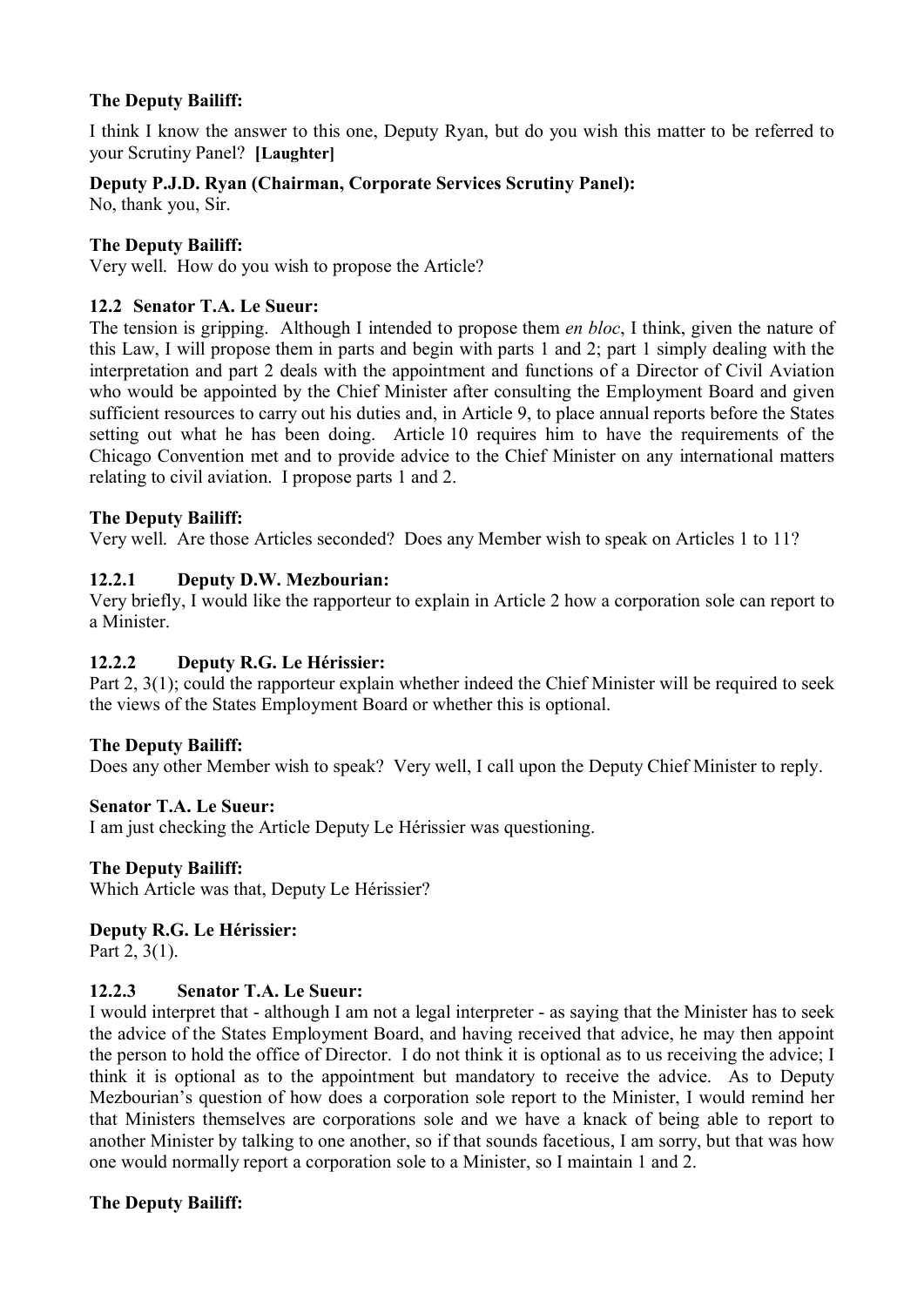**The Deputy Bailiff:**

I think I know the answer to this one, Deputy Ryan, but do you wish this matter to be referred to your Scrutiny Panel? **[Laughter]**

**Deputy P.J.D. Ryan (Chairman, Corporate Services Scrutiny Panel):**

No, thank you, Sir.

**The Deputy Bailiff:**

Very well. How do you wish to propose the Article?

**12.2 Senator T.A. Le Sueur:**

The tension is gripping. Although I intended to propose them *en bloc*, I think, given the nature of this Law, I will propose them in parts and begin with parts 1 and 2; part 1 simply dealing with the interpretation and part 2 deals with the appointment and functions of a Director of Civil Aviation who would be appointed by the Chief Minister after consulting the Employment Board and given sufficient resources to carry out his duties and, in Article 9, to place annual reports before the States setting out what he has been doing. Article 10 requires him to have the requirements of the Chicago Convention met and to provide advice to the Chief Minister on any international matters relating to civil aviation. I propose parts 1 and 2.

**The Deputy Bailiff:**

Very well. Are those Articles seconded? Does any Member wish to speak on Articles 1 to 11?

**12.2.1 Deputy D.W. Mezbourian:**

Very briefly, I would like the rapporteur to explain in Article 2 how a corporation sole can report to a Minister.

**12.2.2 Deputy R.G. Le Hérissier:**

Part 2, 3(1); could the rapporteur explain whether indeed the Chief Minister will be required to seek the views of the States Employment Board or whether this is optional.

**The Deputy Bailiff:**

Does any other Member wish to speak? Very well, I call upon the Deputy Chief Minister to reply.

**Senator T.A. Le Sueur:**

I am just checking the Article Deputy Le Hérissier was questioning.

**The Deputy Bailiff:**

Which Article was that, Deputy Le Hérissier?

**Deputy R.G. Le Hérissier:**

Part 2, 3(1).

**12.2.3 Senator T.A. Le Sueur:**

I would interpret that - although I am not a legal interpreter - as saying that the Minister has to seek the advice of the States Employment Board, and having received that advice, he may then appoint the person to hold the office of Director. I do not think it is optional as to us receiving the advice; I think it is optional as to the appointment but mandatory to receive the advice. As to Deputy Mezbourian's question of how does a corporation sole report to the Minister, I would remind her that Ministers themselves are corporations sole and we have a knack of being able to report to another Minister by talking to one another, so if that sounds facetious, I am sorry, but that was how one would normally report a corporation sole to a Minister, so I maintain 1 and 2.

**The Deputy Bailiff:**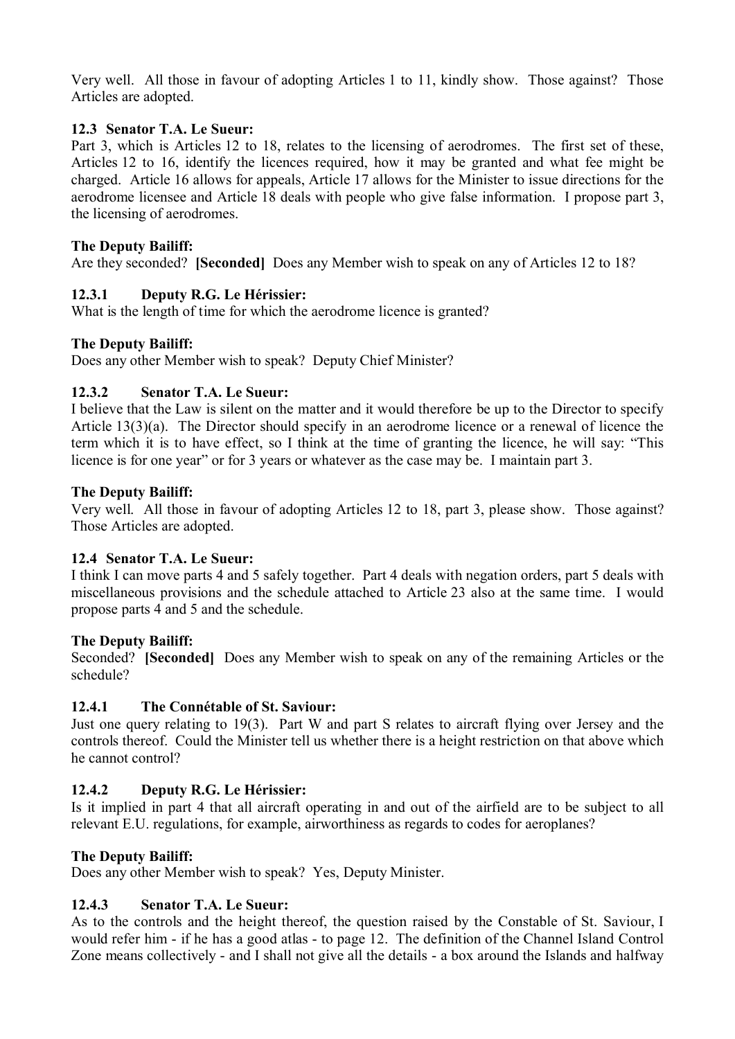Very well. All those in favour of adopting Articles 1 to 11, kindly show. Those against? Those Articles are adopted.

### 12.3 Senator T.A. Le Sueur:

Part 3, which is Articles 12 to 18, relates to the licensing of aerodromes. The first set of these, Articles 12 to 16, identify the licences required, how it may be granted and what fee might be charged. Article 16 allows for appeals, Article 17 allows for the Minister to issue directions for the aerodrome licensee and Article 18 deals with people who give false information. I propose part 3, the licensing of aerodromes.

**The Deputy Bailiff:**

Are they seconded? **[Seconded]** Does any Member wish to speak on any of Articles 12 to 18?

#### 12.3.1 Deputy R.G. Le Hérissier:

What is the length of time for which the aerodrome licence is granted?

**The Deputy Bailiff:**

Does any other Member wish to speak? Deputy Chief Minister?

#### 12.3.2 Senator T.A. Le Sueur:

I believe that the Law is silent on the matter and it would therefore be up to the Director to specify Article 13(3)(a). The Director should specify in an aerodrome licence or a renewal of licence the term which it is to have effect, so I think at the time of granting the licence, he will say: "This licence is for one year" or for 3 years or whatever as the case may be. I maintain part 3.

**The Deputy Bailiff:**

Very well. All those in favour of adopting Articles 12 to 18, part 3, please show. Those against? Those Articles are adopted.

### 12.4 Senator T.A. Le Sueur:

I think I can move parts 4 and 5 safely together. Part 4 deals with negation orders, part 5 deals with miscellaneous provisions and the schedule attached to Article 23 also at the same time. I would propose parts 4 and 5 and the schedule.

**The Deputy Bailiff:**

Seconded? **[Seconded]** Does any Member wish to speak on any of the remaining Articles or the schedule?

#### 12.4.1 The Connétable of St. Saviour:

Just one query relating to 19(3). Part W and part S relates to aircraft flying over Jersey and the controls thereof. Could the Minister tell us whether there is a height restriction on that above which he cannot control?

#### 12.4.2 Deputy R.G. Le Hérissier:

Is it implied in part 4 that all aircraft operating in and out of the airfield are to be subject to all relevant E.U. regulations, for example, airworthiness as regards to codes for aeroplanes?

**The Deputy Bailiff:**

Does any other Member wish to speak? Yes, Deputy Minister.

#### 12.4.3 Senator T.A. Le Sueur:

As to the controls and the height thereof, the question raised by the Constable of St. Saviour, I would refer him - if he has a good atlas - to page 12. The definition of the Channel Island Control Zone means collectively - and I shall not give all the details - a box around the Islands and halfway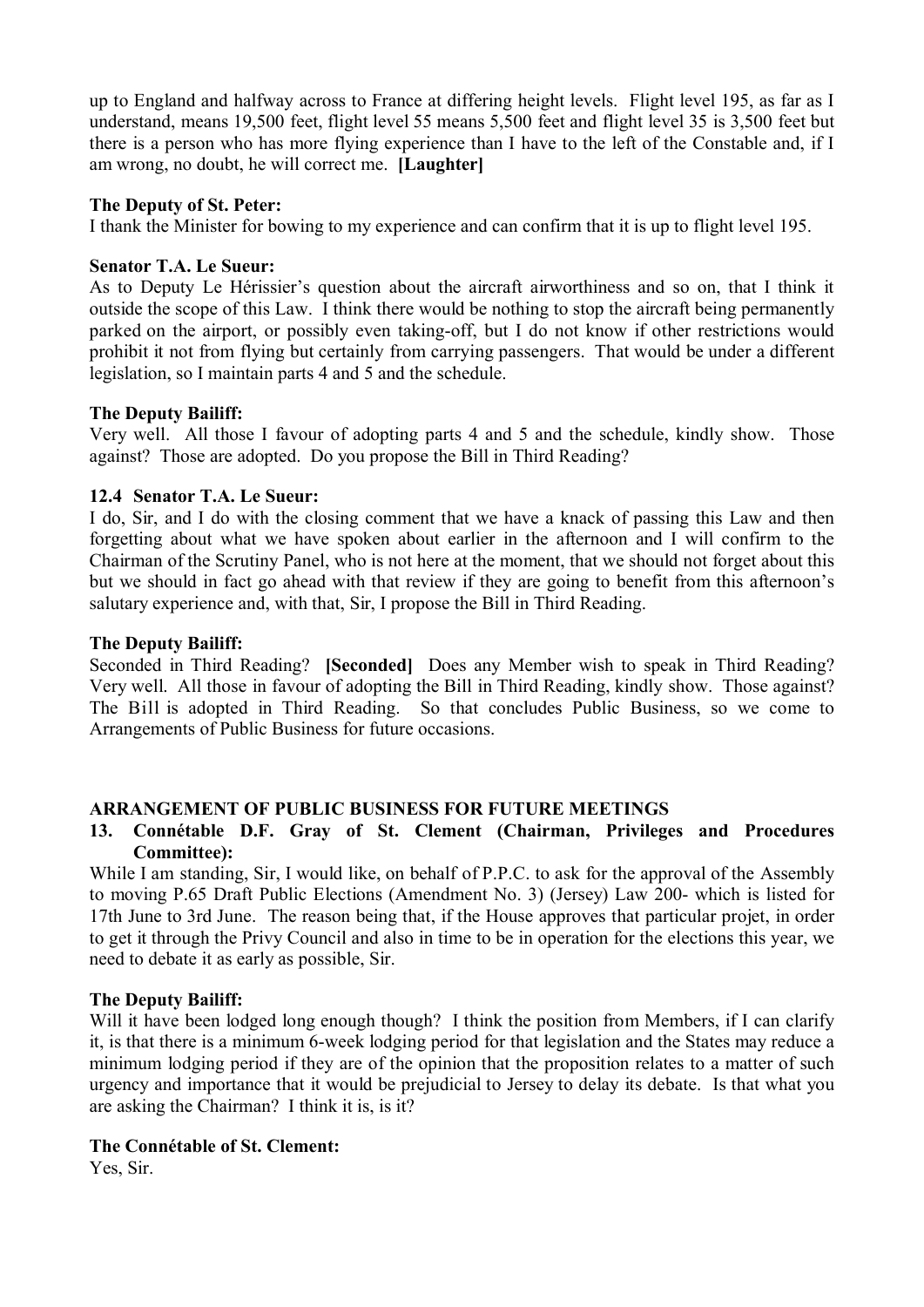up to England and halfway across to France at differing height levels. Flight level 195, as far as I understand, means 19,500 feet, flight level 55 means 5,500 feet and flight level 35 is 3,500 feet but there is a person who has more flying experience than I have to the left of the Constable and, if I am wrong, no doubt, he will correct me. **[Laughter]**

**The Deputy of St. Peter:**

I thank the Minister for bowing to my experience and can confirm that it is up to flight level 195.

**Senator T.A. Le Sueur:**

As to Deputy Le Hérissier's question about the aircraft airworthiness and so on, that I think it outside the scope of this Law. I think there would be nothing to stop the aircraft being permanently parked on the airport, or possibly even taking-off, but I do not know if other restrictions would prohibit it not from flying but certainly from carrying passengers. That would be under a different legislation, so I maintain parts 4 and 5 and the schedule.

**The Deputy Bailiff:**

Very well. All those I favour of adopting parts 4 and 5 and the schedule, kindly show. Those against? Those are adopted. Do you propose the Bill in Third Reading?

**12.4 Senator T.A. Le Sueur:**

I do, Sir, and I do with the closing comment that we have a knack of passing this Law and then forgetting about what we have spoken about earlier in the afternoon and I will confirm to the Chairman of the Scrutiny Panel, who is not here at the moment, that we should not forget about this but we should in fact go ahead with that review if they are going to benefit from this afternoon's salutary experience and, with that, Sir, I propose the Bill in Third Reading.

**The Deputy Bailiff:**

Seconded in Third Reading? **[Seconded]** Does any Member wish to speak in Third Reading? Very well. All those in favour of adopting the Bill in Third Reading, kindly show. Those against? The Bill is adopted in Third Reading. So that concludes Public Business, so we come to Arrangements of Public Business for future occasions.

## ARRANGEMENT OF PUBLIC BUSINESS FOR FUTURE MEETINGS

**13. Connétable D.F. Gray of St. Clement (Chairman, Privileges and Procedures Committee):**

While I am standing, Sir, I would like, on behalf of P.P.C. to ask for the approval of the Assembly to moving P.65 Draft Public Elections (Amendment No. 3) (Jersey) Law 200- which is listed for 17th June to 3rd June. The reason being that, if the House approves that particular projet, in order to get it through the Privy Council and also in time to be in operation for the elections this year, we need to debate it as early as possible, Sir.

**The Deputy Bailiff:**

Will it have been lodged long enough though? I think the position from Members, if I can clarify it, is that there is a minimum 6-week lodging period for that legislation and the States may reduce a minimum lodging period if they are of the opinion that the proposition relates to a matter of such urgency and importance that it would be prejudicial to Jersey to delay its debate. Is that what you are asking the Chairman? I think it is, is it?

**The Connétable of St. Clement:**

Yes, Sir.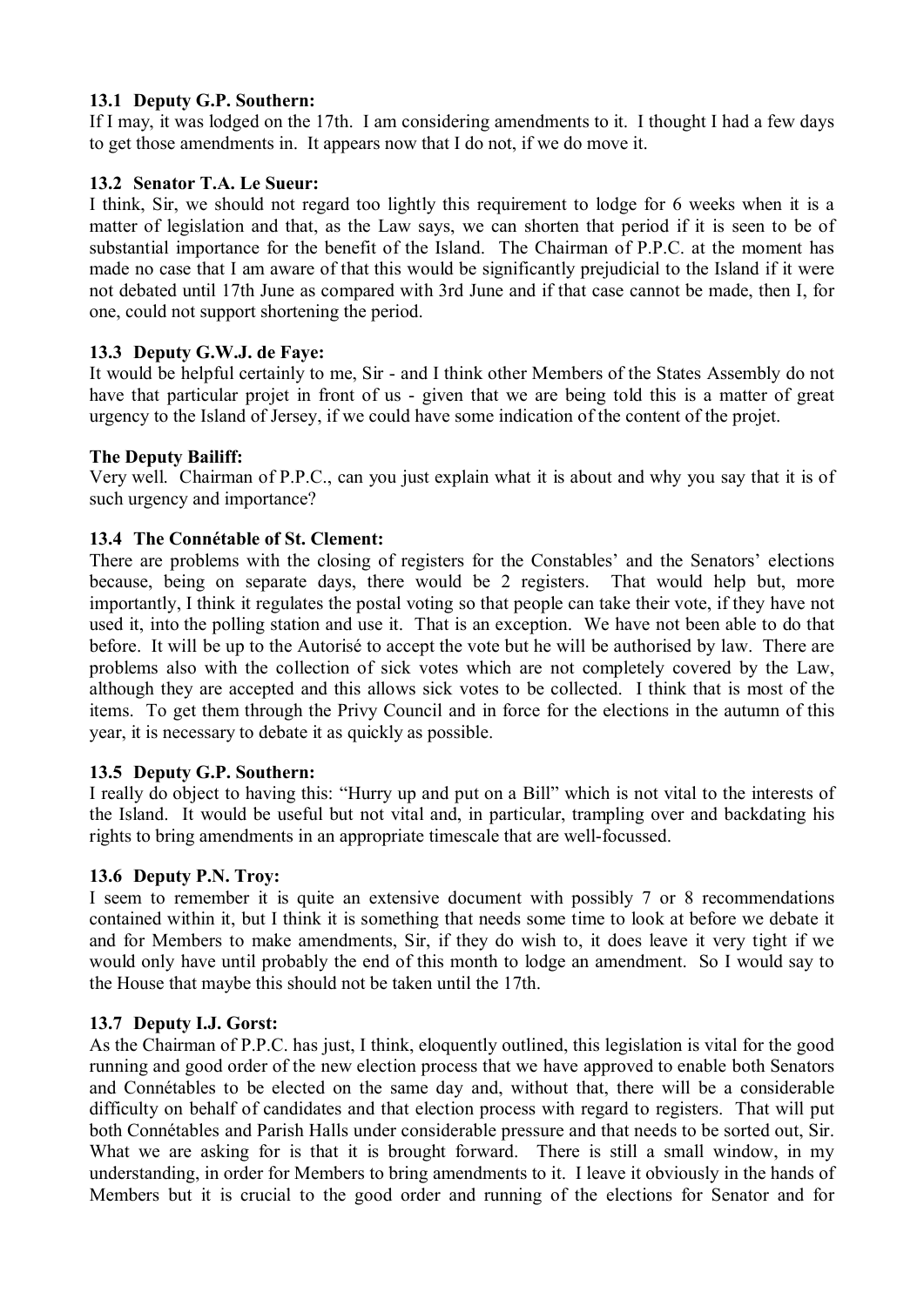### 13.1 Deputy G.P. Southern:

If I may, it was lodged on the 17th. I am considering amendments to it. I thought I had a few days to get those amendments in. It appears now that I do not, if we do move it.

### 13.2 Senator T.A. Le Sueur:

I think, Sir, we should not regard too lightly this requirement to lodge for 6 weeks when it is a matter of legislation and that, as the Law says, we can shorten that period if it is seen to be of substantial importance for the benefit of the Island. The Chairman of P.P.C. at the moment has made no case that I am aware of that this would be significantly prejudicial to the Island if it were not debated until 17th June as compared with 3rd June and if that case cannot be made, then I, for one, could not support shortening the period.

### 13.3 Deputy G.W.J. de Faye:

It would be helpful certainly to me, Sir - and I think other Members of the States Assembly do not have that particular projet in front of us - given that we are being told this is a matter of great urgency to the Island of Jersey, if we could have some indication of the content of the projet.

**The Deputy Bailiff:**

Very well. Chairman of P.P.C., can you just explain what it is about and why you say that it is of such urgency and importance?

### 13.4 The Connétable of St. Clement:

There are problems with the closing of registers for the Constables' and the Senators' elections because, being on separate days, there would be 2 registers. That would help but, more importantly, I think it regulates the postal voting so that people can take their vote, if they have not used it, into the polling station and use it. That is an exception. We have not been able to do that before. It will be up to the Autorisé to accept the vote but he will be authorised by law. There are problems also with the collection of sick votes which are not completely covered by the Law, although they are accepted and this allows sick votes to be collected. I think that is most of the items. To get them through the Privy Council and in force for the elections in the autumn of this year, it is necessary to debate it as quickly as possible.

### 13.5 Deputy G.P. Southern:

I really do object to having this: "Hurry up and put on a Bill" which is not vital to the interests of the Island. It would be useful but not vital and, in particular, trampling over and backdating his rights to bring amendments in an appropriate timescale that are well-focussed.

### 13.6 Deputy P.N. Troy:

I seem to remember it is quite an extensive document with possibly 7 or 8 recommendations contained within it, but I think it is something that needs some time to look at before we debate it and for Members to make amendments, Sir, if they do wish to, it does leave it very tight if we would only have until probably the end of this month to lodge an amendment. So I would say to the House that maybe this should not be taken until the 17th.

### 13.7 Deputy I.J. Gorst:

As the Chairman of P.P.C. has just, I think, eloquently outlined, this legislation is vital for the good running and good order of the new election process that we have approved to enable both Senators and Connétables to be elected on the same day and, without that, there will be a considerable difficulty on behalf of candidates and that election process with regard to registers. That will put both Connétables and Parish Halls under considerable pressure and that needs to be sorted out, Sir. What we are asking for is that it is brought forward. There is still a small window, in my understanding, in order for Members to bring amendments to it. I leave it obviously in the hands of Members but it is crucial to the good order and running of the elections for Senator and for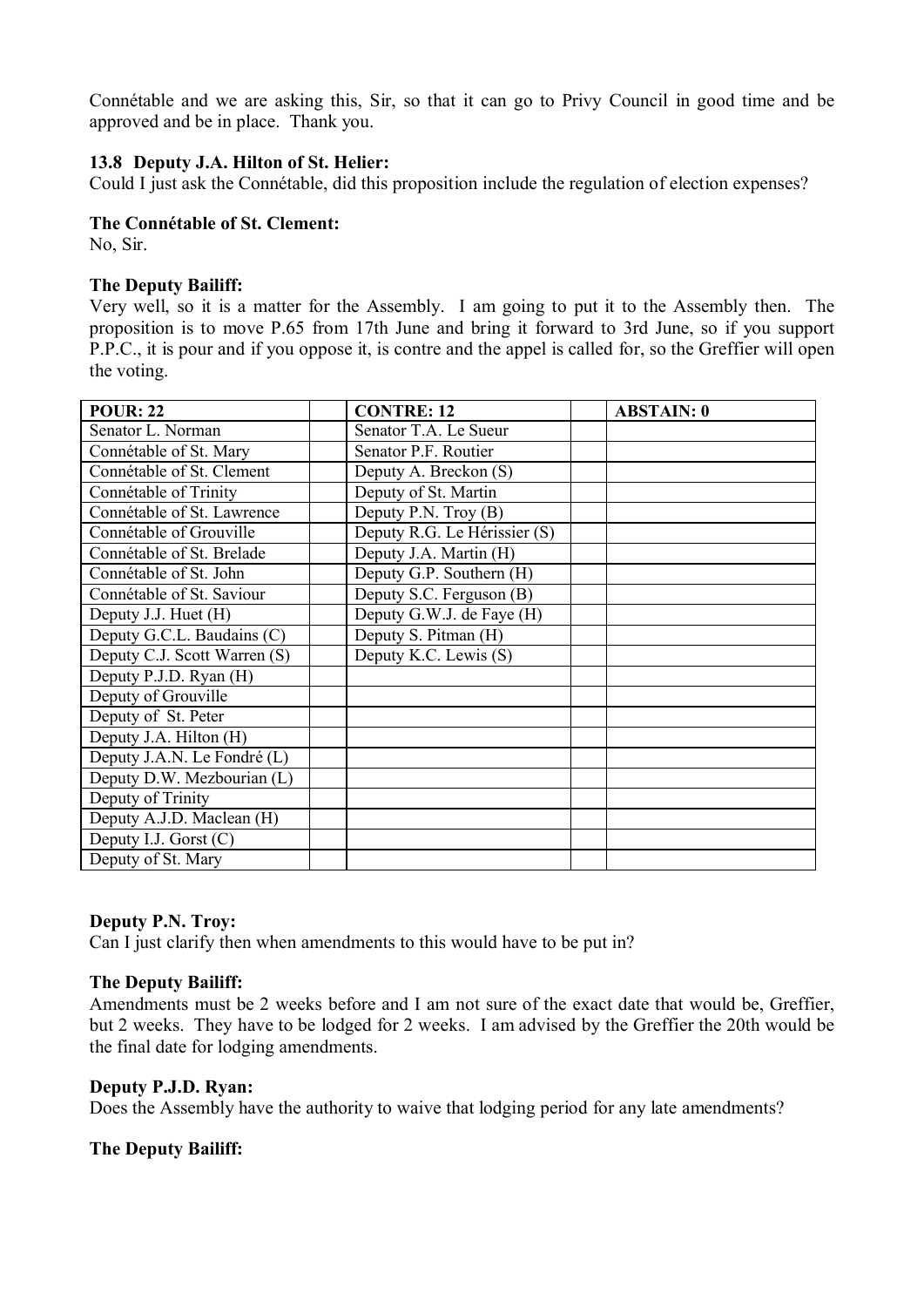Connétable and we are asking this, Sir, so that it can go to Privy Council in good time and be approved and be in place. Thank you.

### 13.8 Deputy J.A. Hilton of St. Helier:

Could I just ask the Connétable, did this proposition include the regulation of election expenses?

**The Connétable of St. Clement:**

No, Sir.

**The Deputy Bailiff:**

Very well, so it is a matter for the Assembly. I am going to put it to the Assembly then. The proposition is to move P.65 from 17th June and bring it forward to 3rd June, so if you support P.P.C., it is pour and if you oppose it, is contre and the appel is called for, so the Greffier will open the voting.

| POUR: 22 | | CONTRE: 12 | | ABSTAIN: 0 |
|---|---|---|---|---|
| Senator L. Norman | | Senator T.A. Le Sueur | | |
| Connétable of St. Mary | | Senator P.F. Routier | | |
| Connétable of St. Clement | | Deputy A. Breckon (S) | | |
| Connétable of Trinity | | Deputy of St. Martin | | |
| Connétable of St. Lawrence | | Deputy P.N. Troy (B) | | |
| Connétable of Grouville | | Deputy R.G. Le Hérissier (S) | | |
| Connétable of St. Brelade | | Deputy J.A. Martin (H) | | |
| Connétable of St. John | | Deputy G.P. Southern (H) | | |
| Connétable of St. Saviour | | Deputy S.C. Ferguson (B) | | |
| Deputy J.J. Huet (H) | | Deputy G.W.J. de Faye (H) | | |
| Deputy G.C.L. Baudains (C) | | Deputy S. Pitman (H) | | |
| Deputy C.J. Scott Warren (S) | | Deputy K.C. Lewis (S) | | |
| Deputy P.J.D. Ryan (H) | | | | |
| Deputy of Grouville | | | | |
| Deputy of St. Peter | | | | |
| Deputy J.A. Hilton (H) | | | | |
| Deputy J.A.N. Le Fondré (L) | | | | |
| Deputy D.W. Mezbourian (L) | | | | |
| Deputy of Trinity | | | | |
| Deputy A.J.D. Maclean (H) | | | | |
| Deputy I.J. Gorst (C) | | | | |
| Deputy of St. Mary | | | | |

**Deputy P.N. Troy:**

Can I just clarify then when amendments to this would have to be put in?

**The Deputy Bailiff:**

Amendments must be 2 weeks before and I am not sure of the exact date that would be, Greffier, but 2 weeks. They have to be lodged for 2 weeks. I am advised by the Greffier the 20th would be the final date for lodging amendments.

**Deputy P.J.D. Ryan:**

Does the Assembly have the authority to waive that lodging period for any late amendments?

**The Deputy Bailiff:**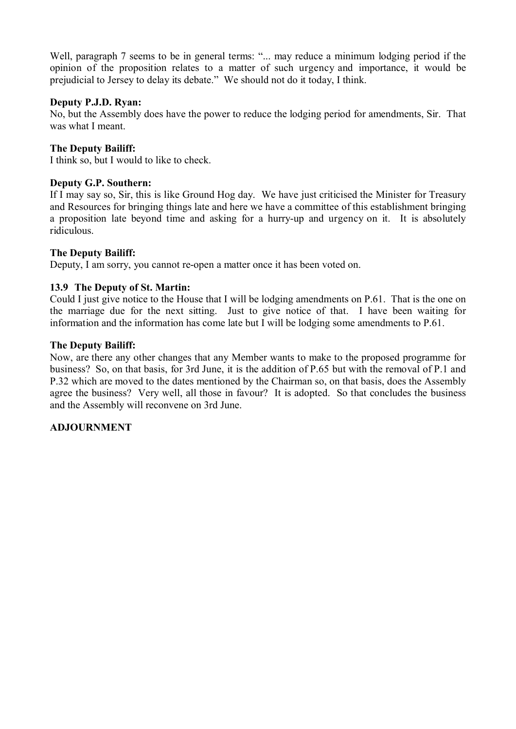Well, paragraph 7 seems to be in general terms: "... may reduce a minimum lodging period if the opinion of the proposition relates to a matter of such urgency and importance, it would be prejudicial to Jersey to delay its debate." We should not do it today, I think.

**Deputy P.J.D. Ryan:**

No, but the Assembly does have the power to reduce the lodging period for amendments, Sir. That was what I meant.

**The Deputy Bailiff:**

I think so, but I would to like to check.

**Deputy G.P. Southern:**

If I may say so, Sir, this is like Ground Hog day. We have just criticised the Minister for Treasury and Resources for bringing things late and here we have a committee of this establishment bringing a proposition late beyond time and asking for a hurry-up and urgency on it. It is absolutely ridiculous.

**The Deputy Bailiff:**

Deputy, I am sorry, you cannot re-open a matter once it has been voted on.

**13.9 The Deputy of St. Martin:**

Could I just give notice to the House that I will be lodging amendments on P.61. That is the one on the marriage due for the next sitting. Just to give notice of that. I have been waiting for information and the information has come late but I will be lodging some amendments to P.61.

**The Deputy Bailiff:**

Now, are there any other changes that any Member wants to make to the proposed programme for business? So, on that basis, for 3rd June, it is the addition of P.65 but with the removal of P.1 and P.32 which are moved to the dates mentioned by the Chairman so, on that basis, does the Assembly agree the business? Very well, all those in favour? It is adopted. So that concludes the business and the Assembly will reconvene on 3rd June.

**ADJOURNMENT**